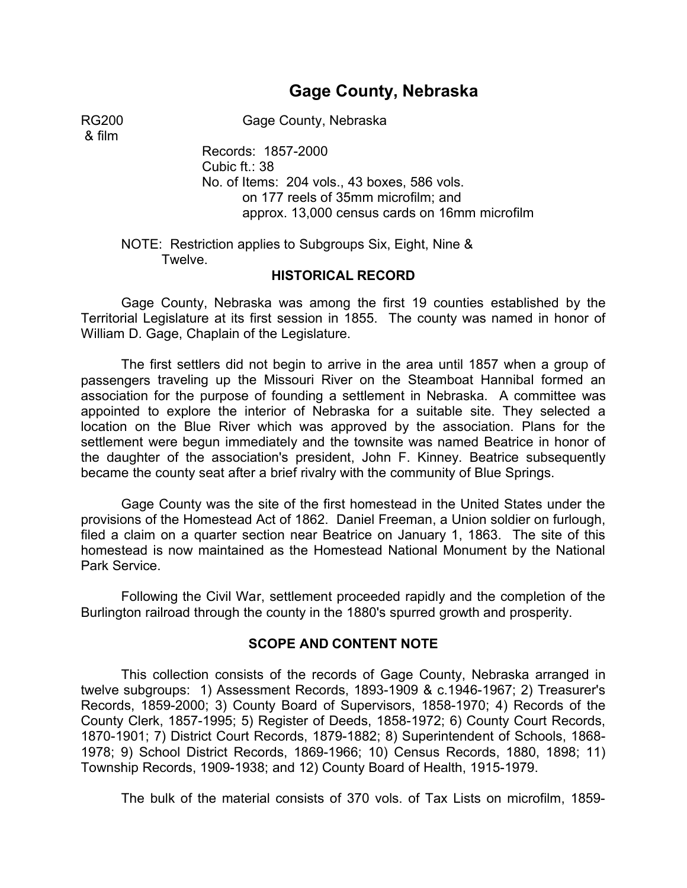# Gage County, Nebraska

RG200 & film — Gage County, Nebraska

Records: 1857-2000
Cubic ft.: 38
No. of Items: 204 vols., 43 boxes, 586 vols. on 177 reels of 35mm microfilm; and approx. 13,000 census cards on 16mm microfilm

NOTE: Restriction applies to Subgroups Six, Eight, Nine & Twelve.

## HISTORICAL RECORD

Gage County, Nebraska was among the first 19 counties established by the Territorial Legislature at its first session in 1855. The county was named in honor of William D. Gage, Chaplain of the Legislature.

The first settlers did not begin to arrive in the area until 1857 when a group of passengers traveling up the Missouri River on the Steamboat Hannibal formed an association for the purpose of founding a settlement in Nebraska. A committee was appointed to explore the interior of Nebraska for a suitable site. They selected a location on the Blue River which was approved by the association. Plans for the settlement were begun immediately and the townsite was named Beatrice in honor of the daughter of the association's president, John F. Kinney. Beatrice subsequently became the county seat after a brief rivalry with the community of Blue Springs.

Gage County was the site of the first homestead in the United States under the provisions of the Homestead Act of 1862. Daniel Freeman, a Union soldier on furlough, filed a claim on a quarter section near Beatrice on January 1, 1863. The site of this homestead is now maintained as the Homestead National Monument by the National Park Service.

Following the Civil War, settlement proceeded rapidly and the completion of the Burlington railroad through the county in the 1880's spurred growth and prosperity.

## SCOPE AND CONTENT NOTE

This collection consists of the records of Gage County, Nebraska arranged in twelve subgroups: 1) Assessment Records, 1893-1909 & c.1946-1967; 2) Treasurer's Records, 1859-2000; 3) County Board of Supervisors, 1858-1970; 4) Records of the County Clerk, 1857-1995; 5) Register of Deeds, 1858-1972; 6) County Court Records, 1870-1901; 7) District Court Records, 1879-1882; 8) Superintendent of Schools, 1868-1978; 9) School District Records, 1869-1966; 10) Census Records, 1880, 1898; 11) Township Records, 1909-1938; and 12) County Board of Health, 1915-1979.

The bulk of the material consists of 370 vols. of Tax Lists on microfilm, 1859-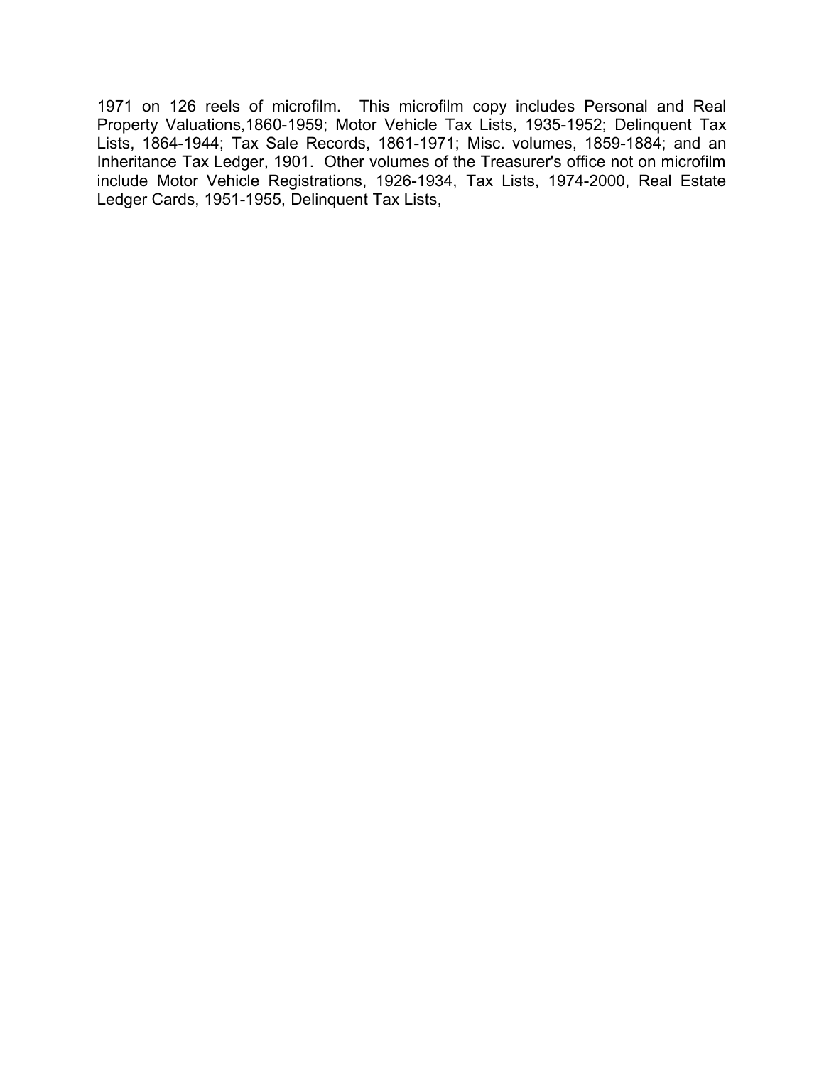1971 on 126 reels of microfilm. This microfilm copy includes Personal and Real Property Valuations,1860-1959; Motor Vehicle Tax Lists, 1935-1952; Delinquent Tax Lists, 1864-1944; Tax Sale Records, 1861-1971; Misc. volumes, 1859-1884; and an Inheritance Tax Ledger, 1901. Other volumes of the Treasurer's office not on microfilm include Motor Vehicle Registrations, 1926-1934, Tax Lists, 1974-2000, Real Estate Ledger Cards, 1951-1955, Delinquent Tax Lists,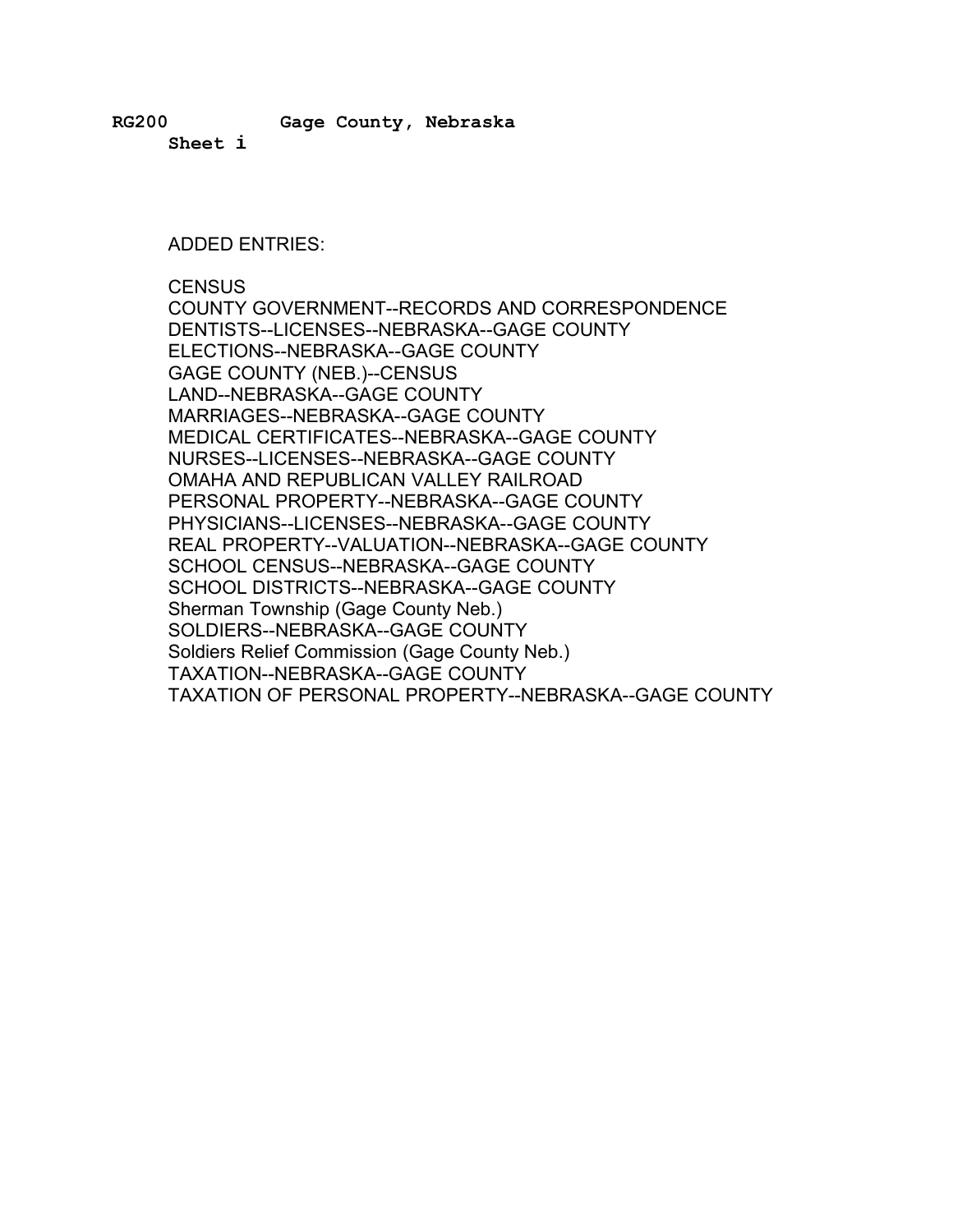**RG200 Gage County, Nebraska**
**Sheet i**

ADDED ENTRIES:

CENSUS
COUNTY GOVERNMENT--RECORDS AND CORRESPONDENCE
DENTISTS--LICENSES--NEBRASKA--GAGE COUNTY
ELECTIONS--NEBRASKA--GAGE COUNTY
GAGE COUNTY (NEB.)--CENSUS
LAND--NEBRASKA--GAGE COUNTY
MARRIAGES--NEBRASKA--GAGE COUNTY
MEDICAL CERTIFICATES--NEBRASKA--GAGE COUNTY
NURSES--LICENSES--NEBRASKA--GAGE COUNTY
OMAHA AND REPUBLICAN VALLEY RAILROAD
PERSONAL PROPERTY--NEBRASKA--GAGE COUNTY
PHYSICIANS--LICENSES--NEBRASKA--GAGE COUNTY
REAL PROPERTY--VALUATION--NEBRASKA--GAGE COUNTY
SCHOOL CENSUS--NEBRASKA--GAGE COUNTY
SCHOOL DISTRICTS--NEBRASKA--GAGE COUNTY
Sherman Township (Gage County Neb.)
SOLDIERS--NEBRASKA--GAGE COUNTY
Soldiers Relief Commission (Gage County Neb.)
TAXATION--NEBRASKA--GAGE COUNTY
TAXATION OF PERSONAL PROPERTY--NEBRASKA--GAGE COUNTY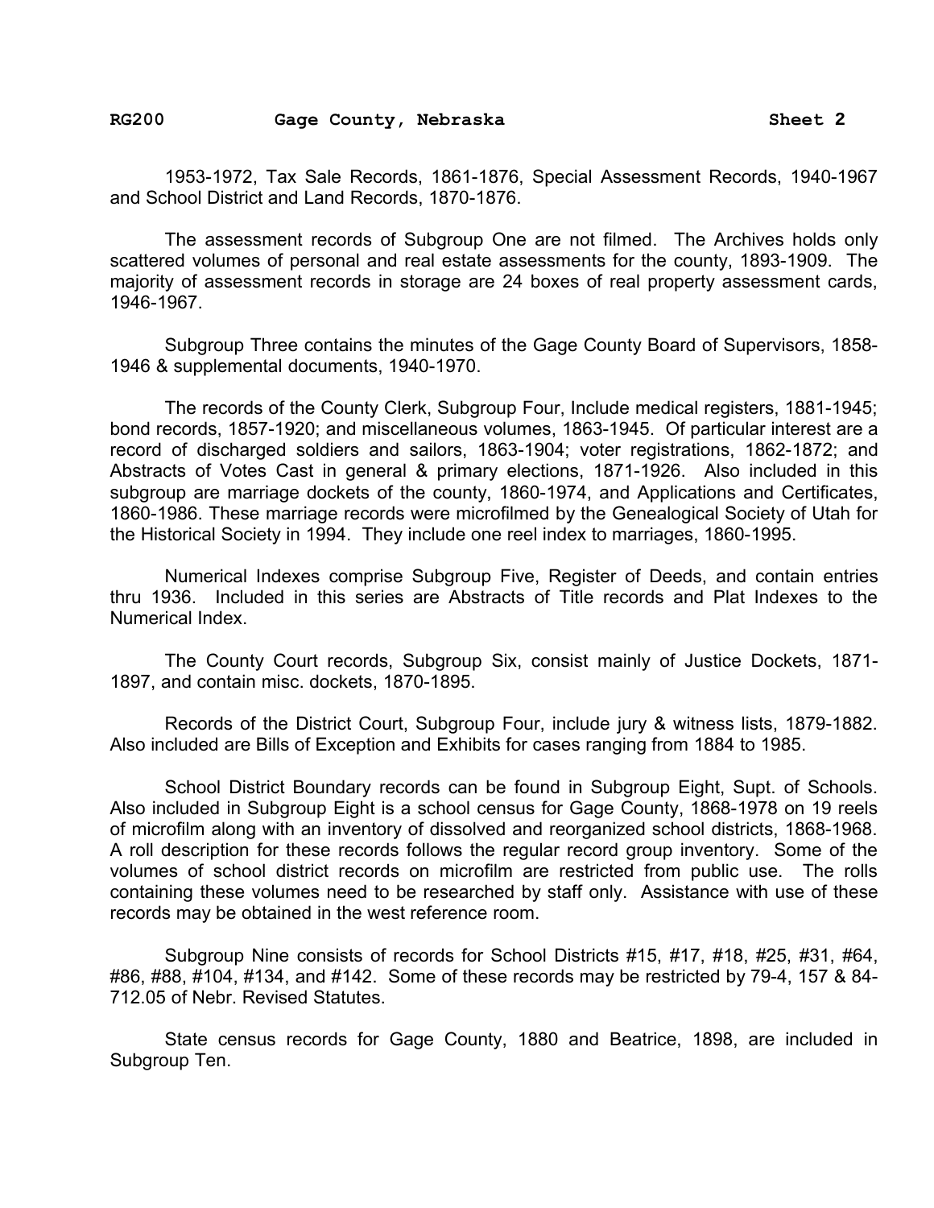1953-1972, Tax Sale Records, 1861-1876, Special Assessment Records, 1940-1967 and School District and Land Records, 1870-1876.

The assessment records of Subgroup One are not filmed. The Archives holds only scattered volumes of personal and real estate assessments for the county, 1893-1909. The majority of assessment records in storage are 24 boxes of real property assessment cards, 1946-1967.

Subgroup Three contains the minutes of the Gage County Board of Supervisors, 1858-1946 & supplemental documents, 1940-1970.

The records of the County Clerk, Subgroup Four, Include medical registers, 1881-1945; bond records, 1857-1920; and miscellaneous volumes, 1863-1945. Of particular interest are a record of discharged soldiers and sailors, 1863-1904; voter registrations, 1862-1872; and Abstracts of Votes Cast in general & primary elections, 1871-1926. Also included in this subgroup are marriage dockets of the county, 1860-1974, and Applications and Certificates, 1860-1986. These marriage records were microfilmed by the Genealogical Society of Utah for the Historical Society in 1994. They include one reel index to marriages, 1860-1995.

Numerical Indexes comprise Subgroup Five, Register of Deeds, and contain entries thru 1936. Included in this series are Abstracts of Title records and Plat Indexes to the Numerical Index.

The County Court records, Subgroup Six, consist mainly of Justice Dockets, 1871-1897, and contain misc. dockets, 1870-1895.

Records of the District Court, Subgroup Four, include jury & witness lists, 1879-1882. Also included are Bills of Exception and Exhibits for cases ranging from 1884 to 1985.

School District Boundary records can be found in Subgroup Eight, Supt. of Schools. Also included in Subgroup Eight is a school census for Gage County, 1868-1978 on 19 reels of microfilm along with an inventory of dissolved and reorganized school districts, 1868-1968. A roll description for these records follows the regular record group inventory. Some of the volumes of school district records on microfilm are restricted from public use. The rolls containing these volumes need to be researched by staff only. Assistance with use of these records may be obtained in the west reference room.

Subgroup Nine consists of records for School Districts #15, #17, #18, #25, #31, #64, #86, #88, #104, #134, and #142. Some of these records may be restricted by 79-4, 157 & 84-712.05 of Nebr. Revised Statutes.

State census records for Gage County, 1880 and Beatrice, 1898, are included in Subgroup Ten.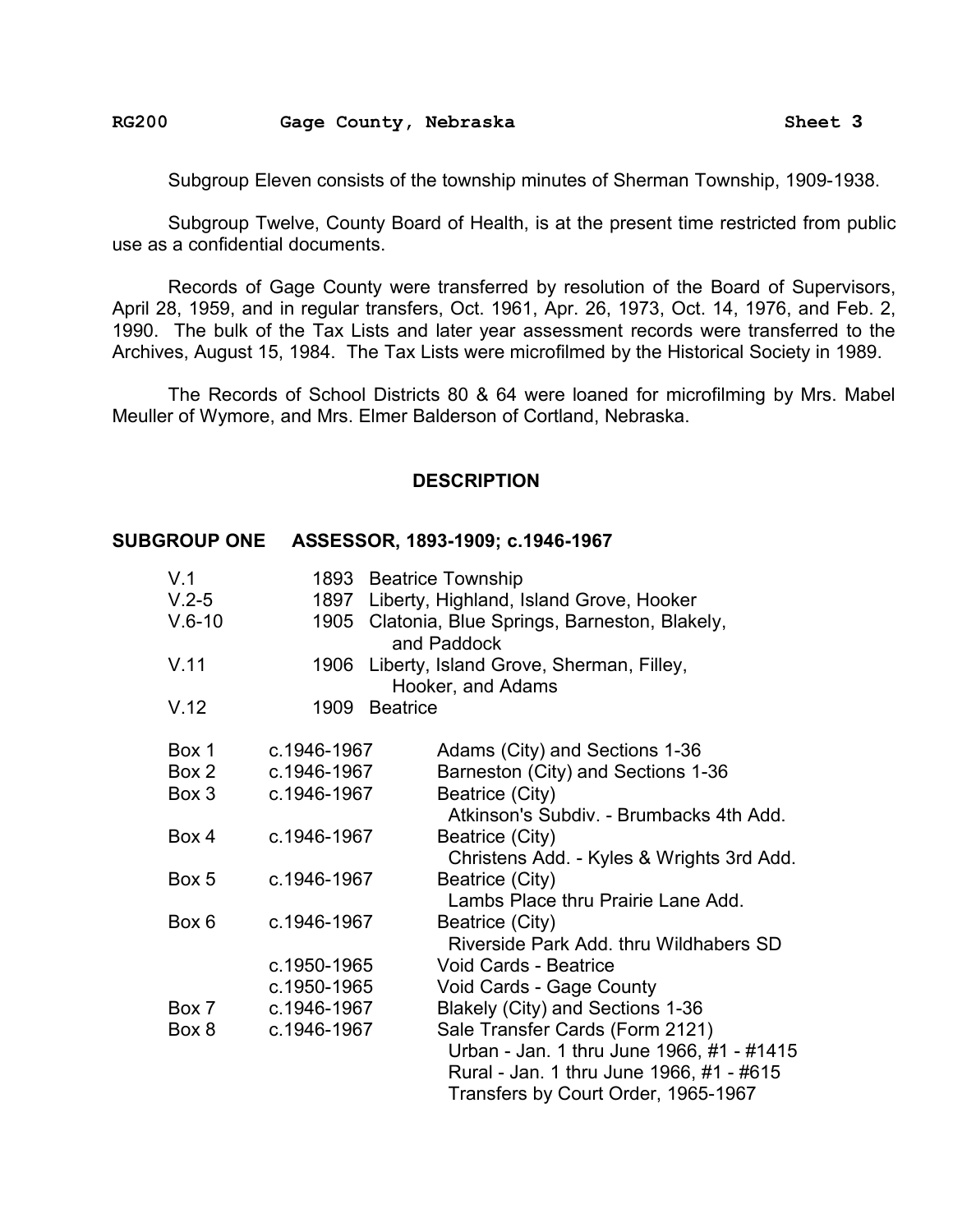Subgroup Eleven consists of the township minutes of Sherman Township, 1909-1938.

Subgroup Twelve, County Board of Health, is at the present time restricted from public use as a confidential documents.

Records of Gage County were transferred by resolution of the Board of Supervisors, April 28, 1959, and in regular transfers, Oct. 1961, Apr. 26, 1973, Oct. 14, 1976, and Feb. 2, 1990. The bulk of the Tax Lists and later year assessment records were transferred to the Archives, August 15, 1984. The Tax Lists were microfilmed by the Historical Society in 1989.

The Records of School Districts 80 & 64 were loaned for microfilming by Mrs. Mabel Meuller of Wymore, and Mrs. Elmer Balderson of Cortland, Nebraska.

## DESCRIPTION

### SUBGROUP ONE ASSESSOR, 1893-1909; c.1946-1967

| | | |
|---|---|---|
| V.1 | 1893 | Beatrice Township |
| V.2-5 | 1897 | Liberty, Highland, Island Grove, Hooker |
| V.6-10 | 1905 | Clatonia, Blue Springs, Barneston, Blakely, and Paddock |
| V.11 | 1906 | Liberty, Island Grove, Sherman, Filley, Hooker, and Adams |
| V.12 | 1909 | Beatrice |

| | | |
|---|---|---|
| Box 1 | c.1946-1967 | Adams (City) and Sections 1-36 |
| Box 2 | c.1946-1967 | Barneston (City) and Sections 1-36 |
| Box 3 | c.1946-1967 | Beatrice (City)<br>Atkinson's Subdiv. - Brumbacks 4th Add. |
| Box 4 | c.1946-1967 | Beatrice (City)<br>Christens Add. - Kyles & Wrights 3rd Add. |
| Box 5 | c.1946-1967 | Beatrice (City)<br>Lambs Place thru Prairie Lane Add. |
| Box 6 | c.1946-1967 | Beatrice (City)<br>Riverside Park Add. thru Wildhabers SD |
| | c.1950-1965 | Void Cards - Beatrice |
| | c.1950-1965 | Void Cards - Gage County |
| Box 7 | c.1946-1967 | Blakely (City) and Sections 1-36 |
| Box 8 | c.1946-1967 | Sale Transfer Cards (Form 2121)<br>Urban - Jan. 1 thru June 1966, #1 - #1415<br>Rural - Jan. 1 thru June 1966, #1 - #615<br>Transfers by Court Order, 1965-1967 |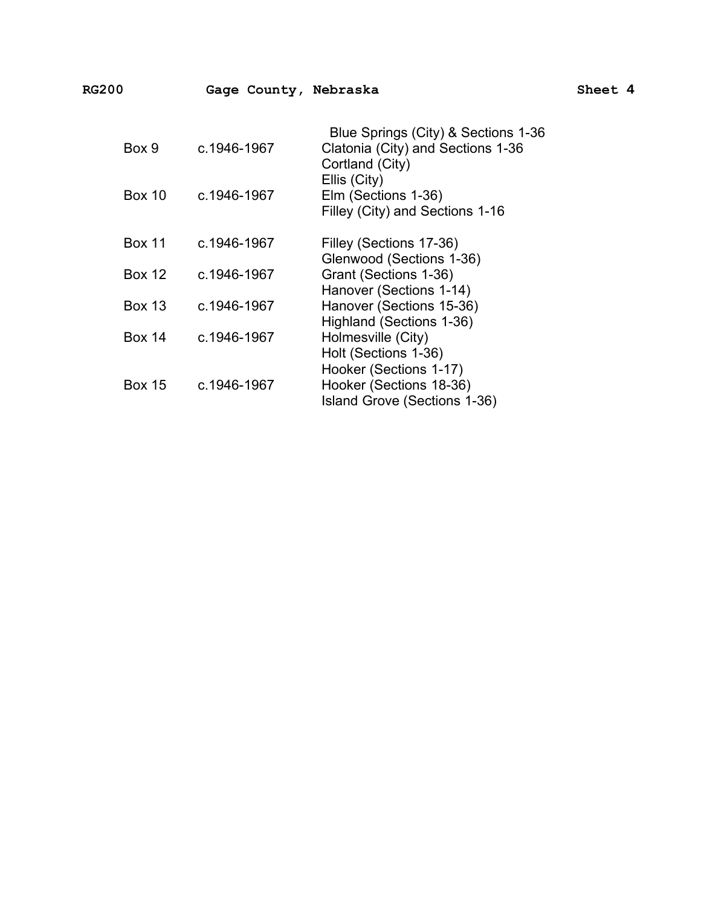| | | |
|---|---|---|
| | | Blue Springs (City) & Sections 1-36 |
| Box 9 | c.1946-1967 | Clatonia (City) and Sections 1-36 |
| | | Cortland (City) |
| | | Ellis (City) |
| Box 10 | c.1946-1967 | Elm (Sections 1-36) |
| | | Filley (City) and Sections 1-16 |
| Box 11 | c.1946-1967 | Filley (Sections 17-36) |
| | | Glenwood (Sections 1-36) |
| Box 12 | c.1946-1967 | Grant (Sections 1-36) |
| | | Hanover (Sections 1-14) |
| Box 13 | c.1946-1967 | Hanover (Sections 15-36) |
| | | Highland (Sections 1-36) |
| Box 14 | c.1946-1967 | Holmesville (City) |
| | | Holt (Sections 1-36) |
| | | Hooker (Sections 1-17) |
| Box 15 | c.1946-1967 | Hooker (Sections 18-36) |
| | | Island Grove (Sections 1-36) |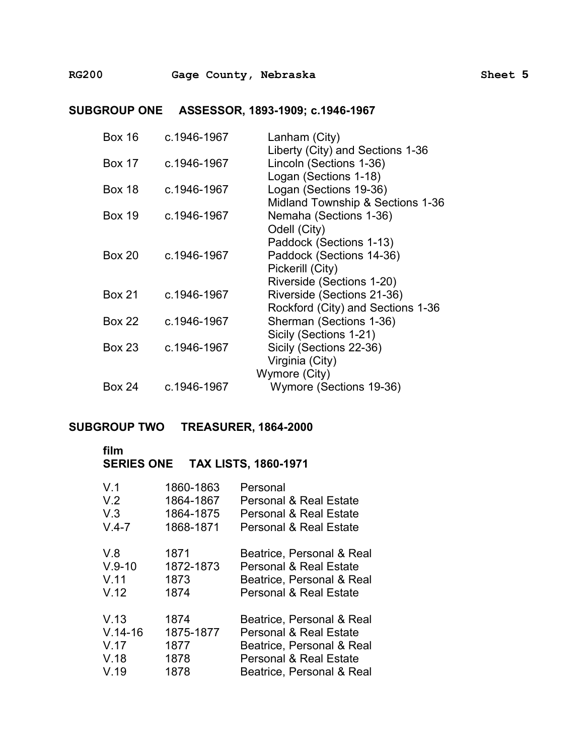## SUBGROUP ONE ASSESSOR, 1893-1909; c.1946-1967

| | | |
|---|---|---|
| Box 16 | c.1946-1967 | Lanham (City) |
| | | Liberty (City) and Sections 1-36 |
| Box 17 | c.1946-1967 | Lincoln (Sections 1-36) |
| | | Logan (Sections 1-18) |
| Box 18 | c.1946-1967 | Logan (Sections 19-36) |
| | | Midland Township & Sections 1-36 |
| Box 19 | c.1946-1967 | Nemaha (Sections 1-36) |
| | | Odell (City) |
| | | Paddock (Sections 1-13) |
| Box 20 | c.1946-1967 | Paddock (Sections 14-36) |
| | | Pickerill (City) |
| | | Riverside (Sections 1-20) |
| Box 21 | c.1946-1967 | Riverside (Sections 21-36) |
| | | Rockford (City) and Sections 1-36 |
| Box 22 | c.1946-1967 | Sherman (Sections 1-36) |
| | | Sicily (Sections 1-21) |
| Box 23 | c.1946-1967 | Sicily (Sections 22-36) |
| | | Virginia (City) |
| | | Wymore (City) |
| Box 24 | c.1946-1967 | Wymore (Sections 19-36) |

## SUBGROUP TWO TREASURER, 1864-2000

film

### SERIES ONE TAX LISTS, 1860-1971

| | | |
|---|---|---|
| V.1 | 1860-1863 | Personal |
| V.2 | 1864-1867 | Personal & Real Estate |
| V.3 | 1864-1875 | Personal & Real Estate |
| V.4-7 | 1868-1871 | Personal & Real Estate |
| V.8 | 1871 | Beatrice, Personal & Real |
| V.9-10 | 1872-1873 | Personal & Real Estate |
| V.11 | 1873 | Beatrice, Personal & Real |
| V.12 | 1874 | Personal & Real Estate |
| V.13 | 1874 | Beatrice, Personal & Real |
| V.14-16 | 1875-1877 | Personal & Real Estate |
| V.17 | 1877 | Beatrice, Personal & Real |
| V.18 | 1878 | Personal & Real Estate |
| V.19 | 1878 | Beatrice, Personal & Real |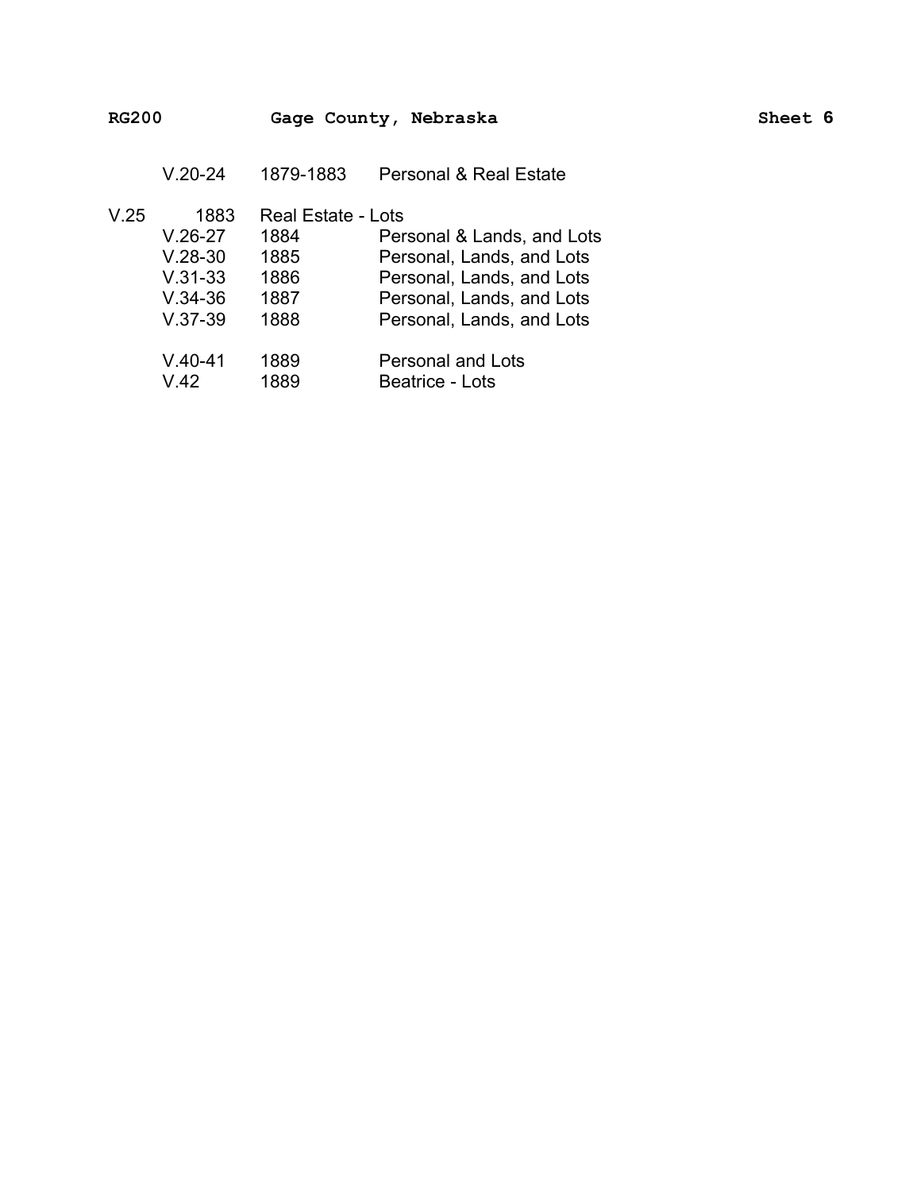| | | |
|---|---|---|
| V.20-24 | 1879-1883 | Personal & Real Estate |
| V.25 1883 | Real Estate - Lots | |
| V.26-27 | 1884 | Personal & Lands, and Lots |
| V.28-30 | 1885 | Personal, Lands, and Lots |
| V.31-33 | 1886 | Personal, Lands, and Lots |
| V.34-36 | 1887 | Personal, Lands, and Lots |
| V.37-39 | 1888 | Personal, Lands, and Lots |
| V.40-41 | 1889 | Personal and Lots |
| V.42 | 1889 | Beatrice - Lots |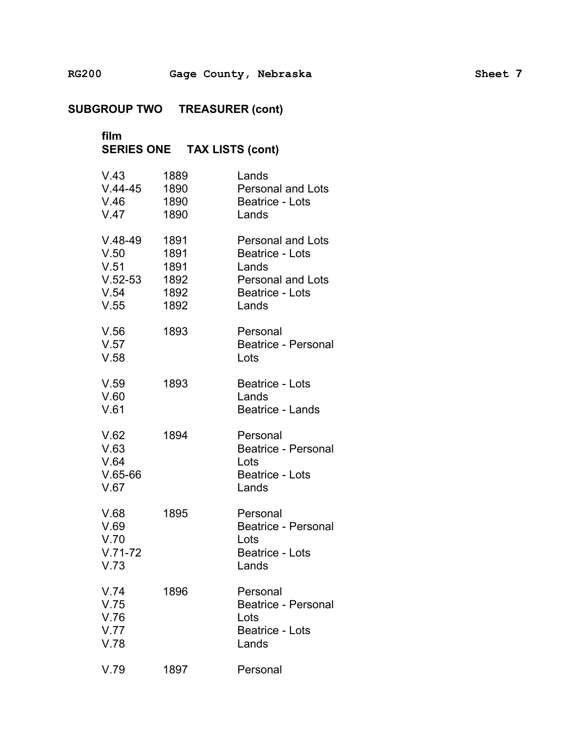## SUBGROUP TWO TREASURER (cont)

film

### SERIES ONE TAX LISTS (cont)

| | | |
|---|---|---|
| V.43 | 1889 | Lands |
| V.44-45 | 1890 | Personal and Lots |
| V.46 | 1890 | Beatrice - Lots |
| V.47 | 1890 | Lands |
| | | |
| V.48-49 | 1891 | Personal and Lots |
| V.50 | 1891 | Beatrice - Lots |
| V.51 | 1891 | Lands |
| V.52-53 | 1892 | Personal and Lots |
| V.54 | 1892 | Beatrice - Lots |
| V.55 | 1892 | Lands |
| | | |
| V.56 | 1893 | Personal |
| V.57 | | Beatrice - Personal |
| V.58 | | Lots |
| | | |
| V.59 | 1893 | Beatrice - Lots |
| V.60 | | Lands |
| V.61 | | Beatrice - Lands |
| | | |
| V.62 | 1894 | Personal |
| V.63 | | Beatrice - Personal |
| V.64 | | Lots |
| V.65-66 | | Beatrice - Lots |
| V.67 | | Lands |
| | | |
| V.68 | 1895 | Personal |
| V.69 | | Beatrice - Personal |
| V.70 | | Lots |
| V.71-72 | | Beatrice - Lots |
| V.73 | | Lands |
| | | |
| V.74 | 1896 | Personal |
| V.75 | | Beatrice - Personal |
| V.76 | | Lots |
| V.77 | | Beatrice - Lots |
| V.78 | | Lands |
| | | |
| V.79 | 1897 | Personal |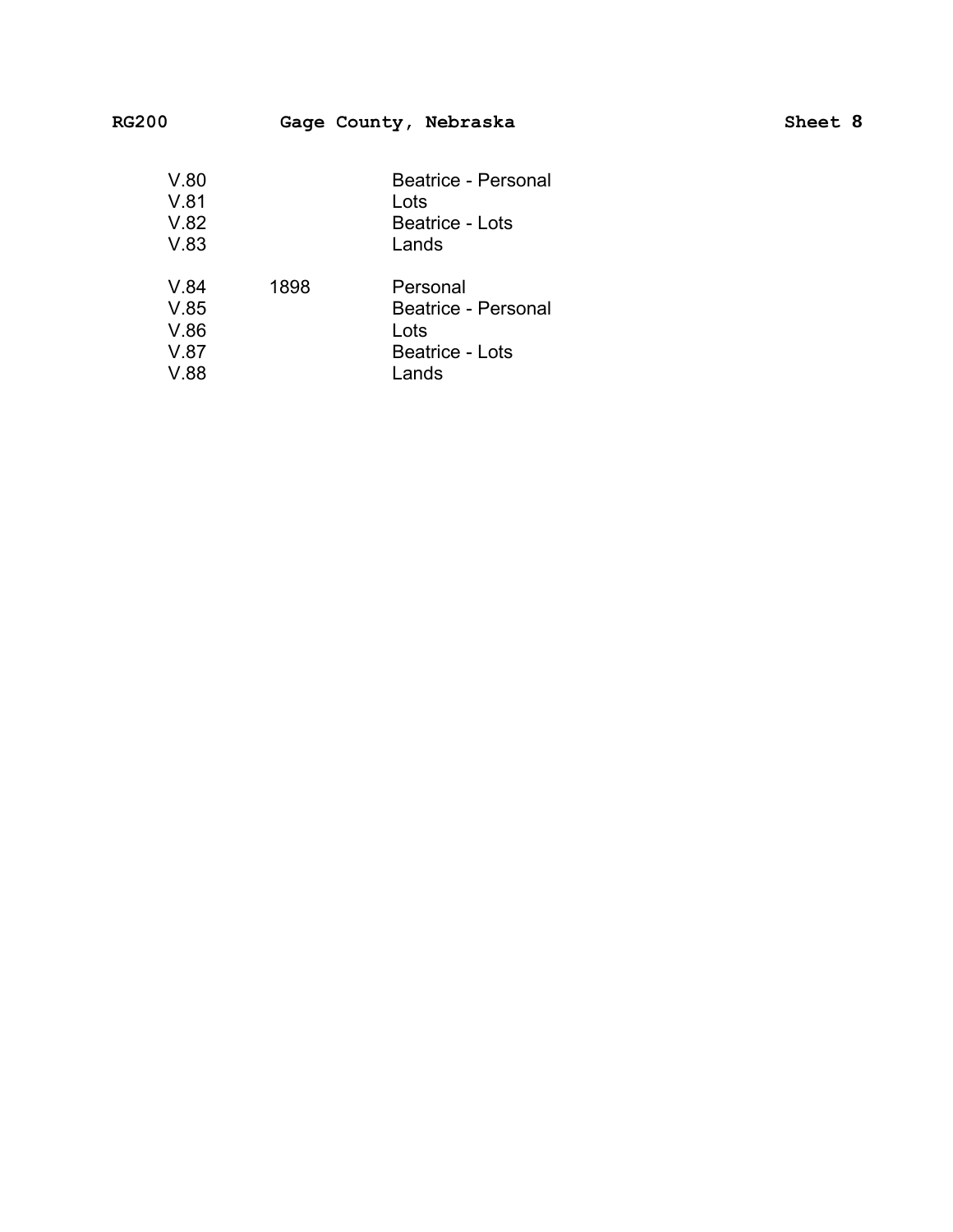| | | |
|---|---|---|
| V.80 | | Beatrice - Personal |
| V.81 | | Lots |
| V.82 | | Beatrice - Lots |
| V.83 | | Lands |
| V.84 | 1898 | Personal |
| V.85 | | Beatrice - Personal |
| V.86 | | Lots |
| V.87 | | Beatrice - Lots |
| V.88 | | Lands |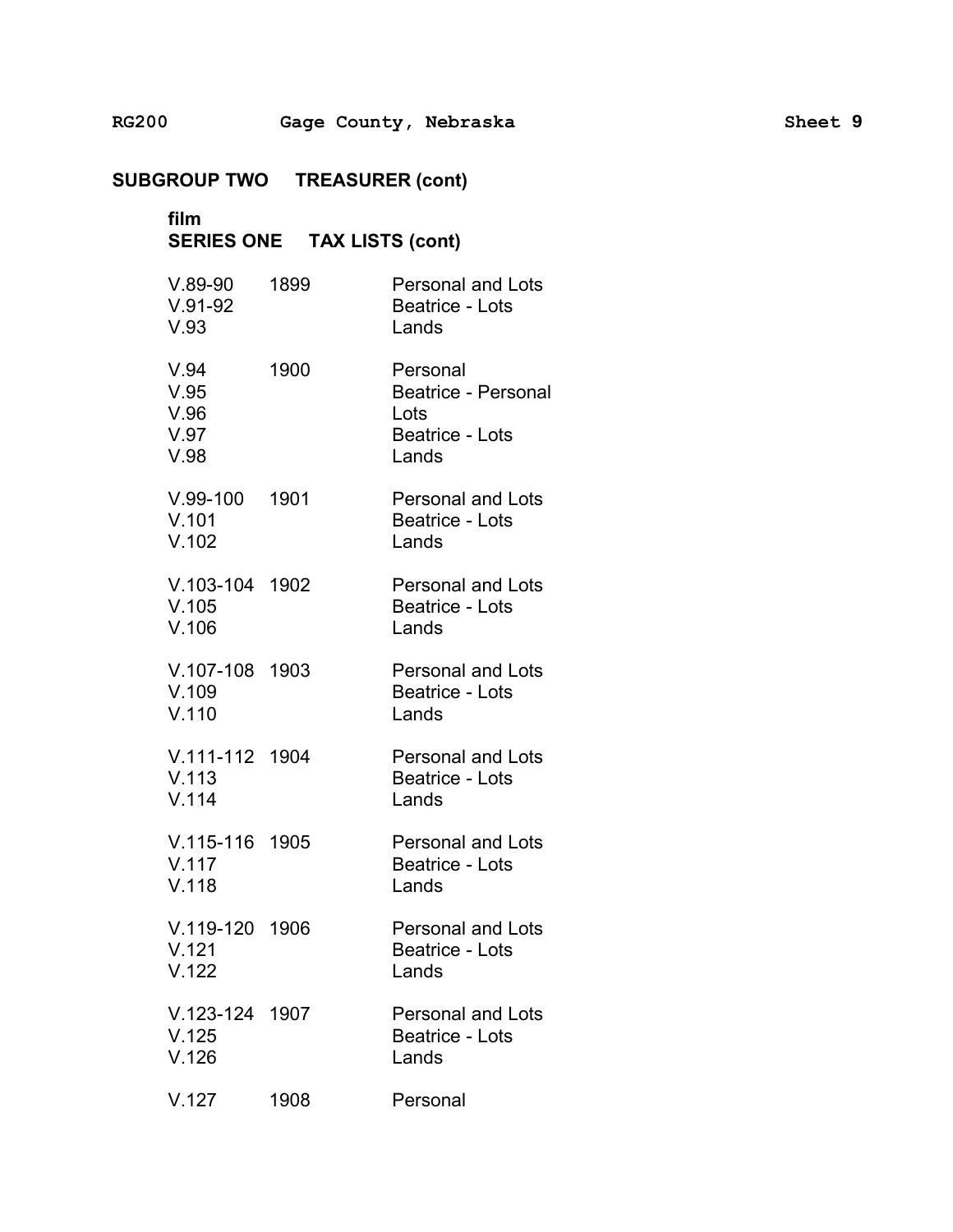## SUBGROUP TWO TREASURER (cont)

### film
### SERIES ONE TAX LISTS (cont)

| | | |
|---|---|---|
| V.89-90 | 1899 | Personal and Lots |
| V.91-92 | | Beatrice - Lots |
| V.93 | | Lands |
| | | |
| V.94 | 1900 | Personal |
| V.95 | | Beatrice - Personal |
| V.96 | | Lots |
| V.97 | | Beatrice - Lots |
| V.98 | | Lands |
| | | |
| V.99-100 | 1901 | Personal and Lots |
| V.101 | | Beatrice - Lots |
| V.102 | | Lands |
| | | |
| V.103-104 | 1902 | Personal and Lots |
| V.105 | | Beatrice - Lots |
| V.106 | | Lands |
| | | |
| V.107-108 | 1903 | Personal and Lots |
| V.109 | | Beatrice - Lots |
| V.110 | | Lands |
| | | |
| V.111-112 | 1904 | Personal and Lots |
| V.113 | | Beatrice - Lots |
| V.114 | | Lands |
| | | |
| V.115-116 | 1905 | Personal and Lots |
| V.117 | | Beatrice - Lots |
| V.118 | | Lands |
| | | |
| V.119-120 | 1906 | Personal and Lots |
| V.121 | | Beatrice - Lots |
| V.122 | | Lands |
| | | |
| V.123-124 | 1907 | Personal and Lots |
| V.125 | | Beatrice - Lots |
| V.126 | | Lands |
| | | |
| V.127 | 1908 | Personal |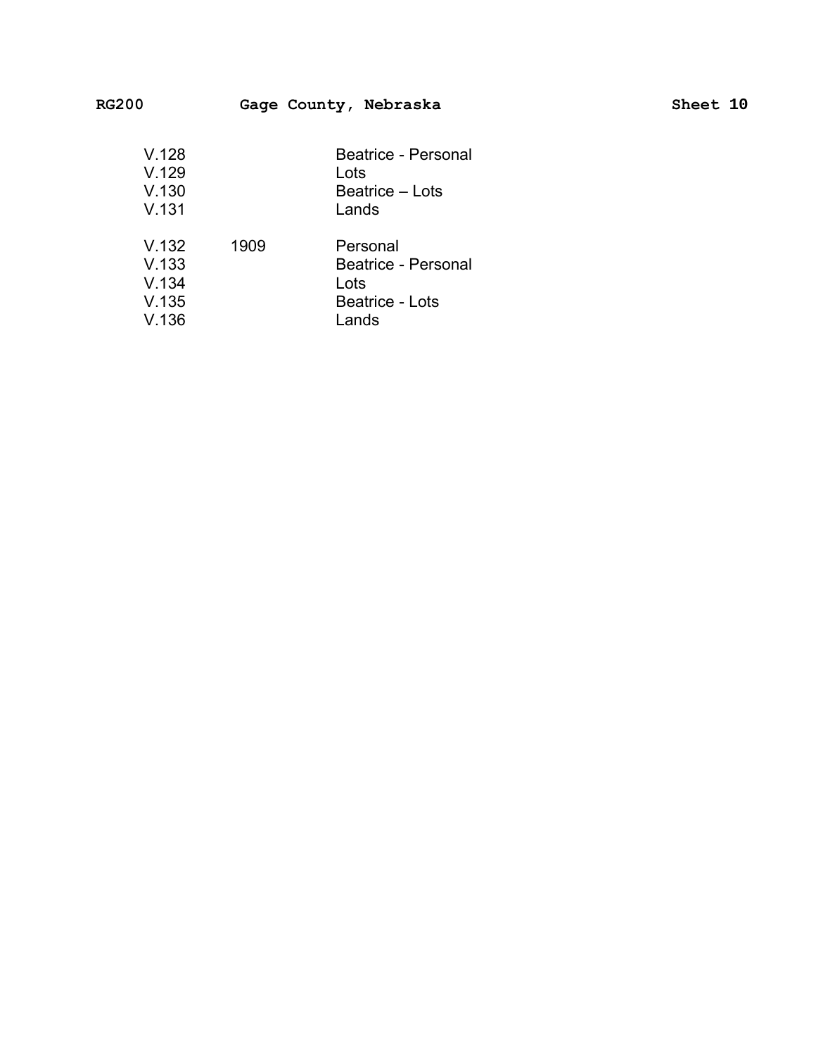| | | |
|---|---|---|
| V.128 | | Beatrice - Personal |
| V.129 | | Lots |
| V.130 | | Beatrice – Lots |
| V.131 | | Lands |
| V.132 | 1909 | Personal |
| V.133 | | Beatrice - Personal |
| V.134 | | Lots |
| V.135 | | Beatrice - Lots |
| V.136 | | Lands |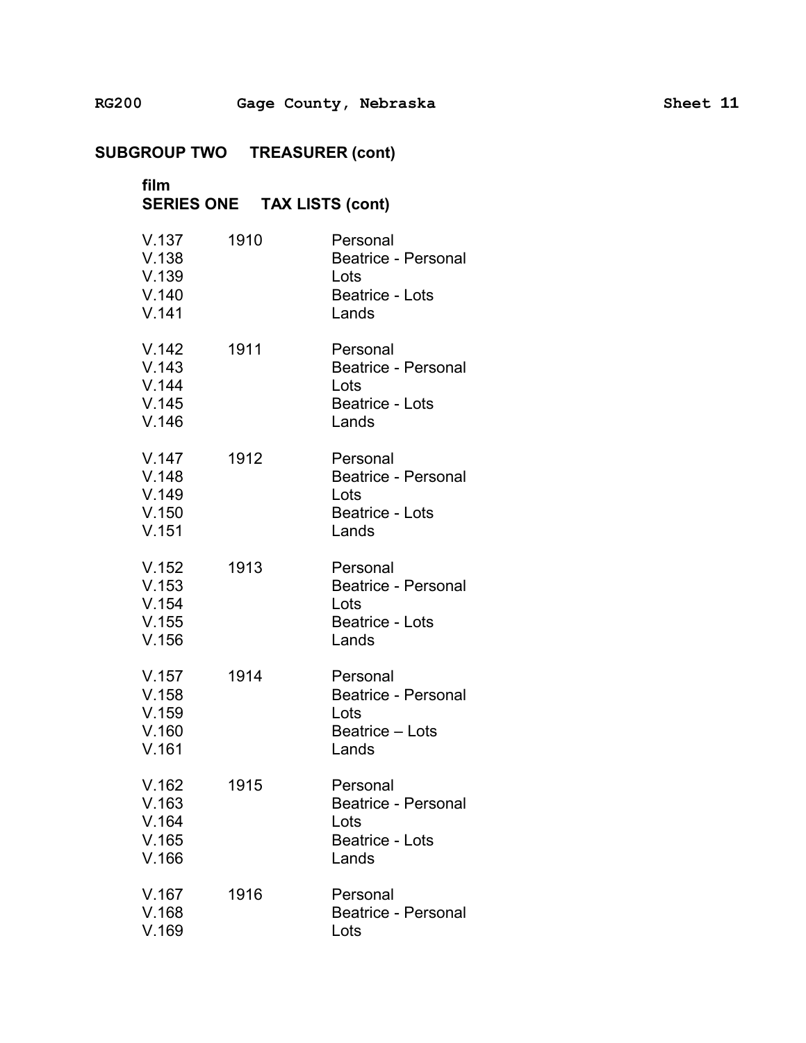## SUBGROUP TWO TREASURER (cont)

film
**SERIES ONE TAX LISTS (cont)**

| | | |
|---|---|---|
| V.137 | 1910 | Personal |
| V.138 | | Beatrice - Personal |
| V.139 | | Lots |
| V.140 | | Beatrice - Lots |
| V.141 | | Lands |
| | | |
| V.142 | 1911 | Personal |
| V.143 | | Beatrice - Personal |
| V.144 | | Lots |
| V.145 | | Beatrice - Lots |
| V.146 | | Lands |
| | | |
| V.147 | 1912 | Personal |
| V.148 | | Beatrice - Personal |
| V.149 | | Lots |
| V.150 | | Beatrice - Lots |
| V.151 | | Lands |
| | | |
| V.152 | 1913 | Personal |
| V.153 | | Beatrice - Personal |
| V.154 | | Lots |
| V.155 | | Beatrice - Lots |
| V.156 | | Lands |
| | | |
| V.157 | 1914 | Personal |
| V.158 | | Beatrice - Personal |
| V.159 | | Lots |
| V.160 | | Beatrice – Lots |
| V.161 | | Lands |
| | | |
| V.162 | 1915 | Personal |
| V.163 | | Beatrice - Personal |
| V.164 | | Lots |
| V.165 | | Beatrice - Lots |
| V.166 | | Lands |
| | | |
| V.167 | 1916 | Personal |
| V.168 | | Beatrice - Personal |
| V.169 | | Lots |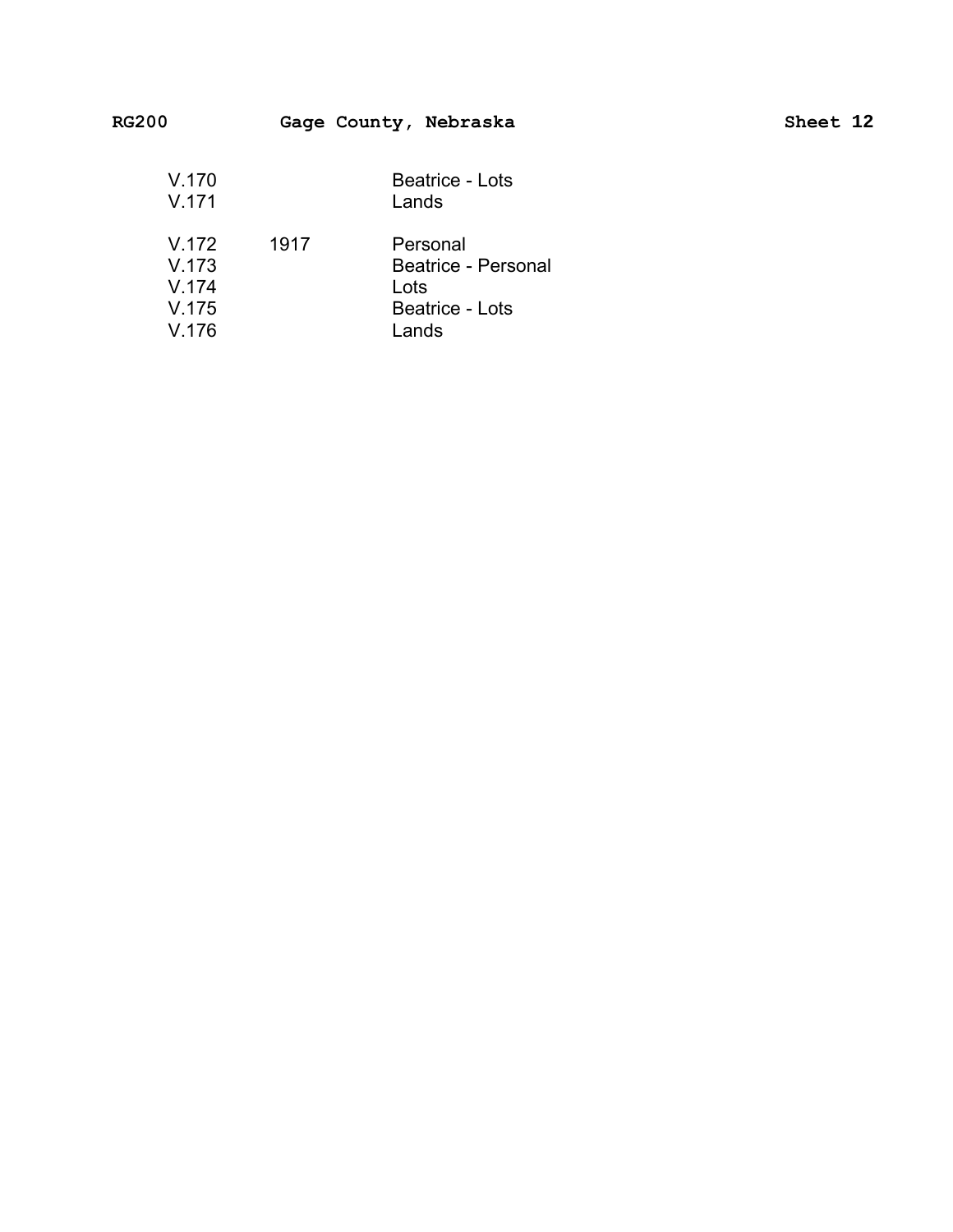| | | |
|---|---|---|
| V.170 | | Beatrice - Lots |
| V.171 | | Lands |
| V.172 | 1917 | Personal |
| V.173 | | Beatrice - Personal |
| V.174 | | Lots |
| V.175 | | Beatrice - Lots |
| V.176 | | Lands |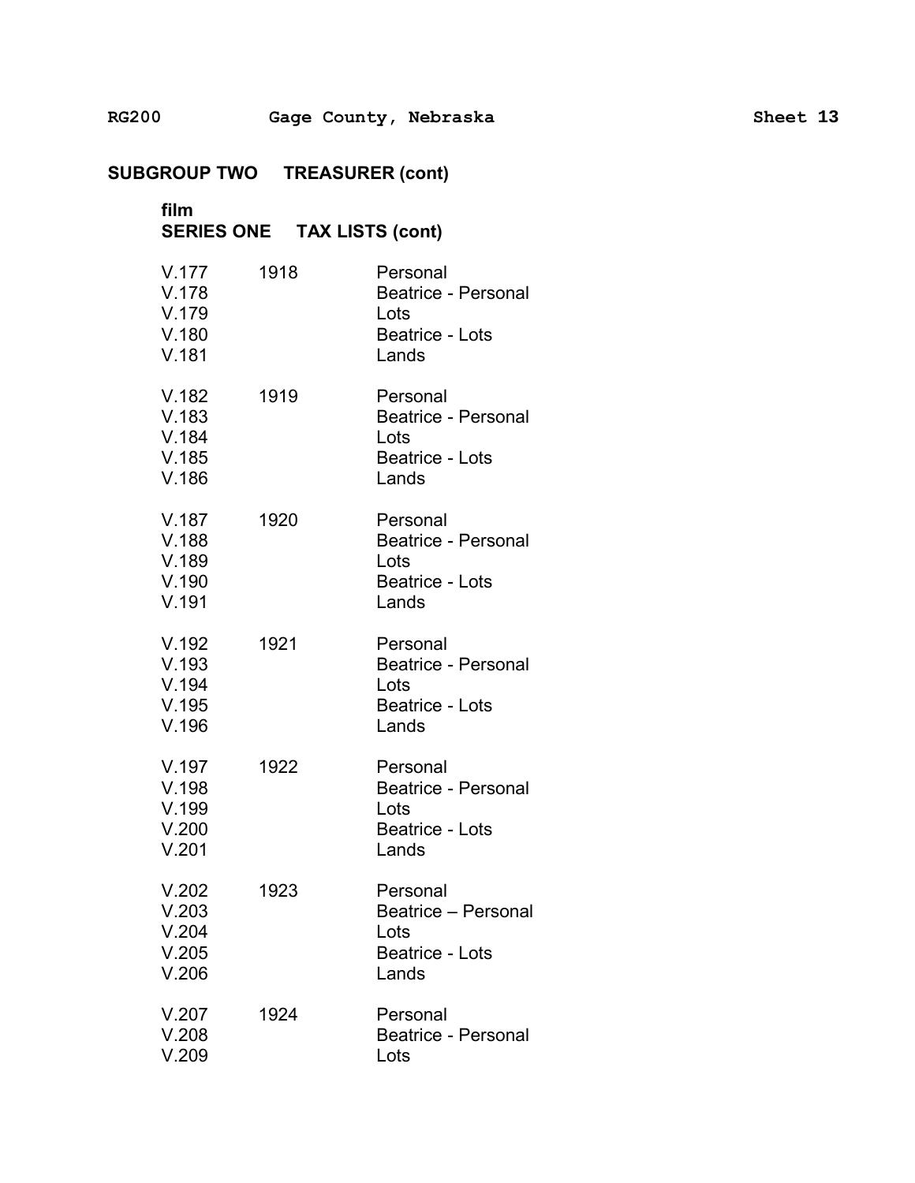## SUBGROUP TWO TREASURER (cont)

**film**
**SERIES ONE TAX LISTS (cont)**

| | | |
|---|---|---|
| V.177 | 1918 | Personal |
| V.178 | | Beatrice - Personal |
| V.179 | | Lots |
| V.180 | | Beatrice - Lots |
| V.181 | | Lands |
| V.182 | 1919 | Personal |
| V.183 | | Beatrice - Personal |
| V.184 | | Lots |
| V.185 | | Beatrice - Lots |
| V.186 | | Lands |
| V.187 | 1920 | Personal |
| V.188 | | Beatrice - Personal |
| V.189 | | Lots |
| V.190 | | Beatrice - Lots |
| V.191 | | Lands |
| V.192 | 1921 | Personal |
| V.193 | | Beatrice - Personal |
| V.194 | | Lots |
| V.195 | | Beatrice - Lots |
| V.196 | | Lands |
| V.197 | 1922 | Personal |
| V.198 | | Beatrice - Personal |
| V.199 | | Lots |
| V.200 | | Beatrice - Lots |
| V.201 | | Lands |
| V.202 | 1923 | Personal |
| V.203 | | Beatrice – Personal |
| V.204 | | Lots |
| V.205 | | Beatrice - Lots |
| V.206 | | Lands |
| V.207 | 1924 | Personal |
| V.208 | | Beatrice - Personal |
| V.209 | | Lots |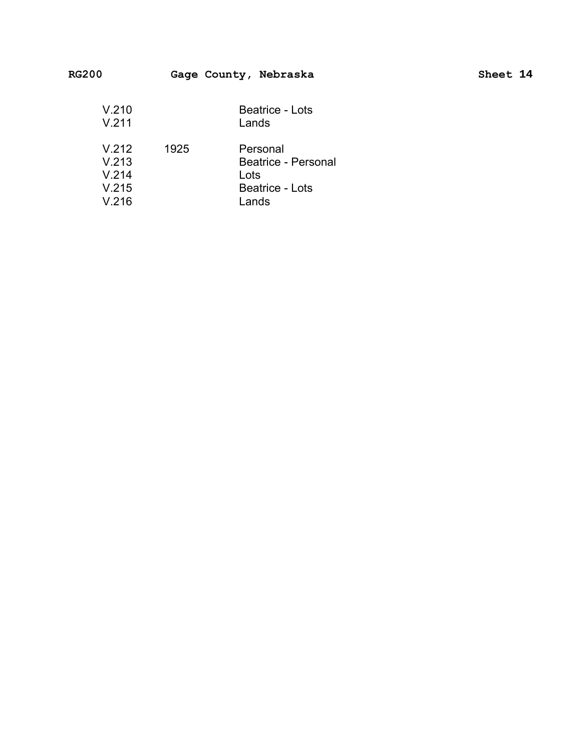| | | |
|---|---|---|
| V.210 | | Beatrice - Lots |
| V.211 | | Lands |
| V.212 | 1925 | Personal |
| V.213 | | Beatrice - Personal |
| V.214 | | Lots |
| V.215 | | Beatrice - Lots |
| V.216 | | Lands |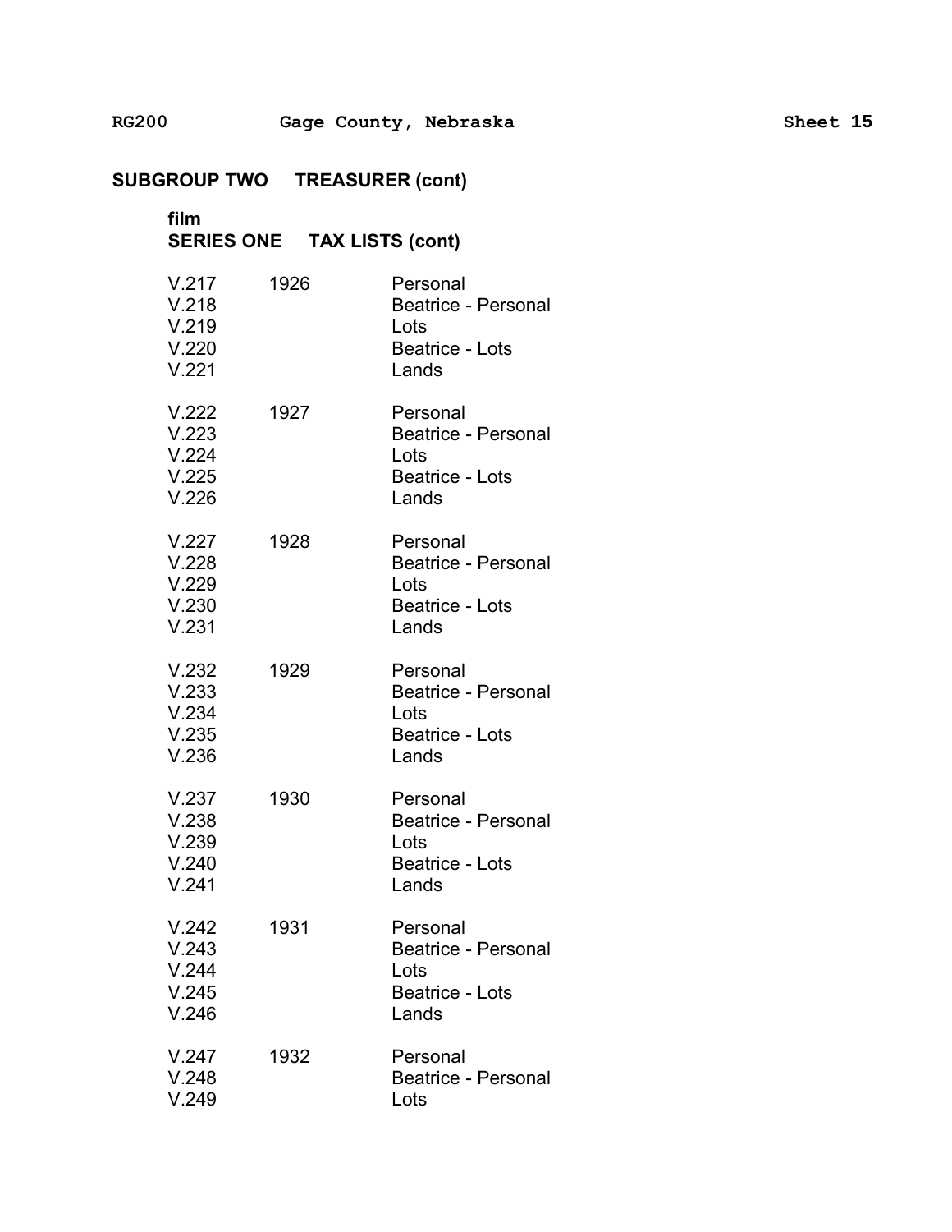## SUBGROUP TWO TREASURER (cont)

**film**

### SERIES ONE TAX LISTS (cont)

| | | |
|---|---|---|
| V.217 | 1926 | Personal |
| V.218 | | Beatrice - Personal |
| V.219 | | Lots |
| V.220 | | Beatrice - Lots |
| V.221 | | Lands |
| | | |
| V.222 | 1927 | Personal |
| V.223 | | Beatrice - Personal |
| V.224 | | Lots |
| V.225 | | Beatrice - Lots |
| V.226 | | Lands |
| | | |
| V.227 | 1928 | Personal |
| V.228 | | Beatrice - Personal |
| V.229 | | Lots |
| V.230 | | Beatrice - Lots |
| V.231 | | Lands |
| | | |
| V.232 | 1929 | Personal |
| V.233 | | Beatrice - Personal |
| V.234 | | Lots |
| V.235 | | Beatrice - Lots |
| V.236 | | Lands |
| | | |
| V.237 | 1930 | Personal |
| V.238 | | Beatrice - Personal |
| V.239 | | Lots |
| V.240 | | Beatrice - Lots |
| V.241 | | Lands |
| | | |
| V.242 | 1931 | Personal |
| V.243 | | Beatrice - Personal |
| V.244 | | Lots |
| V.245 | | Beatrice - Lots |
| V.246 | | Lands |
| | | |
| V.247 | 1932 | Personal |
| V.248 | | Beatrice - Personal |
| V.249 | | Lots |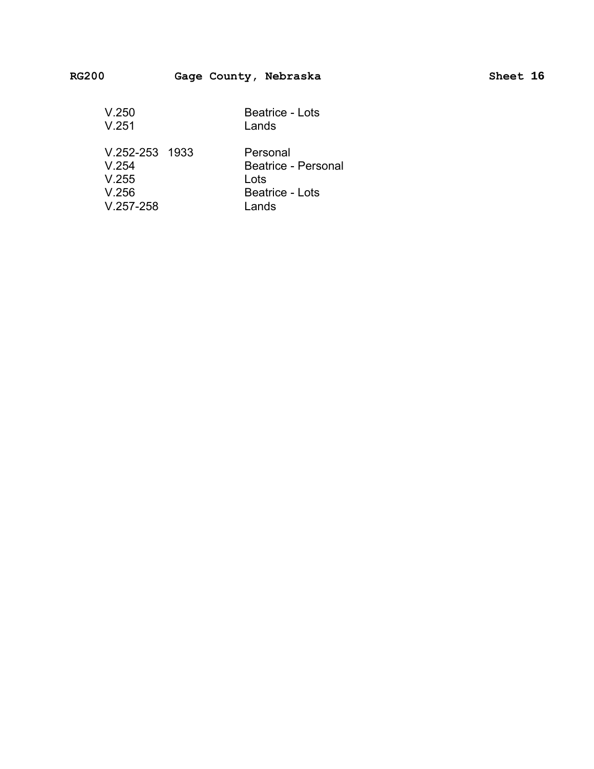| | | |
|---|---|---|
| V.250 | | Beatrice - Lots |
| V.251 | | Lands |
| V.252-253 | 1933 | Personal |
| V.254 | | Beatrice - Personal |
| V.255 | | Lots |
| V.256 | | Beatrice - Lots |
| V.257-258 | | Lands |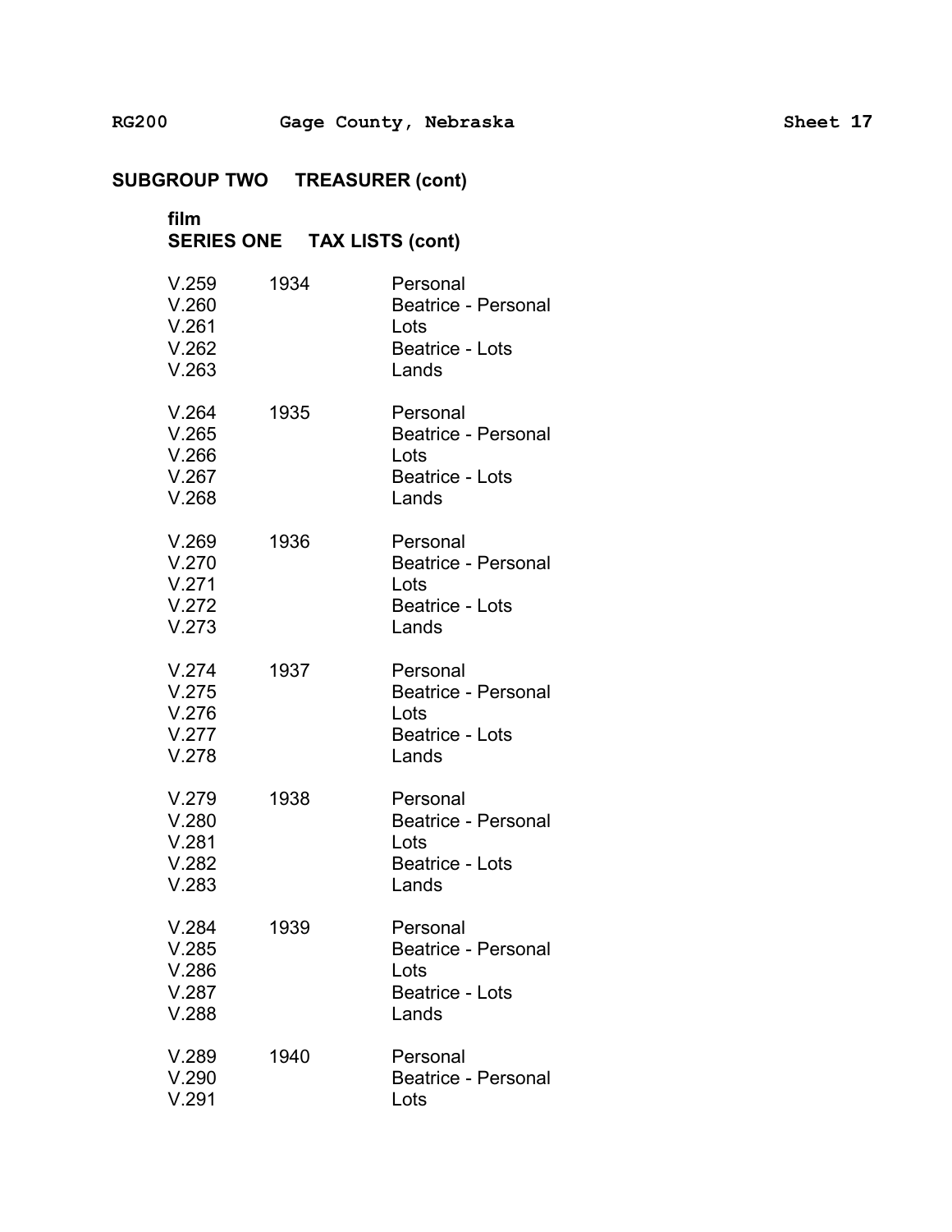## SUBGROUP TWO TREASURER (cont)

**film**
**SERIES ONE TAX LISTS (cont)**

| | | |
|---|---|---|
| V.259 | 1934 | Personal |
| V.260 | | Beatrice - Personal |
| V.261 | | Lots |
| V.262 | | Beatrice - Lots |
| V.263 | | Lands |
| V.264 | 1935 | Personal |
| V.265 | | Beatrice - Personal |
| V.266 | | Lots |
| V.267 | | Beatrice - Lots |
| V.268 | | Lands |
| V.269 | 1936 | Personal |
| V.270 | | Beatrice - Personal |
| V.271 | | Lots |
| V.272 | | Beatrice - Lots |
| V.273 | | Lands |
| V.274 | 1937 | Personal |
| V.275 | | Beatrice - Personal |
| V.276 | | Lots |
| V.277 | | Beatrice - Lots |
| V.278 | | Lands |
| V.279 | 1938 | Personal |
| V.280 | | Beatrice - Personal |
| V.281 | | Lots |
| V.282 | | Beatrice - Lots |
| V.283 | | Lands |
| V.284 | 1939 | Personal |
| V.285 | | Beatrice - Personal |
| V.286 | | Lots |
| V.287 | | Beatrice - Lots |
| V.288 | | Lands |
| V.289 | 1940 | Personal |
| V.290 | | Beatrice - Personal |
| V.291 | | Lots |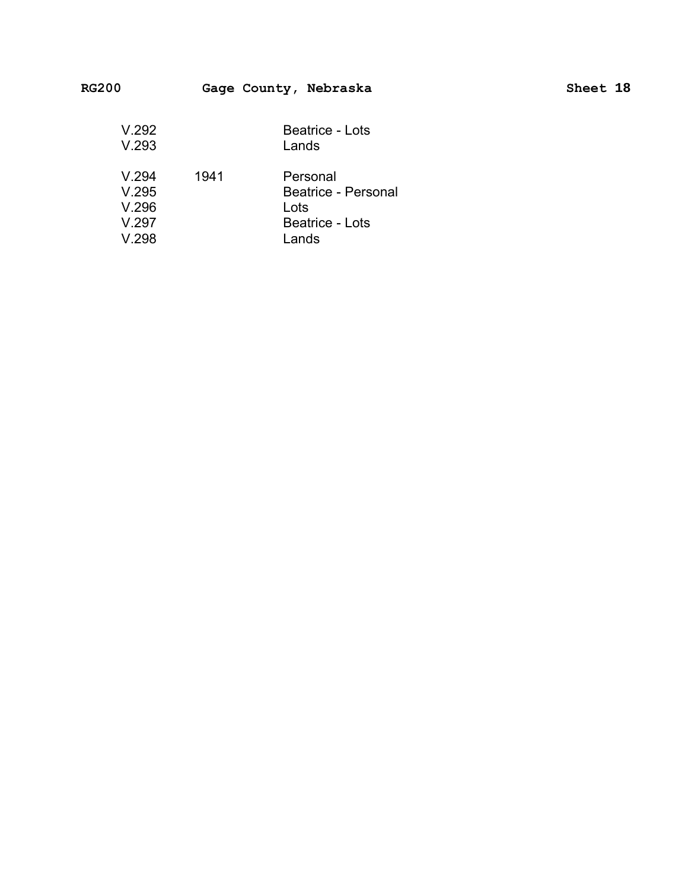| | | |
|---|---|---|
| V.292 | | Beatrice - Lots |
| V.293 | | Lands |
| V.294 | 1941 | Personal |
| V.295 | | Beatrice - Personal |
| V.296 | | Lots |
| V.297 | | Beatrice - Lots |
| V.298 | | Lands |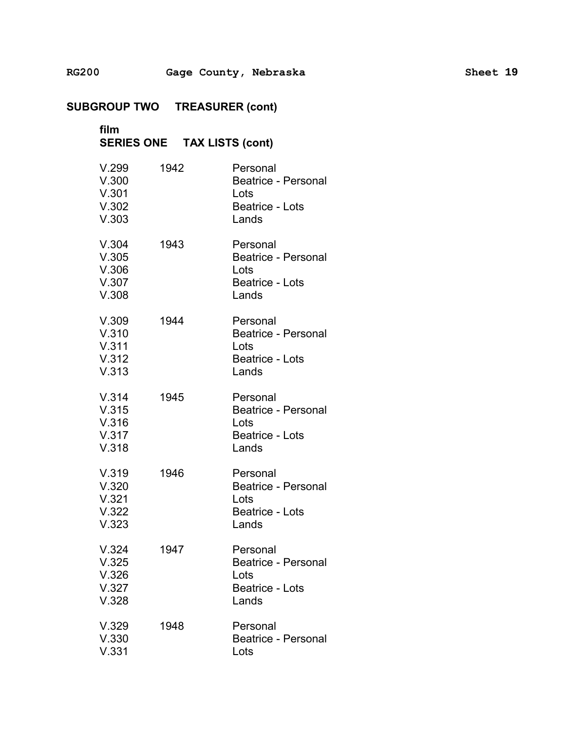## SUBGROUP TWO TREASURER (cont)

**film**
**SERIES ONE TAX LISTS (cont)**

| | | |
|---|---|---|
| V.299 | 1942 | Personal |
| V.300 | | Beatrice - Personal |
| V.301 | | Lots |
| V.302 | | Beatrice - Lots |
| V.303 | | Lands |
| | | |
| V.304 | 1943 | Personal |
| V.305 | | Beatrice - Personal |
| V.306 | | Lots |
| V.307 | | Beatrice - Lots |
| V.308 | | Lands |
| | | |
| V.309 | 1944 | Personal |
| V.310 | | Beatrice - Personal |
| V.311 | | Lots |
| V.312 | | Beatrice - Lots |
| V.313 | | Lands |
| | | |
| V.314 | 1945 | Personal |
| V.315 | | Beatrice - Personal |
| V.316 | | Lots |
| V.317 | | Beatrice - Lots |
| V.318 | | Lands |
| | | |
| V.319 | 1946 | Personal |
| V.320 | | Beatrice - Personal |
| V.321 | | Lots |
| V.322 | | Beatrice - Lots |
| V.323 | | Lands |
| | | |
| V.324 | 1947 | Personal |
| V.325 | | Beatrice - Personal |
| V.326 | | Lots |
| V.327 | | Beatrice - Lots |
| V.328 | | Lands |
| | | |
| V.329 | 1948 | Personal |
| V.330 | | Beatrice - Personal |
| V.331 | | Lots |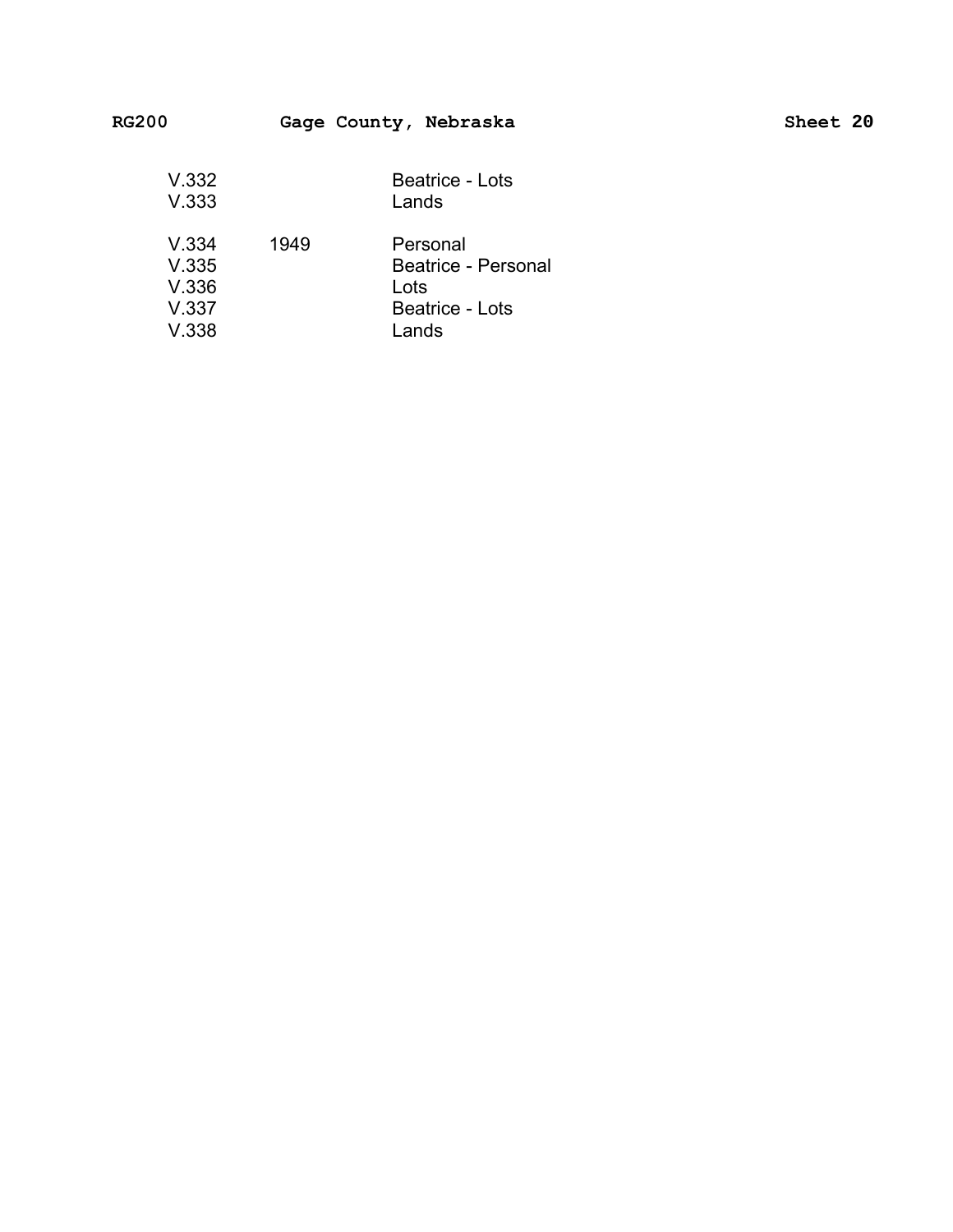| | | |
|---|---|---|
| V.332 | | Beatrice - Lots |
| V.333 | | Lands |
| V.334 | 1949 | Personal |
| V.335 | | Beatrice - Personal |
| V.336 | | Lots |
| V.337 | | Beatrice - Lots |
| V.338 | | Lands |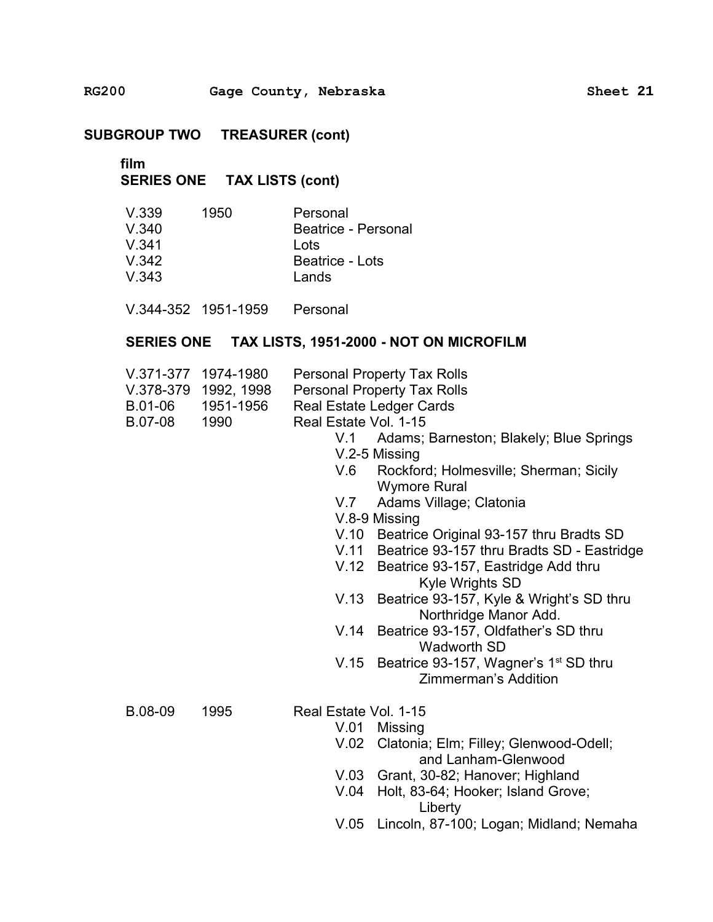## SUBGROUP TWO TREASURER (cont)

film

### SERIES ONE TAX LISTS (cont)

| | | |
|---|---|---|
| V.339 | 1950 | Personal |
| V.340 | | Beatrice - Personal |
| V.341 | | Lots |
| V.342 | | Beatrice - Lots |
| V.343 | | Lands |
| | | |
| V.344-352 | 1951-1959 | Personal |

### SERIES ONE TAX LISTS, 1951-2000 - NOT ON MICROFILM

| | | |
|---|---|---|
| V.371-377 | 1974-1980 | Personal Property Tax Rolls |
| V.378-379 | 1992, 1998 | Personal Property Tax Rolls |
| B.01-06 | 1951-1956 | Real Estate Ledger Cards |
| B.07-08 | 1990 | Real Estate Vol. 1-15 |

- V.1 Adams; Barneston; Blakely; Blue Springs
- V.2-5 Missing
- V.6 Rockford; Holmesville; Sherman; Sicily Wymore Rural
- V.7 Adams Village; Clatonia
- V.8-9 Missing
- V.10 Beatrice Original 93-157 thru Bradts SD
- V.11 Beatrice 93-157 thru Bradts SD - Eastridge
- V.12 Beatrice 93-157, Eastridge Add thru Kyle Wrights SD
- V.13 Beatrice 93-157, Kyle & Wright's SD thru Northridge Manor Add.
- V.14 Beatrice 93-157, Oldfather's SD thru Wadworth SD
- V.15 Beatrice 93-157, Wagner's 1st SD thru Zimmerman's Addition

| | | |
|---|---|---|
| B.08-09 | 1995 | Real Estate Vol. 1-15 |

- V.01 Missing
- V.02 Clatonia; Elm; Filley; Glenwood-Odell; and Lanham-Glenwood
- V.03 Grant, 30-82; Hanover; Highland
- V.04 Holt, 83-64; Hooker; Island Grove; Liberty
- V.05 Lincoln, 87-100; Logan; Midland; Nemaha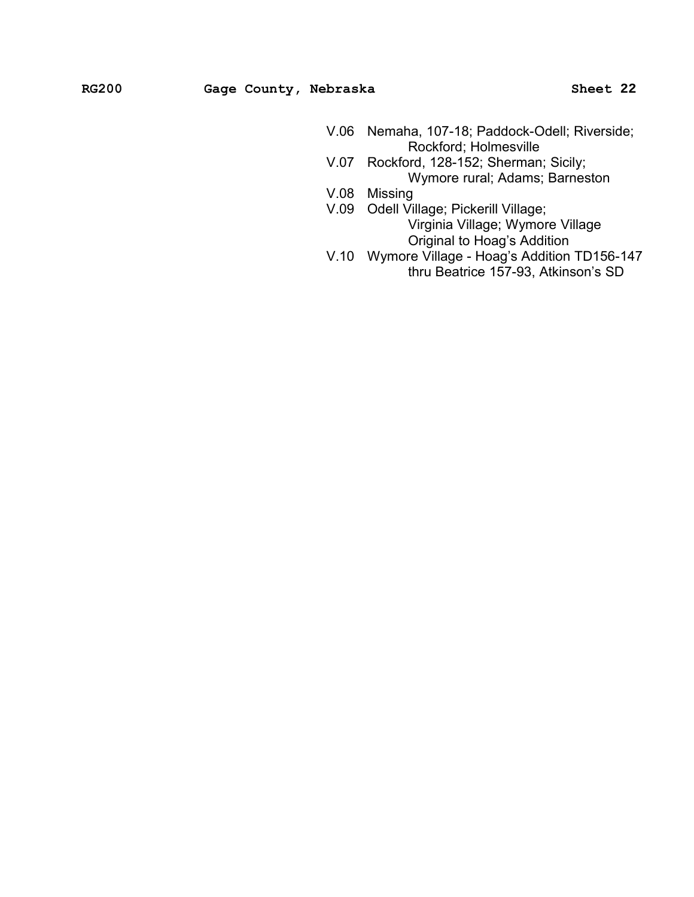- V.06 Nemaha, 107-18; Paddock-Odell; Riverside;
  Rockford; Holmesville
- V.07 Rockford, 128-152; Sherman; Sicily;
  Wymore rural; Adams; Barneston
- V.08 Missing
- V.09 Odell Village; Pickerill Village;
  Virginia Village; Wymore Village
  Original to Hoag's Addition
- V.10 Wymore Village - Hoag's Addition TD156-147
  thru Beatrice 157-93, Atkinson's SD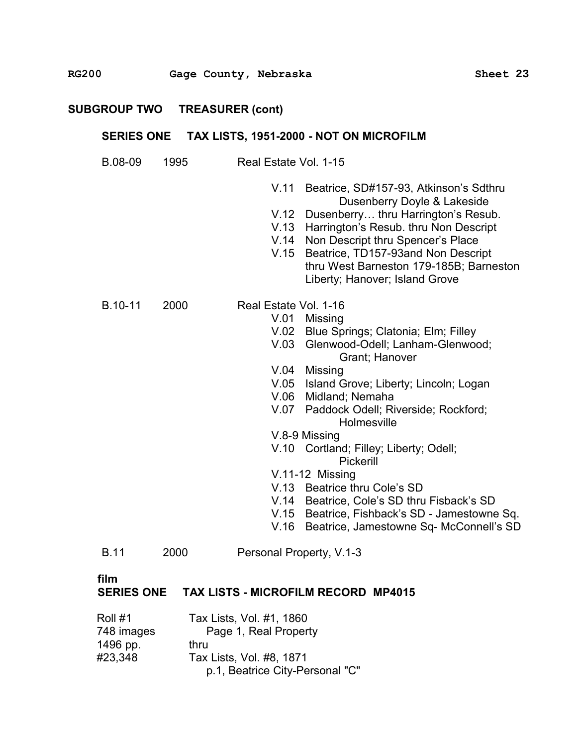## SUBGROUP TWO TREASURER (cont)

### SERIES ONE TAX LISTS, 1951-2000 - NOT ON MICROFILM

B.08-09 1995 Real Estate Vol. 1-15

- V.11 Beatrice, SD#157-93, Atkinson's Sdthru Dusenberry Doyle & Lakeside
- V.12 Dusenberry… thru Harrington's Resub.
- V.13 Harrington's Resub. thru Non Descript
- V.14 Non Descript thru Spencer's Place
- V.15 Beatrice, TD157-93and Non Descript thru West Barneston 179-185B; Barneston Liberty; Hanover; Island Grove

B.10-11 2000 Real Estate Vol. 1-16

- V.01 Missing
- V.02 Blue Springs; Clatonia; Elm; Filley
- V.03 Glenwood-Odell; Lanham-Glenwood; Grant; Hanover
- V.04 Missing
- V.05 Island Grove; Liberty; Lincoln; Logan
- V.06 Midland; Nemaha
- V.07 Paddock Odell; Riverside; Rockford; Holmesville
- V.8-9 Missing
- V.10 Cortland; Filley; Liberty; Odell; Pickerill
- V.11-12 Missing
- V.13 Beatrice thru Cole's SD
- V.14 Beatrice, Cole's SD thru Fisback's SD
- V.15 Beatrice, Fishback's SD - Jamestowne Sq.
- V.16 Beatrice, Jamestowne Sq- McConnell's SD

B.11 2000 Personal Property, V.1-3

**film**

### SERIES ONE TAX LISTS - MICROFILM RECORD MP4015

| | |
|---|---|
| Roll #1 | Tax Lists, Vol. #1, 1860 |
| 748 images | Page 1, Real Property |
| 1496 pp. | thru |
| #23,348 | Tax Lists, Vol. #8, 1871 |
| | p.1, Beatrice City-Personal "C" |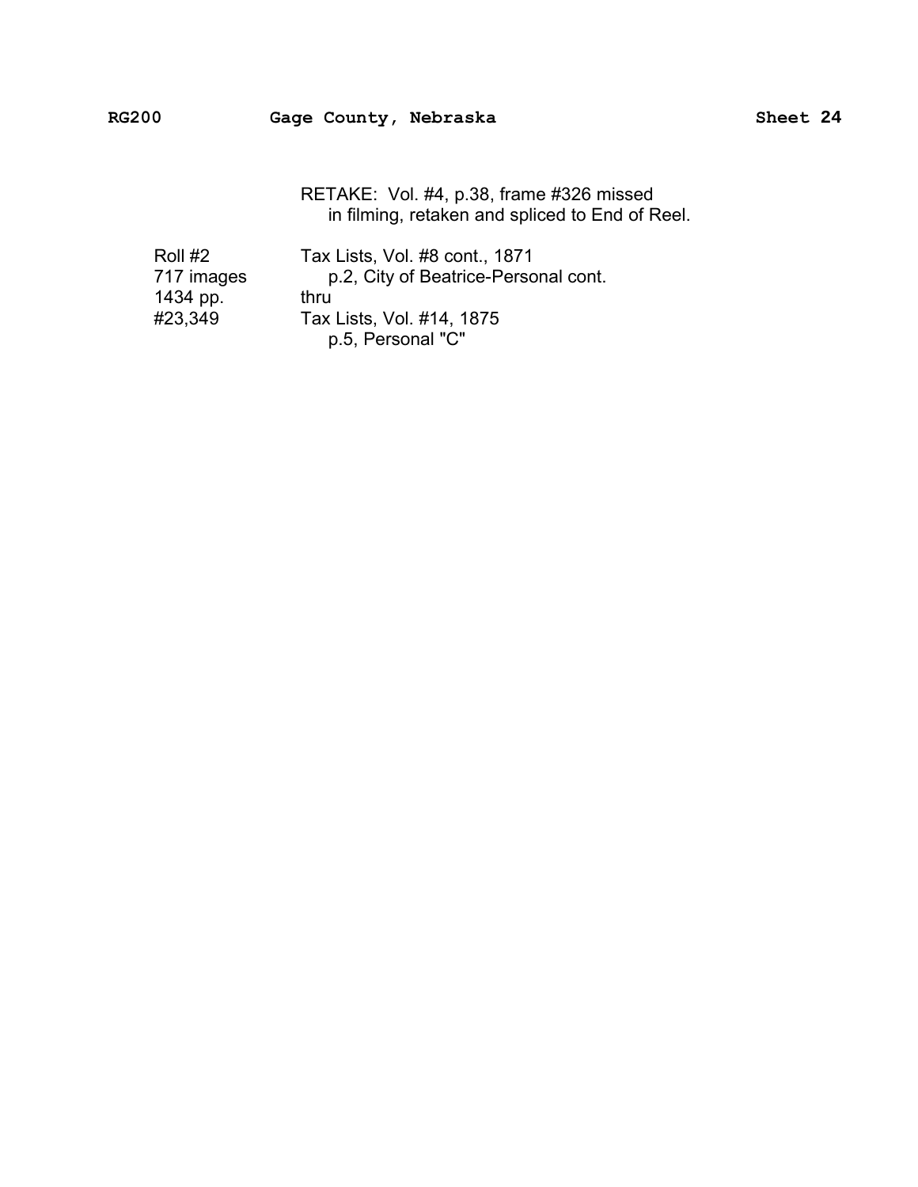RETAKE: Vol. #4, p.38, frame #326 missed in filming, retaken and spliced to End of Reel.

| | |
|---|---|
| Roll #2 | Tax Lists, Vol. #8 cont., 1871 |
| 717 images | p.2, City of Beatrice-Personal cont. |
| 1434 pp. | thru |
| #23,349 | Tax Lists, Vol. #14, 1875 |
| | p.5, Personal "C" |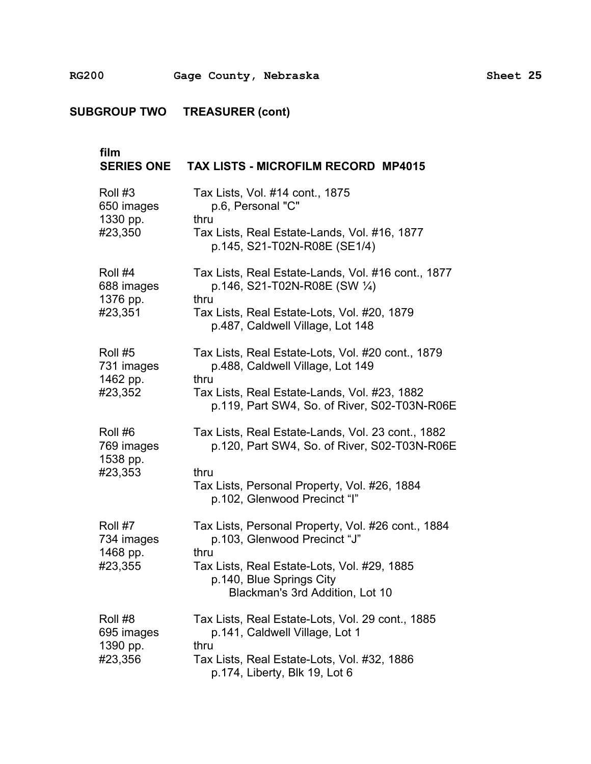**SUBGROUP TWO TREASURER (cont)**

| film<br>SERIES ONE | TAX LISTS - MICROFILM RECORD MP4015 |
|---|---|
| Roll #3<br>650 images<br>1330 pp.<br>#23,350 | Tax Lists, Vol. #14 cont., 1875<br>p.6, Personal "C"<br>thru<br>Tax Lists, Real Estate-Lands, Vol. #16, 1877<br>p.145, S21-T02N-R08E (SE1/4) |
| Roll #4<br>688 images<br>1376 pp.<br>#23,351 | Tax Lists, Real Estate-Lands, Vol. #16 cont., 1877<br>p.146, S21-T02N-R08E (SW ¼)<br>thru<br>Tax Lists, Real Estate-Lots, Vol. #20, 1879<br>p.487, Caldwell Village, Lot 148 |
| Roll #5<br>731 images<br>1462 pp.<br>#23,352 | Tax Lists, Real Estate-Lots, Vol. #20 cont., 1879<br>p.488, Caldwell Village, Lot 149<br>thru<br>Tax Lists, Real Estate-Lands, Vol. #23, 1882<br>p.119, Part SW4, So. of River, S02-T03N-R06E |
| Roll #6<br>769 images<br>1538 pp.<br>#23,353 | Tax Lists, Real Estate-Lands, Vol. 23 cont., 1882<br>p.120, Part SW4, So. of River, S02-T03N-R06E<br>thru<br>Tax Lists, Personal Property, Vol. #26, 1884<br>p.102, Glenwood Precinct "I" |
| Roll #7<br>734 images<br>1468 pp.<br>#23,355 | Tax Lists, Personal Property, Vol. #26 cont., 1884<br>p.103, Glenwood Precinct "J"<br>thru<br>Tax Lists, Real Estate-Lots, Vol. #29, 1885<br>p.140, Blue Springs City<br>Blackman's 3rd Addition, Lot 10 |
| Roll #8<br>695 images<br>1390 pp.<br>#23,356 | Tax Lists, Real Estate-Lots, Vol. 29 cont., 1885<br>p.141, Caldwell Village, Lot 1<br>thru<br>Tax Lists, Real Estate-Lots, Vol. #32, 1886<br>p.174, Liberty, Blk 19, Lot 6 |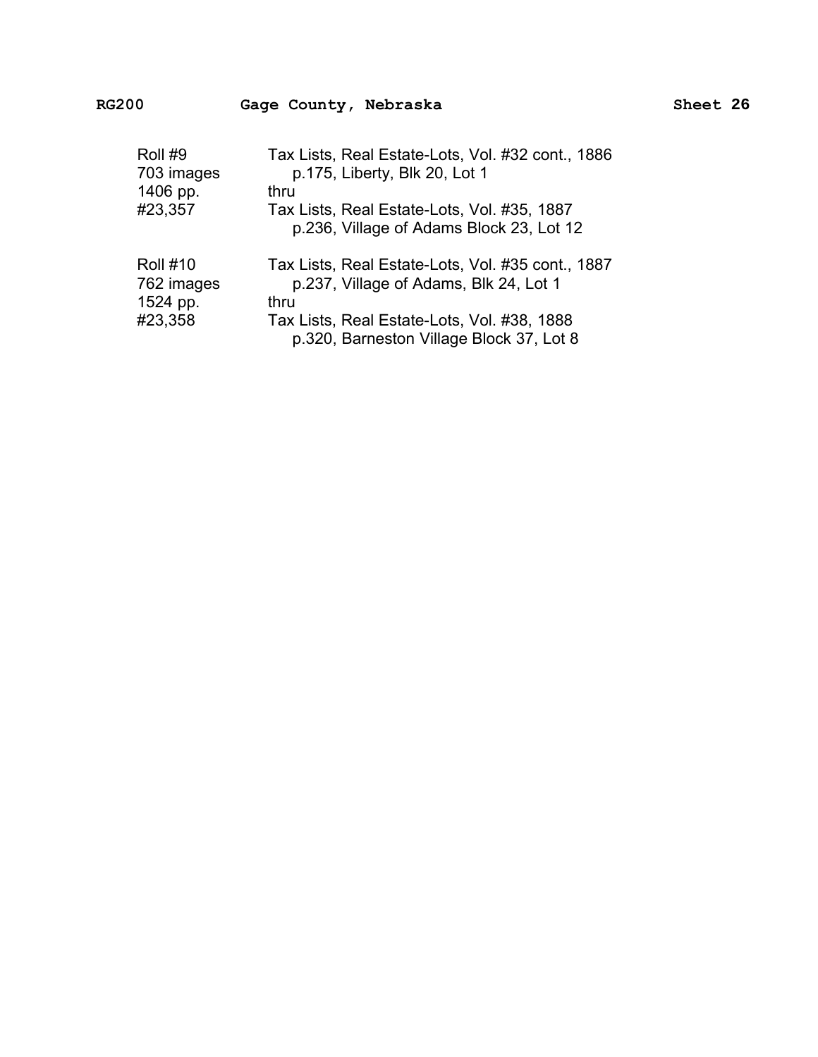| | |
|---|---|
| Roll #9<br>703 images<br>1406 pp.<br>#23,357 | Tax Lists, Real Estate-Lots, Vol. #32 cont., 1886<br>p.175, Liberty, Blk 20, Lot 1<br>thru<br>Tax Lists, Real Estate-Lots, Vol. #35, 1887<br>p.236, Village of Adams Block 23, Lot 12 |
| Roll #10<br>762 images<br>1524 pp.<br>#23,358 | Tax Lists, Real Estate-Lots, Vol. #35 cont., 1887<br>p.237, Village of Adams, Blk 24, Lot 1<br>thru<br>Tax Lists, Real Estate-Lots, Vol. #38, 1888<br>p.320, Barneston Village Block 37, Lot 8 |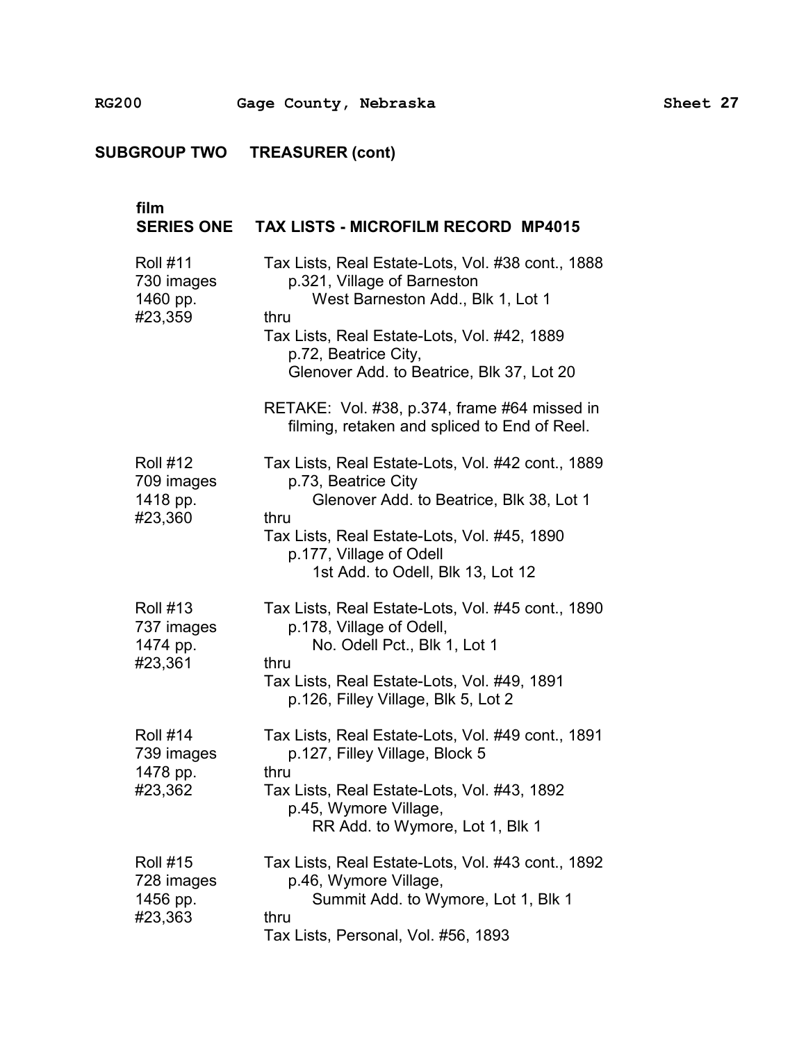## SUBGROUP TWO TREASURER (cont)

### film
### SERIES ONE TAX LISTS - MICROFILM RECORD MP4015

| | |
|---|---|
| Roll #11<br>730 images<br>1460 pp.<br>#23,359 | Tax Lists, Real Estate-Lots, Vol. #38 cont., 1888<br>p.321, Village of Barneston<br>West Barneston Add., Blk 1, Lot 1<br>thru<br>Tax Lists, Real Estate-Lots, Vol. #42, 1889<br>p.72, Beatrice City,<br>Glenover Add. to Beatrice, Blk 37, Lot 20<br><br>RETAKE: Vol. #38, p.374, frame #64 missed in filming, retaken and spliced to End of Reel. |
| Roll #12<br>709 images<br>1418 pp.<br>#23,360 | Tax Lists, Real Estate-Lots, Vol. #42 cont., 1889<br>p.73, Beatrice City<br>Glenover Add. to Beatrice, Blk 38, Lot 1<br>thru<br>Tax Lists, Real Estate-Lots, Vol. #45, 1890<br>p.177, Village of Odell<br>1st Add. to Odell, Blk 13, Lot 12 |
| Roll #13<br>737 images<br>1474 pp.<br>#23,361 | Tax Lists, Real Estate-Lots, Vol. #45 cont., 1890<br>p.178, Village of Odell,<br>No. Odell Pct., Blk 1, Lot 1<br>thru<br>Tax Lists, Real Estate-Lots, Vol. #49, 1891<br>p.126, Filley Village, Blk 5, Lot 2 |
| Roll #14<br>739 images<br>1478 pp.<br>#23,362 | Tax Lists, Real Estate-Lots, Vol. #49 cont., 1891<br>p.127, Filley Village, Block 5<br>thru<br>Tax Lists, Real Estate-Lots, Vol. #43, 1892<br>p.45, Wymore Village,<br>RR Add. to Wymore, Lot 1, Blk 1 |
| Roll #15<br>728 images<br>1456 pp.<br>#23,363 | Tax Lists, Real Estate-Lots, Vol. #43 cont., 1892<br>p.46, Wymore Village,<br>Summit Add. to Wymore, Lot 1, Blk 1<br>thru<br>Tax Lists, Personal, Vol. #56, 1893 |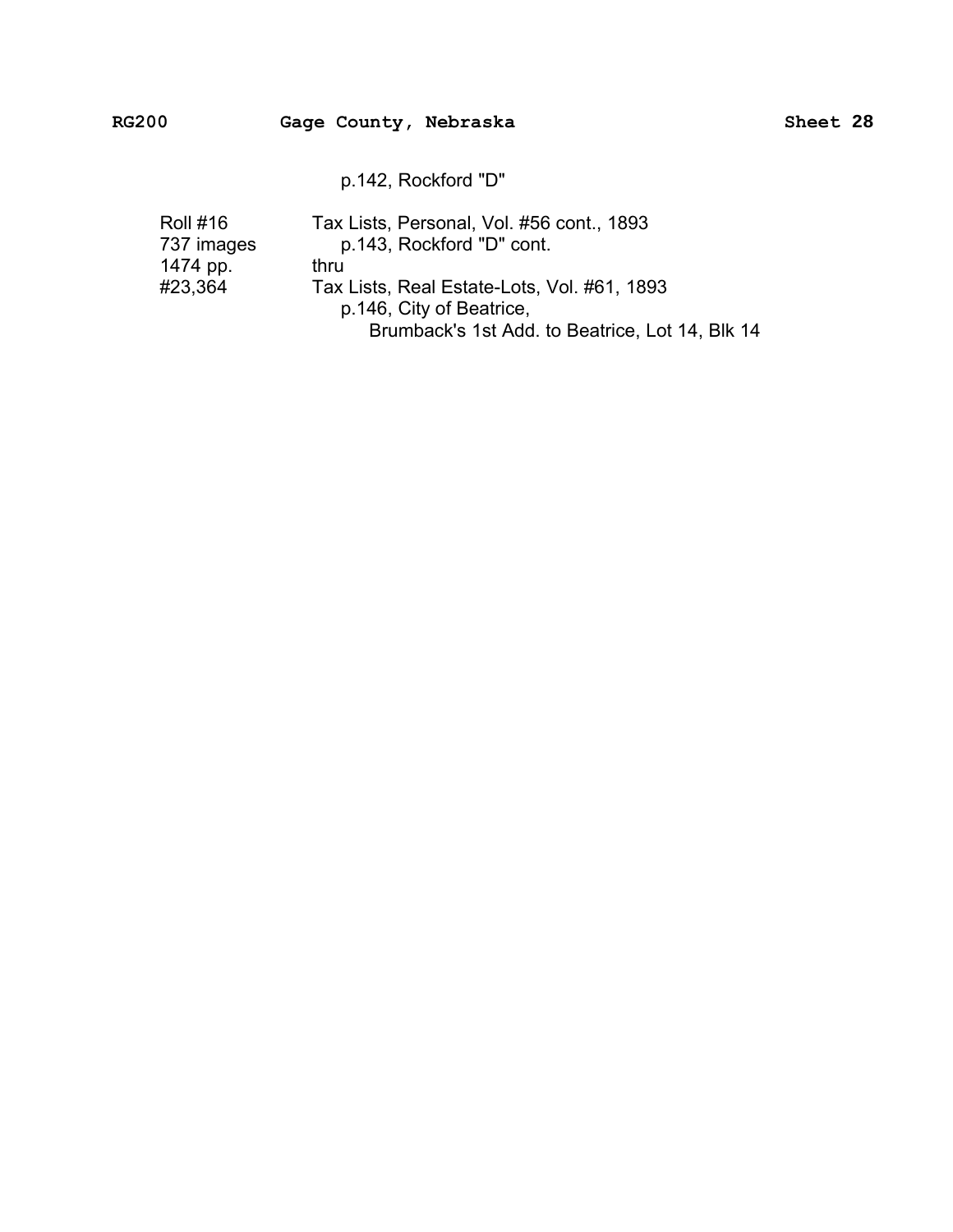p.142, Rockford "D"

| | |
|---|---|
| Roll #16 | Tax Lists, Personal, Vol. #56 cont., 1893 |
| 737 images | p.143, Rockford "D" cont. |
| 1474 pp. | thru |
| #23,364 | Tax Lists, Real Estate-Lots, Vol. #61, 1893 |
| | p.146, City of Beatrice, |
| | Brumback's 1st Add. to Beatrice, Lot 14, Blk 14 |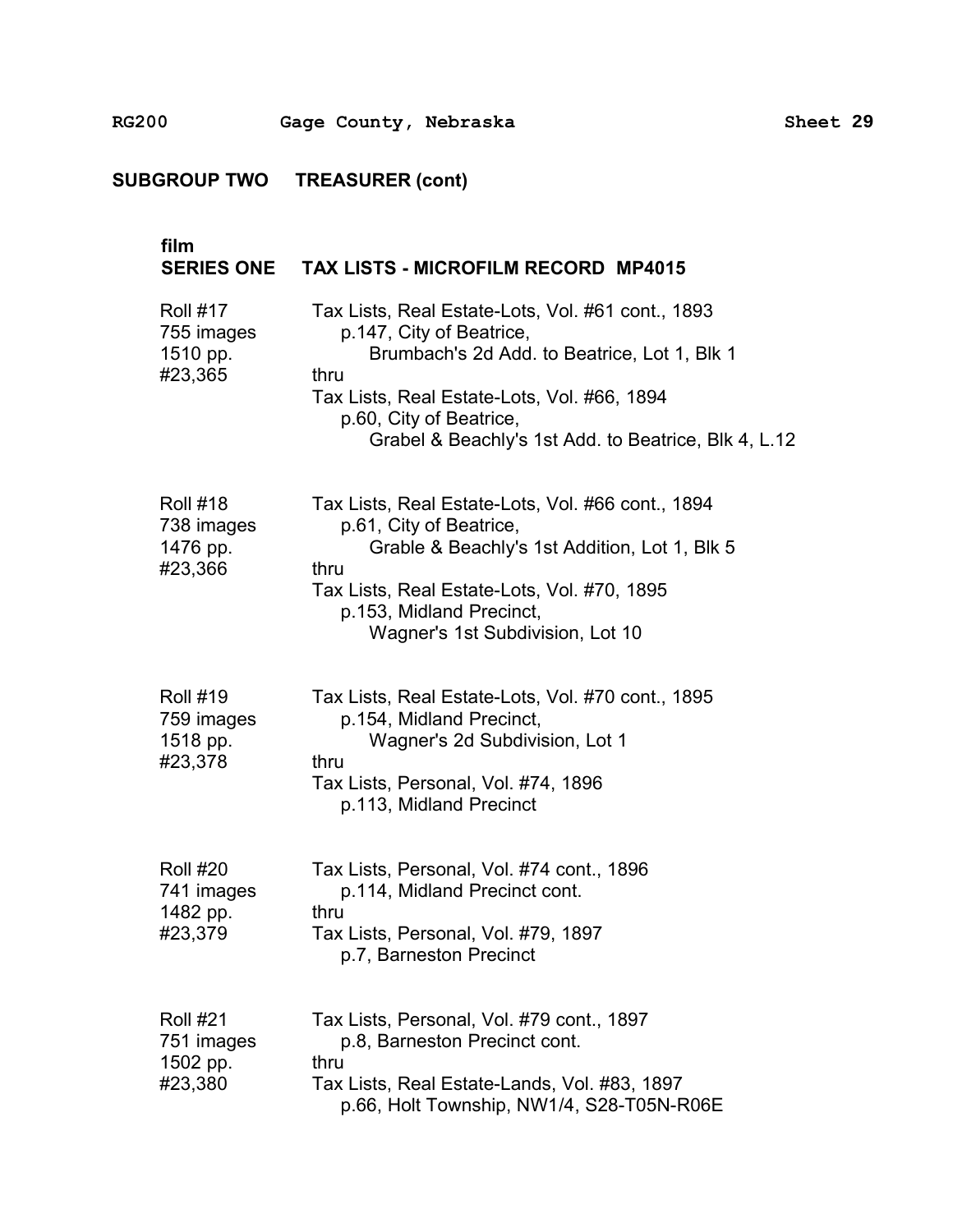## SUBGROUP TWO TREASURER (cont)

### film SERIES ONE TAX LISTS - MICROFILM RECORD MP4015

| | |
|---|---|
| Roll #17<br>755 images<br>1510 pp.<br>#23,365 | Tax Lists, Real Estate-Lots, Vol. #61 cont., 1893<br>p.147, City of Beatrice,<br>Brumbach's 2d Add. to Beatrice, Lot 1, Blk 1<br>thru<br>Tax Lists, Real Estate-Lots, Vol. #66, 1894<br>p.60, City of Beatrice,<br>Grabel & Beachly's 1st Add. to Beatrice, Blk 4, L.12 |
| Roll #18<br>738 images<br>1476 pp.<br>#23,366 | Tax Lists, Real Estate-Lots, Vol. #66 cont., 1894<br>p.61, City of Beatrice,<br>Grable & Beachly's 1st Addition, Lot 1, Blk 5<br>thru<br>Tax Lists, Real Estate-Lots, Vol. #70, 1895<br>p.153, Midland Precinct,<br>Wagner's 1st Subdivision, Lot 10 |
| Roll #19<br>759 images<br>1518 pp.<br>#23,378 | Tax Lists, Real Estate-Lots, Vol. #70 cont., 1895<br>p.154, Midland Precinct,<br>Wagner's 2d Subdivision, Lot 1<br>thru<br>Tax Lists, Personal, Vol. #74, 1896<br>p.113, Midland Precinct |
| Roll #20<br>741 images<br>1482 pp.<br>#23,379 | Tax Lists, Personal, Vol. #74 cont., 1896<br>p.114, Midland Precinct cont.<br>thru<br>Tax Lists, Personal, Vol. #79, 1897<br>p.7, Barneston Precinct |
| Roll #21<br>751 images<br>1502 pp.<br>#23,380 | Tax Lists, Personal, Vol. #79 cont., 1897<br>p.8, Barneston Precinct cont.<br>thru<br>Tax Lists, Real Estate-Lands, Vol. #83, 1897<br>p.66, Holt Township, NW1/4, S28-T05N-R06E |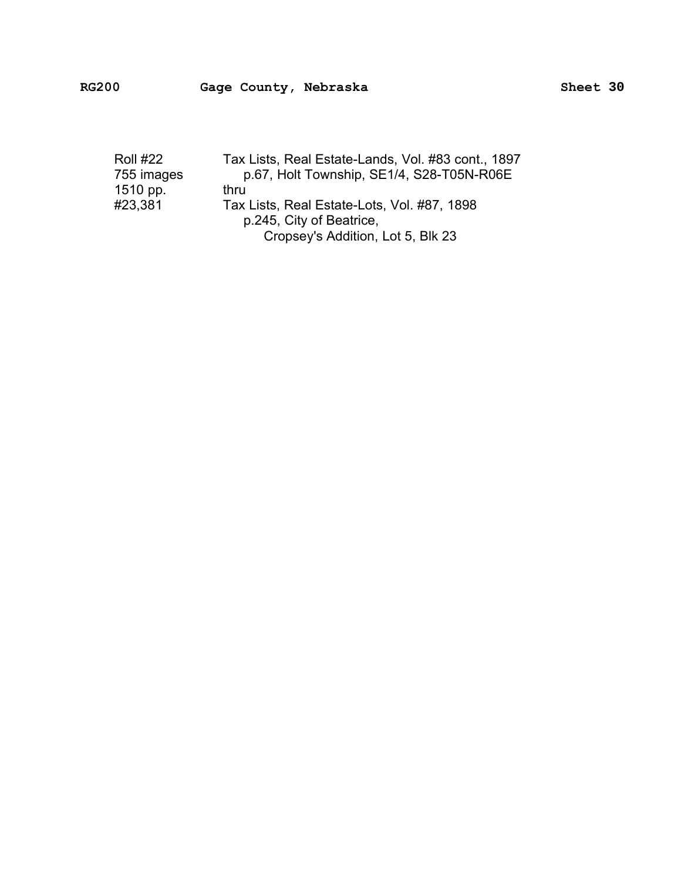| | |
|---|---|
| Roll #22 | Tax Lists, Real Estate-Lands, Vol. #83 cont., 1897 |
| 755 images | p.67, Holt Township, SE1/4, S28-T05N-R06E |
| 1510 pp. | thru |
| #23,381 | Tax Lists, Real Estate-Lots, Vol. #87, 1898 |
| | p.245, City of Beatrice, |
| | Cropsey's Addition, Lot 5, Blk 23 |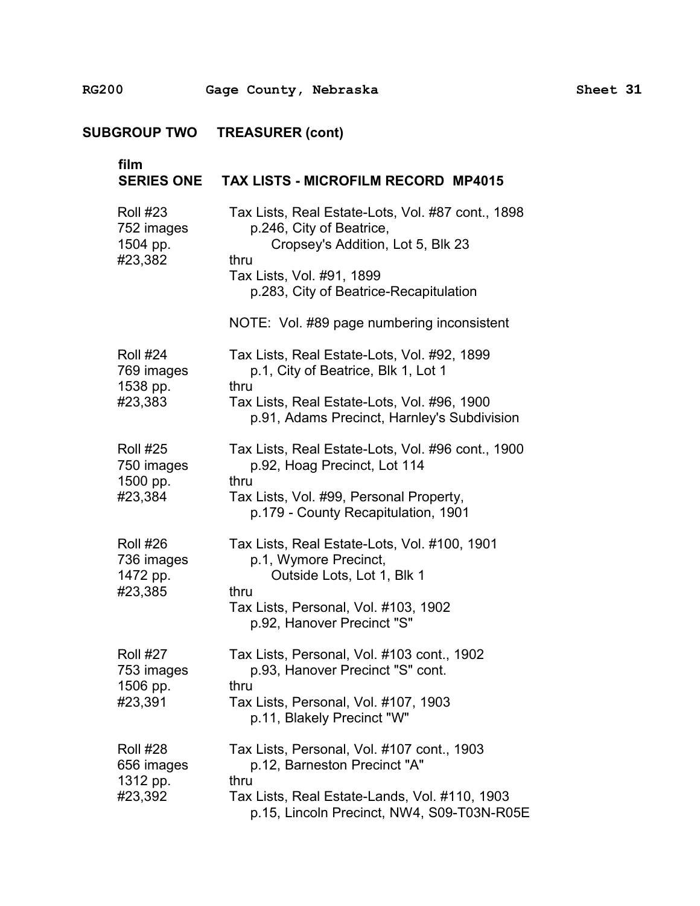## SUBGROUP TWO TREASURER (cont)

### film SERIES ONE TAX LISTS - MICROFILM RECORD MP4015

| | |
|---|---|
| Roll #23<br>752 images<br>1504 pp.<br>#23,382 | Tax Lists, Real Estate-Lots, Vol. #87 cont., 1898<br>p.246, City of Beatrice,<br>Cropsey's Addition, Lot 5, Blk 23<br>thru<br>Tax Lists, Vol. #91, 1899<br>p.283, City of Beatrice-Recapitulation<br><br>NOTE: Vol. #89 page numbering inconsistent |
| Roll #24<br>769 images<br>1538 pp.<br>#23,383 | Tax Lists, Real Estate-Lots, Vol. #92, 1899<br>p.1, City of Beatrice, Blk 1, Lot 1<br>thru<br>Tax Lists, Real Estate-Lots, Vol. #96, 1900<br>p.91, Adams Precinct, Harnley's Subdivision |
| Roll #25<br>750 images<br>1500 pp.<br>#23,384 | Tax Lists, Real Estate-Lots, Vol. #96 cont., 1900<br>p.92, Hoag Precinct, Lot 114<br>thru<br>Tax Lists, Vol. #99, Personal Property,<br>p.179 - County Recapitulation, 1901 |
| Roll #26<br>736 images<br>1472 pp.<br>#23,385 | Tax Lists, Real Estate-Lots, Vol. #100, 1901<br>p.1, Wymore Precinct,<br>Outside Lots, Lot 1, Blk 1<br>thru<br>Tax Lists, Personal, Vol. #103, 1902<br>p.92, Hanover Precinct "S" |
| Roll #27<br>753 images<br>1506 pp.<br>#23,391 | Tax Lists, Personal, Vol. #103 cont., 1902<br>p.93, Hanover Precinct "S" cont.<br>thru<br>Tax Lists, Personal, Vol. #107, 1903<br>p.11, Blakely Precinct "W" |
| Roll #28<br>656 images<br>1312 pp.<br>#23,392 | Tax Lists, Personal, Vol. #107 cont., 1903<br>p.12, Barneston Precinct "A"<br>thru<br>Tax Lists, Real Estate-Lands, Vol. #110, 1903<br>p.15, Lincoln Precinct, NW4, S09-T03N-R05E |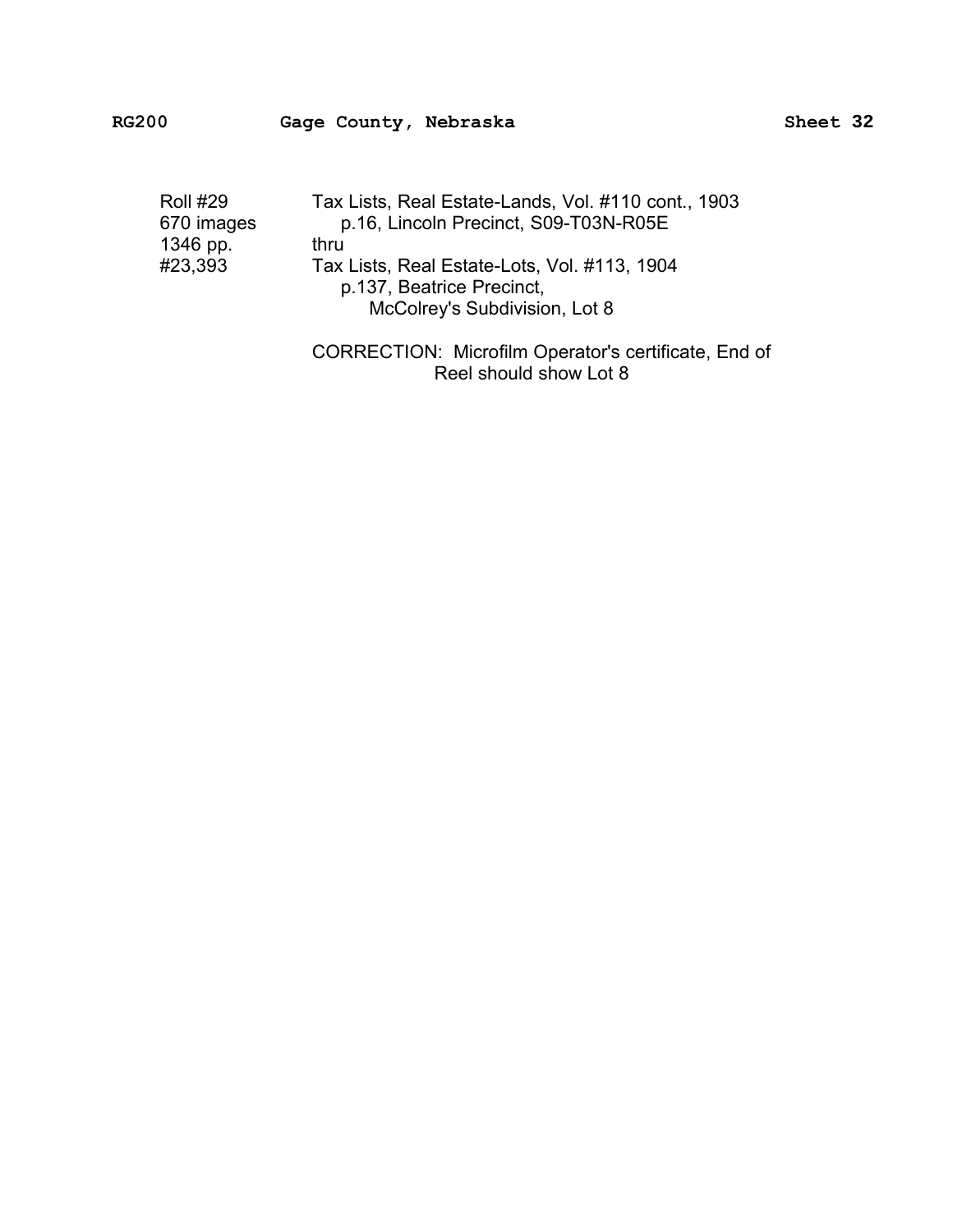Roll #29
670 images
1346 pp.
#23,393

Tax Lists, Real Estate-Lands, Vol. #110 cont., 1903
p.16, Lincoln Precinct, S09-T03N-R05E
thru
Tax Lists, Real Estate-Lots, Vol. #113, 1904
p.137, Beatrice Precinct,
McColrey's Subdivision, Lot 8

CORRECTION: Microfilm Operator's certificate, End of Reel should show Lot 8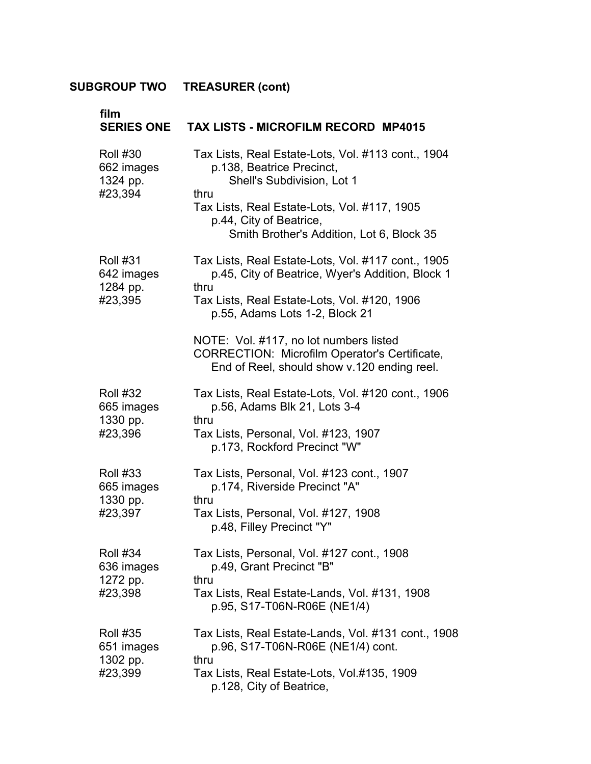## SUBGROUP TWO TREASURER (cont)

### film SERIES ONE TAX LISTS - MICROFILM RECORD MP4015

| | |
|---|---|
| Roll #30<br>662 images<br>1324 pp.<br>#23,394 | Tax Lists, Real Estate-Lots, Vol. #113 cont., 1904<br>p.138, Beatrice Precinct,<br>Shell's Subdivision, Lot 1<br>thru<br>Tax Lists, Real Estate-Lots, Vol. #117, 1905<br>p.44, City of Beatrice,<br>Smith Brother's Addition, Lot 6, Block 35 |
| Roll #31<br>642 images<br>1284 pp.<br>#23,395 | Tax Lists, Real Estate-Lots, Vol. #117 cont., 1905<br>p.45, City of Beatrice, Wyer's Addition, Block 1<br>thru<br>Tax Lists, Real Estate-Lots, Vol. #120, 1906<br>p.55, Adams Lots 1-2, Block 21<br><br>NOTE: Vol. #117, no lot numbers listed<br>CORRECTION: Microfilm Operator's Certificate, End of Reel, should show v.120 ending reel. |
| Roll #32<br>665 images<br>1330 pp.<br>#23,396 | Tax Lists, Real Estate-Lots, Vol. #120 cont., 1906<br>p.56, Adams Blk 21, Lots 3-4<br>thru<br>Tax Lists, Personal, Vol. #123, 1907<br>p.173, Rockford Precinct "W" |
| Roll #33<br>665 images<br>1330 pp.<br>#23,397 | Tax Lists, Personal, Vol. #123 cont., 1907<br>p.174, Riverside Precinct "A"<br>thru<br>Tax Lists, Personal, Vol. #127, 1908<br>p.48, Filley Precinct "Y" |
| Roll #34<br>636 images<br>1272 pp.<br>#23,398 | Tax Lists, Personal, Vol. #127 cont., 1908<br>p.49, Grant Precinct "B"<br>thru<br>Tax Lists, Real Estate-Lands, Vol. #131, 1908<br>p.95, S17-T06N-R06E (NE1/4) |
| Roll #35<br>651 images<br>1302 pp.<br>#23,399 | Tax Lists, Real Estate-Lands, Vol. #131 cont., 1908<br>p.96, S17-T06N-R06E (NE1/4) cont.<br>thru<br>Tax Lists, Real Estate-Lots, Vol.#135, 1909<br>p.128, City of Beatrice, |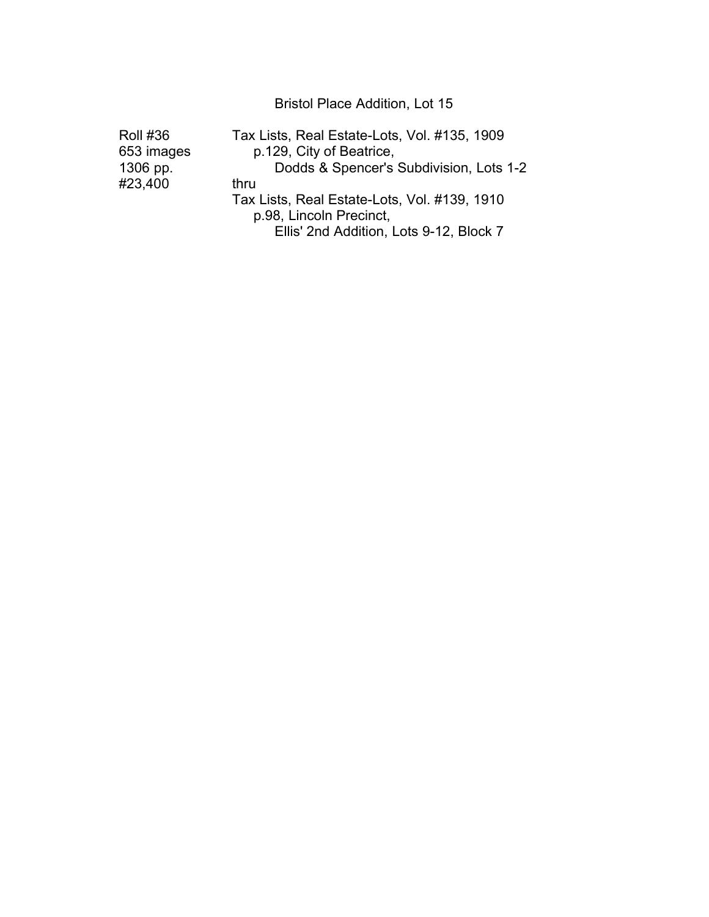Bristol Place Addition, Lot 15

| | |
|---|---|
| Roll #36 | Tax Lists, Real Estate-Lots, Vol. #135, 1909 |
| 653 images | p.129, City of Beatrice, |
| 1306 pp. | Dodds & Spencer's Subdivision, Lots 1-2 |
| #23,400 | thru |
| | Tax Lists, Real Estate-Lots, Vol. #139, 1910 |
| | p.98, Lincoln Precinct, |
| | Ellis' 2nd Addition, Lots 9-12, Block 7 |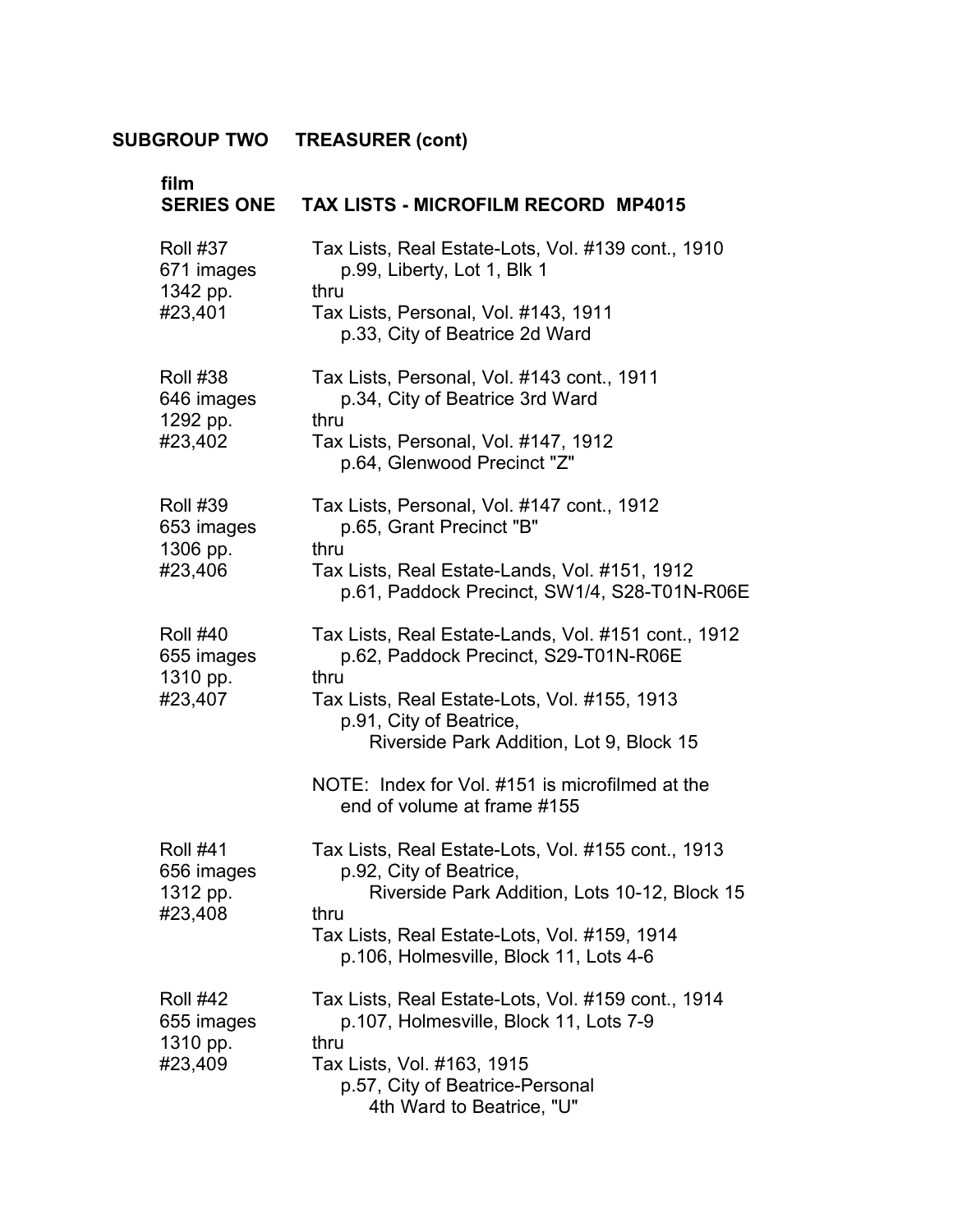## SUBGROUP TWO TREASURER (cont)

### film SERIES ONE TAX LISTS - MICROFILM RECORD MP4015

| Roll | Contents |
|---|---|
| Roll #37<br>671 images<br>1342 pp.<br>#23,401 | Tax Lists, Real Estate-Lots, Vol. #139 cont., 1910<br>p.99, Liberty, Lot 1, Blk 1<br>thru<br>Tax Lists, Personal, Vol. #143, 1911<br>p.33, City of Beatrice 2d Ward |
| Roll #38<br>646 images<br>1292 pp.<br>#23,402 | Tax Lists, Personal, Vol. #143 cont., 1911<br>p.34, City of Beatrice 3rd Ward<br>thru<br>Tax Lists, Personal, Vol. #147, 1912<br>p.64, Glenwood Precinct "Z" |
| Roll #39<br>653 images<br>1306 pp.<br>#23,406 | Tax Lists, Personal, Vol. #147 cont., 1912<br>p.65, Grant Precinct "B"<br>thru<br>Tax Lists, Real Estate-Lands, Vol. #151, 1912<br>p.61, Paddock Precinct, SW1/4, S28-T01N-R06E |
| Roll #40<br>655 images<br>1310 pp.<br>#23,407 | Tax Lists, Real Estate-Lands, Vol. #151 cont., 1912<br>p.62, Paddock Precinct, S29-T01N-R06E<br>thru<br>Tax Lists, Real Estate-Lots, Vol. #155, 1913<br>p.91, City of Beatrice,<br>Riverside Park Addition, Lot 9, Block 15<br><br>NOTE: Index for Vol. #151 is microfilmed at the end of volume at frame #155 |
| Roll #41<br>656 images<br>1312 pp.<br>#23,408 | Tax Lists, Real Estate-Lots, Vol. #155 cont., 1913<br>p.92, City of Beatrice,<br>Riverside Park Addition, Lots 10-12, Block 15<br>thru<br>Tax Lists, Real Estate-Lots, Vol. #159, 1914<br>p.106, Holmesville, Block 11, Lots 4-6 |
| Roll #42<br>655 images<br>1310 pp.<br>#23,409 | Tax Lists, Real Estate-Lots, Vol. #159 cont., 1914<br>p.107, Holmesville, Block 11, Lots 7-9<br>thru<br>Tax Lists, Vol. #163, 1915<br>p.57, City of Beatrice-Personal<br>4th Ward to Beatrice, "U" |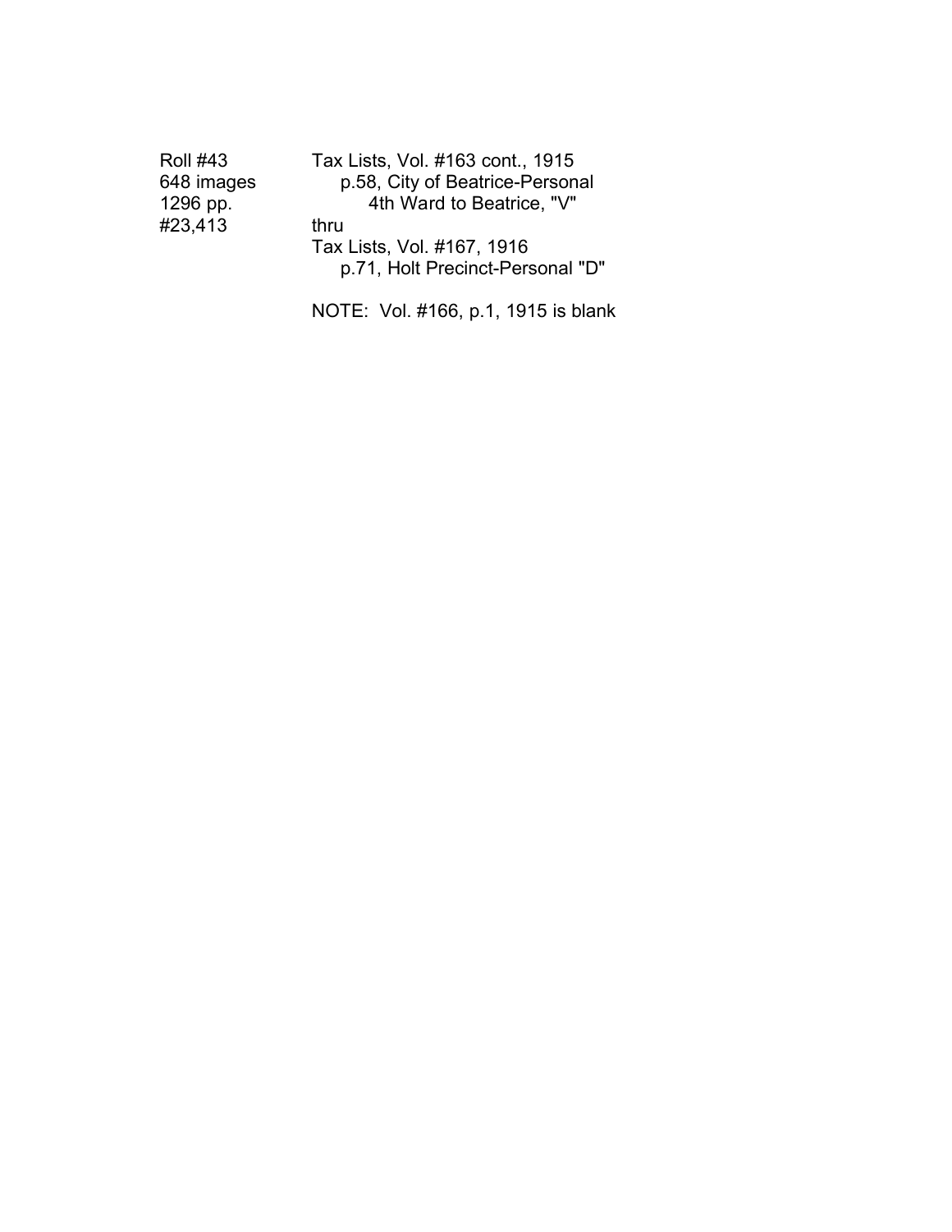| | |
|---|---|
| Roll #43 | Tax Lists, Vol. #163 cont., 1915 |
| 648 images | p.58, City of Beatrice-Personal |
| 1296 pp. | 4th Ward to Beatrice, "V" |
| #23,413 | thru |
| | Tax Lists, Vol. #167, 1916 |
| | p.71, Holt Precinct-Personal "D" |
| | |
| | NOTE: Vol. #166, p.1, 1915 is blank |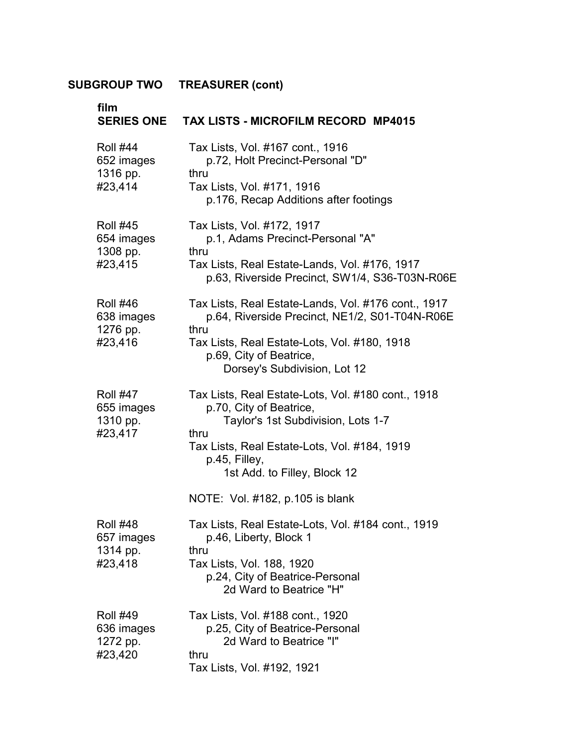## SUBGROUP TWO TREASURER (cont)

### film SERIES ONE TAX LISTS - MICROFILM RECORD MP4015

| | |
|---|---|
| Roll #44<br>652 images<br>1316 pp.<br>#23,414 | Tax Lists, Vol. #167 cont., 1916<br>p.72, Holt Precinct-Personal "D"<br>thru<br>Tax Lists, Vol. #171, 1916<br>p.176, Recap Additions after footings |
| Roll #45<br>654 images<br>1308 pp.<br>#23,415 | Tax Lists, Vol. #172, 1917<br>p.1, Adams Precinct-Personal "A"<br>thru<br>Tax Lists, Real Estate-Lands, Vol. #176, 1917<br>p.63, Riverside Precinct, SW1/4, S36-T03N-R06E |
| Roll #46<br>638 images<br>1276 pp.<br>#23,416 | Tax Lists, Real Estate-Lands, Vol. #176 cont., 1917<br>p.64, Riverside Precinct, NE1/2, S01-T04N-R06E<br>thru<br>Tax Lists, Real Estate-Lots, Vol. #180, 1918<br>p.69, City of Beatrice,<br>Dorsey's Subdivision, Lot 12 |
| Roll #47<br>655 images<br>1310 pp.<br>#23,417 | Tax Lists, Real Estate-Lots, Vol. #180 cont., 1918<br>p.70, City of Beatrice,<br>Taylor's 1st Subdivision, Lots 1-7<br>thru<br>Tax Lists, Real Estate-Lots, Vol. #184, 1919<br>p.45, Filley,<br>1st Add. to Filley, Block 12<br><br>NOTE: Vol. #182, p.105 is blank |
| Roll #48<br>657 images<br>1314 pp.<br>#23,418 | Tax Lists, Real Estate-Lots, Vol. #184 cont., 1919<br>p.46, Liberty, Block 1<br>thru<br>Tax Lists, Vol. 188, 1920<br>p.24, City of Beatrice-Personal<br>2d Ward to Beatrice "H" |
| Roll #49<br>636 images<br>1272 pp.<br>#23,420 | Tax Lists, Vol. #188 cont., 1920<br>p.25, City of Beatrice-Personal<br>2d Ward to Beatrice "I"<br>thru<br>Tax Lists, Vol. #192, 1921 |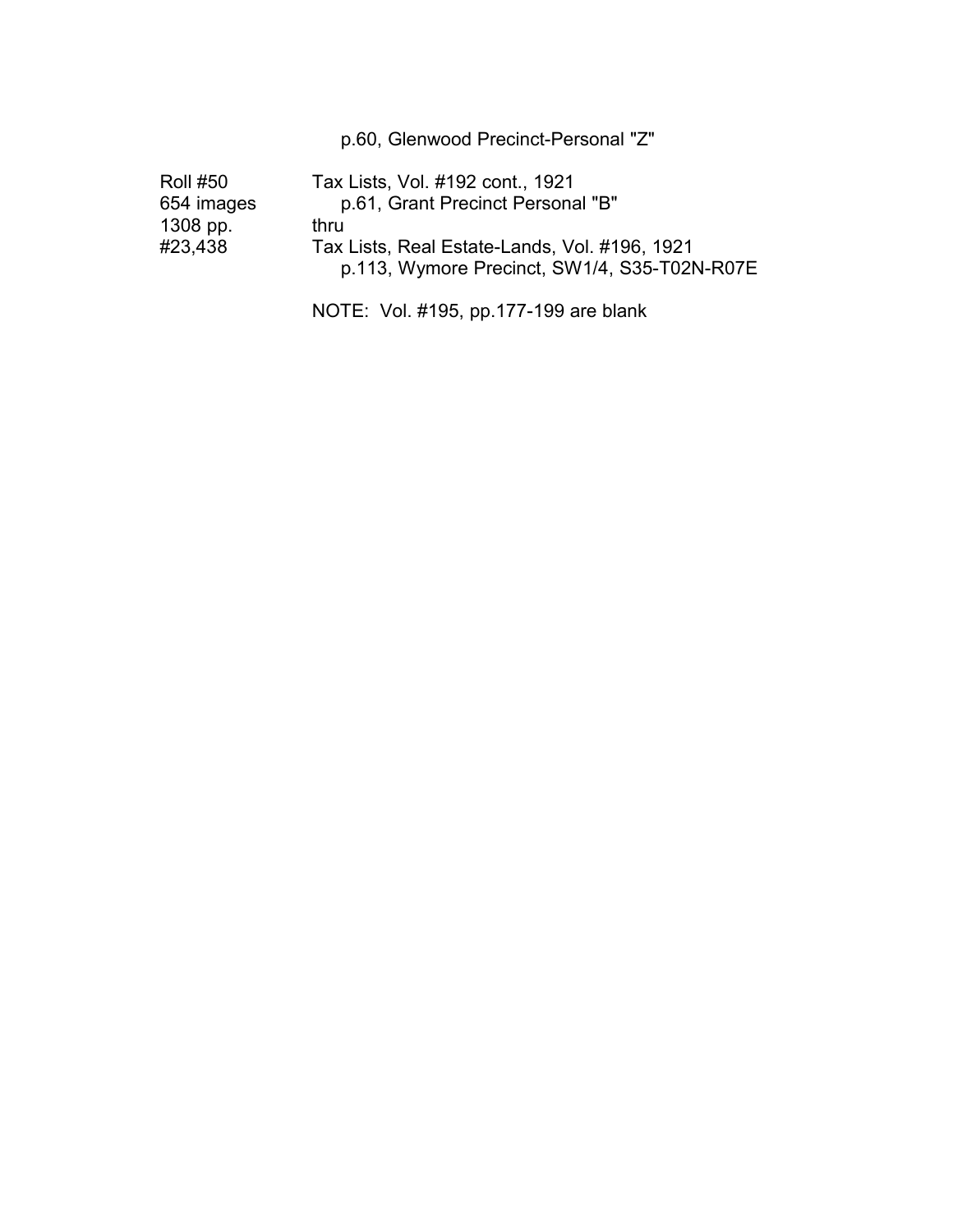p.60, Glenwood Precinct-Personal "Z"

| | |
|---|---|
| Roll #50 | Tax Lists, Vol. #192 cont., 1921 |
| 654 images | p.61, Grant Precinct Personal "B" |
| 1308 pp. | thru |
| #23,438 | Tax Lists, Real Estate-Lands, Vol. #196, 1921 |
| | p.113, Wymore Precinct, SW1/4, S35-T02N-R07E |

NOTE: Vol. #195, pp.177-199 are blank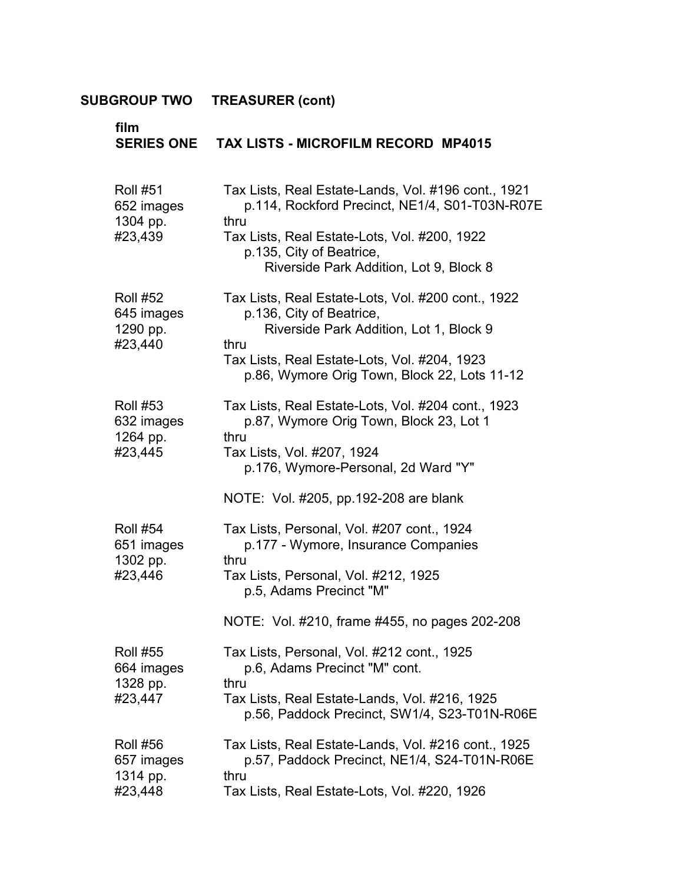**SUBGROUP TWO TREASURER (cont)**

**film**
**SERIES ONE TAX LISTS - MICROFILM RECORD MP4015**

| | |
|---|---|
| Roll #51<br>652 images<br>1304 pp.<br>#23,439 | Tax Lists, Real Estate-Lands, Vol. #196 cont., 1921<br>p.114, Rockford Precinct, NE1/4, S01-T03N-R07E<br>thru<br>Tax Lists, Real Estate-Lots, Vol. #200, 1922<br>p.135, City of Beatrice,<br>Riverside Park Addition, Lot 9, Block 8 |
| Roll #52<br>645 images<br>1290 pp.<br>#23,440 | Tax Lists, Real Estate-Lots, Vol. #200 cont., 1922<br>p.136, City of Beatrice,<br>Riverside Park Addition, Lot 1, Block 9<br>thru<br>Tax Lists, Real Estate-Lots, Vol. #204, 1923<br>p.86, Wymore Orig Town, Block 22, Lots 11-12 |
| Roll #53<br>632 images<br>1264 pp.<br>#23,445 | Tax Lists, Real Estate-Lots, Vol. #204 cont., 1923<br>p.87, Wymore Orig Town, Block 23, Lot 1<br>thru<br>Tax Lists, Vol. #207, 1924<br>p.176, Wymore-Personal, 2d Ward "Y"<br><br>NOTE: Vol. #205, pp.192-208 are blank |
| Roll #54<br>651 images<br>1302 pp.<br>#23,446 | Tax Lists, Personal, Vol. #207 cont., 1924<br>p.177 - Wymore, Insurance Companies<br>thru<br>Tax Lists, Personal, Vol. #212, 1925<br>p.5, Adams Precinct "M"<br><br>NOTE: Vol. #210, frame #455, no pages 202-208 |
| Roll #55<br>664 images<br>1328 pp.<br>#23,447 | Tax Lists, Personal, Vol. #212 cont., 1925<br>p.6, Adams Precinct "M" cont.<br>thru<br>Tax Lists, Real Estate-Lands, Vol. #216, 1925<br>p.56, Paddock Precinct, SW1/4, S23-T01N-R06E |
| Roll #56<br>657 images<br>1314 pp.<br>#23,448 | Tax Lists, Real Estate-Lands, Vol. #216 cont., 1925<br>p.57, Paddock Precinct, NE1/4, S24-T01N-R06E<br>thru<br>Tax Lists, Real Estate-Lots, Vol. #220, 1926 |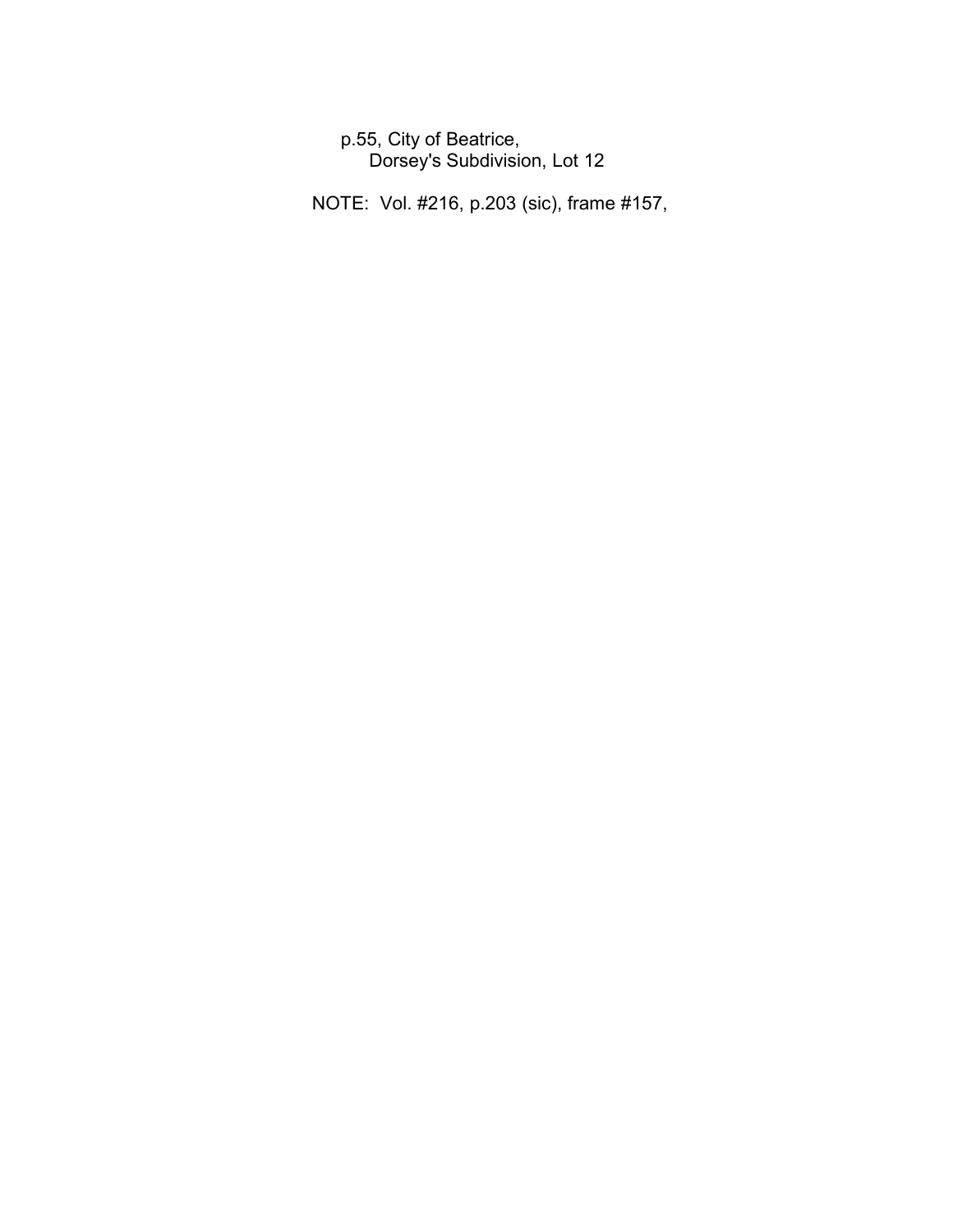p.55, City of Beatrice,
  Dorsey's Subdivision, Lot 12

NOTE: Vol. #216, p.203 (sic), frame #157,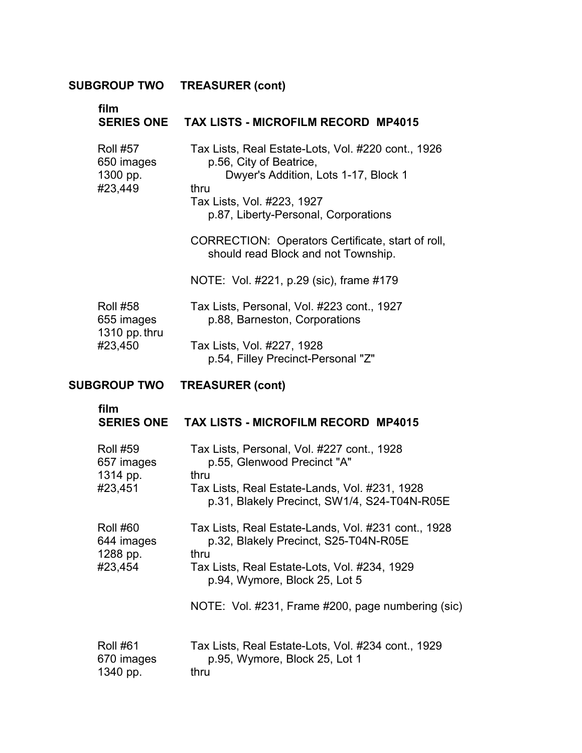## SUBGROUP TWO TREASURER (cont)

### film SERIES ONE TAX LISTS - MICROFILM RECORD MP4015

| | |
|---|---|
| Roll #57<br>650 images<br>1300 pp.<br>#23,449 | Tax Lists, Real Estate-Lots, Vol. #220 cont., 1926<br>p.56, City of Beatrice,<br>Dwyer's Addition, Lots 1-17, Block 1<br>thru<br>Tax Lists, Vol. #223, 1927<br>p.87, Liberty-Personal, Corporations<br><br>CORRECTION: Operators Certificate, start of roll, should read Block and not Township.<br><br>NOTE: Vol. #221, p.29 (sic), frame #179 |
| Roll #58<br>655 images<br>1310 pp.<br>#23,450 | Tax Lists, Personal, Vol. #223 cont., 1927<br>p.88, Barneston, Corporations<br>thru<br>Tax Lists, Vol. #227, 1928<br>p.54, Filley Precinct-Personal "Z" |

## SUBGROUP TWO TREASURER (cont)

### film SERIES ONE TAX LISTS - MICROFILM RECORD MP4015

| | |
|---|---|
| Roll #59<br>657 images<br>1314 pp.<br>#23,451 | Tax Lists, Personal, Vol. #227 cont., 1928<br>p.55, Glenwood Precinct "A"<br>thru<br>Tax Lists, Real Estate-Lands, Vol. #231, 1928<br>p.31, Blakely Precinct, SW1/4, S24-T04N-R05E |
| Roll #60<br>644 images<br>1288 pp.<br>#23,454 | Tax Lists, Real Estate-Lands, Vol. #231 cont., 1928<br>p.32, Blakely Precinct, S25-T04N-R05E<br>thru<br>Tax Lists, Real Estate-Lots, Vol. #234, 1929<br>p.94, Wymore, Block 25, Lot 5<br><br>NOTE: Vol. #231, Frame #200, page numbering (sic) |
| Roll #61<br>670 images<br>1340 pp. | Tax Lists, Real Estate-Lots, Vol. #234 cont., 1929<br>p.95, Wymore, Block 25, Lot 1<br>thru |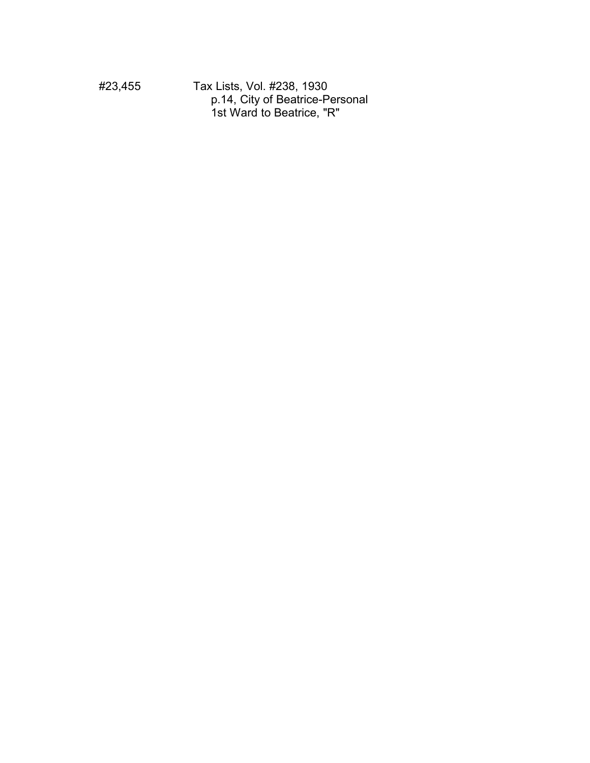#23,455 Tax Lists, Vol. #238, 1930
p.14, City of Beatrice-Personal
1st Ward to Beatrice, "R"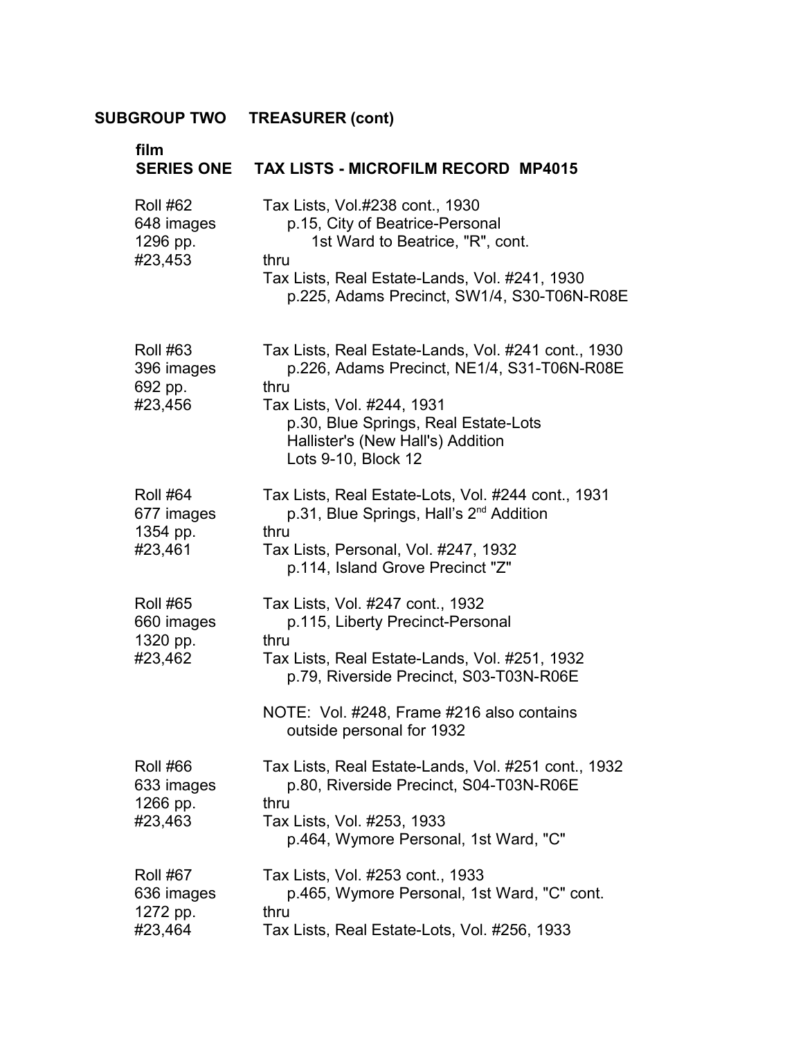## SUBGROUP TWO TREASURER (cont)

### film SERIES ONE TAX LISTS - MICROFILM RECORD MP4015

| | |
|---|---|
| Roll #62<br>648 images<br>1296 pp.<br>#23,453 | Tax Lists, Vol.#238 cont., 1930<br>p.15, City of Beatrice-Personal<br>1st Ward to Beatrice, "R", cont.<br>thru<br>Tax Lists, Real Estate-Lands, Vol. #241, 1930<br>p.225, Adams Precinct, SW1/4, S30-T06N-R08E |
| Roll #63<br>396 images<br>692 pp.<br>#23,456 | Tax Lists, Real Estate-Lands, Vol. #241 cont., 1930<br>p.226, Adams Precinct, NE1/4, S31-T06N-R08E<br>thru<br>Tax Lists, Vol. #244, 1931<br>p.30, Blue Springs, Real Estate-Lots<br>Hallister's (New Hall's) Addition<br>Lots 9-10, Block 12 |
| Roll #64<br>677 images<br>1354 pp.<br>#23,461 | Tax Lists, Real Estate-Lots, Vol. #244 cont., 1931<br>p.31, Blue Springs, Hall's 2nd Addition<br>thru<br>Tax Lists, Personal, Vol. #247, 1932<br>p.114, Island Grove Precinct "Z" |
| Roll #65<br>660 images<br>1320 pp.<br>#23,462 | Tax Lists, Vol. #247 cont., 1932<br>p.115, Liberty Precinct-Personal<br>thru<br>Tax Lists, Real Estate-Lands, Vol. #251, 1932<br>p.79, Riverside Precinct, S03-T03N-R06E<br><br>NOTE: Vol. #248, Frame #216 also contains outside personal for 1932 |
| Roll #66<br>633 images<br>1266 pp.<br>#23,463 | Tax Lists, Real Estate-Lands, Vol. #251 cont., 1932<br>p.80, Riverside Precinct, S04-T03N-R06E<br>thru<br>Tax Lists, Vol. #253, 1933<br>p.464, Wymore Personal, 1st Ward, "C" |
| Roll #67<br>636 images<br>1272 pp.<br>#23,464 | Tax Lists, Vol. #253 cont., 1933<br>p.465, Wymore Personal, 1st Ward, "C" cont.<br>thru<br>Tax Lists, Real Estate-Lots, Vol. #256, 1933 |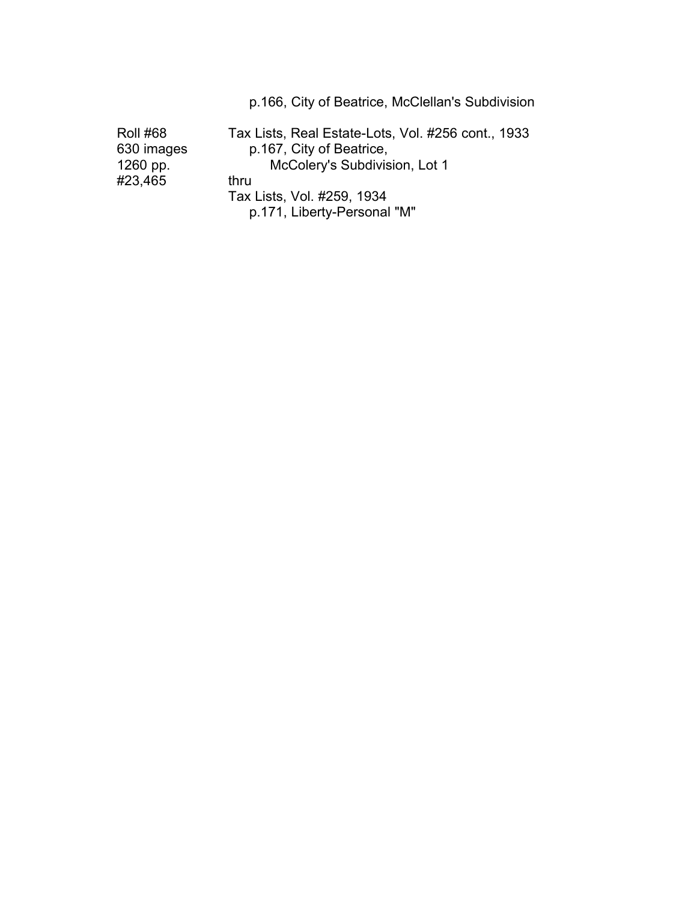p.166, City of Beatrice, McClellan's Subdivision

| | |
|---|---|
| Roll #68 | Tax Lists, Real Estate-Lots, Vol. #256 cont., 1933 |
| 630 images | p.167, City of Beatrice, |
| 1260 pp. | McColery's Subdivision, Lot 1 |
| #23,465 | thru |
| | Tax Lists, Vol. #259, 1934 |
| | p.171, Liberty-Personal "M" |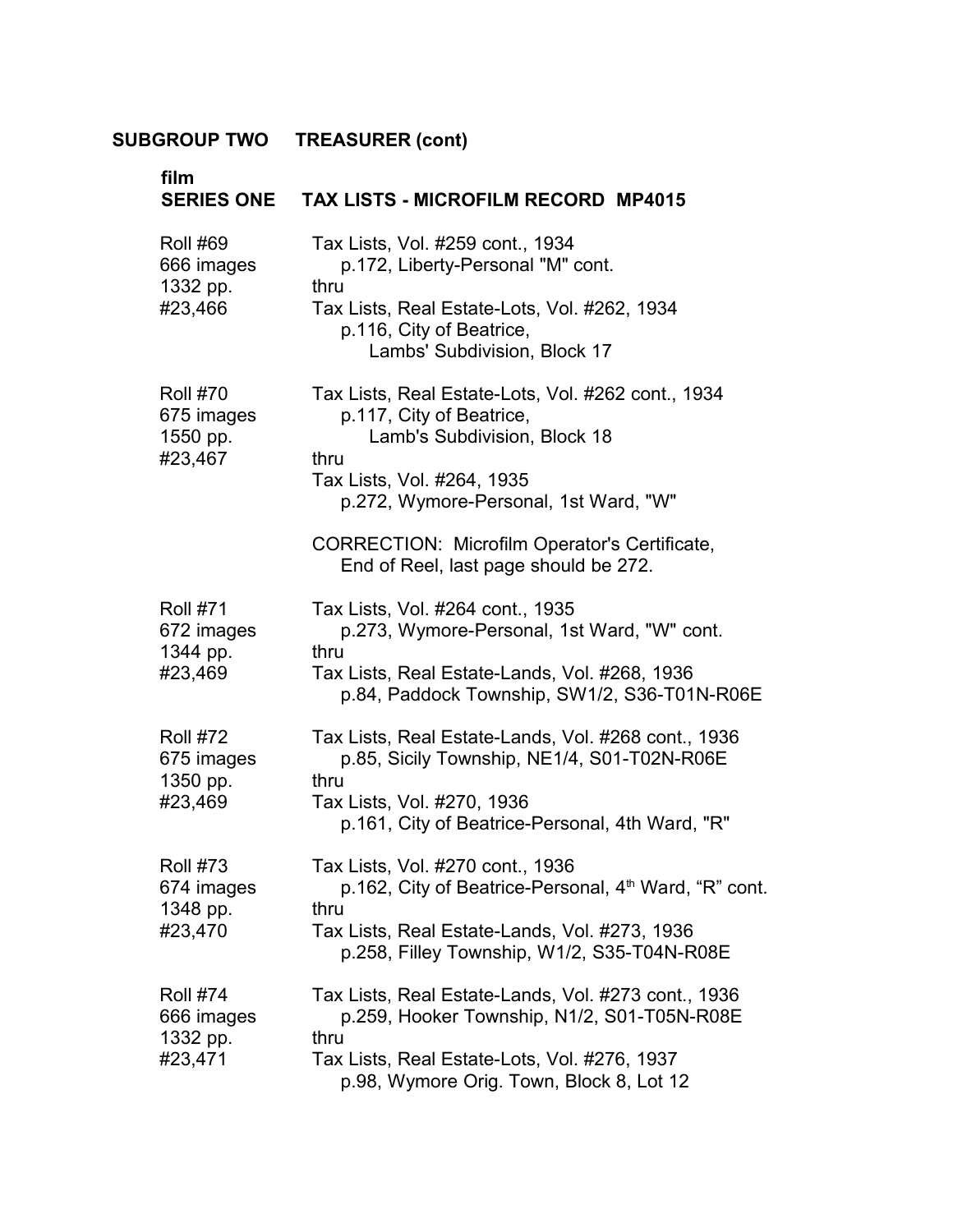**SUBGROUP TWO TREASURER (cont)**

**film**
**SERIES ONE TAX LISTS - MICROFILM RECORD MP4015**

| | |
|---|---|
| Roll #69<br>666 images<br>1332 pp.<br>#23,466 | Tax Lists, Vol. #259 cont., 1934<br>p.172, Liberty-Personal "M" cont.<br>thru<br>Tax Lists, Real Estate-Lots, Vol. #262, 1934<br>p.116, City of Beatrice,<br>Lambs' Subdivision, Block 17 |
| Roll #70<br>675 images<br>1550 pp.<br>#23,467 | Tax Lists, Real Estate-Lots, Vol. #262 cont., 1934<br>p.117, City of Beatrice,<br>Lamb's Subdivision, Block 18<br>thru<br>Tax Lists, Vol. #264, 1935<br>p.272, Wymore-Personal, 1st Ward, "W"<br><br>CORRECTION: Microfilm Operator's Certificate,<br>End of Reel, last page should be 272. |
| Roll #71<br>672 images<br>1344 pp.<br>#23,469 | Tax Lists, Vol. #264 cont., 1935<br>p.273, Wymore-Personal, 1st Ward, "W" cont.<br>thru<br>Tax Lists, Real Estate-Lands, Vol. #268, 1936<br>p.84, Paddock Township, SW1/2, S36-T01N-R06E |
| Roll #72<br>675 images<br>1350 pp.<br>#23,469 | Tax Lists, Real Estate-Lands, Vol. #268 cont., 1936<br>p.85, Sicily Township, NE1/4, S01-T02N-R06E<br>thru<br>Tax Lists, Vol. #270, 1936<br>p.161, City of Beatrice-Personal, 4th Ward, "R" |
| Roll #73<br>674 images<br>1348 pp.<br>#23,470 | Tax Lists, Vol. #270 cont., 1936<br>p.162, City of Beatrice-Personal, 4th Ward, "R" cont.<br>thru<br>Tax Lists, Real Estate-Lands, Vol. #273, 1936<br>p.258, Filley Township, W1/2, S35-T04N-R08E |
| Roll #74<br>666 images<br>1332 pp.<br>#23,471 | Tax Lists, Real Estate-Lands, Vol. #273 cont., 1936<br>p.259, Hooker Township, N1/2, S01-T05N-R08E<br>thru<br>Tax Lists, Real Estate-Lots, Vol. #276, 1937<br>p.98, Wymore Orig. Town, Block 8, Lot 12 |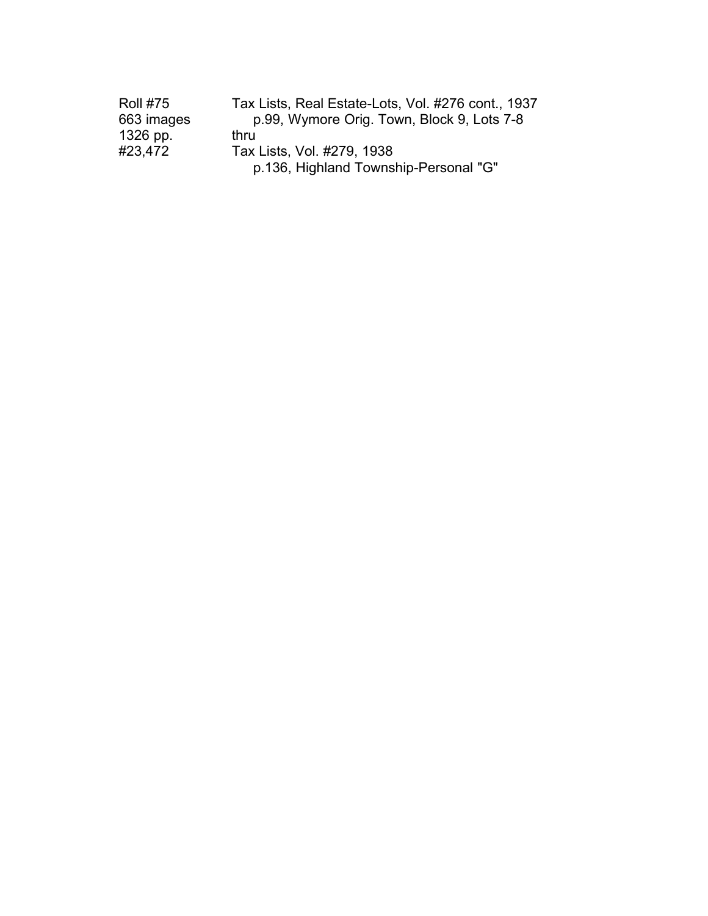| | |
|---|---|
| Roll #75 | Tax Lists, Real Estate-Lots, Vol. #276 cont., 1937 |
| 663 images | p.99, Wymore Orig. Town, Block 9, Lots 7-8 |
| 1326 pp. | thru |
| #23,472 | Tax Lists, Vol. #279, 1938 |
| | p.136, Highland Township-Personal "G" |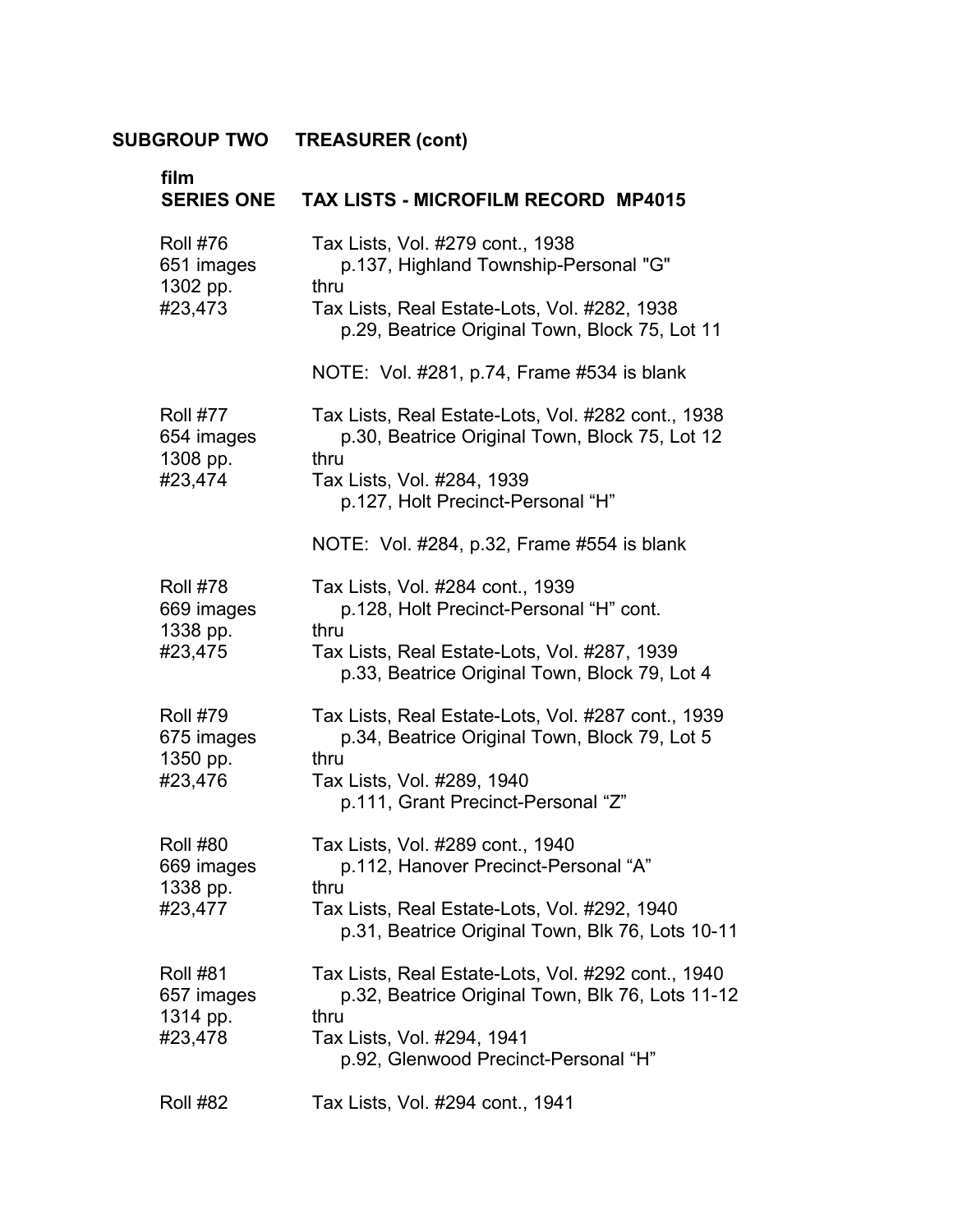## SUBGROUP TWO TREASURER (cont)

### film
### SERIES ONE TAX LISTS - MICROFILM RECORD MP4015

| | |
|---|---|
| Roll #76<br>651 images<br>1302 pp.<br>#23,473 | Tax Lists, Vol. #279 cont., 1938<br>p.137, Highland Township-Personal "G"<br>thru<br>Tax Lists, Real Estate-Lots, Vol. #282, 1938<br>p.29, Beatrice Original Town, Block 75, Lot 11<br><br>NOTE: Vol. #281, p.74, Frame #534 is blank |
| Roll #77<br>654 images<br>1308 pp.<br>#23,474 | Tax Lists, Real Estate-Lots, Vol. #282 cont., 1938<br>p.30, Beatrice Original Town, Block 75, Lot 12<br>thru<br>Tax Lists, Vol. #284, 1939<br>p.127, Holt Precinct-Personal "H"<br><br>NOTE: Vol. #284, p.32, Frame #554 is blank |
| Roll #78<br>669 images<br>1338 pp.<br>#23,475 | Tax Lists, Vol. #284 cont., 1939<br>p.128, Holt Precinct-Personal "H" cont.<br>thru<br>Tax Lists, Real Estate-Lots, Vol. #287, 1939<br>p.33, Beatrice Original Town, Block 79, Lot 4 |
| Roll #79<br>675 images<br>1350 pp.<br>#23,476 | Tax Lists, Real Estate-Lots, Vol. #287 cont., 1939<br>p.34, Beatrice Original Town, Block 79, Lot 5<br>thru<br>Tax Lists, Vol. #289, 1940<br>p.111, Grant Precinct-Personal "Z" |
| Roll #80<br>669 images<br>1338 pp.<br>#23,477 | Tax Lists, Vol. #289 cont., 1940<br>p.112, Hanover Precinct-Personal "A"<br>thru<br>Tax Lists, Real Estate-Lots, Vol. #292, 1940<br>p.31, Beatrice Original Town, Blk 76, Lots 10-11 |
| Roll #81<br>657 images<br>1314 pp.<br>#23,478 | Tax Lists, Real Estate-Lots, Vol. #292 cont., 1940<br>p.32, Beatrice Original Town, Blk 76, Lots 11-12<br>thru<br>Tax Lists, Vol. #294, 1941<br>p.92, Glenwood Precinct-Personal "H" |
| Roll #82 | Tax Lists, Vol. #294 cont., 1941 |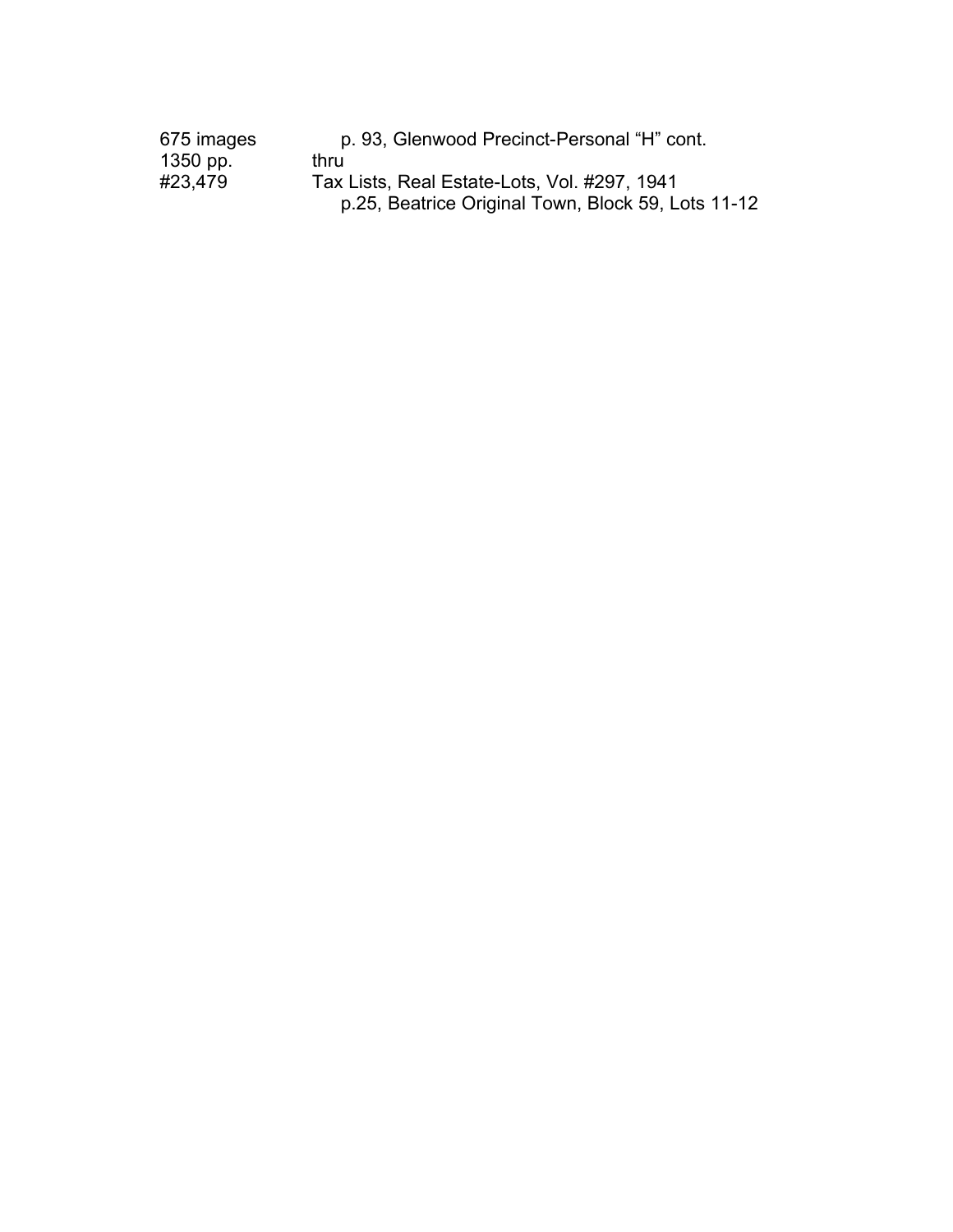675 images p. 93, Glenwood Precinct-Personal "H" cont.
1350 pp. thru
#23,479 Tax Lists, Real Estate-Lots, Vol. #297, 1941
p.25, Beatrice Original Town, Block 59, Lots 11-12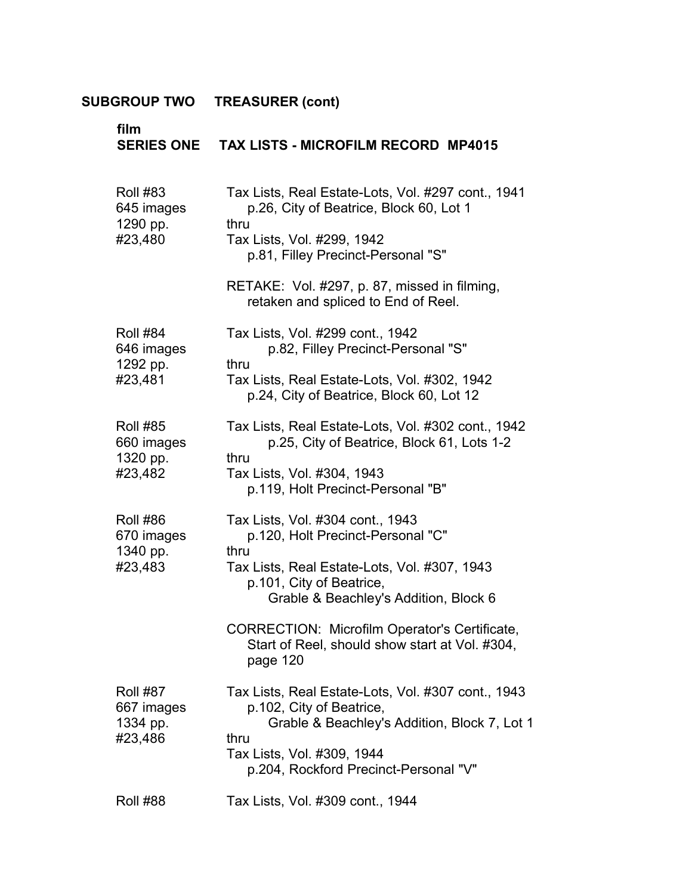**SUBGROUP TWO TREASURER (cont)**

**film**
**SERIES ONE TAX LISTS - MICROFILM RECORD MP4015**

| | |
|---|---|
| Roll #83<br>645 images<br>1290 pp.<br>#23,480 | Tax Lists, Real Estate-Lots, Vol. #297 cont., 1941<br>p.26, City of Beatrice, Block 60, Lot 1<br>thru<br>Tax Lists, Vol. #299, 1942<br>p.81, Filley Precinct-Personal "S"<br><br>RETAKE: Vol. #297, p. 87, missed in filming, retaken and spliced to End of Reel. |
| Roll #84<br>646 images<br>1292 pp.<br>#23,481 | Tax Lists, Vol. #299 cont., 1942<br>p.82, Filley Precinct-Personal "S"<br>thru<br>Tax Lists, Real Estate-Lots, Vol. #302, 1942<br>p.24, City of Beatrice, Block 60, Lot 12 |
| Roll #85<br>660 images<br>1320 pp.<br>#23,482 | Tax Lists, Real Estate-Lots, Vol. #302 cont., 1942<br>p.25, City of Beatrice, Block 61, Lots 1-2<br>thru<br>Tax Lists, Vol. #304, 1943<br>p.119, Holt Precinct-Personal "B" |
| Roll #86<br>670 images<br>1340 pp.<br>#23,483 | Tax Lists, Vol. #304 cont., 1943<br>p.120, Holt Precinct-Personal "C"<br>thru<br>Tax Lists, Real Estate-Lots, Vol. #307, 1943<br>p.101, City of Beatrice,<br>Grable & Beachley's Addition, Block 6<br><br>CORRECTION: Microfilm Operator's Certificate, Start of Reel, should show start at Vol. #304, page 120 |
| Roll #87<br>667 images<br>1334 pp.<br>#23,486 | Tax Lists, Real Estate-Lots, Vol. #307 cont., 1943<br>p.102, City of Beatrice,<br>Grable & Beachley's Addition, Block 7, Lot 1<br>thru<br>Tax Lists, Vol. #309, 1944<br>p.204, Rockford Precinct-Personal "V" |
| Roll #88 | Tax Lists, Vol. #309 cont., 1944 |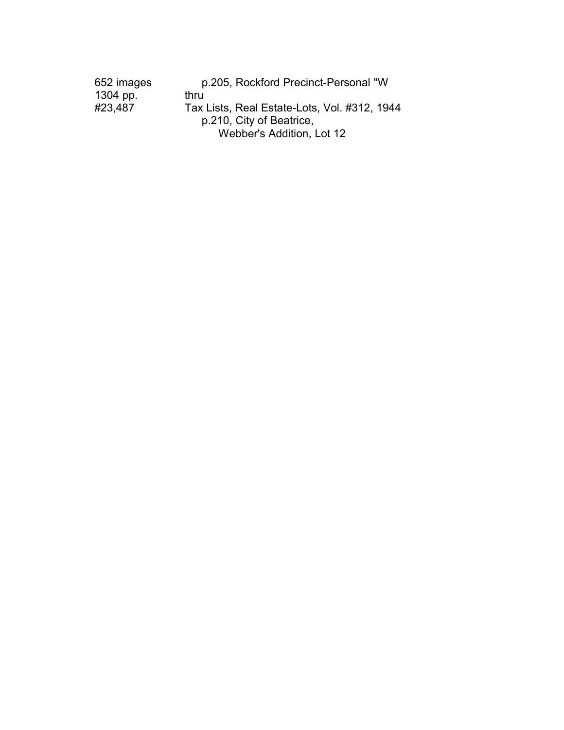652 images p.205, Rockford Precinct-Personal "W
1304 pp. thru
#23,487 Tax Lists, Real Estate-Lots, Vol. #312, 1944
p.210, City of Beatrice,
Webber's Addition, Lot 12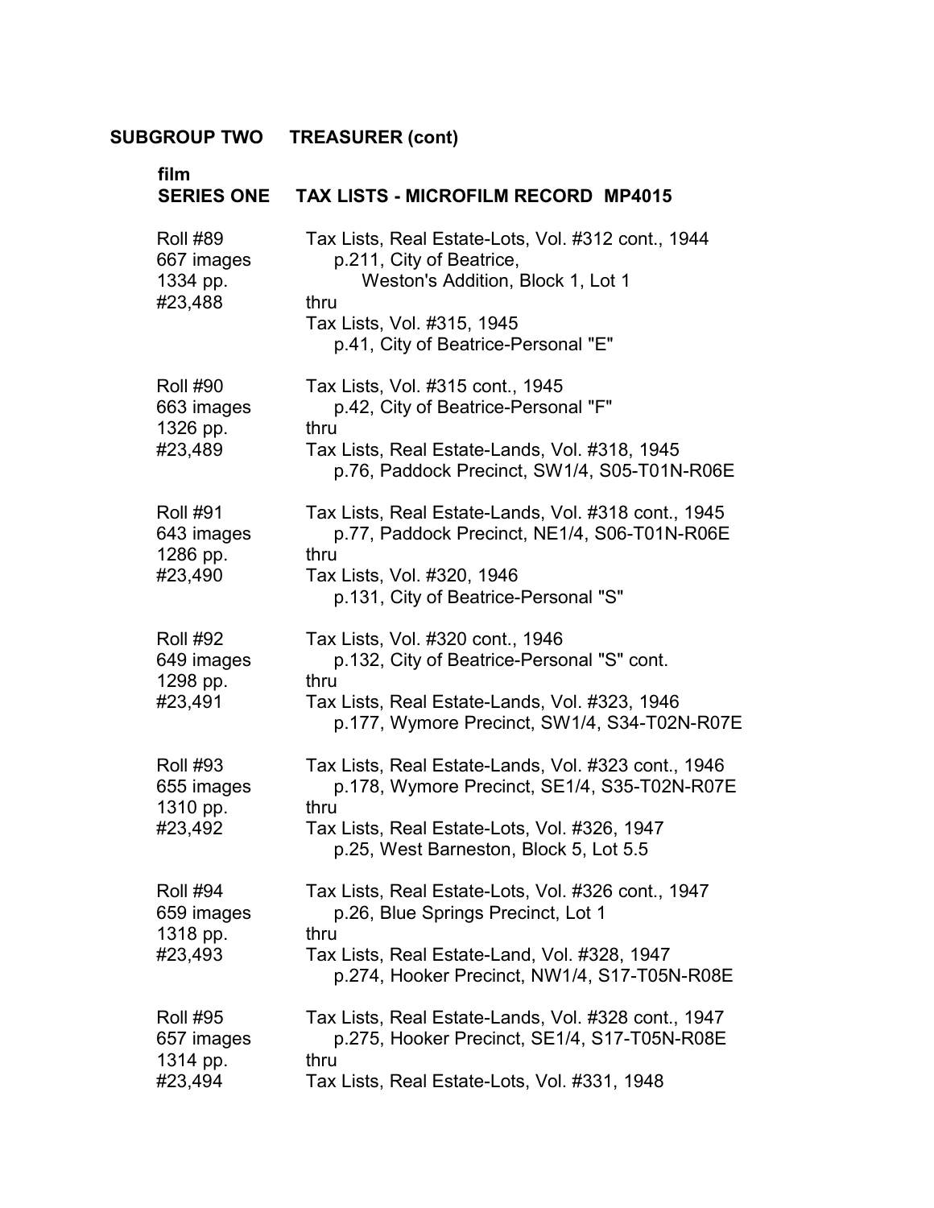**SUBGROUP TWO TREASURER (cont)**

**film**
**SERIES ONE TAX LISTS - MICROFILM RECORD MP4015**

| | |
|---|---|
| Roll #89<br>667 images<br>1334 pp.<br>#23,488 | Tax Lists, Real Estate-Lots, Vol. #312 cont., 1944<br>p.211, City of Beatrice,<br>Weston's Addition, Block 1, Lot 1<br>thru<br>Tax Lists, Vol. #315, 1945<br>p.41, City of Beatrice-Personal "E" |
| Roll #90<br>663 images<br>1326 pp.<br>#23,489 | Tax Lists, Vol. #315 cont., 1945<br>p.42, City of Beatrice-Personal "F"<br>thru<br>Tax Lists, Real Estate-Lands, Vol. #318, 1945<br>p.76, Paddock Precinct, SW1/4, S05-T01N-R06E |
| Roll #91<br>643 images<br>1286 pp.<br>#23,490 | Tax Lists, Real Estate-Lands, Vol. #318 cont., 1945<br>p.77, Paddock Precinct, NE1/4, S06-T01N-R06E<br>thru<br>Tax Lists, Vol. #320, 1946<br>p.131, City of Beatrice-Personal "S" |
| Roll #92<br>649 images<br>1298 pp.<br>#23,491 | Tax Lists, Vol. #320 cont., 1946<br>p.132, City of Beatrice-Personal "S" cont.<br>thru<br>Tax Lists, Real Estate-Lands, Vol. #323, 1946<br>p.177, Wymore Precinct, SW1/4, S34-T02N-R07E |
| Roll #93<br>655 images<br>1310 pp.<br>#23,492 | Tax Lists, Real Estate-Lands, Vol. #323 cont., 1946<br>p.178, Wymore Precinct, SE1/4, S35-T02N-R07E<br>thru<br>Tax Lists, Real Estate-Lots, Vol. #326, 1947<br>p.25, West Barneston, Block 5, Lot 5.5 |
| Roll #94<br>659 images<br>1318 pp.<br>#23,493 | Tax Lists, Real Estate-Lots, Vol. #326 cont., 1947<br>p.26, Blue Springs Precinct, Lot 1<br>thru<br>Tax Lists, Real Estate-Land, Vol. #328, 1947<br>p.274, Hooker Precinct, NW1/4, S17-T05N-R08E |
| Roll #95<br>657 images<br>1314 pp.<br>#23,494 | Tax Lists, Real Estate-Lands, Vol. #328 cont., 1947<br>p.275, Hooker Precinct, SE1/4, S17-T05N-R08E<br>thru<br>Tax Lists, Real Estate-Lots, Vol. #331, 1948 |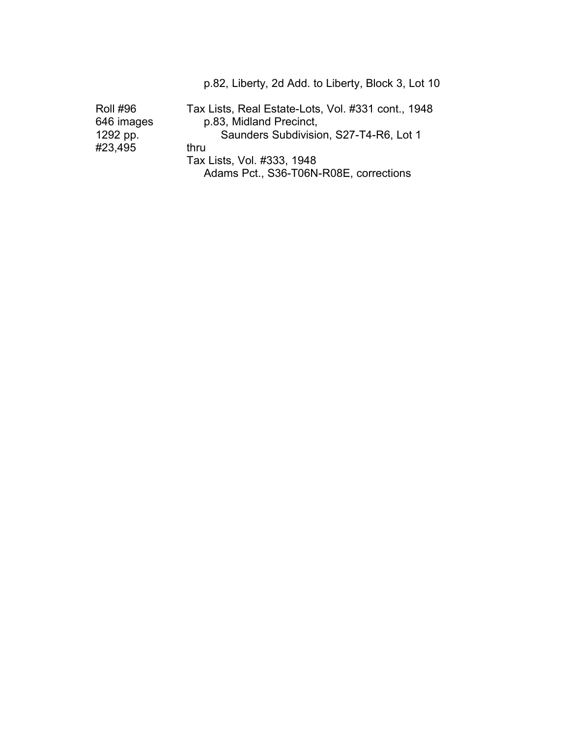p.82, Liberty, 2d Add. to Liberty, Block 3, Lot 10

| | |
|---|---|
| Roll #96 | Tax Lists, Real Estate-Lots, Vol. #331 cont., 1948 |
| 646 images | p.83, Midland Precinct, |
| 1292 pp. | Saunders Subdivision, S27-T4-R6, Lot 1 |
| #23,495 | thru |
| | Tax Lists, Vol. #333, 1948 |
| | Adams Pct., S36-T06N-R08E, corrections |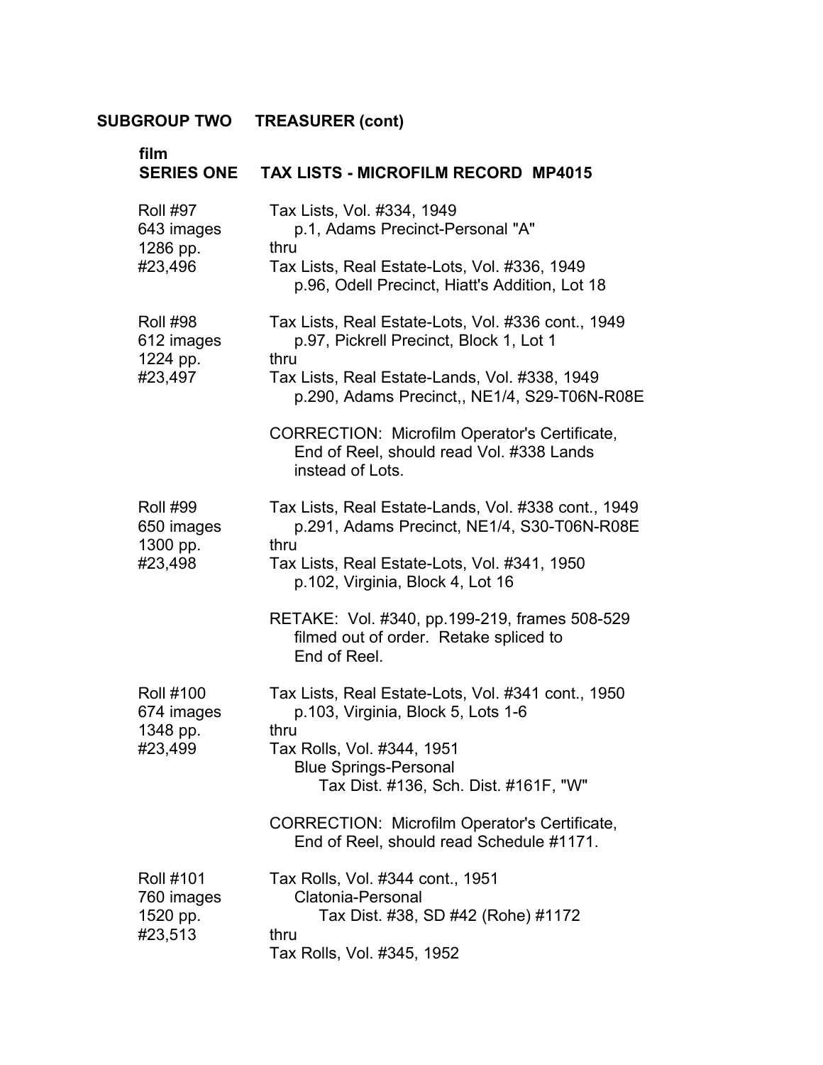**SUBGROUP TWO TREASURER (cont)**

**film**
**SERIES ONE TAX LISTS - MICROFILM RECORD MP4015**

| | |
|---|---|
| Roll #97<br>643 images<br>1286 pp.<br>#23,496 | Tax Lists, Vol. #334, 1949<br>p.1, Adams Precinct-Personal "A"<br>thru<br>Tax Lists, Real Estate-Lots, Vol. #336, 1949<br>p.96, Odell Precinct, Hiatt's Addition, Lot 18 |
| Roll #98<br>612 images<br>1224 pp.<br>#23,497 | Tax Lists, Real Estate-Lots, Vol. #336 cont., 1949<br>p.97, Pickrell Precinct, Block 1, Lot 1<br>thru<br>Tax Lists, Real Estate-Lands, Vol. #338, 1949<br>p.290, Adams Precinct,, NE1/4, S29-T06N-R08E<br><br>CORRECTION: Microfilm Operator's Certificate, End of Reel, should read Vol. #338 Lands instead of Lots. |
| Roll #99<br>650 images<br>1300 pp.<br>#23,498 | Tax Lists, Real Estate-Lands, Vol. #338 cont., 1949<br>p.291, Adams Precinct, NE1/4, S30-T06N-R08E<br>thru<br>Tax Lists, Real Estate-Lots, Vol. #341, 1950<br>p.102, Virginia, Block 4, Lot 16<br><br>RETAKE: Vol. #340, pp.199-219, frames 508-529 filmed out of order. Retake spliced to End of Reel. |
| Roll #100<br>674 images<br>1348 pp.<br>#23,499 | Tax Lists, Real Estate-Lots, Vol. #341 cont., 1950<br>p.103, Virginia, Block 5, Lots 1-6<br>thru<br>Tax Rolls, Vol. #344, 1951<br>Blue Springs-Personal<br>Tax Dist. #136, Sch. Dist. #161F, "W"<br><br>CORRECTION: Microfilm Operator's Certificate, End of Reel, should read Schedule #1171. |
| Roll #101<br>760 images<br>1520 pp.<br>#23,513 | Tax Rolls, Vol. #344 cont., 1951<br>Clatonia-Personal<br>Tax Dist. #38, SD #42 (Rohe) #1172<br>thru<br>Tax Rolls, Vol. #345, 1952 |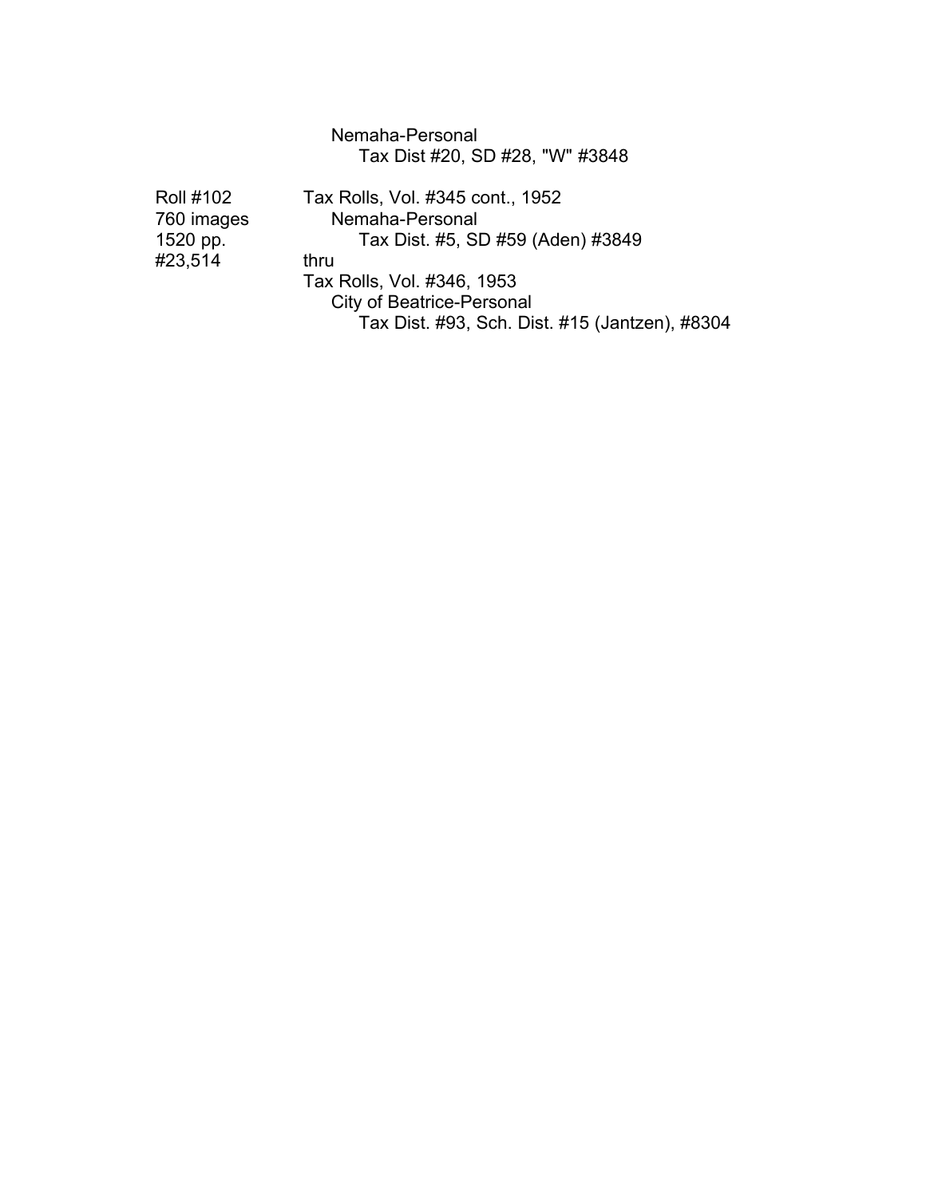Nemaha-Personal
Tax Dist #20, SD #28, "W" #3848

| | |
|---|---|
| Roll #102 | Tax Rolls, Vol. #345 cont., 1952 |
| 760 images | Nemaha-Personal |
| 1520 pp. | Tax Dist. #5, SD #59 (Aden) #3849 |
| #23,514 | thru |
| | Tax Rolls, Vol. #346, 1953 |
| | City of Beatrice-Personal |
| | Tax Dist. #93, Sch. Dist. #15 (Jantzen), #8304 |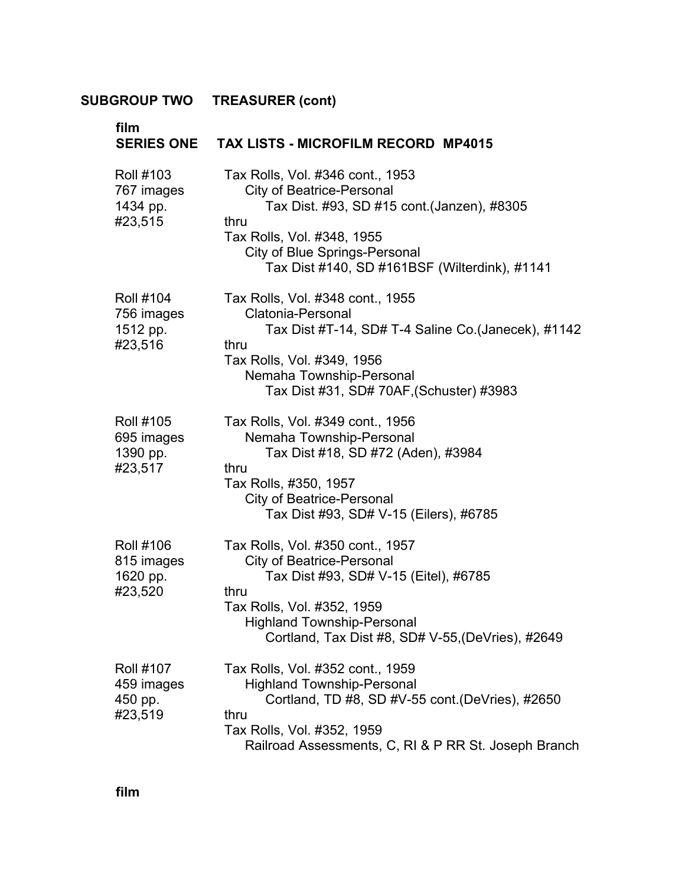**SUBGROUP TWO TREASURER (cont)**

**film**
**SERIES ONE TAX LISTS - MICROFILM RECORD MP4015**

Roll #103
767 images
1434 pp.
#23,515

Tax Rolls, Vol. #346 cont., 1953
City of Beatrice-Personal
Tax Dist. #93, SD #15 cont.(Janzen), #8305
thru
Tax Rolls, Vol. #348, 1955
City of Blue Springs-Personal
Tax Dist #140, SD #161BSF (Wilterdink), #1141

Roll #104
756 images
1512 pp.
#23,516

Tax Rolls, Vol. #348 cont., 1955
Clatonia-Personal
Tax Dist #T-14, SD# T-4 Saline Co.(Janecek), #1142
thru
Tax Rolls, Vol. #349, 1956
Nemaha Township-Personal
Tax Dist #31, SD# 70AF,(Schuster) #3983

Roll #105
695 images
1390 pp.
#23,517

Tax Rolls, Vol. #349 cont., 1956
Nemaha Township-Personal
Tax Dist #18, SD #72 (Aden), #3984
thru
Tax Rolls, #350, 1957
City of Beatrice-Personal
Tax Dist #93, SD# V-15 (Eilers), #6785

Roll #106
815 images
1620 pp.
#23,520

Tax Rolls, Vol. #350 cont., 1957
City of Beatrice-Personal
Tax Dist #93, SD# V-15 (Eitel), #6785
thru
Tax Rolls, Vol. #352, 1959
Highland Township-Personal
Cortland, Tax Dist #8, SD# V-55,(DeVries), #2649

Roll #107
459 images
450 pp.
#23,519

Tax Rolls, Vol. #352 cont., 1959
Highland Township-Personal
Cortland, TD #8, SD #V-55 cont.(DeVries), #2650
thru
Tax Rolls, Vol. #352, 1959
Railroad Assessments, C, RI & P RR St. Joseph Branch

**film**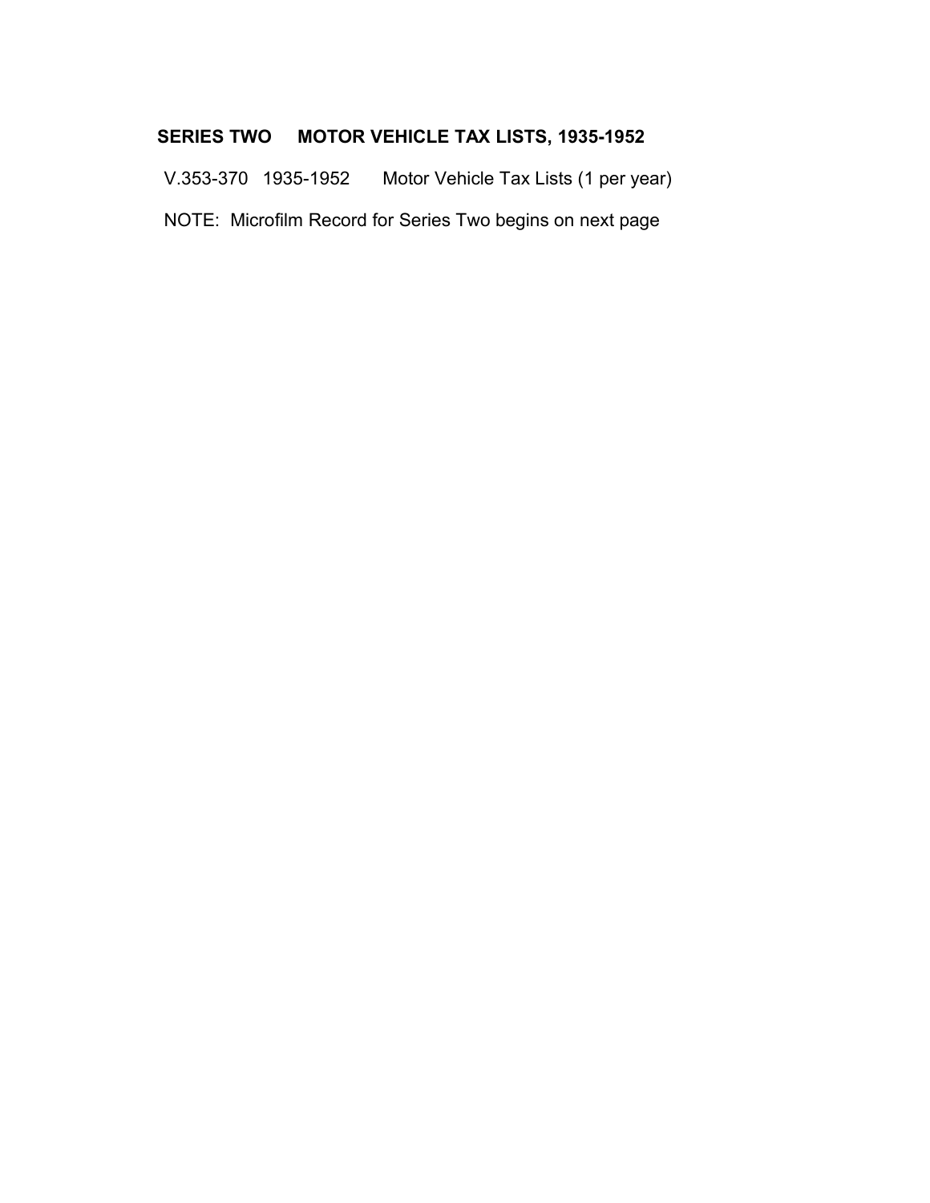## SERIES TWO    MOTOR VEHICLE TAX LISTS, 1935-1952

V.353-370   1935-1952    Motor Vehicle Tax Lists (1 per year)

NOTE: Microfilm Record for Series Two begins on next page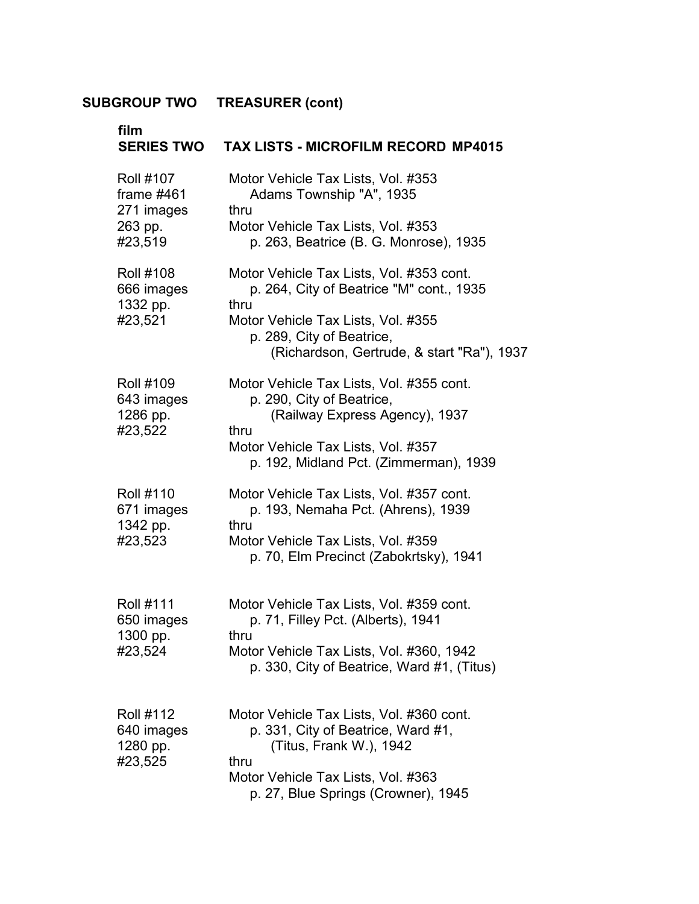**SUBGROUP TWO TREASURER (cont)**

**film**
**SERIES TWO TAX LISTS - MICROFILM RECORD MP4015**

| | |
|---|---|
| Roll #107<br>frame #461<br>271 images<br>263 pp.<br>#23,519 | Motor Vehicle Tax Lists, Vol. #353<br>Adams Township "A", 1935<br>thru<br>Motor Vehicle Tax Lists, Vol. #353<br>p. 263, Beatrice (B. G. Monrose), 1935 |
| Roll #108<br>666 images<br>1332 pp.<br>#23,521 | Motor Vehicle Tax Lists, Vol. #353 cont.<br>p. 264, City of Beatrice "M" cont., 1935<br>thru<br>Motor Vehicle Tax Lists, Vol. #355<br>p. 289, City of Beatrice,<br>(Richardson, Gertrude, & start "Ra"), 1937 |
| Roll #109<br>643 images<br>1286 pp.<br>#23,522 | Motor Vehicle Tax Lists, Vol. #355 cont.<br>p. 290, City of Beatrice,<br>(Railway Express Agency), 1937<br>thru<br>Motor Vehicle Tax Lists, Vol. #357<br>p. 192, Midland Pct. (Zimmerman), 1939 |
| Roll #110<br>671 images<br>1342 pp.<br>#23,523 | Motor Vehicle Tax Lists, Vol. #357 cont.<br>p. 193, Nemaha Pct. (Ahrens), 1939<br>thru<br>Motor Vehicle Tax Lists, Vol. #359<br>p. 70, Elm Precinct (Zabokrtsky), 1941 |
| Roll #111<br>650 images<br>1300 pp.<br>#23,524 | Motor Vehicle Tax Lists, Vol. #359 cont.<br>p. 71, Filley Pct. (Alberts), 1941<br>thru<br>Motor Vehicle Tax Lists, Vol. #360, 1942<br>p. 330, City of Beatrice, Ward #1, (Titus) |
| Roll #112<br>640 images<br>1280 pp.<br>#23,525 | Motor Vehicle Tax Lists, Vol. #360 cont.<br>p. 331, City of Beatrice, Ward #1,<br>(Titus, Frank W.), 1942<br>thru<br>Motor Vehicle Tax Lists, Vol. #363<br>p. 27, Blue Springs (Crowner), 1945 |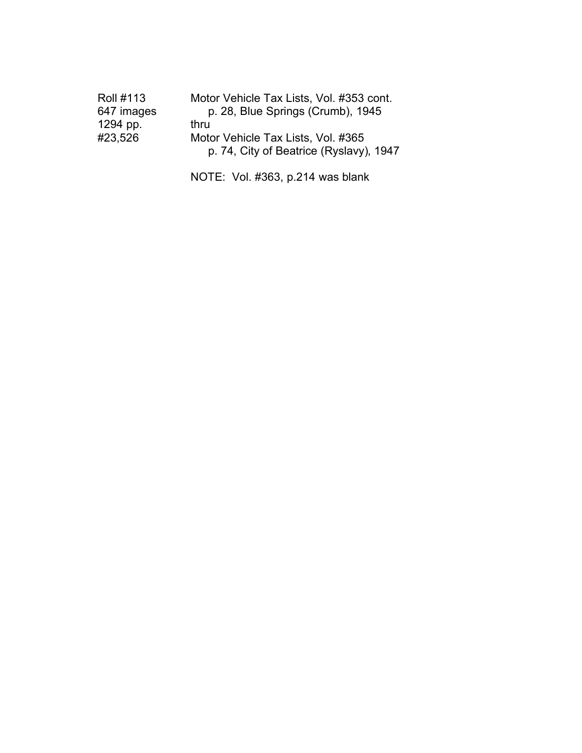| | |
|---|---|
| Roll #113 | Motor Vehicle Tax Lists, Vol. #353 cont. |
| 647 images | p. 28, Blue Springs (Crumb), 1945 |
| 1294 pp. | thru |
| #23,526 | Motor Vehicle Tax Lists, Vol. #365 |
| | p. 74, City of Beatrice (Ryslavy), 1947 |
| | |
| | NOTE: Vol. #363, p.214 was blank |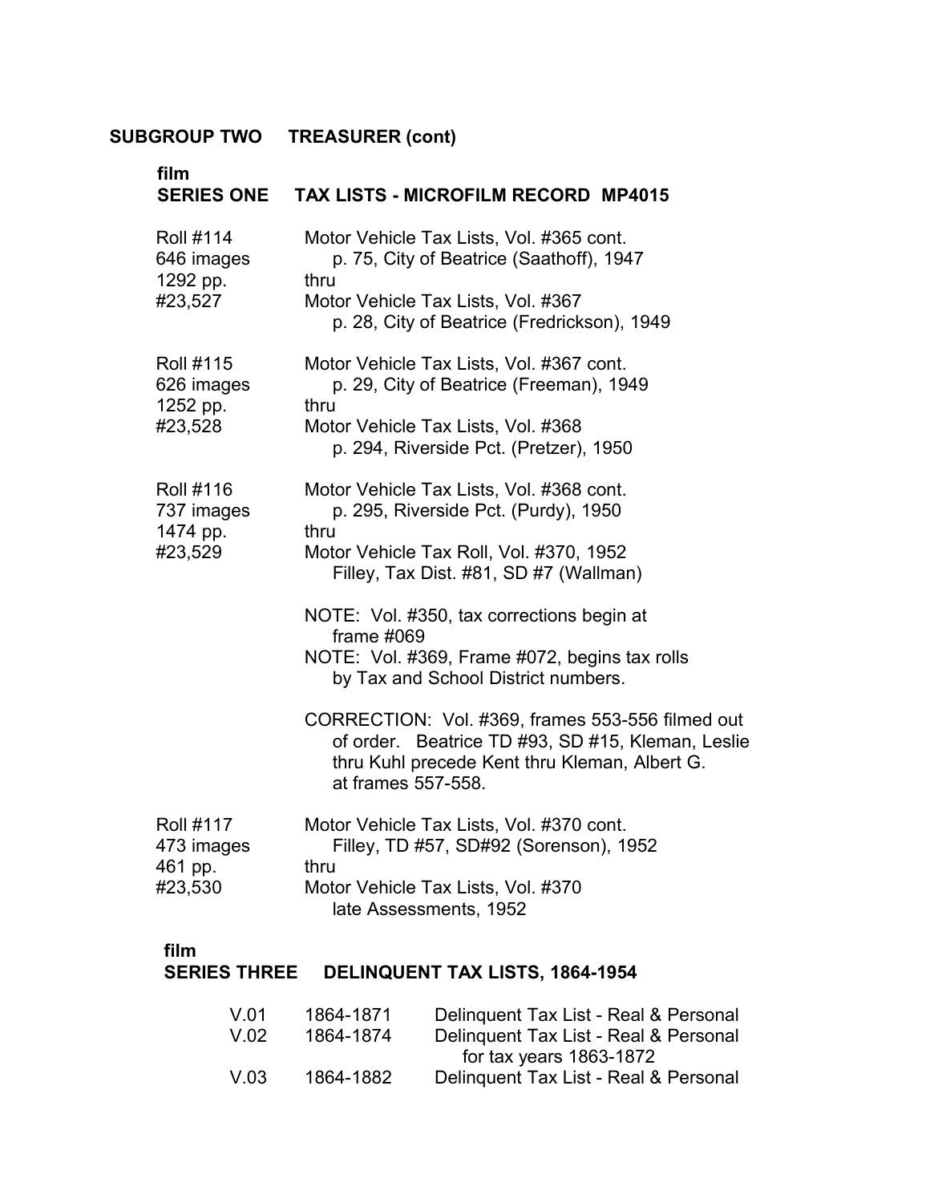## SUBGROUP TWO TREASURER (cont)

### film
### SERIES ONE TAX LISTS - MICROFILM RECORD MP4015

Roll #114
646 images
1292 pp.
#23,527

Motor Vehicle Tax Lists, Vol. #365 cont.
p. 75, City of Beatrice (Saathoff), 1947
thru
Motor Vehicle Tax Lists, Vol. #367
p. 28, City of Beatrice (Fredrickson), 1949

Roll #115
626 images
1252 pp.
#23,528

Motor Vehicle Tax Lists, Vol. #367 cont.
p. 29, City of Beatrice (Freeman), 1949
thru
Motor Vehicle Tax Lists, Vol. #368
p. 294, Riverside Pct. (Pretzer), 1950

Roll #116
737 images
1474 pp.
#23,529

Motor Vehicle Tax Lists, Vol. #368 cont.
p. 295, Riverside Pct. (Purdy), 1950
thru
Motor Vehicle Tax Roll, Vol. #370, 1952
Filley, Tax Dist. #81, SD #7 (Wallman)

NOTE: Vol. #350, tax corrections begin at frame #069

NOTE: Vol. #369, Frame #072, begins tax rolls by Tax and School District numbers.

CORRECTION: Vol. #369, frames 553-556 filmed out of order. Beatrice TD #93, SD #15, Kleman, Leslie thru Kuhl precede Kent thru Kleman, Albert G. at frames 557-558.

Roll #117
473 images
461 pp.
#23,530

Motor Vehicle Tax Lists, Vol. #370 cont.
Filley, TD #57, SD#92 (Sorenson), 1952
thru
Motor Vehicle Tax Lists, Vol. #370
late Assessments, 1952

### film
### SERIES THREE DELINQUENT TAX LISTS, 1864-1954

| | | |
|---|---|---|
| V.01 | 1864-1871 | Delinquent Tax List - Real & Personal |
| V.02 | 1864-1874 | Delinquent Tax List - Real & Personal for tax years 1863-1872 |
| V.03 | 1864-1882 | Delinquent Tax List - Real & Personal |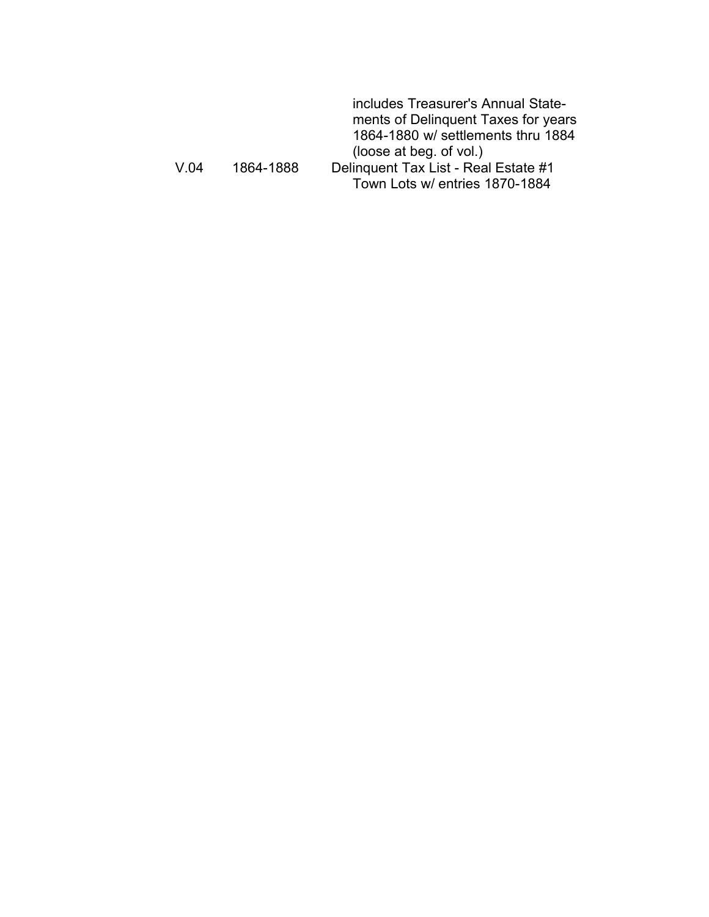| | | |
|---|---|---|
| | | includes Treasurer's Annual Statements of Delinquent Taxes for years 1864-1880 w/ settlements thru 1884 (loose at beg. of vol.) |
| V.04 | 1864-1888 | Delinquent Tax List - Real Estate #1 Town Lots w/ entries 1870-1884 |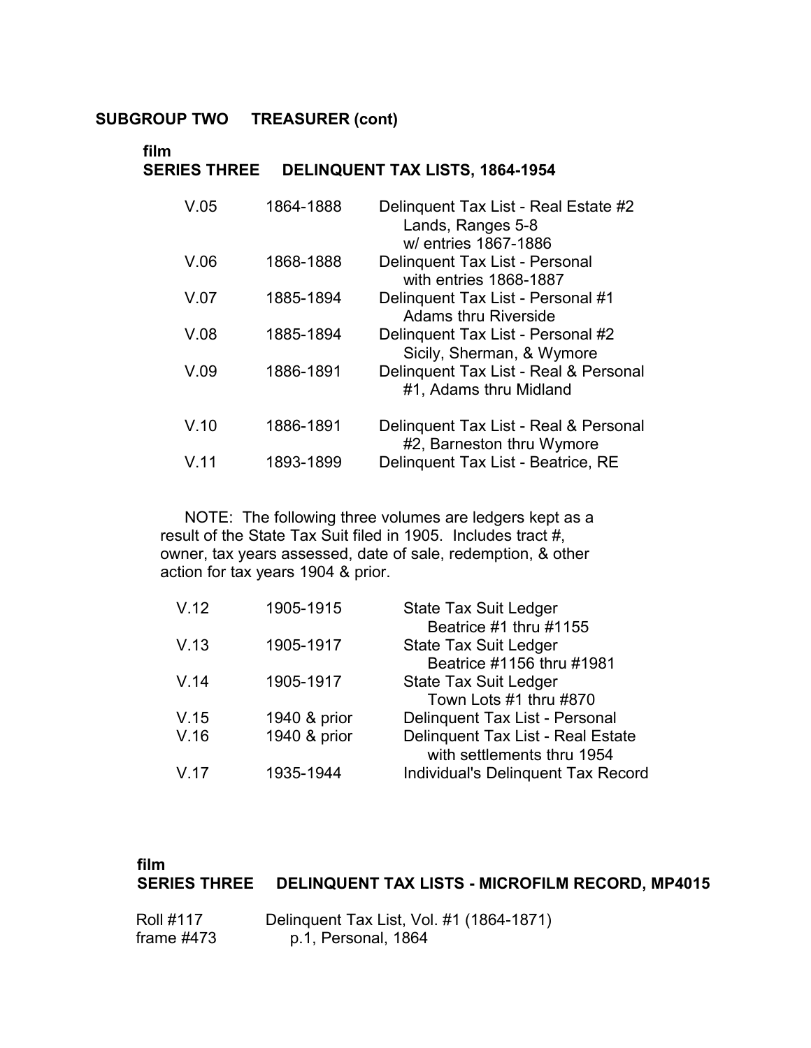**SUBGROUP TWO TREASURER (cont)**

**film**
**SERIES THREE DELINQUENT TAX LISTS, 1864-1954**

| | | |
|---|---|---|
| V.05 | 1864-1888 | Delinquent Tax List - Real Estate #2<br>Lands, Ranges 5-8<br>w/ entries 1867-1886 |
| V.06 | 1868-1888 | Delinquent Tax List - Personal<br>with entries 1868-1887 |
| V.07 | 1885-1894 | Delinquent Tax List - Personal #1<br>Adams thru Riverside |
| V.08 | 1885-1894 | Delinquent Tax List - Personal #2<br>Sicily, Sherman, & Wymore |
| V.09 | 1886-1891 | Delinquent Tax List - Real & Personal<br>#1, Adams thru Midland |
| V.10 | 1886-1891 | Delinquent Tax List - Real & Personal<br>#2, Barneston thru Wymore |
| V.11 | 1893-1899 | Delinquent Tax List - Beatrice, RE |

NOTE: The following three volumes are ledgers kept as a result of the State Tax Suit filed in 1905. Includes tract #, owner, tax years assessed, date of sale, redemption, & other action for tax years 1904 & prior.

| | | |
|---|---|---|
| V.12 | 1905-1915 | State Tax Suit Ledger<br>Beatrice #1 thru #1155 |
| V.13 | 1905-1917 | State Tax Suit Ledger<br>Beatrice #1156 thru #1981 |
| V.14 | 1905-1917 | State Tax Suit Ledger<br>Town Lots #1 thru #870 |
| V.15 | 1940 & prior | Delinquent Tax List - Personal |
| V.16 | 1940 & prior | Delinquent Tax List - Real Estate<br>with settlements thru 1954 |
| V.17 | 1935-1944 | Individual's Delinquent Tax Record |

**film**
**SERIES THREE DELINQUENT TAX LISTS - MICROFILM RECORD, MP4015**

| | |
|---|---|
| Roll #117<br>frame #473 | Delinquent Tax List, Vol. #1 (1864-1871)<br>p.1, Personal, 1864 |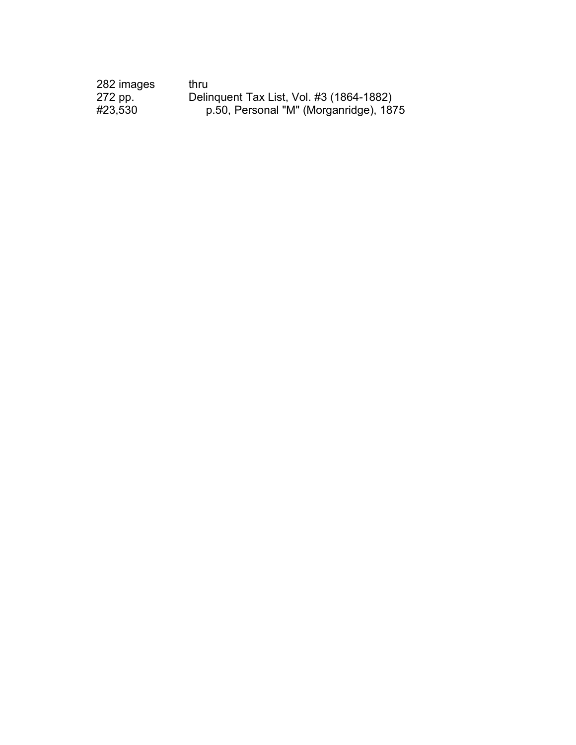| | |
|---|---|
| 282 images | thru |
| 272 pp. | Delinquent Tax List, Vol. #3 (1864-1882) |
| #23,530 | p.50, Personal "M" (Morganridge), 1875 |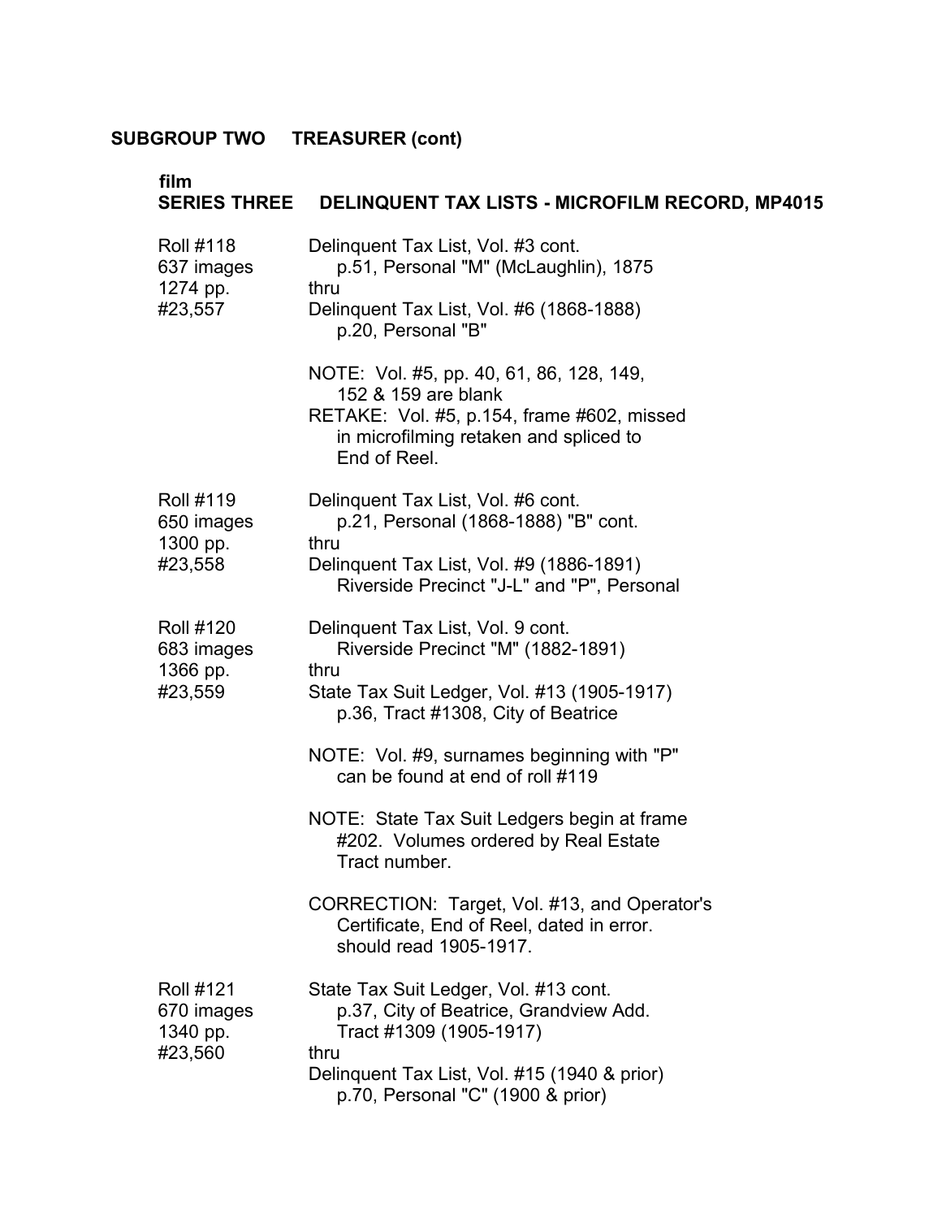**SUBGROUP TWO TREASURER (cont)**

**film**
**SERIES THREE DELINQUENT TAX LISTS - MICROFILM RECORD, MP4015**

| | |
|---|---|
| Roll #118<br>637 images<br>1274 pp.<br>#23,557 | Delinquent Tax List, Vol. #3 cont.<br>p.51, Personal "M" (McLaughlin), 1875<br>thru<br>Delinquent Tax List, Vol. #6 (1868-1888)<br>p.20, Personal "B"<br><br>NOTE: Vol. #5, pp. 40, 61, 86, 128, 149, 152 & 159 are blank<br>RETAKE: Vol. #5, p.154, frame #602, missed in microfilming retaken and spliced to End of Reel. |
| Roll #119<br>650 images<br>1300 pp.<br>#23,558 | Delinquent Tax List, Vol. #6 cont.<br>p.21, Personal (1868-1888) "B" cont.<br>thru<br>Delinquent Tax List, Vol. #9 (1886-1891)<br>Riverside Precinct "J-L" and "P", Personal |
| Roll #120<br>683 images<br>1366 pp.<br>#23,559 | Delinquent Tax List, Vol. 9 cont.<br>Riverside Precinct "M" (1882-1891)<br>thru<br>State Tax Suit Ledger, Vol. #13 (1905-1917)<br>p.36, Tract #1308, City of Beatrice<br><br>NOTE: Vol. #9, surnames beginning with "P" can be found at end of roll #119<br><br>NOTE: State Tax Suit Ledgers begin at frame #202. Volumes ordered by Real Estate Tract number.<br><br>CORRECTION: Target, Vol. #13, and Operator's Certificate, End of Reel, dated in error. should read 1905-1917. |
| Roll #121<br>670 images<br>1340 pp.<br>#23,560 | State Tax Suit Ledger, Vol. #13 cont.<br>p.37, City of Beatrice, Grandview Add. Tract #1309 (1905-1917)<br>thru<br>Delinquent Tax List, Vol. #15 (1940 & prior)<br>p.70, Personal "C" (1900 & prior) |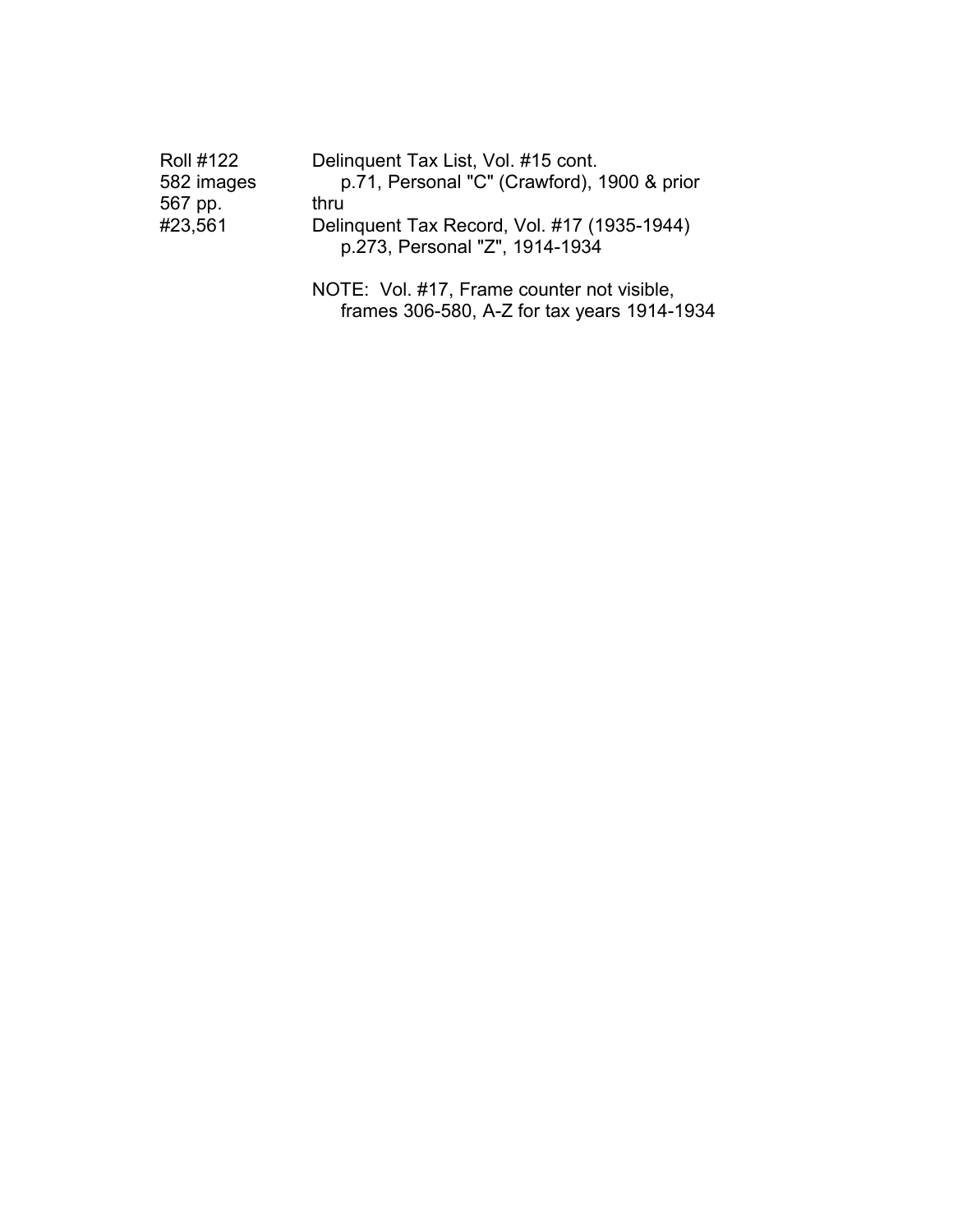| | |
|---|---|
| Roll #122 | Delinquent Tax List, Vol. #15 cont. |
| 582 images | p.71, Personal "C" (Crawford), 1900 & prior |
| 567 pp. | thru |
| #23,561 | Delinquent Tax Record, Vol. #17 (1935-1944) |
| | p.273, Personal "Z", 1914-1934 |
| | NOTE: Vol. #17, Frame counter not visible, frames 306-580, A-Z for tax years 1914-1934 |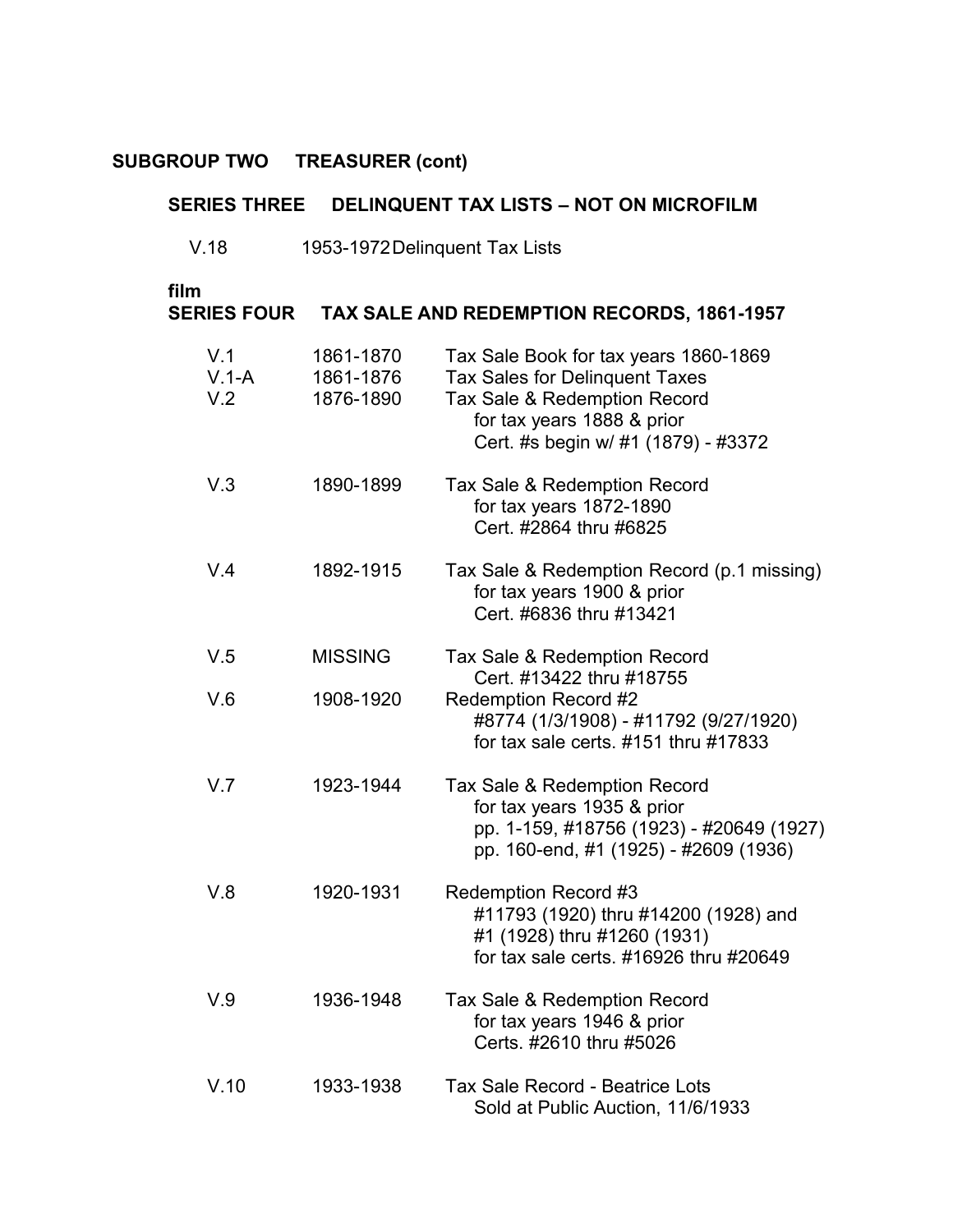**SUBGROUP TWO     TREASURER (cont)**

**SERIES THREE     DELINQUENT TAX LISTS – NOT ON MICROFILM**

| | | |
|---|---|---|
| V.18 | 1953-1972 | Delinquent Tax Lists |

**film**
**SERIES FOUR     TAX SALE AND REDEMPTION RECORDS, 1861-1957**

| | | |
|---|---|---|
| V.1 | 1861-1870 | Tax Sale Book for tax years 1860-1869 |
| V.1-A | 1861-1876 | Tax Sales for Delinquent Taxes |
| V.2 | 1876-1890 | Tax Sale & Redemption Record<br>for tax years 1888 & prior<br>Cert. #s begin w/ #1 (1879) - #3372 |
| V.3 | 1890-1899 | Tax Sale & Redemption Record<br>for tax years 1872-1890<br>Cert. #2864 thru #6825 |
| V.4 | 1892-1915 | Tax Sale & Redemption Record (p.1 missing)<br>for tax years 1900 & prior<br>Cert. #6836 thru #13421 |
| V.5 | MISSING | Tax Sale & Redemption Record<br>Cert. #13422 thru #18755 |
| V.6 | 1908-1920 | Redemption Record #2<br>#8774 (1/3/1908) - #11792 (9/27/1920)<br>for tax sale certs. #151 thru #17833 |
| V.7 | 1923-1944 | Tax Sale & Redemption Record<br>for tax years 1935 & prior<br>pp. 1-159, #18756 (1923) - #20649 (1927)<br>pp. 160-end, #1 (1925) - #2609 (1936) |
| V.8 | 1920-1931 | Redemption Record #3<br>#11793 (1920) thru #14200 (1928) and<br>#1 (1928) thru #1260 (1931)<br>for tax sale certs. #16926 thru #20649 |
| V.9 | 1936-1948 | Tax Sale & Redemption Record<br>for tax years 1946 & prior<br>Certs. #2610 thru #5026 |
| V.10 | 1933-1938 | Tax Sale Record - Beatrice Lots<br>Sold at Public Auction, 11/6/1933 |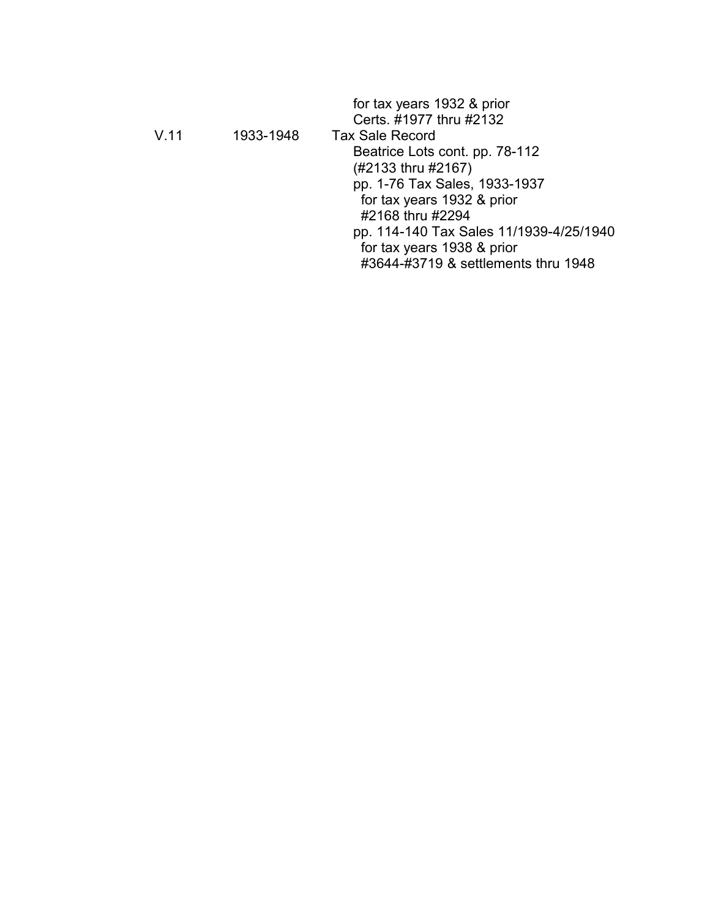| | | |
|---|---|---|
| | | for tax years 1932 & prior<br>Certs. #1977 thru #2132 |
| V.11 | 1933-1948 | Tax Sale Record<br>Beatrice Lots cont. pp. 78-112<br>(#2133 thru #2167)<br>pp. 1-76 Tax Sales, 1933-1937<br>for tax years 1932 & prior<br>#2168 thru #2294<br>pp. 114-140 Tax Sales 11/1939-4/25/1940<br>for tax years 1938 & prior<br>#3644-#3719 & settlements thru 1948 |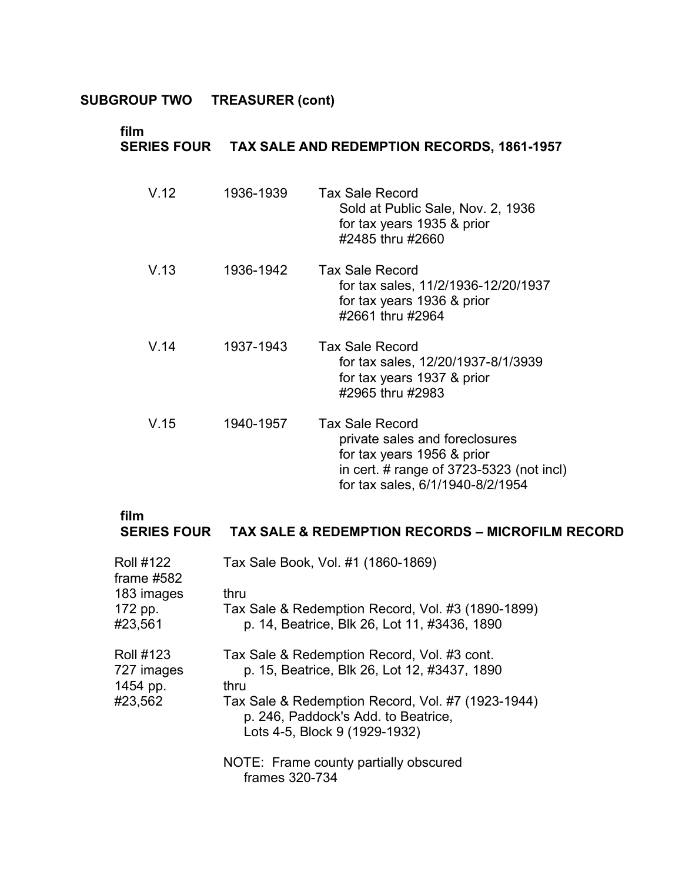**SUBGROUP TWO TREASURER (cont)**

**film**
**SERIES FOUR TAX SALE AND REDEMPTION RECORDS, 1861-1957**

| | | |
|---|---|---|
| V.12 | 1936-1939 | Tax Sale Record<br>Sold at Public Sale, Nov. 2, 1936<br>for tax years 1935 & prior<br>#2485 thru #2660 |
| V.13 | 1936-1942 | Tax Sale Record<br>for tax sales, 11/2/1936-12/20/1937<br>for tax years 1936 & prior<br>#2661 thru #2964 |
| V.14 | 1937-1943 | Tax Sale Record<br>for tax sales, 12/20/1937-8/1/3939<br>for tax years 1937 & prior<br>#2965 thru #2983 |
| V.15 | 1940-1957 | Tax Sale Record<br>private sales and foreclosures<br>for tax years 1956 & prior<br>in cert. # range of 3723-5323 (not incl)<br>for tax sales, 6/1/1940-8/2/1954 |

**film**
**SERIES FOUR TAX SALE & REDEMPTION RECORDS – MICROFILM RECORD**

| | |
|---|---|
| Roll #122<br>frame #582<br>183 images<br>172 pp.<br>#23,561 | Tax Sale Book, Vol. #1 (1860-1869)<br><br>thru<br>Tax Sale & Redemption Record, Vol. #3 (1890-1899)<br>p. 14, Beatrice, Blk 26, Lot 11, #3436, 1890 |
| Roll #123<br>727 images<br>1454 pp.<br>#23,562 | Tax Sale & Redemption Record, Vol. #3 cont.<br>p. 15, Beatrice, Blk 26, Lot 12, #3437, 1890<br>thru<br>Tax Sale & Redemption Record, Vol. #7 (1923-1944)<br>p. 246, Paddock's Add. to Beatrice,<br>Lots 4-5, Block 9 (1929-1932)<br><br>NOTE: Frame county partially obscured<br>frames 320-734 |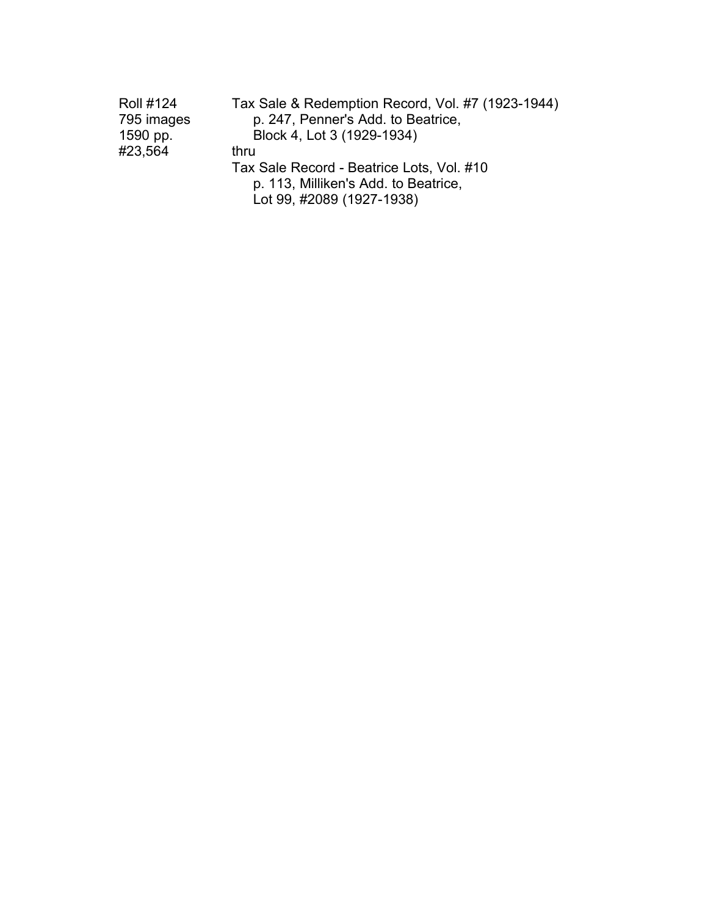| | |
|---|---|
| Roll #124 | Tax Sale & Redemption Record, Vol. #7 (1923-1944) |
| 795 images | p. 247, Penner's Add. to Beatrice, |
| 1590 pp. | Block 4, Lot 3 (1929-1934) |
| #23,564 | thru |
| | Tax Sale Record - Beatrice Lots, Vol. #10 |
| | p. 113, Milliken's Add. to Beatrice, |
| | Lot 99, #2089 (1927-1938) |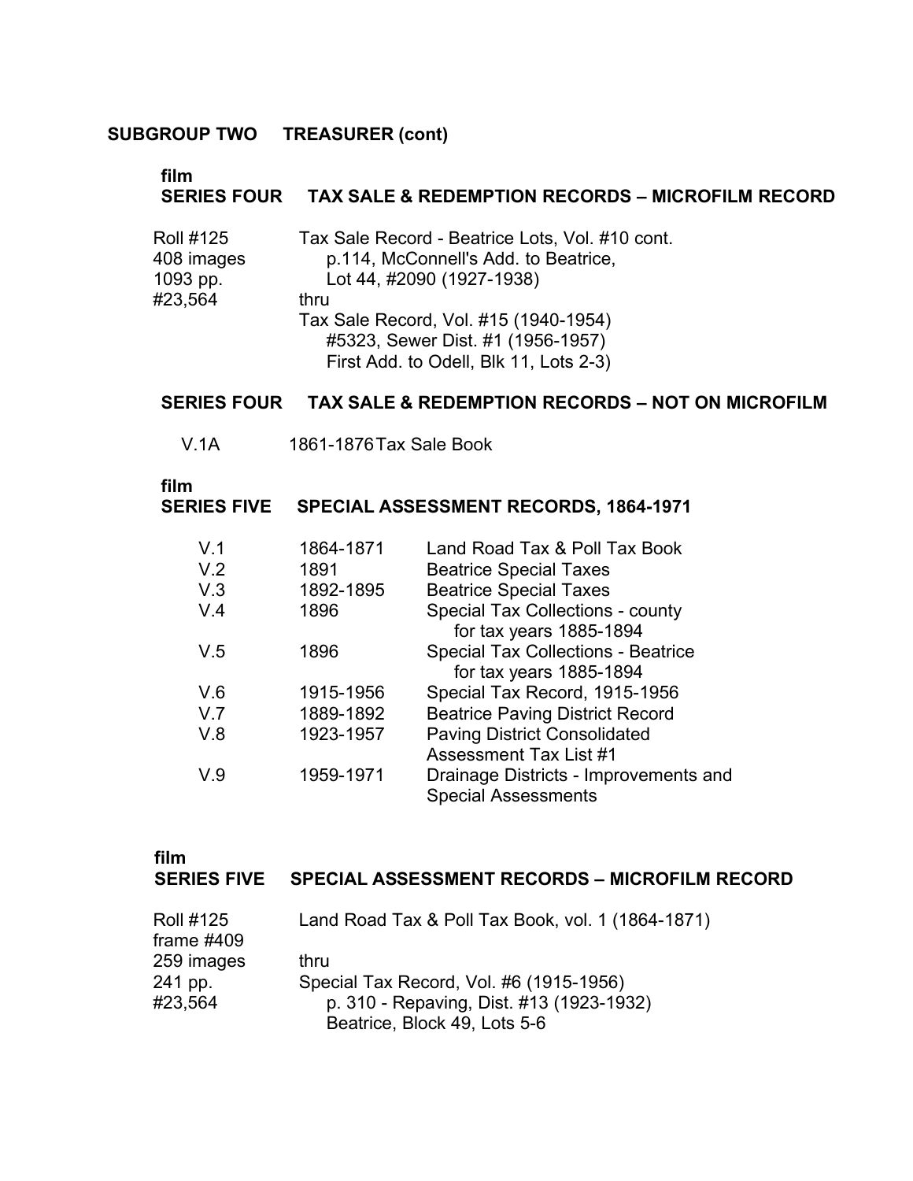## SUBGROUP TWO TREASURER (cont)

### film
### SERIES FOUR TAX SALE & REDEMPTION RECORDS – MICROFILM RECORD

| | |
|---|---|
| Roll #125<br>408 images<br>1093 pp.<br>#23,564 | Tax Sale Record - Beatrice Lots, Vol. #10 cont.<br>p.114, McConnell's Add. to Beatrice,<br>Lot 44, #2090 (1927-1938)<br>thru<br>Tax Sale Record, Vol. #15 (1940-1954)<br>#5323, Sewer Dist. #1 (1956-1957)<br>First Add. to Odell, Blk 11, Lots 2-3) |

### SERIES FOUR TAX SALE & REDEMPTION RECORDS – NOT ON MICROFILM

| | | |
|---|---|---|
| V.1A | 1861-1876 | Tax Sale Book |

### film
### SERIES FIVE SPECIAL ASSESSMENT RECORDS, 1864-1971

| | | |
|---|---|---|
| V.1 | 1864-1871 | Land Road Tax & Poll Tax Book |
| V.2 | 1891 | Beatrice Special Taxes |
| V.3 | 1892-1895 | Beatrice Special Taxes |
| V.4 | 1896 | Special Tax Collections - county for tax years 1885-1894 |
| V.5 | 1896 | Special Tax Collections - Beatrice for tax years 1885-1894 |
| V.6 | 1915-1956 | Special Tax Record, 1915-1956 |
| V.7 | 1889-1892 | Beatrice Paving District Record |
| V.8 | 1923-1957 | Paving District Consolidated Assessment Tax List #1 |
| V.9 | 1959-1971 | Drainage Districts - Improvements and Special Assessments |

### film
### SERIES FIVE SPECIAL ASSESSMENT RECORDS – MICROFILM RECORD

| | |
|---|---|
| Roll #125<br>frame #409<br>259 images<br>241 pp.<br>#23,564 | Land Road Tax & Poll Tax Book, vol. 1 (1864-1871)<br><br>thru<br>Special Tax Record, Vol. #6 (1915-1956)<br>p. 310 - Repaving, Dist. #13 (1923-1932)<br>Beatrice, Block 49, Lots 5-6 |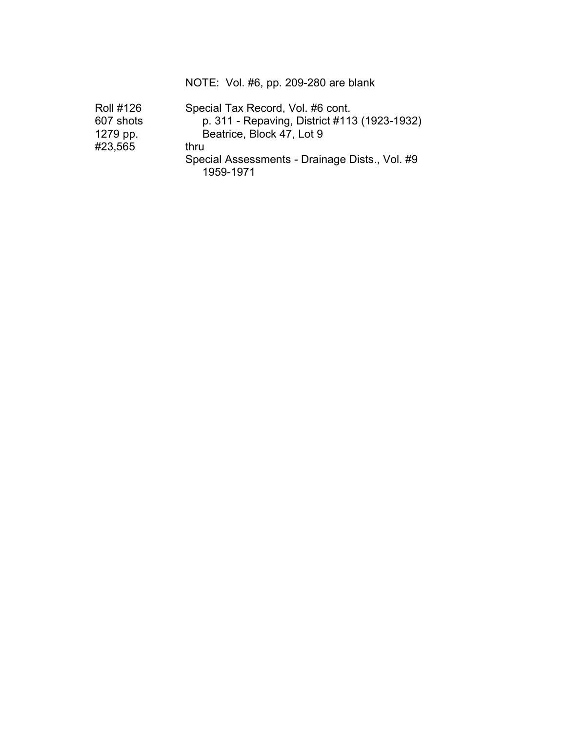NOTE: Vol. #6, pp. 209-280 are blank

| | |
|---|---|
| Roll #126 | Special Tax Record, Vol. #6 cont. |
| 607 shots | p. 311 - Repaving, District #113 (1923-1932) |
| 1279 pp. | Beatrice, Block 47, Lot 9 |
| #23,565 | thru |
| | Special Assessments - Drainage Dists., Vol. #9 |
| | 1959-1971 |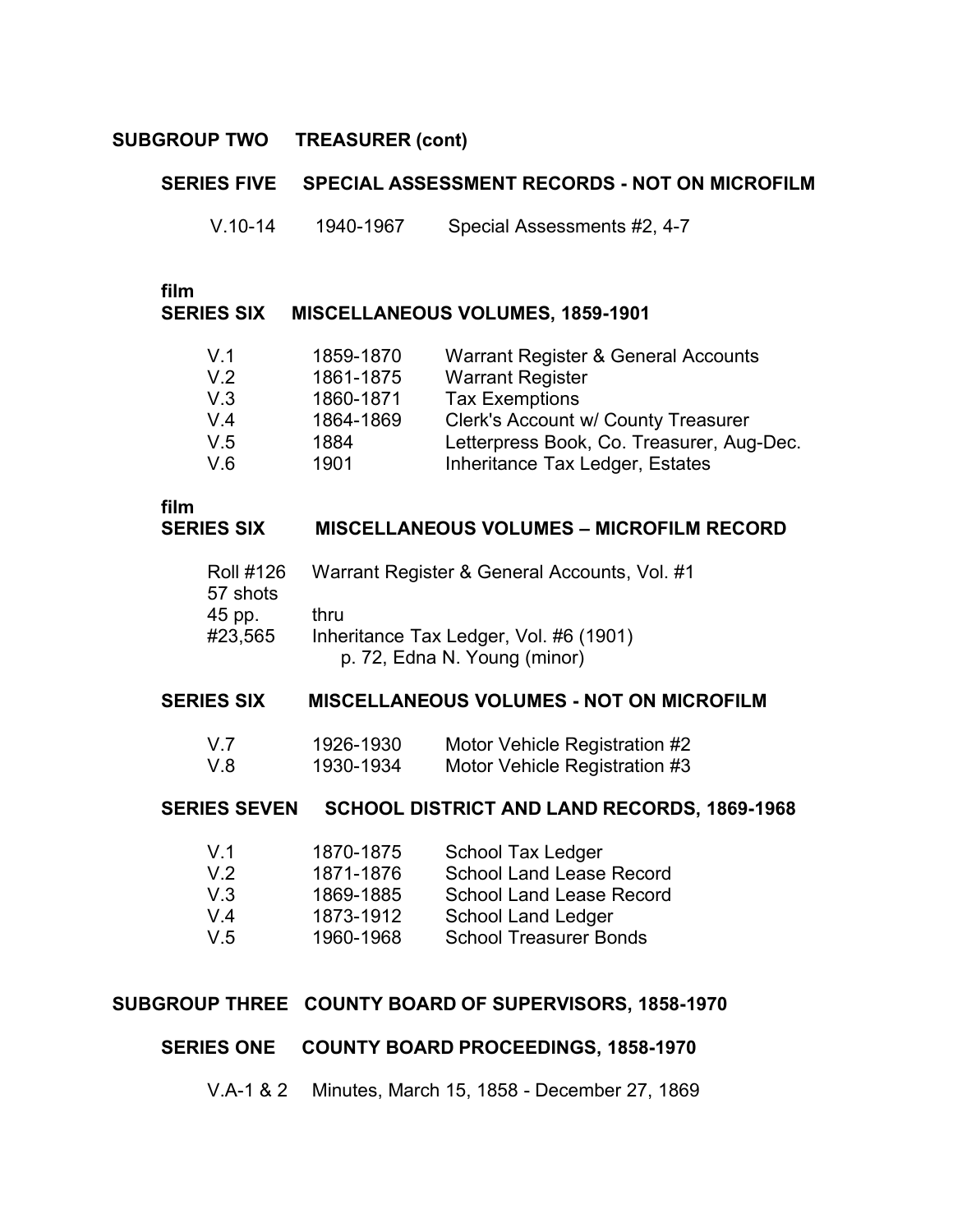## SUBGROUP TWO TREASURER (cont)

### SERIES FIVE SPECIAL ASSESSMENT RECORDS - NOT ON MICROFILM

| | | |
|---|---|---|
| V.10-14 | 1940-1967 | Special Assessments #2, 4-7 |

film

### SERIES SIX MISCELLANEOUS VOLUMES, 1859-1901

| | | |
|---|---|---|
| V.1 | 1859-1870 | Warrant Register & General Accounts |
| V.2 | 1861-1875 | Warrant Register |
| V.3 | 1860-1871 | Tax Exemptions |
| V.4 | 1864-1869 | Clerk's Account w/ County Treasurer |
| V.5 | 1884 | Letterpress Book, Co. Treasurer, Aug-Dec. |
| V.6 | 1901 | Inheritance Tax Ledger, Estates |

film

### SERIES SIX MISCELLANEOUS VOLUMES – MICROFILM RECORD

| | |
|---|---|
| Roll #126 | Warrant Register & General Accounts, Vol. #1 |
| 57 shots | |
| 45 pp. | thru |
| #23,565 | Inheritance Tax Ledger, Vol. #6 (1901) |
| | p. 72, Edna N. Young (minor) |

### SERIES SIX MISCELLANEOUS VOLUMES - NOT ON MICROFILM

| | | |
|---|---|---|
| V.7 | 1926-1930 | Motor Vehicle Registration #2 |
| V.8 | 1930-1934 | Motor Vehicle Registration #3 |

### SERIES SEVEN SCHOOL DISTRICT AND LAND RECORDS, 1869-1968

| | | |
|---|---|---|
| V.1 | 1870-1875 | School Tax Ledger |
| V.2 | 1871-1876 | School Land Lease Record |
| V.3 | 1869-1885 | School Land Lease Record |
| V.4 | 1873-1912 | School Land Ledger |
| V.5 | 1960-1968 | School Treasurer Bonds |

## SUBGROUP THREE COUNTY BOARD OF SUPERVISORS, 1858-1970

### SERIES ONE COUNTY BOARD PROCEEDINGS, 1858-1970

V.A-1 & 2 Minutes, March 15, 1858 - December 27, 1869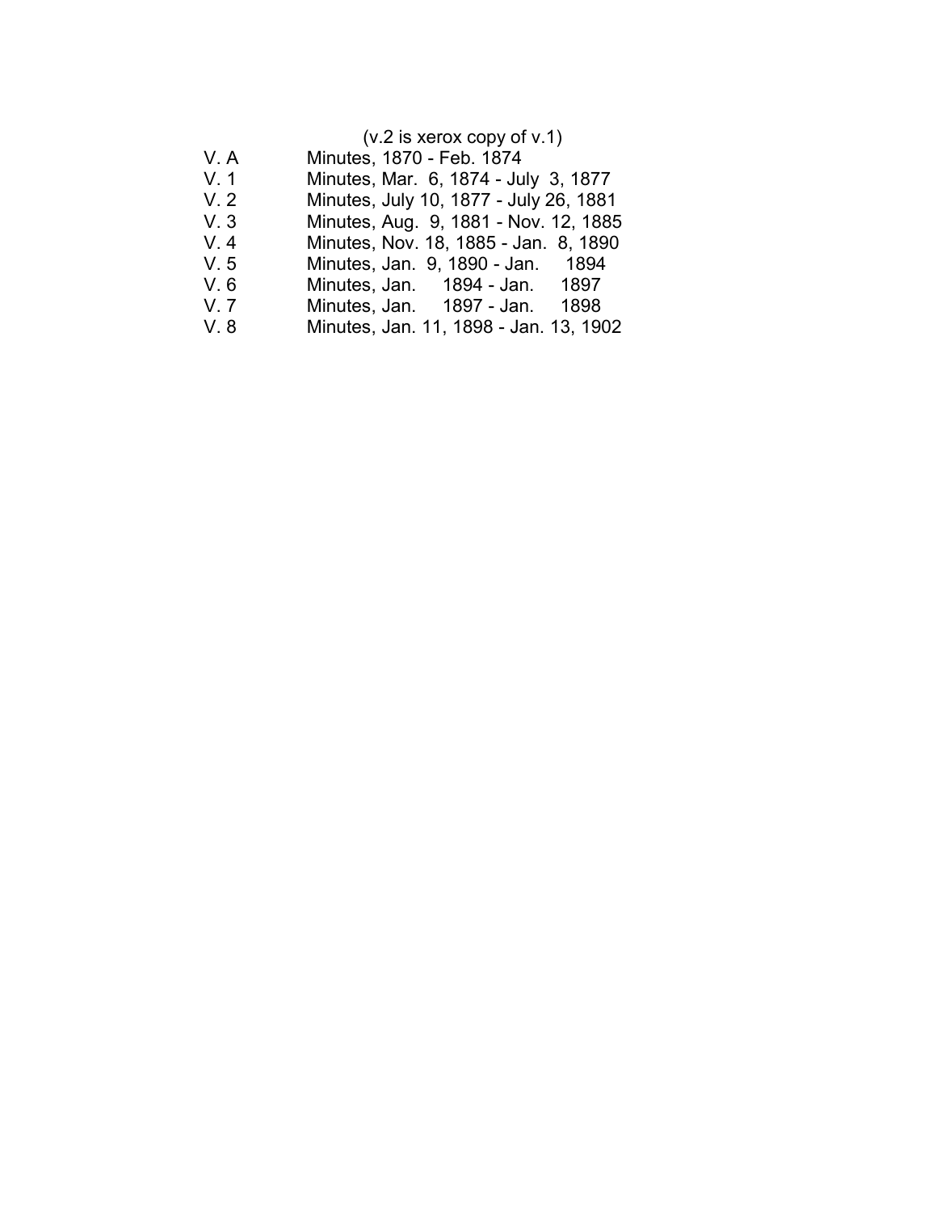(v.2 is xerox copy of v.1)

| | |
|---|---|
| V. A | Minutes, 1870 - Feb. 1874 |
| V. 1 | Minutes, Mar. 6, 1874 - July 3, 1877 |
| V. 2 | Minutes, July 10, 1877 - July 26, 1881 |
| V. 3 | Minutes, Aug. 9, 1881 - Nov. 12, 1885 |
| V. 4 | Minutes, Nov. 18, 1885 - Jan. 8, 1890 |
| V. 5 | Minutes, Jan. 9, 1890 - Jan. 1894 |
| V. 6 | Minutes, Jan. 1894 - Jan. 1897 |
| V. 7 | Minutes, Jan. 1897 - Jan. 1898 |
| V. 8 | Minutes, Jan. 11, 1898 - Jan. 13, 1902 |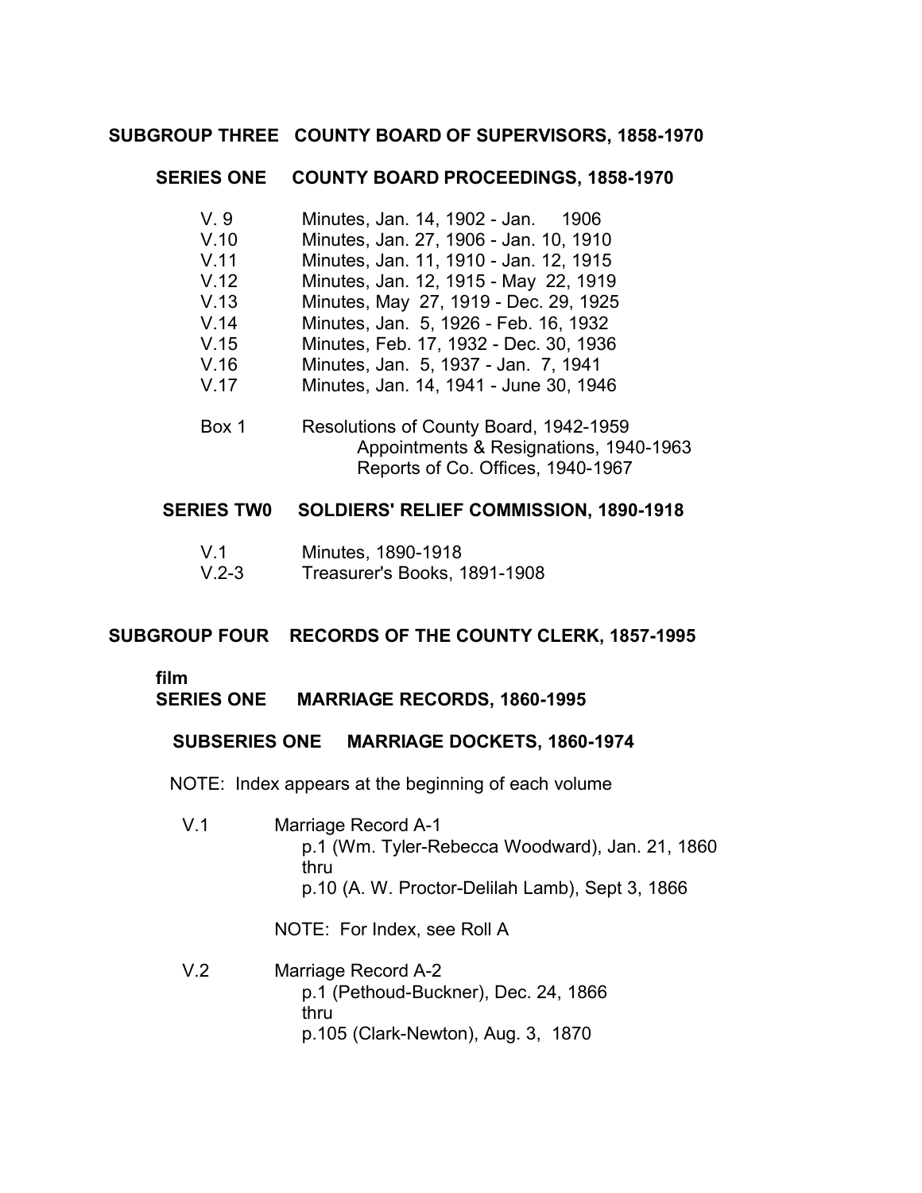## SUBGROUP THREE COUNTY BOARD OF SUPERVISORS, 1858-1970

### SERIES ONE COUNTY BOARD PROCEEDINGS, 1858-1970

| | |
|---|---|
| V. 9 | Minutes, Jan. 14, 1902 - Jan. 1906 |
| V.10 | Minutes, Jan. 27, 1906 - Jan. 10, 1910 |
| V.11 | Minutes, Jan. 11, 1910 - Jan. 12, 1915 |
| V.12 | Minutes, Jan. 12, 1915 - May 22, 1919 |
| V.13 | Minutes, May 27, 1919 - Dec. 29, 1925 |
| V.14 | Minutes, Jan. 5, 1926 - Feb. 16, 1932 |
| V.15 | Minutes, Feb. 17, 1932 - Dec. 30, 1936 |
| V.16 | Minutes, Jan. 5, 1937 - Jan. 7, 1941 |
| V.17 | Minutes, Jan. 14, 1941 - June 30, 1946 |

Box 1 Resolutions of County Board, 1942-1959
  Appointments & Resignations, 1940-1963
  Reports of Co. Offices, 1940-1967

### SERIES TW0 SOLDIERS' RELIEF COMMISSION, 1890-1918

| | |
|---|---|
| V.1 | Minutes, 1890-1918 |
| V.2-3 | Treasurer's Books, 1891-1908 |

## SUBGROUP FOUR RECORDS OF THE COUNTY CLERK, 1857-1995

**film**

### SERIES ONE MARRIAGE RECORDS, 1860-1995

#### SUBSERIES ONE MARRIAGE DOCKETS, 1860-1974

NOTE: Index appears at the beginning of each volume

V.1 Marriage Record A-1
  p.1 (Wm. Tyler-Rebecca Woodward), Jan. 21, 1860
  thru
  p.10 (A. W. Proctor-Delilah Lamb), Sept 3, 1866

  NOTE: For Index, see Roll A

V.2 Marriage Record A-2
  p.1 (Pethoud-Buckner), Dec. 24, 1866
  thru
  p.105 (Clark-Newton), Aug. 3, 1870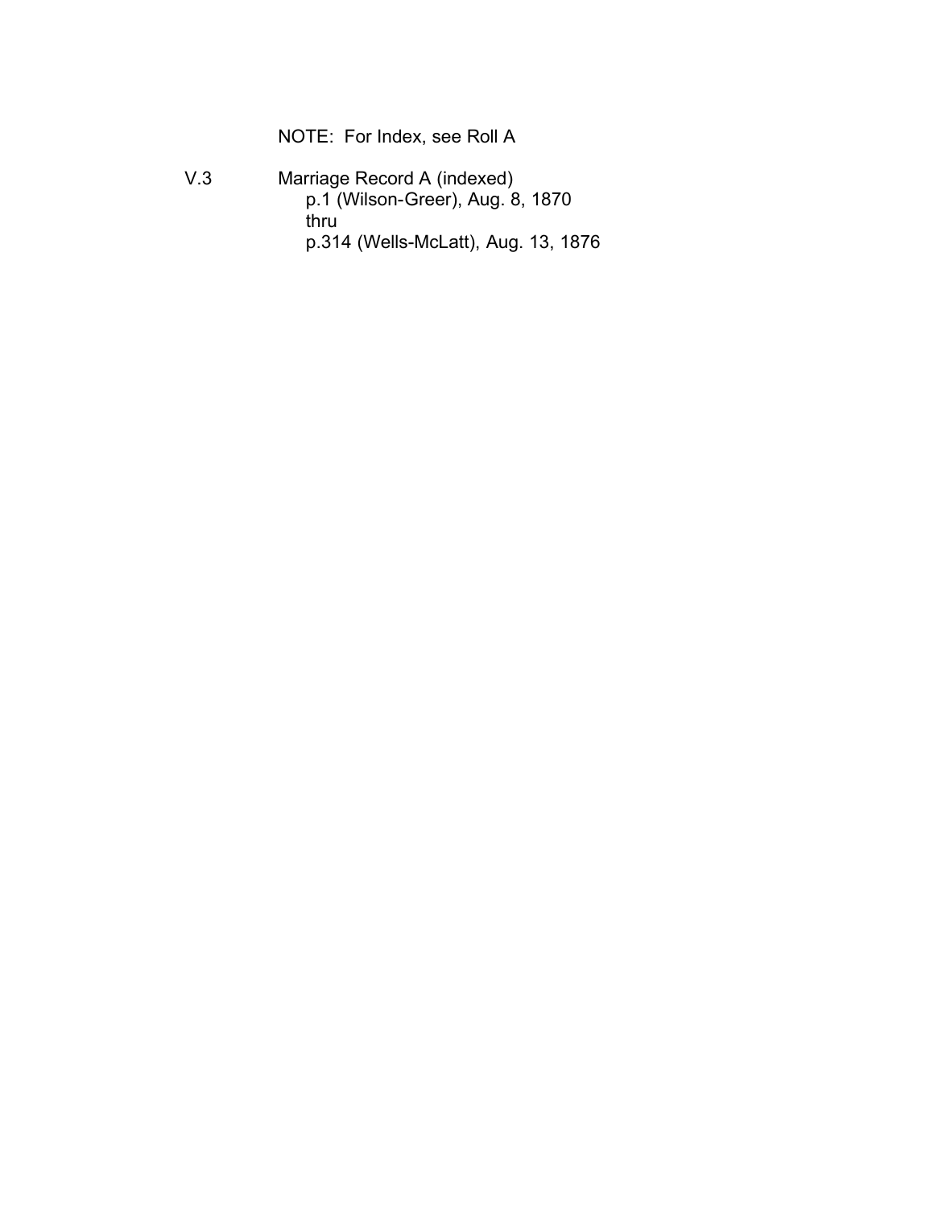NOTE: For Index, see Roll A

V.3 Marriage Record A (indexed)
p.1 (Wilson-Greer), Aug. 8, 1870
thru
p.314 (Wells-McLatt), Aug. 13, 1876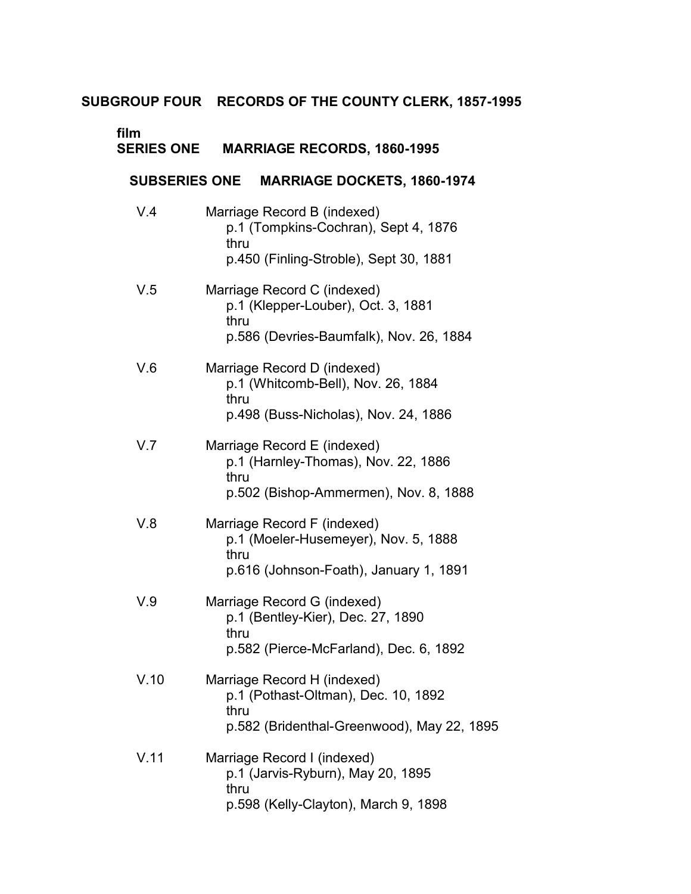## SUBGROUP FOUR RECORDS OF THE COUNTY CLERK, 1857-1995

### film
### SERIES ONE MARRIAGE RECORDS, 1860-1995

#### SUBSERIES ONE MARRIAGE DOCKETS, 1860-1974

V.4 Marriage Record B (indexed)
p.1 (Tompkins-Cochran), Sept 4, 1876
thru
p.450 (Finling-Stroble), Sept 30, 1881

V.5 Marriage Record C (indexed)
p.1 (Klepper-Louber), Oct. 3, 1881
thru
p.586 (Devries-Baumfalk), Nov. 26, 1884

V.6 Marriage Record D (indexed)
p.1 (Whitcomb-Bell), Nov. 26, 1884
thru
p.498 (Buss-Nicholas), Nov. 24, 1886

V.7 Marriage Record E (indexed)
p.1 (Harnley-Thomas), Nov. 22, 1886
thru
p.502 (Bishop-Ammermen), Nov. 8, 1888

V.8 Marriage Record F (indexed)
p.1 (Moeler-Husemeyer), Nov. 5, 1888
thru
p.616 (Johnson-Foath), January 1, 1891

V.9 Marriage Record G (indexed)
p.1 (Bentley-Kier), Dec. 27, 1890
thru
p.582 (Pierce-McFarland), Dec. 6, 1892

V.10 Marriage Record H (indexed)
p.1 (Pothast-Oltman), Dec. 10, 1892
thru
p.582 (Bridenthal-Greenwood), May 22, 1895

V.11 Marriage Record I (indexed)
p.1 (Jarvis-Ryburn), May 20, 1895
thru
p.598 (Kelly-Clayton), March 9, 1898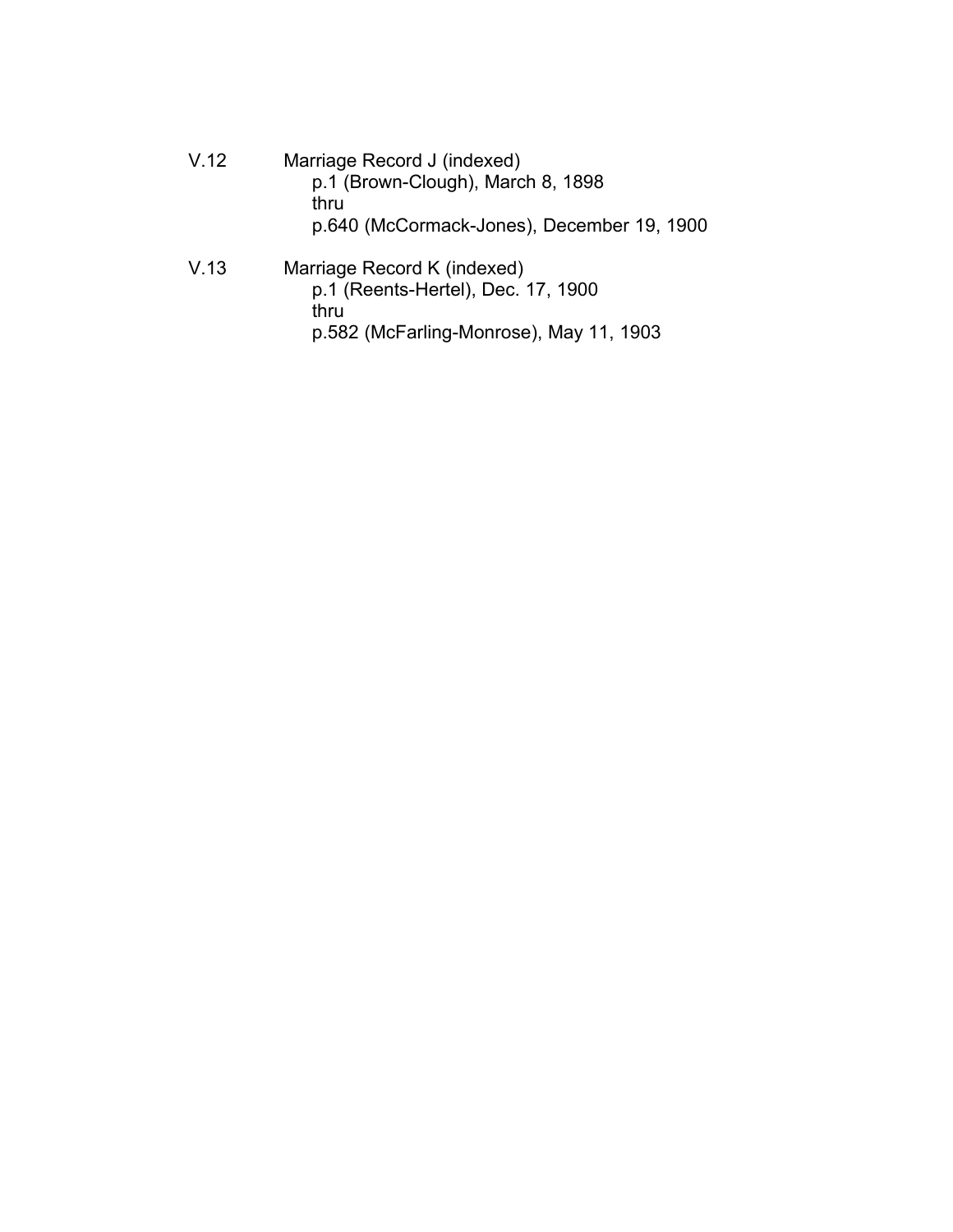V.12 Marriage Record J (indexed)
 p.1 (Brown-Clough), March 8, 1898
 thru
 p.640 (McCormack-Jones), December 19, 1900

V.13 Marriage Record K (indexed)
 p.1 (Reents-Hertel), Dec. 17, 1900
 thru
 p.582 (McFarling-Monrose), May 11, 1903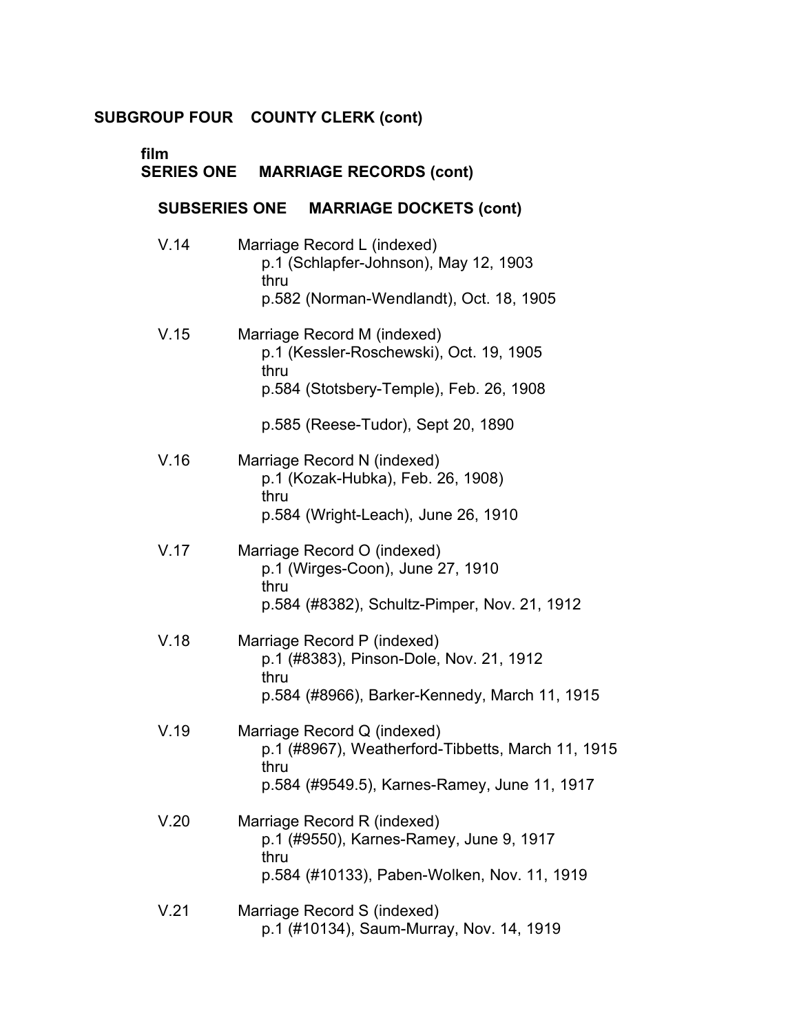## SUBGROUP FOUR COUNTY CLERK (cont)

### film
### SERIES ONE MARRIAGE RECORDS (cont)

#### SUBSERIES ONE MARRIAGE DOCKETS (cont)

V.14 Marriage Record L (indexed)
p.1 (Schlapfer-Johnson), May 12, 1903
thru
p.582 (Norman-Wendlandt), Oct. 18, 1905

V.15 Marriage Record M (indexed)
p.1 (Kessler-Roschewski), Oct. 19, 1905
thru
p.584 (Stotsbery-Temple), Feb. 26, 1908

p.585 (Reese-Tudor), Sept 20, 1890

V.16 Marriage Record N (indexed)
p.1 (Kozak-Hubka), Feb. 26, 1908)
thru
p.584 (Wright-Leach), June 26, 1910

V.17 Marriage Record O (indexed)
p.1 (Wirges-Coon), June 27, 1910
thru
p.584 (#8382), Schultz-Pimper, Nov. 21, 1912

V.18 Marriage Record P (indexed)
p.1 (#8383), Pinson-Dole, Nov. 21, 1912
thru
p.584 (#8966), Barker-Kennedy, March 11, 1915

V.19 Marriage Record Q (indexed)
p.1 (#8967), Weatherford-Tibbetts, March 11, 1915
thru
p.584 (#9549.5), Karnes-Ramey, June 11, 1917

V.20 Marriage Record R (indexed)
p.1 (#9550), Karnes-Ramey, June 9, 1917
thru
p.584 (#10133), Paben-Wolken, Nov. 11, 1919

V.21 Marriage Record S (indexed)
p.1 (#10134), Saum-Murray, Nov. 14, 1919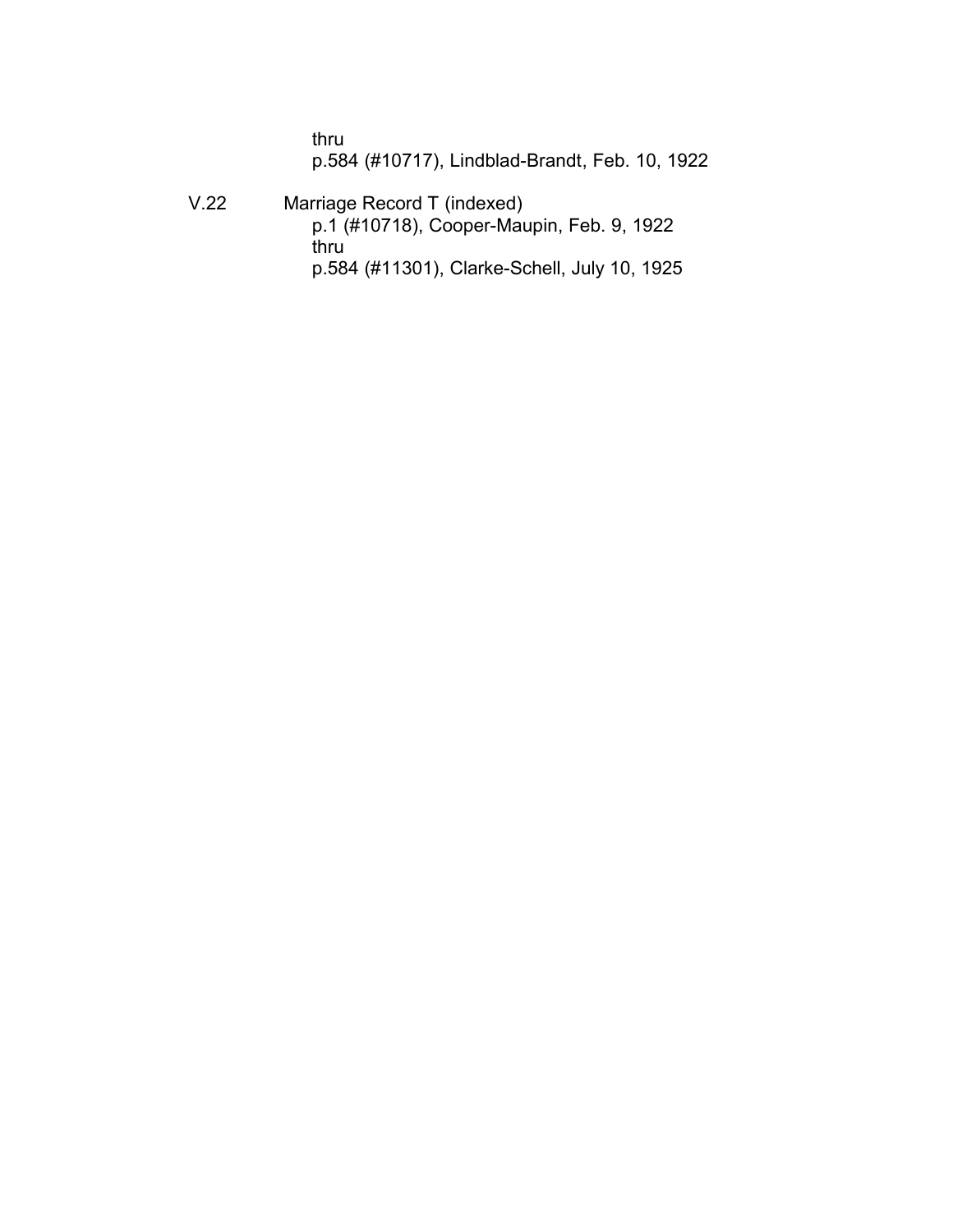thru
p.584 (#10717), Lindblad-Brandt, Feb. 10, 1922

V.22 Marriage Record T (indexed)
p.1 (#10718), Cooper-Maupin, Feb. 9, 1922
thru
p.584 (#11301), Clarke-Schell, July 10, 1925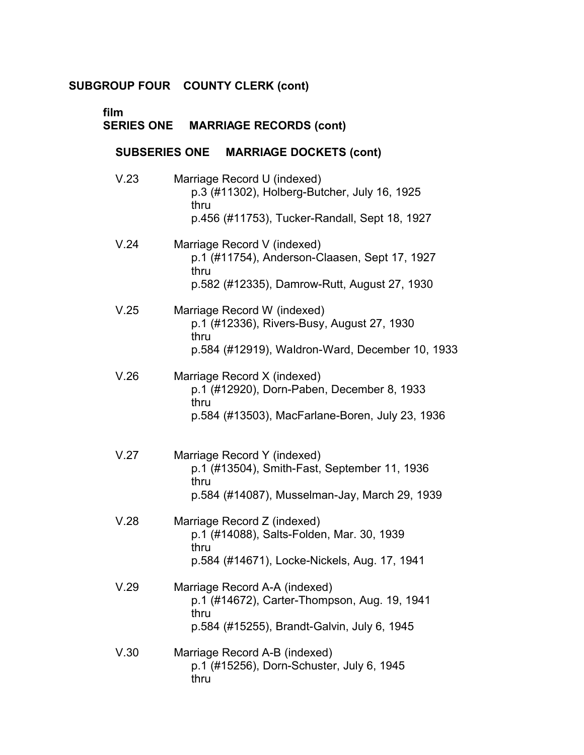## SUBGROUP FOUR COUNTY CLERK (cont)

film
### SERIES ONE MARRIAGE RECORDS (cont)

#### SUBSERIES ONE MARRIAGE DOCKETS (cont)

V.23 Marriage Record U (indexed)
p.3 (#11302), Holberg-Butcher, July 16, 1925
thru
p.456 (#11753), Tucker-Randall, Sept 18, 1927

V.24 Marriage Record V (indexed)
p.1 (#11754), Anderson-Claasen, Sept 17, 1927
thru
p.582 (#12335), Damrow-Rutt, August 27, 1930

V.25 Marriage Record W (indexed)
p.1 (#12336), Rivers-Busy, August 27, 1930
thru
p.584 (#12919), Waldron-Ward, December 10, 1933

V.26 Marriage Record X (indexed)
p.1 (#12920), Dorn-Paben, December 8, 1933
thru
p.584 (#13503), MacFarlane-Boren, July 23, 1936

V.27 Marriage Record Y (indexed)
p.1 (#13504), Smith-Fast, September 11, 1936
thru
p.584 (#14087), Musselman-Jay, March 29, 1939

V.28 Marriage Record Z (indexed)
p.1 (#14088), Salts-Folden, Mar. 30, 1939
thru
p.584 (#14671), Locke-Nickels, Aug. 17, 1941

V.29 Marriage Record A-A (indexed)
p.1 (#14672), Carter-Thompson, Aug. 19, 1941
thru
p.584 (#15255), Brandt-Galvin, July 6, 1945

V.30 Marriage Record A-B (indexed)
p.1 (#15256), Dorn-Schuster, July 6, 1945
thru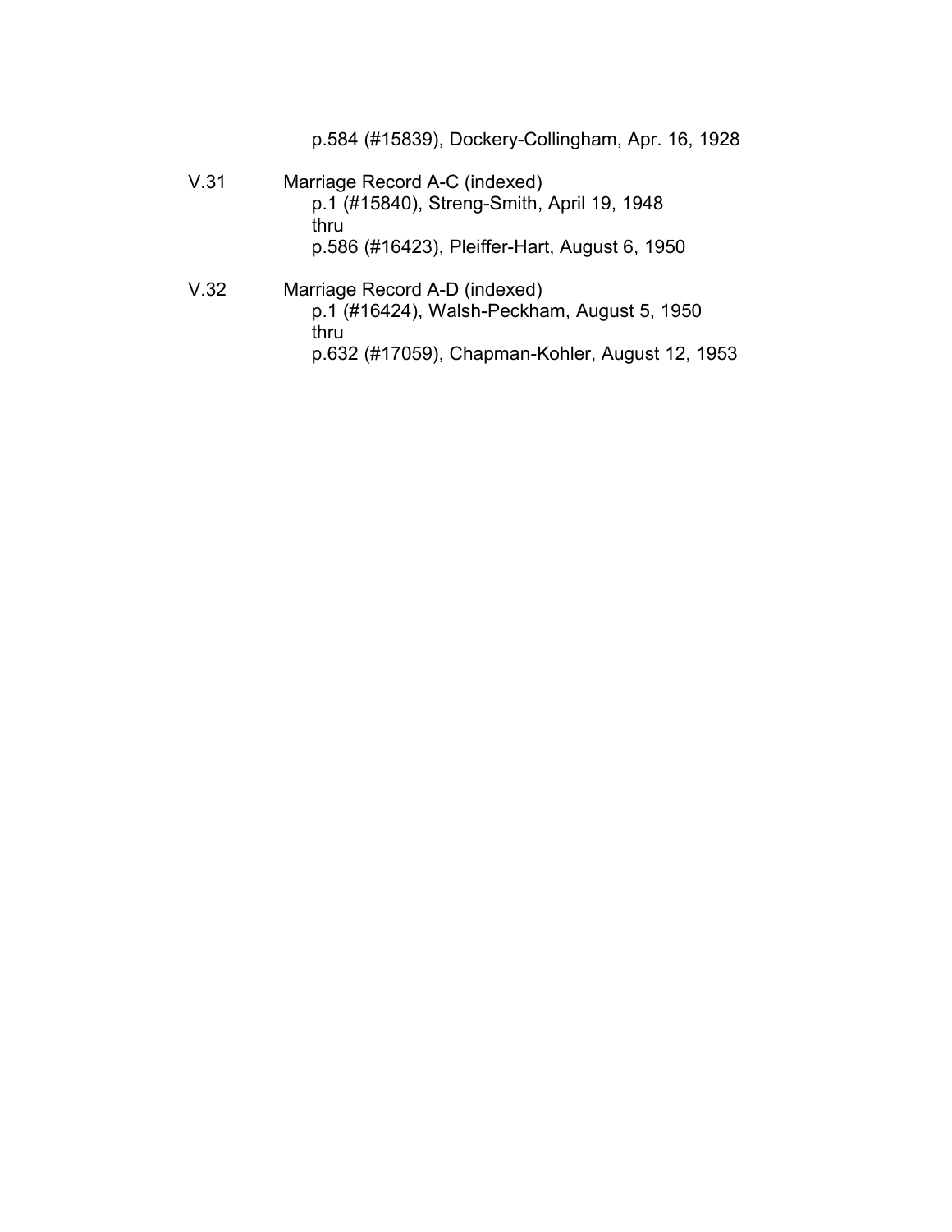p.584 (#15839), Dockery-Collingham, Apr. 16, 1928

V.31 Marriage Record A-C (indexed)
p.1 (#15840), Streng-Smith, April 19, 1948
thru
p.586 (#16423), Pleiffer-Hart, August 6, 1950

V.32 Marriage Record A-D (indexed)
p.1 (#16424), Walsh-Peckham, August 5, 1950
thru
p.632 (#17059), Chapman-Kohler, August 12, 1953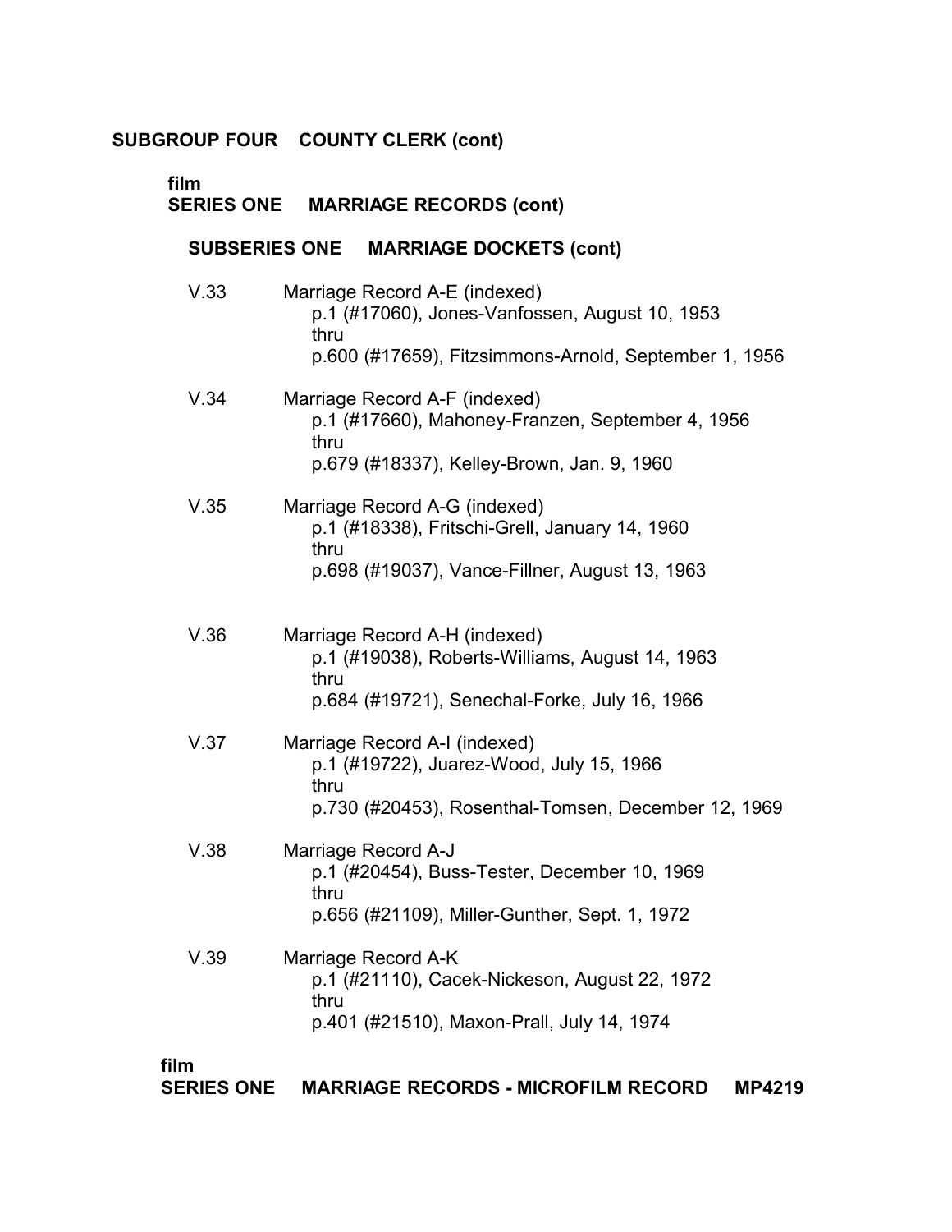## SUBGROUP FOUR COUNTY CLERK (cont)

film
**SERIES ONE MARRIAGE RECORDS (cont)**

**SUBSERIES ONE MARRIAGE DOCKETS (cont)**

V.33 Marriage Record A-E (indexed)
p.1 (#17060), Jones-Vanfossen, August 10, 1953
thru
p.600 (#17659), Fitzsimmons-Arnold, September 1, 1956

V.34 Marriage Record A-F (indexed)
p.1 (#17660), Mahoney-Franzen, September 4, 1956
thru
p.679 (#18337), Kelley-Brown, Jan. 9, 1960

V.35 Marriage Record A-G (indexed)
p.1 (#18338), Fritschi-Grell, January 14, 1960
thru
p.698 (#19037), Vance-Fillner, August 13, 1963

V.36 Marriage Record A-H (indexed)
p.1 (#19038), Roberts-Williams, August 14, 1963
thru
p.684 (#19721), Senechal-Forke, July 16, 1966

V.37 Marriage Record A-I (indexed)
p.1 (#19722), Juarez-Wood, July 15, 1966
thru
p.730 (#20453), Rosenthal-Tomsen, December 12, 1969

V.38 Marriage Record A-J
p.1 (#20454), Buss-Tester, December 10, 1969
thru
p.656 (#21109), Miller-Gunther, Sept. 1, 1972

V.39 Marriage Record A-K
p.1 (#21110), Cacek-Nickeson, August 22, 1972
thru
p.401 (#21510), Maxon-Prall, July 14, 1974

film
**SERIES ONE MARRIAGE RECORDS - MICROFILM RECORD MP4219**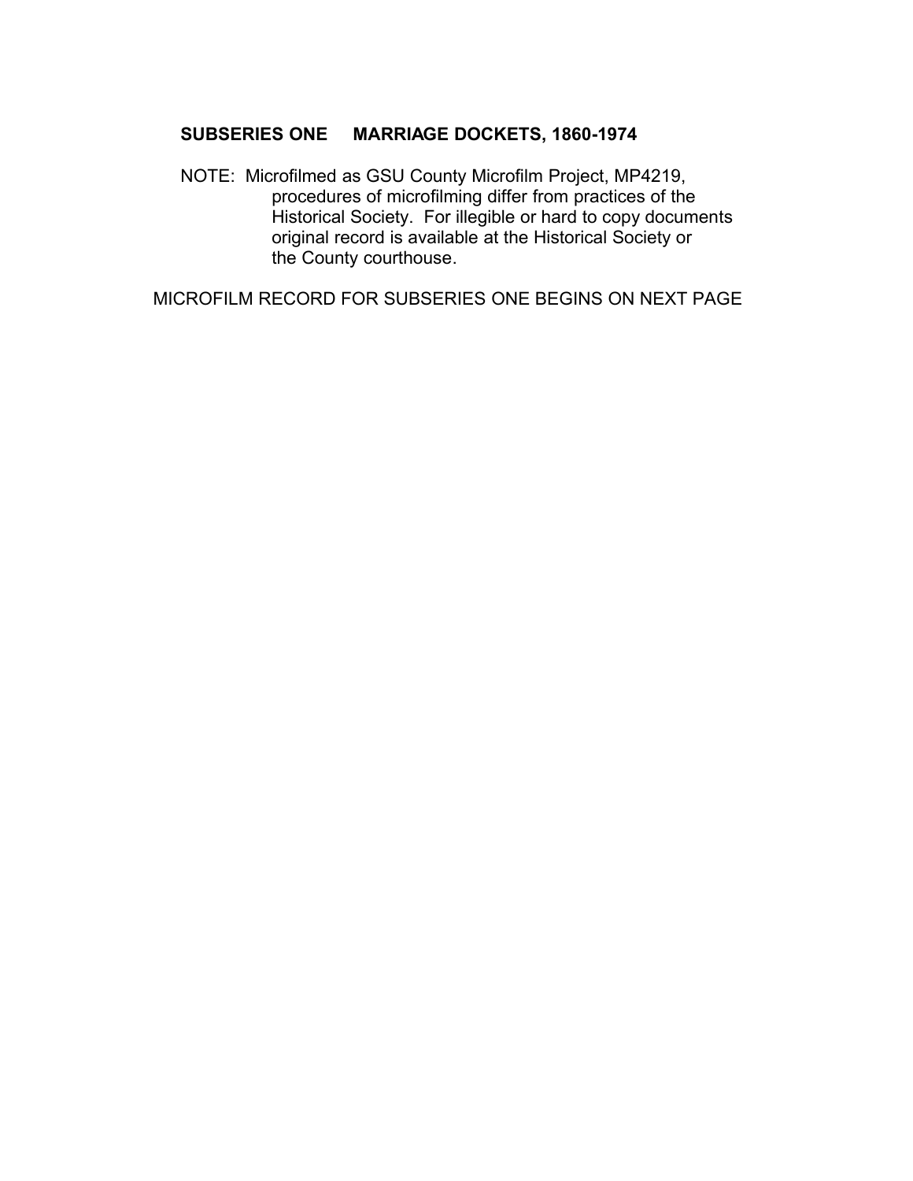## SUBSERIES ONE     MARRIAGE DOCKETS, 1860-1974

NOTE: Microfilmed as GSU County Microfilm Project, MP4219, procedures of microfilming differ from practices of the Historical Society. For illegible or hard to copy documents original record is available at the Historical Society or the County courthouse.

MICROFILM RECORD FOR SUBSERIES ONE BEGINS ON NEXT PAGE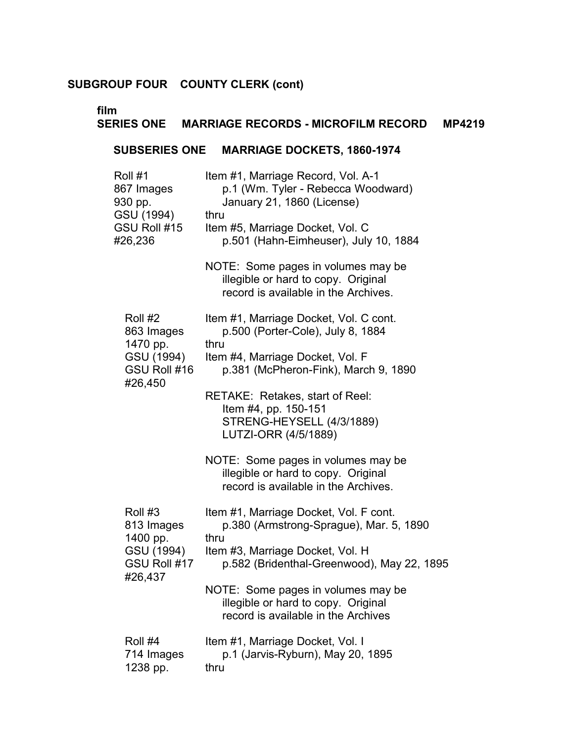**SUBGROUP FOUR COUNTY CLERK (cont)**

**film**
**SERIES ONE MARRIAGE RECORDS - MICROFILM RECORD MP4219**

**SUBSERIES ONE MARRIAGE DOCKETS, 1860-1974**

| | |
|---|---|
| Roll #1<br>867 Images<br>930 pp.<br>GSU (1994)<br>GSU Roll #15<br>#26,236 | Item #1, Marriage Record, Vol. A-1<br>p.1 (Wm. Tyler - Rebecca Woodward)<br>January 21, 1860 (License)<br>thru<br>Item #5, Marriage Docket, Vol. C<br>p.501 (Hahn-Eimheuser), July 10, 1884<br><br>NOTE: Some pages in volumes may be illegible or hard to copy. Original record is available in the Archives. |
| Roll #2<br>863 Images<br>1470 pp.<br>GSU (1994)<br>GSU Roll #16<br>#26,450 | Item #1, Marriage Docket, Vol. C cont.<br>p.500 (Porter-Cole), July 8, 1884<br>thru<br>Item #4, Marriage Docket, Vol. F<br>p.381 (McPheron-Fink), March 9, 1890<br><br>RETAKE: Retakes, start of Reel:<br>Item #4, pp. 150-151<br>STRENG-HEYSELL (4/3/1889)<br>LUTZI-ORR (4/5/1889)<br><br>NOTE: Some pages in volumes may be illegible or hard to copy. Original record is available in the Archives. |
| Roll #3<br>813 Images<br>1400 pp.<br>GSU (1994)<br>GSU Roll #17<br>#26,437 | Item #1, Marriage Docket, Vol. F cont.<br>p.380 (Armstrong-Sprague), Mar. 5, 1890<br>thru<br>Item #3, Marriage Docket, Vol. H<br>p.582 (Bridenthal-Greenwood), May 22, 1895<br><br>NOTE: Some pages in volumes may be illegible or hard to copy. Original record is available in the Archives |
| Roll #4<br>714 Images<br>1238 pp. | Item #1, Marriage Docket, Vol. I<br>p.1 (Jarvis-Ryburn), May 20, 1895<br>thru |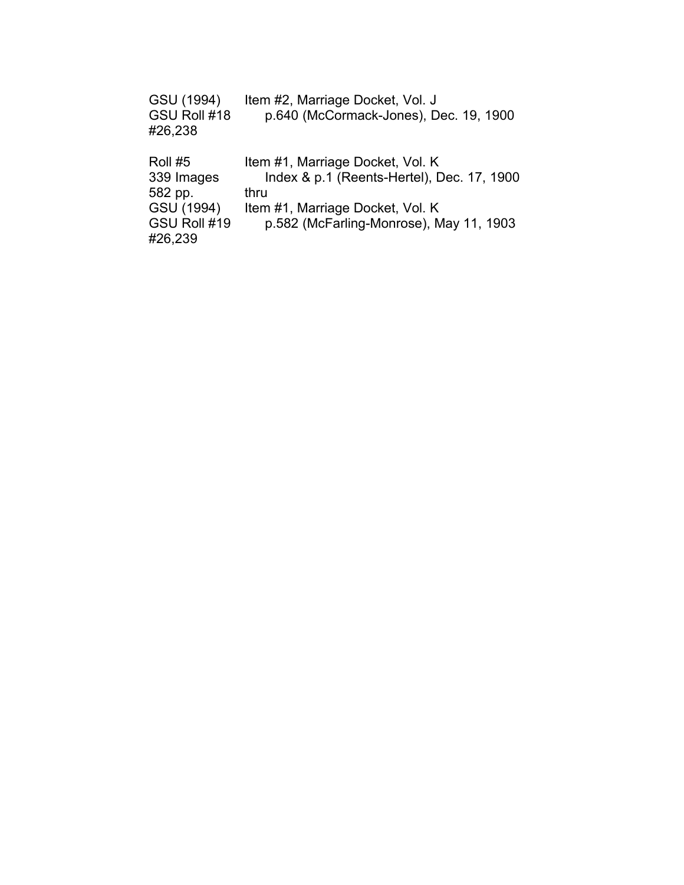| | |
|---|---|
| GSU (1994) | Item #2, Marriage Docket, Vol. J |
| GSU Roll #18 | p.640 (McCormack-Jones), Dec. 19, 1900 |
| #26,238 | |
| | |
| Roll #5 | Item #1, Marriage Docket, Vol. K |
| 339 Images | Index & p.1 (Reents-Hertel), Dec. 17, 1900 |
| 582 pp. | thru |
| GSU (1994) | Item #1, Marriage Docket, Vol. K |
| GSU Roll #19 | p.582 (McFarling-Monrose), May 11, 1903 |
| #26,239 | |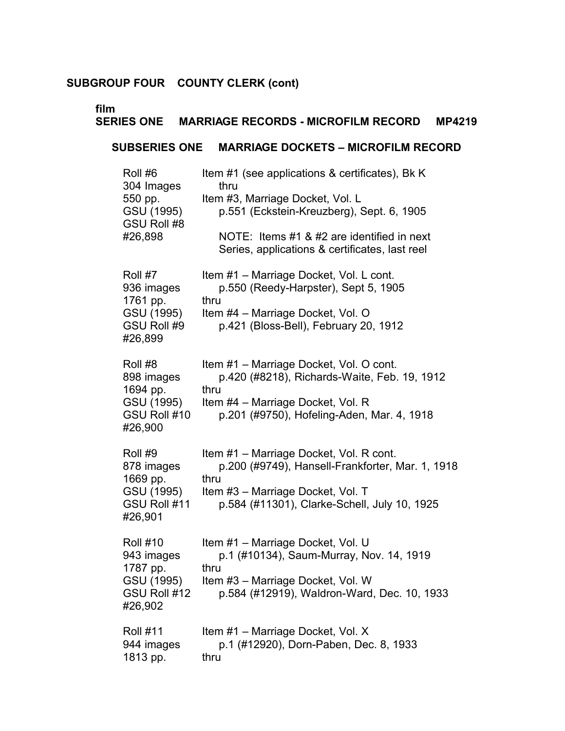**SUBGROUP FOUR COUNTY CLERK (cont)**

**film**
**SERIES ONE MARRIAGE RECORDS - MICROFILM RECORD MP4219**

**SUBSERIES ONE MARRIAGE DOCKETS – MICROFILM RECORD**

| | |
|---|---|
| Roll #6<br>304 Images<br>550 pp.<br>GSU (1995)<br>GSU Roll #8<br>#26,898 | Item #1 (see applications & certificates), Bk K<br>thru<br>Item #3, Marriage Docket, Vol. L<br>p.551 (Eckstein-Kreuzberg), Sept. 6, 1905<br><br>NOTE: Items #1 & #2 are identified in next Series, applications & certificates, last reel |
| Roll #7<br>936 images<br>1761 pp.<br>GSU (1995)<br>GSU Roll #9<br>#26,899 | Item #1 – Marriage Docket, Vol. L cont.<br>p.550 (Reedy-Harpster), Sept 5, 1905<br>thru<br>Item #4 – Marriage Docket, Vol. O<br>p.421 (Bloss-Bell), February 20, 1912 |
| Roll #8<br>898 images<br>1694 pp.<br>GSU (1995)<br>GSU Roll #10<br>#26,900 | Item #1 – Marriage Docket, Vol. O cont.<br>p.420 (#8218), Richards-Waite, Feb. 19, 1912<br>thru<br>Item #4 – Marriage Docket, Vol. R<br>p.201 (#9750), Hofeling-Aden, Mar. 4, 1918 |
| Roll #9<br>878 images<br>1669 pp.<br>GSU (1995)<br>GSU Roll #11<br>#26,901 | Item #1 – Marriage Docket, Vol. R cont.<br>p.200 (#9749), Hansell-Frankforter, Mar. 1, 1918<br>thru<br>Item #3 – Marriage Docket, Vol. T<br>p.584 (#11301), Clarke-Schell, July 10, 1925 |
| Roll #10<br>943 images<br>1787 pp.<br>GSU (1995)<br>GSU Roll #12<br>#26,902 | Item #1 – Marriage Docket, Vol. U<br>p.1 (#10134), Saum-Murray, Nov. 14, 1919<br>thru<br>Item #3 – Marriage Docket, Vol. W<br>p.584 (#12919), Waldron-Ward, Dec. 10, 1933 |
| Roll #11<br>944 images<br>1813 pp. | Item #1 – Marriage Docket, Vol. X<br>p.1 (#12920), Dorn-Paben, Dec. 8, 1933<br>thru |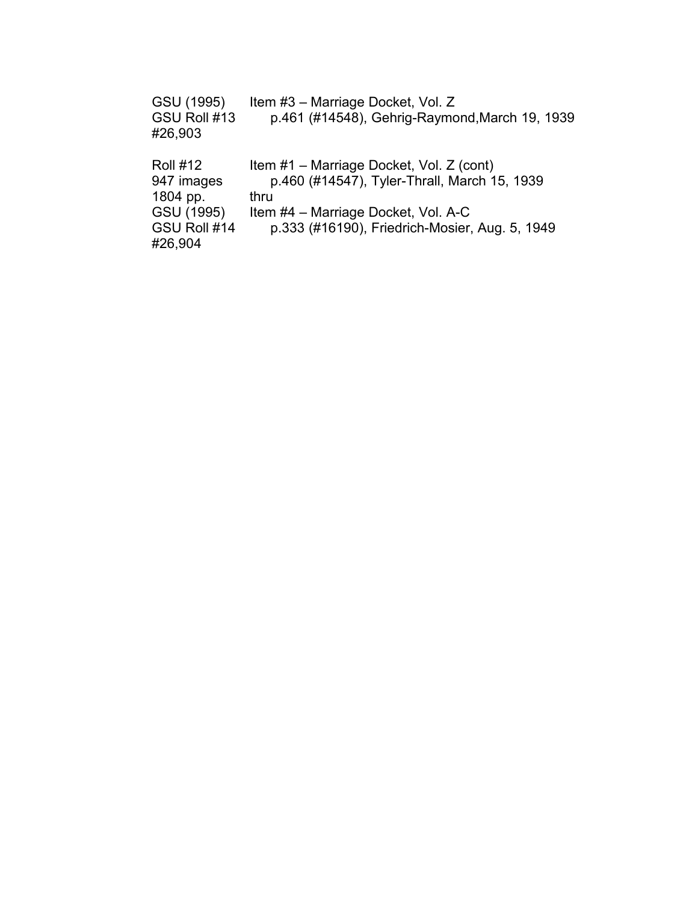| | |
|---|---|
| GSU (1995)<br>GSU Roll #13<br>#26,903 | Item #3 – Marriage Docket, Vol. Z<br>p.461 (#14548), Gehrig-Raymond,March 19, 1939 |
| Roll #12<br>947 images<br>1804 pp.<br>GSU (1995)<br>GSU Roll #14<br>#26,904 | Item #1 – Marriage Docket, Vol. Z (cont)<br>p.460 (#14547), Tyler-Thrall, March 15, 1939<br>thru<br>Item #4 – Marriage Docket, Vol. A-C<br>p.333 (#16190), Friedrich-Mosier, Aug. 5, 1949 |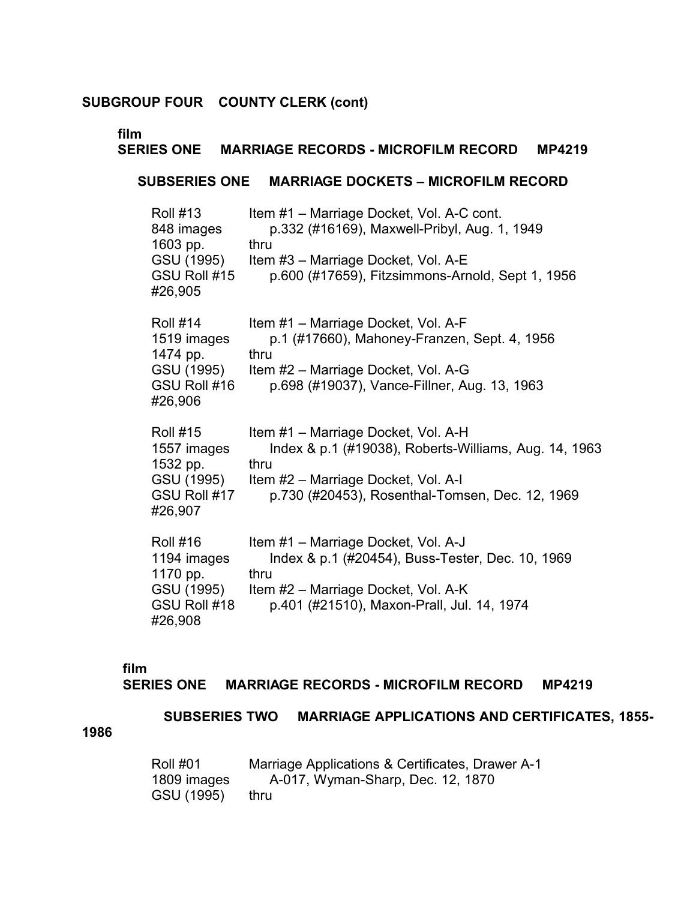## SUBGROUP FOUR COUNTY CLERK (cont)

### film
### SERIES ONE MARRIAGE RECORDS - MICROFILM RECORD MP4219

#### SUBSERIES ONE MARRIAGE DOCKETS – MICROFILM RECORD

| | |
|---|---|
| Roll #13<br>848 images<br>1603 pp.<br>GSU (1995)<br>GSU Roll #15<br>#26,905 | Item #1 – Marriage Docket, Vol. A-C cont.<br>p.332 (#16169), Maxwell-Pribyl, Aug. 1, 1949<br>thru<br>Item #3 – Marriage Docket, Vol. A-E<br>p.600 (#17659), Fitzsimmons-Arnold, Sept 1, 1956 |
| Roll #14<br>1519 images<br>1474 pp.<br>GSU (1995)<br>GSU Roll #16<br>#26,906 | Item #1 – Marriage Docket, Vol. A-F<br>p.1 (#17660), Mahoney-Franzen, Sept. 4, 1956<br>thru<br>Item #2 – Marriage Docket, Vol. A-G<br>p.698 (#19037), Vance-Fillner, Aug. 13, 1963 |
| Roll #15<br>1557 images<br>1532 pp.<br>GSU (1995)<br>GSU Roll #17<br>#26,907 | Item #1 – Marriage Docket, Vol. A-H<br>Index & p.1 (#19038), Roberts-Williams, Aug. 14, 1963<br>thru<br>Item #2 – Marriage Docket, Vol. A-I<br>p.730 (#20453), Rosenthal-Tomsen, Dec. 12, 1969 |
| Roll #16<br>1194 images<br>1170 pp.<br>GSU (1995)<br>GSU Roll #18<br>#26,908 | Item #1 – Marriage Docket, Vol. A-J<br>Index & p.1 (#20454), Buss-Tester, Dec. 10, 1969<br>thru<br>Item #2 – Marriage Docket, Vol. A-K<br>p.401 (#21510), Maxon-Prall, Jul. 14, 1974 |

### film
### SERIES ONE MARRIAGE RECORDS - MICROFILM RECORD MP4219

#### SUBSERIES TWO MARRIAGE APPLICATIONS AND CERTIFICATES, 1855-1986

| | |
|---|---|
| Roll #01<br>1809 images<br>GSU (1995) | Marriage Applications & Certificates, Drawer A-1<br>A-017, Wyman-Sharp, Dec. 12, 1870<br>thru |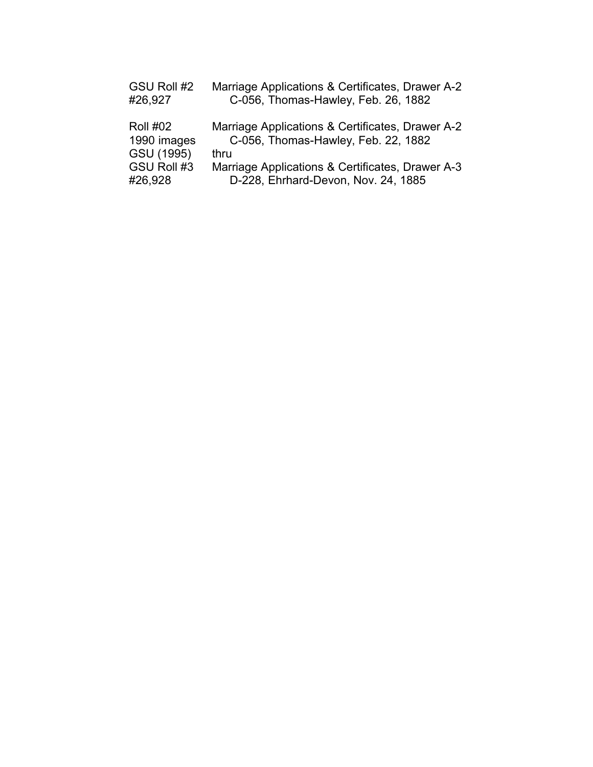| | |
|---|---|
| GSU Roll #2<br>#26,927 | Marriage Applications & Certificates, Drawer A-2<br>C-056, Thomas-Hawley, Feb. 26, 1882 |
| Roll #02<br>1990 images<br>GSU (1995)<br>GSU Roll #3<br>#26,928 | Marriage Applications & Certificates, Drawer A-2<br>C-056, Thomas-Hawley, Feb. 22, 1882<br>thru<br>Marriage Applications & Certificates, Drawer A-3<br>D-228, Ehrhard-Devon, Nov. 24, 1885 |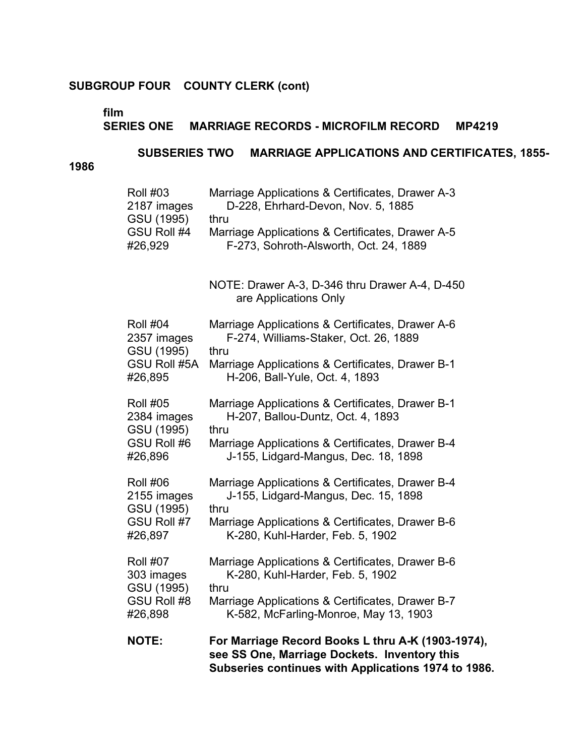**SUBGROUP FOUR COUNTY CLERK (cont)**

**film**
**SERIES ONE MARRIAGE RECORDS - MICROFILM RECORD MP4219**

**SUBSERIES TWO MARRIAGE APPLICATIONS AND CERTIFICATES, 1855-1986**

| | |
|---|---|
| Roll #03<br>2187 images<br>GSU (1995)<br>GSU Roll #4<br>#26,929 | Marriage Applications & Certificates, Drawer A-3<br>D-228, Ehrhard-Devon, Nov. 5, 1885<br>thru<br>Marriage Applications & Certificates, Drawer A-5<br>F-273, Sohroth-Alsworth, Oct. 24, 1889 |
| | NOTE: Drawer A-3, D-346 thru Drawer A-4, D-450 are Applications Only |
| Roll #04<br>2357 images<br>GSU (1995)<br>GSU Roll #5A<br>#26,895 | Marriage Applications & Certificates, Drawer A-6<br>F-274, Williams-Staker, Oct. 26, 1889<br>thru<br>Marriage Applications & Certificates, Drawer B-1<br>H-206, Ball-Yule, Oct. 4, 1893 |
| Roll #05<br>2384 images<br>GSU (1995)<br>GSU Roll #6<br>#26,896 | Marriage Applications & Certificates, Drawer B-1<br>H-207, Ballou-Duntz, Oct. 4, 1893<br>thru<br>Marriage Applications & Certificates, Drawer B-4<br>J-155, Lidgard-Mangus, Dec. 18, 1898 |
| Roll #06<br>2155 images<br>GSU (1995)<br>GSU Roll #7<br>#26,897 | Marriage Applications & Certificates, Drawer B-4<br>J-155, Lidgard-Mangus, Dec. 15, 1898<br>thru<br>Marriage Applications & Certificates, Drawer B-6<br>K-280, Kuhl-Harder, Feb. 5, 1902 |
| Roll #07<br>303 images<br>GSU (1995)<br>GSU Roll #8<br>#26,898 | Marriage Applications & Certificates, Drawer B-6<br>K-280, Kuhl-Harder, Feb. 5, 1902<br>thru<br>Marriage Applications & Certificates, Drawer B-7<br>K-582, McFarling-Monroe, May 13, 1903 |

**NOTE:** **For Marriage Record Books L thru A-K (1903-1974), see SS One, Marriage Dockets. Inventory this Subseries continues with Applications 1974 to 1986.**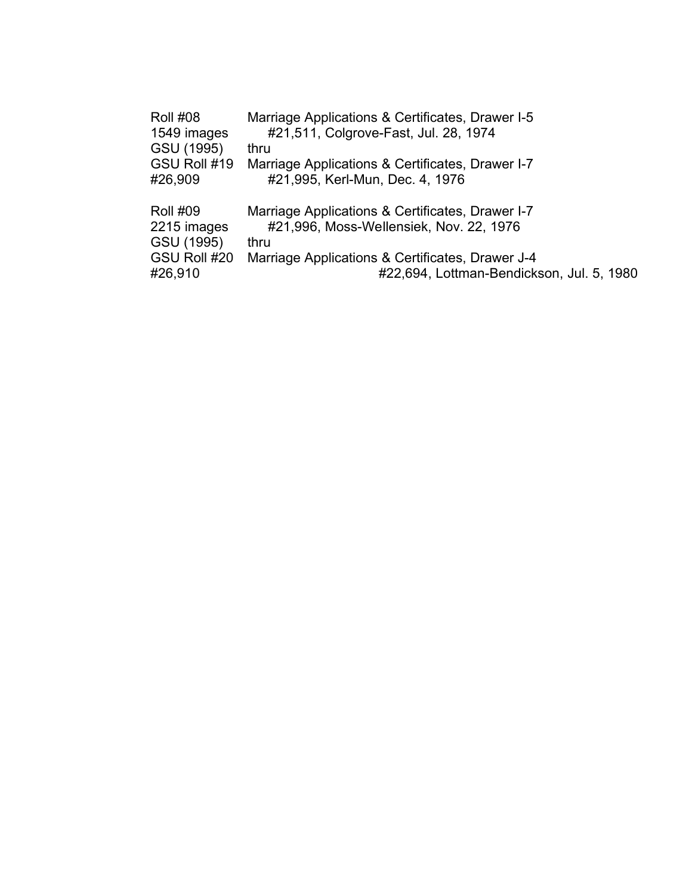| | |
|---|---|
| Roll #08 | Marriage Applications & Certificates, Drawer I-5 |
| 1549 images | #21,511, Colgrove-Fast, Jul. 28, 1974 |
| GSU (1995) | thru |
| GSU Roll #19 | Marriage Applications & Certificates, Drawer I-7 |
| #26,909 | #21,995, Kerl-Mun, Dec. 4, 1976 |
| | |
| Roll #09 | Marriage Applications & Certificates, Drawer I-7 |
| 2215 images | #21,996, Moss-Wellensiek, Nov. 22, 1976 |
| GSU (1995) | thru |
| GSU Roll #20 | Marriage Applications & Certificates, Drawer J-4 |
| #26,910 | #22,694, Lottman-Bendickson, Jul. 5, 1980 |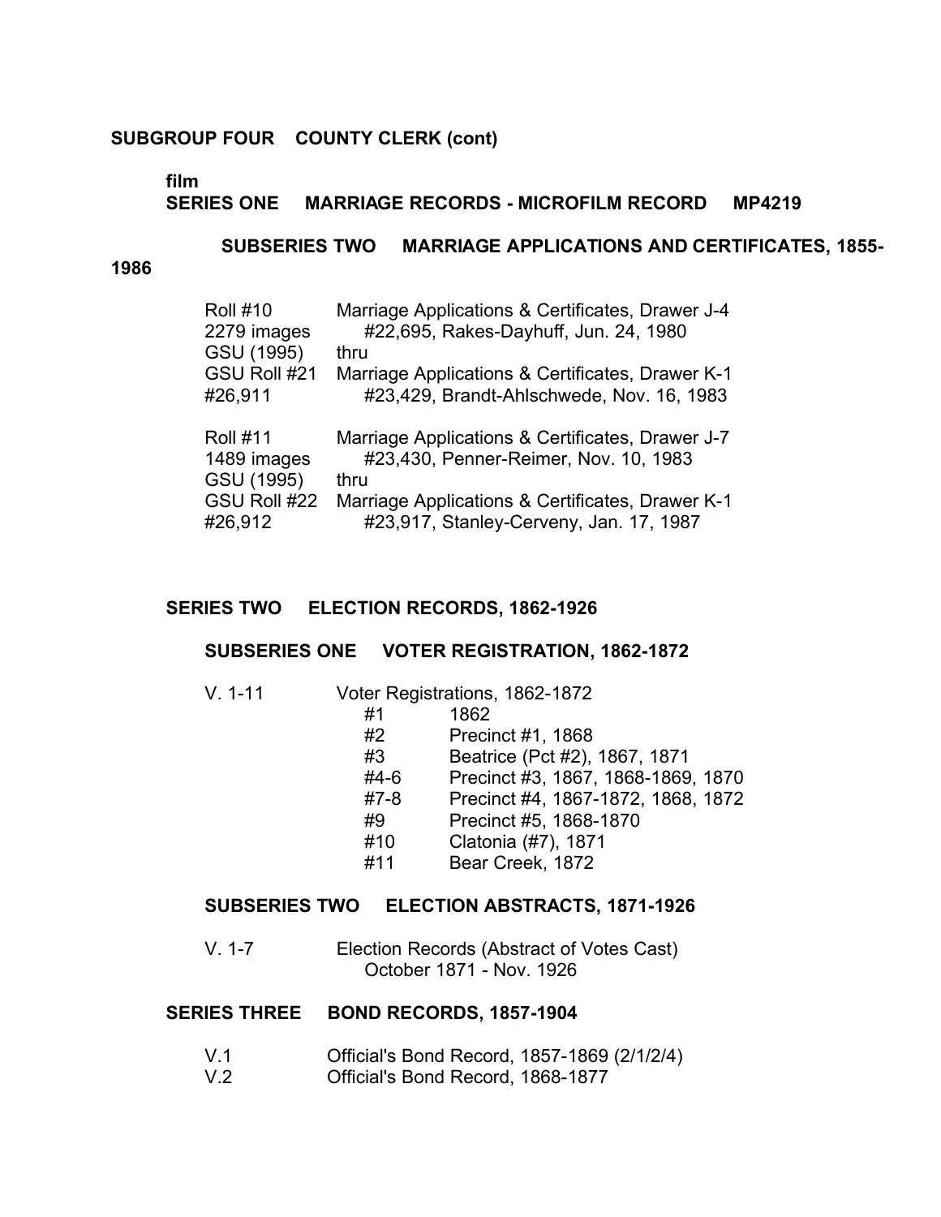**SUBGROUP FOUR COUNTY CLERK (cont)**

**film**
**SERIES ONE MARRIAGE RECORDS - MICROFILM RECORD MP4219**

**SUBSERIES TWO MARRIAGE APPLICATIONS AND CERTIFICATES, 1855-1986**

| | |
|---|---|
| Roll #10<br>2279 images<br>GSU (1995)<br>GSU Roll #21<br>#26,911 | Marriage Applications & Certificates, Drawer J-4<br>#22,695, Rakes-Dayhuff, Jun. 24, 1980<br>thru<br>Marriage Applications & Certificates, Drawer K-1<br>#23,429, Brandt-Ahlschwede, Nov. 16, 1983 |
| Roll #11<br>1489 images<br>GSU (1995)<br>GSU Roll #22<br>#26,912 | Marriage Applications & Certificates, Drawer J-7<br>#23,430, Penner-Reimer, Nov. 10, 1983<br>thru<br>Marriage Applications & Certificates, Drawer K-1<br>#23,917, Stanley-Cerveny, Jan. 17, 1987 |

**SERIES TWO ELECTION RECORDS, 1862-1926**

**SUBSERIES ONE VOTER REGISTRATION, 1862-1872**

V. 1-11 Voter Registrations, 1862-1872

| | |
|---|---|
| #1 | 1862 |
| #2 | Precinct #1, 1868 |
| #3 | Beatrice (Pct #2), 1867, 1871 |
| #4-6 | Precinct #3, 1867, 1868-1869, 1870 |
| #7-8 | Precinct #4, 1867-1872, 1868, 1872 |
| #9 | Precinct #5, 1868-1870 |
| #10 | Clatonia (#7), 1871 |
| #11 | Bear Creek, 1872 |

**SUBSERIES TWO ELECTION ABSTRACTS, 1871-1926**

V. 1-7 Election Records (Abstract of Votes Cast)
October 1871 - Nov. 1926

**SERIES THREE BOND RECORDS, 1857-1904**

V.1 Official's Bond Record, 1857-1869 (2/1/2/4)
V.2 Official's Bond Record, 1868-1877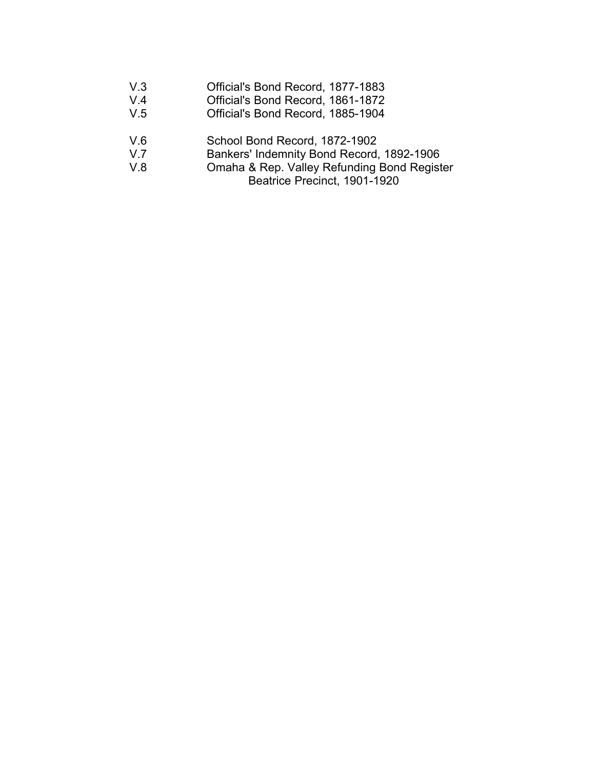V.3 Official's Bond Record, 1877-1883
V.4 Official's Bond Record, 1861-1872
V.5 Official's Bond Record, 1885-1904

V.6 School Bond Record, 1872-1902
V.7 Bankers' Indemnity Bond Record, 1892-1906
V.8 Omaha & Rep. Valley Refunding Bond Register
Beatrice Precinct, 1901-1920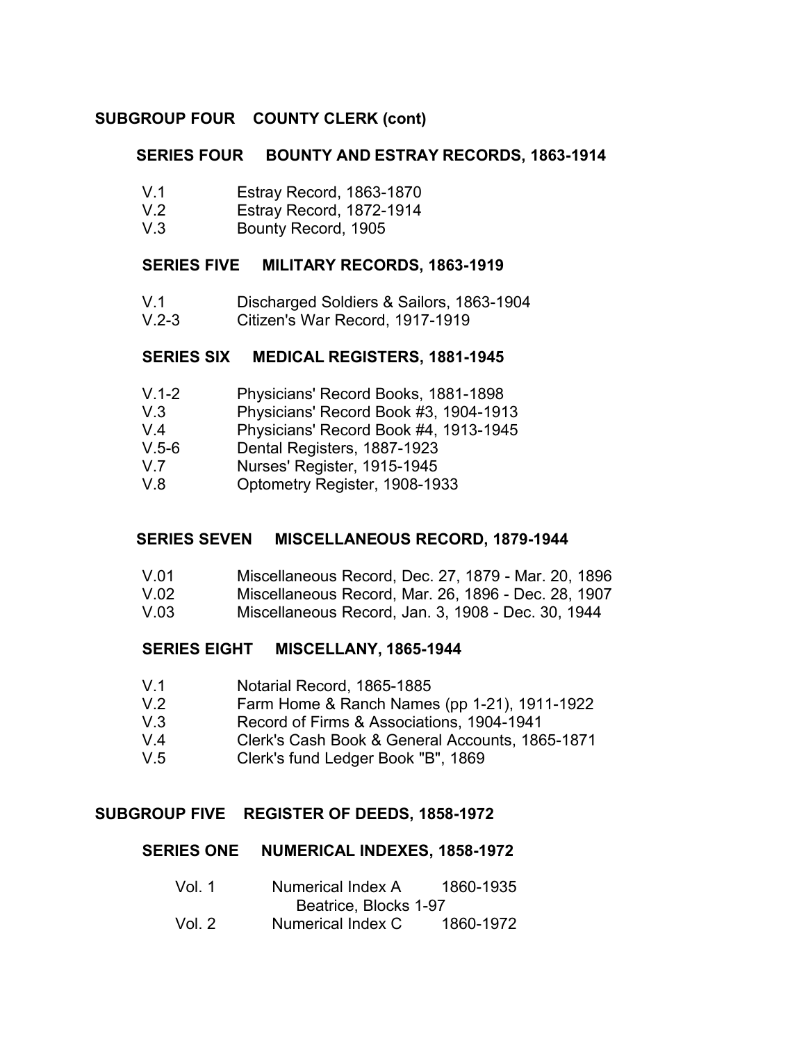## SUBGROUP FOUR COUNTY CLERK (cont)

### SERIES FOUR BOUNTY AND ESTRAY RECORDS, 1863-1914

| | |
|---|---|
| V.1 | Estray Record, 1863-1870 |
| V.2 | Estray Record, 1872-1914 |
| V.3 | Bounty Record, 1905 |

### SERIES FIVE MILITARY RECORDS, 1863-1919

| | |
|---|---|
| V.1 | Discharged Soldiers & Sailors, 1863-1904 |
| V.2-3 | Citizen's War Record, 1917-1919 |

### SERIES SIX MEDICAL REGISTERS, 1881-1945

| | |
|---|---|
| V.1-2 | Physicians' Record Books, 1881-1898 |
| V.3 | Physicians' Record Book #3, 1904-1913 |
| V.4 | Physicians' Record Book #4, 1913-1945 |
| V.5-6 | Dental Registers, 1887-1923 |
| V.7 | Nurses' Register, 1915-1945 |
| V.8 | Optometry Register, 1908-1933 |

### SERIES SEVEN MISCELLANEOUS RECORD, 1879-1944

| | |
|---|---|
| V.01 | Miscellaneous Record, Dec. 27, 1879 - Mar. 20, 1896 |
| V.02 | Miscellaneous Record, Mar. 26, 1896 - Dec. 28, 1907 |
| V.03 | Miscellaneous Record, Jan. 3, 1908 - Dec. 30, 1944 |

### SERIES EIGHT MISCELLANY, 1865-1944

| | |
|---|---|
| V.1 | Notarial Record, 1865-1885 |
| V.2 | Farm Home & Ranch Names (pp 1-21), 1911-1922 |
| V.3 | Record of Firms & Associations, 1904-1941 |
| V.4 | Clerk's Cash Book & General Accounts, 1865-1871 |
| V.5 | Clerk's fund Ledger Book "B", 1869 |

## SUBGROUP FIVE REGISTER OF DEEDS, 1858-1972

### SERIES ONE NUMERICAL INDEXES, 1858-1972

| | | |
|---|---|---|
| Vol. 1 | Numerical Index A<br>Beatrice, Blocks 1-97 | 1860-1935 |
| Vol. 2 | Numerical Index C | 1860-1972 |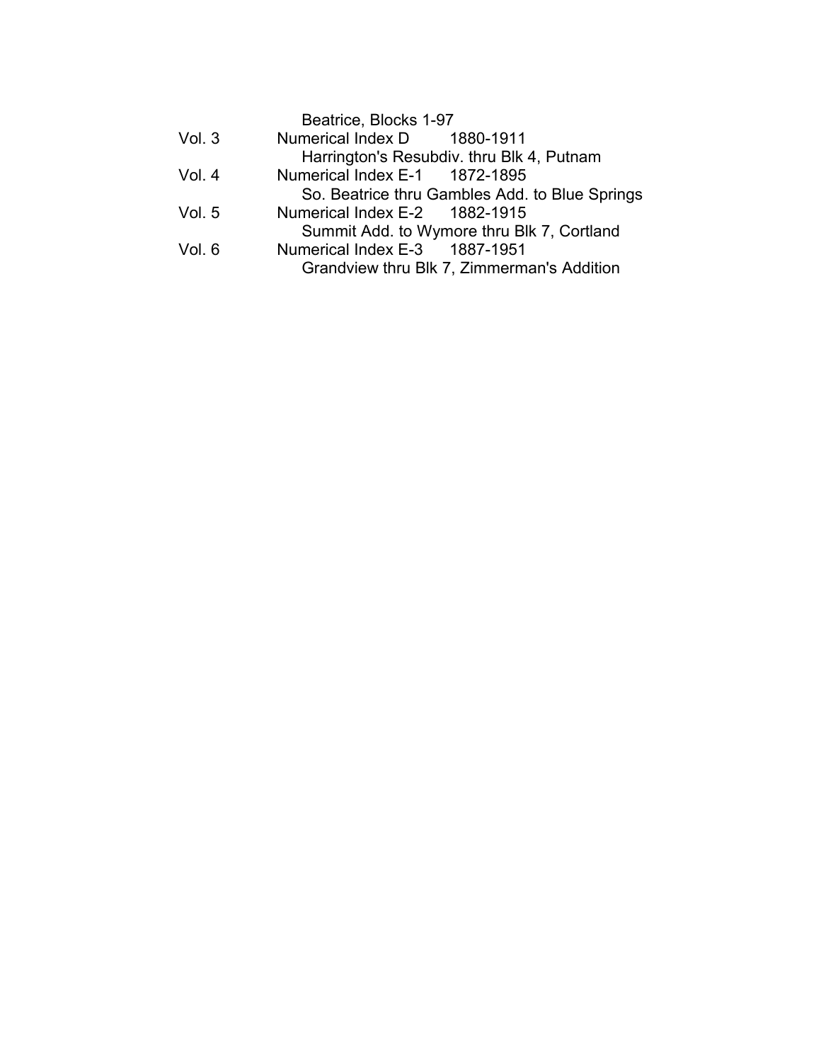Beatrice, Blocks 1-97

Vol. 3 Numerical Index D 1880-1911
Harrington's Resubdiv. thru Blk 4, Putnam

Vol. 4 Numerical Index E-1 1872-1895
So. Beatrice thru Gambles Add. to Blue Springs

Vol. 5 Numerical Index E-2 1882-1915
Summit Add. to Wymore thru Blk 7, Cortland

Vol. 6 Numerical Index E-3 1887-1951
Grandview thru Blk 7, Zimmerman's Addition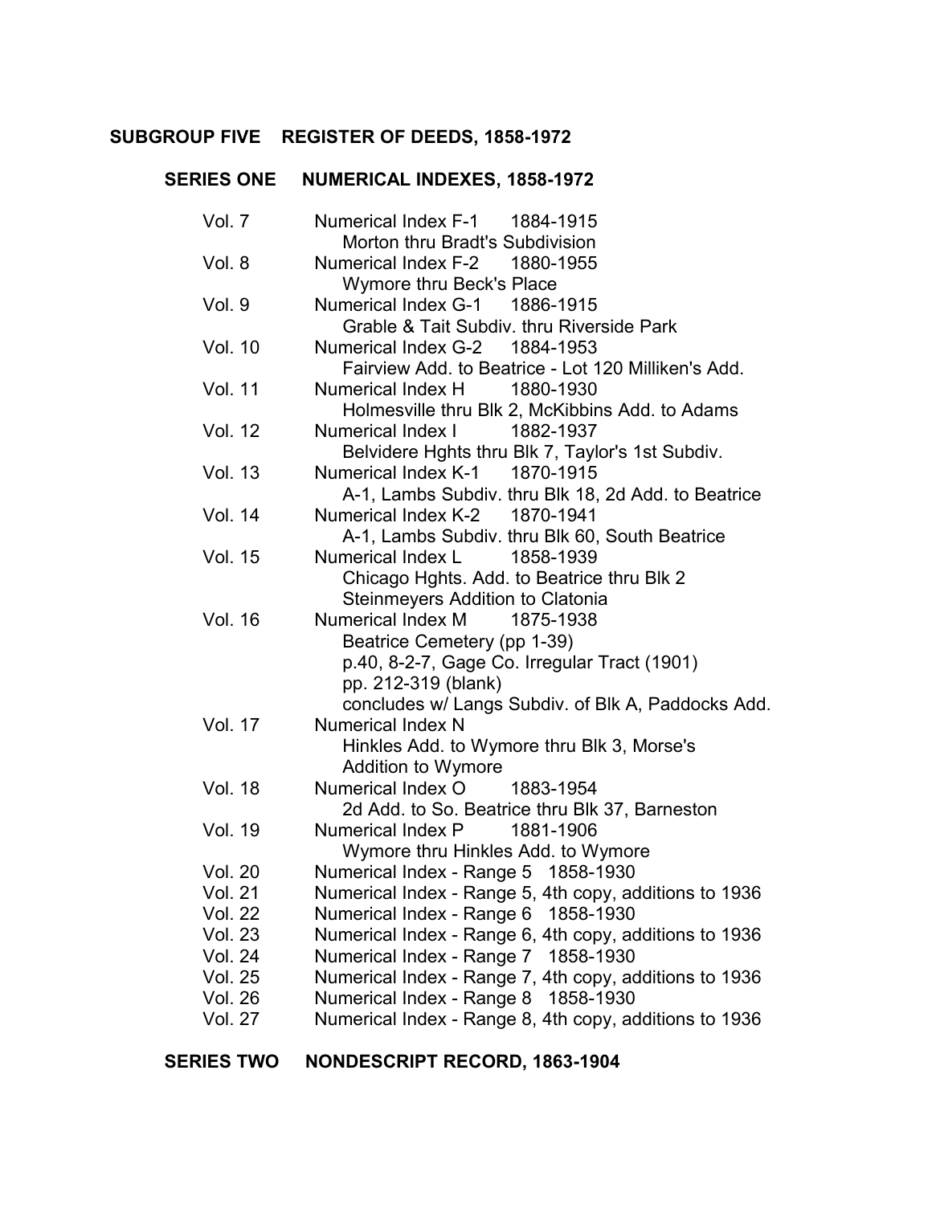## SUBGROUP FIVE REGISTER OF DEDS, 1858-1972

### SERIES ONE NUMERICAL INDEXES, 1858-1972

| | |
|---|---|
| Vol. 7 | Numerical Index F-1 1884-1915<br>Morton thru Bradt's Subdivision |
| Vol. 8 | Numerical Index F-2 1880-1955<br>Wymore thru Beck's Place |
| Vol. 9 | Numerical Index G-1 1886-1915<br>Grable & Tait Subdiv. thru Riverside Park |
| Vol. 10 | Numerical Index G-2 1884-1953<br>Fairview Add. to Beatrice - Lot 120 Milliken's Add. |
| Vol. 11 | Numerical Index H 1880-1930<br>Holmesville thru Blk 2, McKibbins Add. to Adams |
| Vol. 12 | Numerical Index I 1882-1937<br>Belvidere Hghts thru Blk 7, Taylor's 1st Subdiv. |
| Vol. 13 | Numerical Index K-1 1870-1915<br>A-1, Lambs Subdiv. thru Blk 18, 2d Add. to Beatrice |
| Vol. 14 | Numerical Index K-2 1870-1941<br>A-1, Lambs Subdiv. thru Blk 60, South Beatrice |
| Vol. 15 | Numerical Index L 1858-1939<br>Chicago Hghts. Add. to Beatrice thru Blk 2<br>Steinmeyers Addition to Clatonia |
| Vol. 16 | Numerical Index M 1875-1938<br>Beatrice Cemetery (pp 1-39)<br>p.40, 8-2-7, Gage Co. Irregular Tract (1901)<br>pp. 212-319 (blank)<br>concludes w/ Langs Subdiv. of Blk A, Paddocks Add. |
| Vol. 17 | Numerical Index N<br>Hinkles Add. to Wymore thru Blk 3, Morse's<br>Addition to Wymore |
| Vol. 18 | Numerical Index O 1883-1954<br>2d Add. to So. Beatrice thru Blk 37, Barneston |
| Vol. 19 | Numerical Index P 1881-1906<br>Wymore thru Hinkles Add. to Wymore |
| Vol. 20 | Numerical Index - Range 5 1858-1930 |
| Vol. 21 | Numerical Index - Range 5, 4th copy, additions to 1936 |
| Vol. 22 | Numerical Index - Range 6 1858-1930 |
| Vol. 23 | Numerical Index - Range 6, 4th copy, additions to 1936 |
| Vol. 24 | Numerical Index - Range 7 1858-1930 |
| Vol. 25 | Numerical Index - Range 7, 4th copy, additions to 1936 |
| Vol. 26 | Numerical Index - Range 8 1858-1930 |
| Vol. 27 | Numerical Index - Range 8, 4th copy, additions to 1936 |

### SERIES TWO NONDESCRIPT RECORD, 1863-1904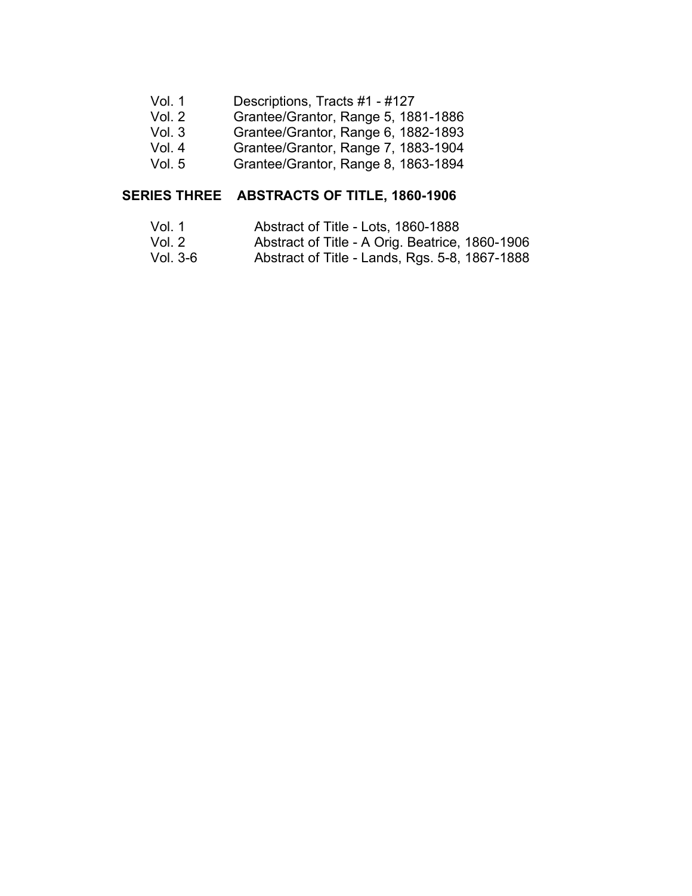Vol. 1 Descriptions, Tracts #1 - #127
Vol. 2 Grantee/Grantor, Range 5, 1881-1886
Vol. 3 Grantee/Grantor, Range 6, 1882-1893
Vol. 4 Grantee/Grantor, Range 7, 1883-1904
Vol. 5 Grantee/Grantor, Range 8, 1863-1894

**SERIES THREE ABSTRACTS OF TITLE, 1860-1906**

Vol. 1 Abstract of Title - Lots, 1860-1888
Vol. 2 Abstract of Title - A Orig. Beatrice, 1860-1906
Vol. 3-6 Abstract of Title - Lands, Rgs. 5-8, 1867-1888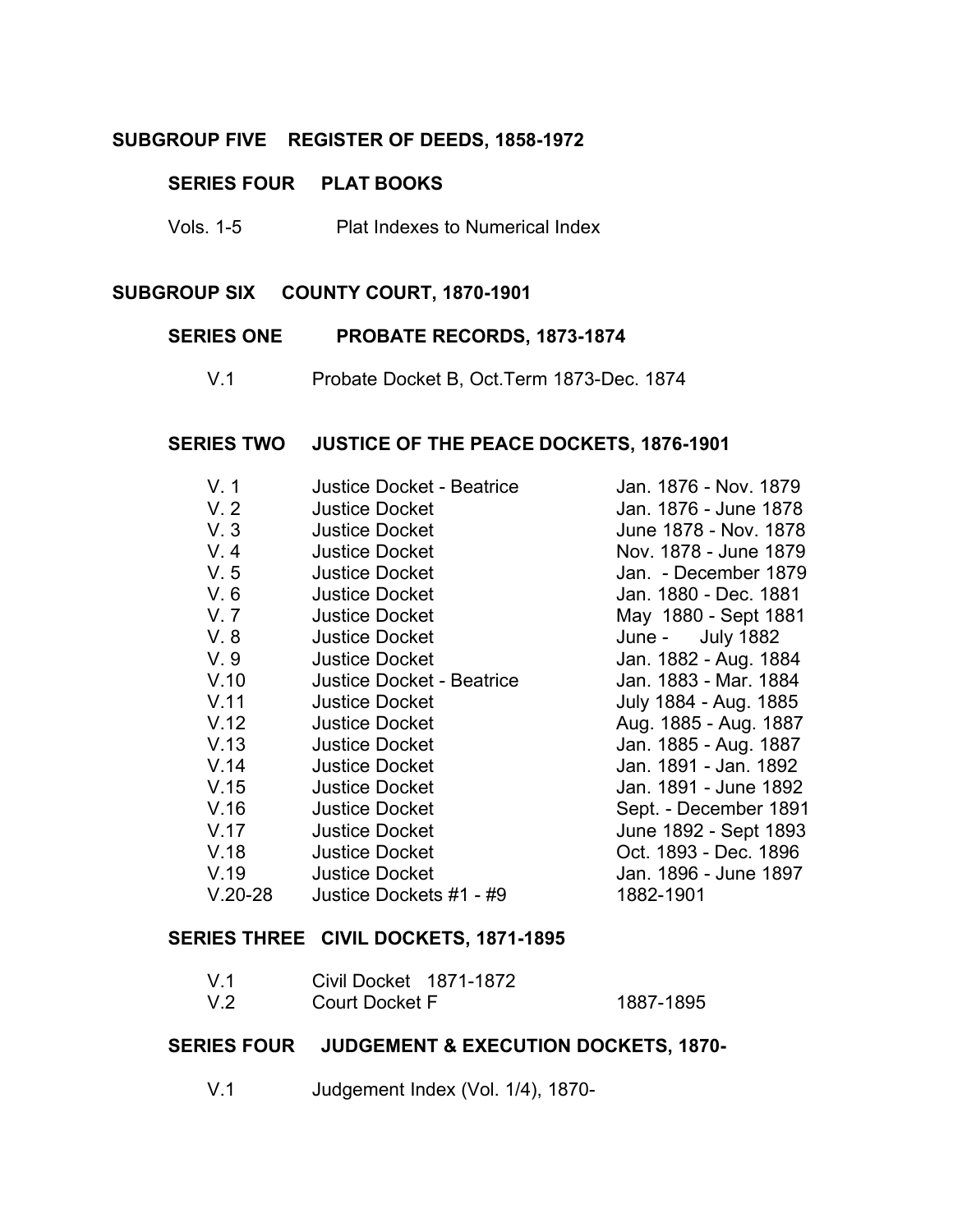## SUBGROUP FIVE REGISTER OF DEEDS, 1858-1972

### SERIES FOUR PLAT BOOKS

| | |
|---|---|
| Vols. 1-5 | Plat Indexes to Numerical Index |

## SUBGROUP SIX COUNTY COURT, 1870-1901

### SERIES ONE PROBATE RECORDS, 1873-1874

| | |
|---|---|
| V.1 | Probate Docket B, Oct.Term 1873-Dec. 1874 |

### SERIES TWO JUSTICE OF THE PEACE DOCKETS, 1876-1901

| | | |
|---|---|---|
| V. 1 | Justice Docket - Beatrice | Jan. 1876 - Nov. 1879 |
| V. 2 | Justice Docket | Jan. 1876 - June 1878 |
| V. 3 | Justice Docket | June 1878 - Nov. 1878 |
| V. 4 | Justice Docket | Nov. 1878 - June 1879 |
| V. 5 | Justice Docket | Jan. - December 1879 |
| V. 6 | Justice Docket | Jan. 1880 - Dec. 1881 |
| V. 7 | Justice Docket | May 1880 - Sept 1881 |
| V. 8 | Justice Docket | June - July 1882 |
| V. 9 | Justice Docket | Jan. 1882 - Aug. 1884 |
| V.10 | Justice Docket - Beatrice | Jan. 1883 - Mar. 1884 |
| V.11 | Justice Docket | July 1884 - Aug. 1885 |
| V.12 | Justice Docket | Aug. 1885 - Aug. 1887 |
| V.13 | Justice Docket | Jan. 1885 - Aug. 1887 |
| V.14 | Justice Docket | Jan. 1891 - Jan. 1892 |
| V.15 | Justice Docket | Jan. 1891 - June 1892 |
| V.16 | Justice Docket | Sept. - December 1891 |
| V.17 | Justice Docket | June 1892 - Sept 1893 |
| V.18 | Justice Docket | Oct. 1893 - Dec. 1896 |
| V.19 | Justice Docket | Jan. 1896 - June 1897 |
| V.20-28 | Justice Dockets #1 - #9 | 1882-1901 |

### SERIES THREE CIVIL DOCKETS, 1871-1895

| | | |
|---|---|---|
| V.1 | Civil Docket 1871-1872 | |
| V.2 | Court Docket F | 1887-1895 |

### SERIES FOUR JUDGEMENT & EXECUTION DOCKETS, 1870-

| | |
|---|---|
| V.1 | Judgement Index (Vol. 1/4), 1870- |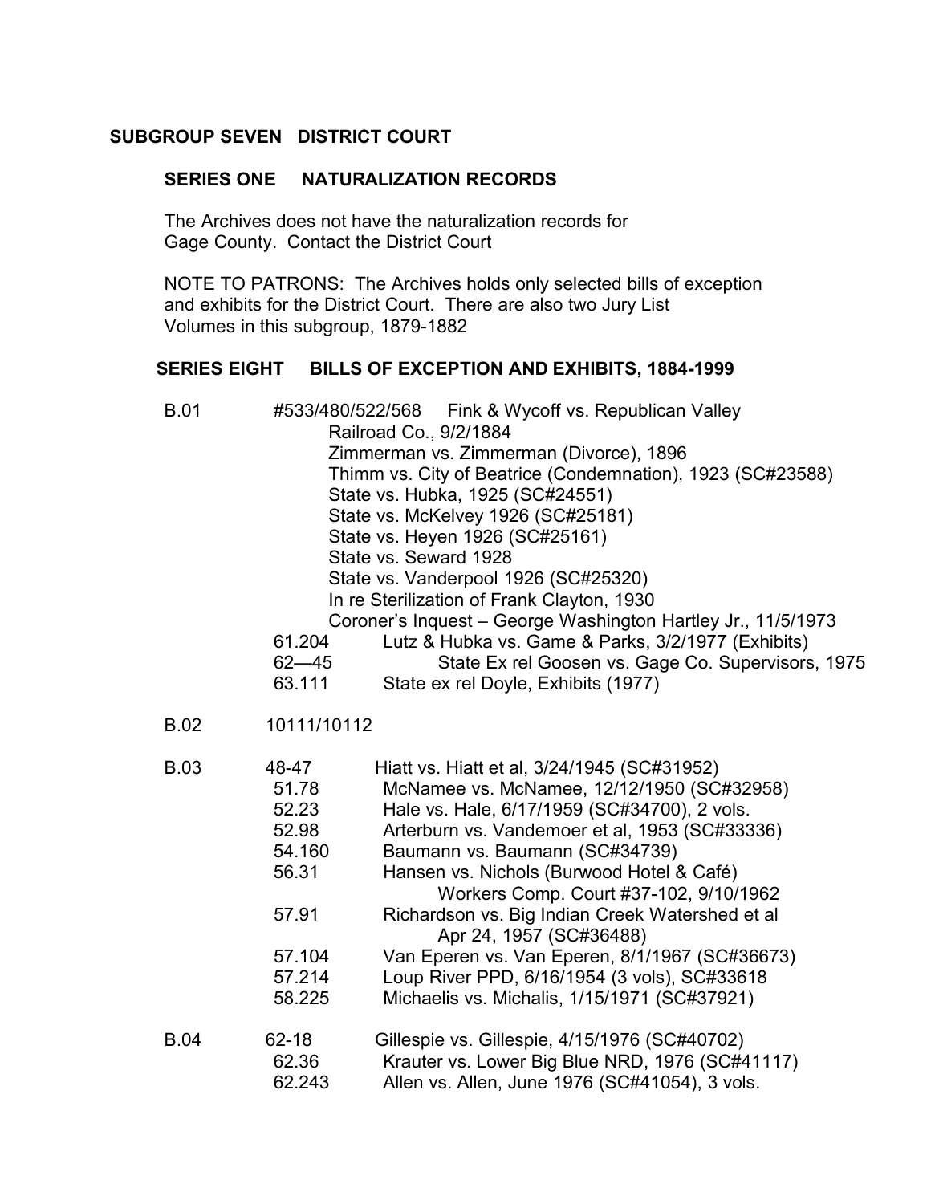## SUBGROUP SEVEN DISTRICT COURT

### SERIES ONE NATURALIZATION RECORDS

The Archives does not have the naturalization records for Gage County. Contact the District Court

NOTE TO PATRONS: The Archives holds only selected bills of exception and exhibits for the District Court. There are also two Jury List Volumes in this subgroup, 1879-1882

### SERIES EIGHT BILLS OF EXCEPTION AND EXHIBITS, 1884-1999

B.01 #533/480/522/568 Fink & Wycoff vs. Republican Valley Railroad Co., 9/2/1884
Zimmerman vs. Zimmerman (Divorce), 1896
Thimm vs. City of Beatrice (Condemnation), 1923 (SC#23588)
State vs. Hubka, 1925 (SC#24551)
State vs. McKelvey 1926 (SC#25181)
State vs. Heyen 1926 (SC#25161)
State vs. Seward 1928
State vs. Vanderpool 1926 (SC#25320)
In re Sterilization of Frank Clayton, 1930
Coroner's Inquest – George Washington Hartley Jr., 11/5/1973
61.204 Lutz & Hubka vs. Game & Parks, 3/2/1977 (Exhibits)
62—45 State Ex rel Goosen vs. Gage Co. Supervisors, 1975
63.111 State ex rel Doyle, Exhibits (1977)

B.02 10111/10112

B.03 48-47 Hiatt vs. Hiatt et al, 3/24/1945 (SC#31952)
51.78 McNamee vs. McNamee, 12/12/1950 (SC#32958)
52.23 Hale vs. Hale, 6/17/1959 (SC#34700), 2 vols.
52.98 Arterburn vs. Vandemoer et al, 1953 (SC#33336)
54.160 Baumann vs. Baumann (SC#34739)
56.31 Hansen vs. Nichols (Burwood Hotel & Café) Workers Comp. Court #37-102, 9/10/1962
57.91 Richardson vs. Big Indian Creek Watershed et al Apr 24, 1957 (SC#36488)
57.104 Van Eperen vs. Van Eperen, 8/1/1967 (SC#36673)
57.214 Loup River PPD, 6/16/1954 (3 vols), SC#33618
58.225 Michaelis vs. Michalis, 1/15/1971 (SC#37921)

B.04 62-18 Gillespie vs. Gillespie, 4/15/1976 (SC#40702)
62.36 Krauter vs. Lower Big Blue NRD, 1976 (SC#41117)
62.243 Allen vs. Allen, June 1976 (SC#41054), 3 vols.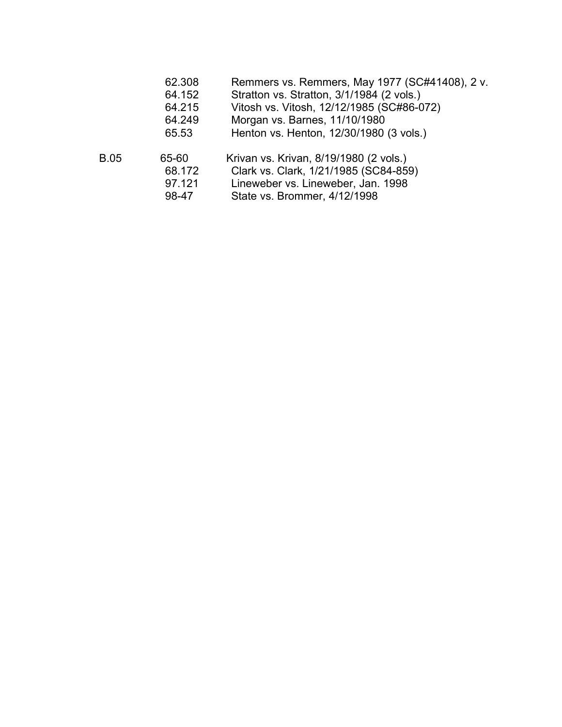| | | |
|---|---|---|
| | 62.308 | Remmers vs. Remmers, May 1977 (SC#41408), 2 v. |
| | 64.152 | Stratton vs. Stratton, 3/1/1984 (2 vols.) |
| | 64.215 | Vitosh vs. Vitosh, 12/12/1985 (SC#86-072) |
| | 64.249 | Morgan vs. Barnes, 11/10/1980 |
| | 65.53 | Henton vs. Henton, 12/30/1980 (3 vols.) |
| B.05 | 65-60 | Krivan vs. Krivan, 8/19/1980 (2 vols.) |
| | 68.172 | Clark vs. Clark, 1/21/1985 (SC84-859) |
| | 97.121 | Lineweber vs. Lineweber, Jan. 1998 |
| | 98-47 | State vs. Brommer, 4/12/1998 |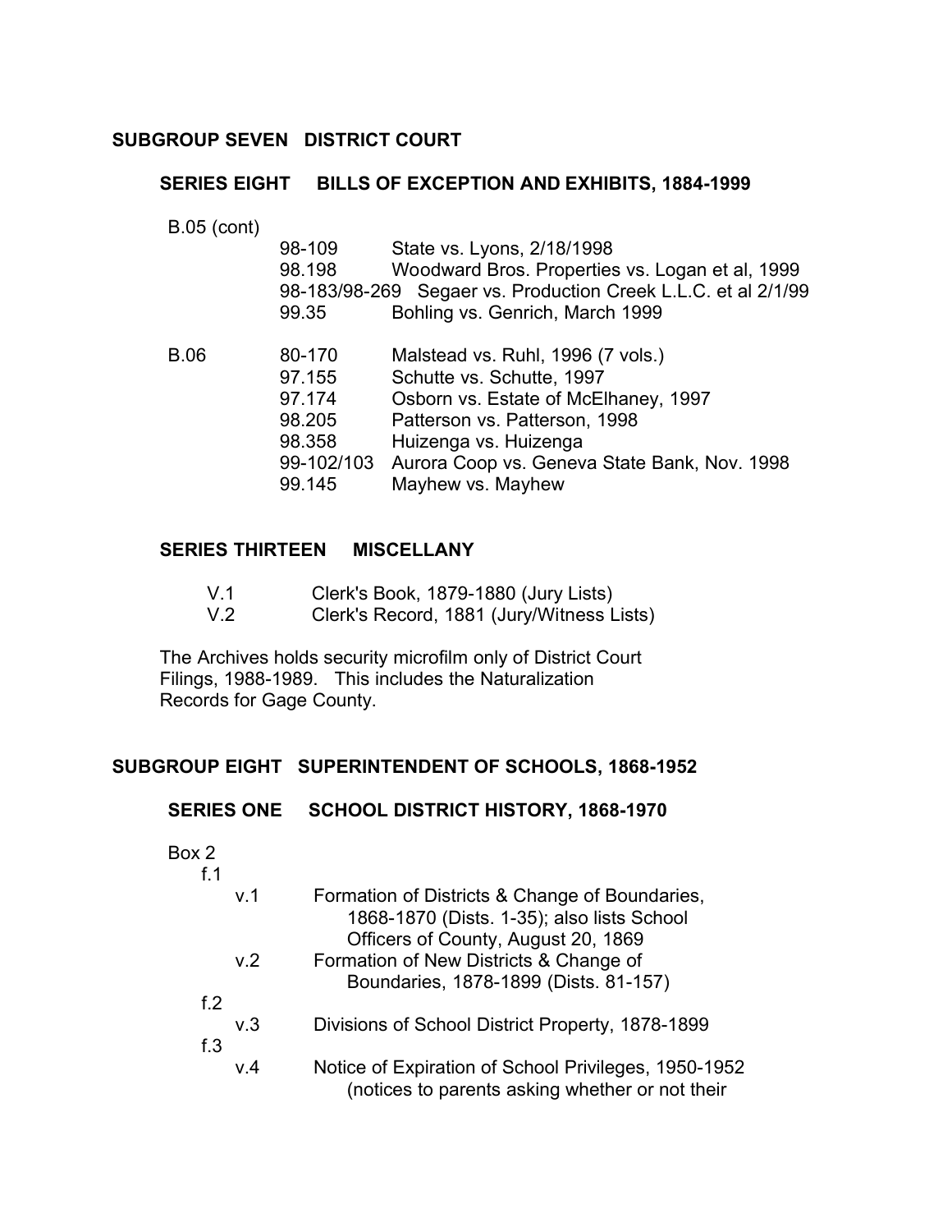## SUBGROUP SEVEN DISTRICT COURT

### SERIES EIGHT BILLS OF EXCEPTION AND EXHIBITS, 1884-1999

B.05 (cont)

| | | |
|---|---|---|
| | 98-109 | State vs. Lyons, 2/18/1998 |
| | 98.198 | Woodward Bros. Properties vs. Logan et al, 1999 |
| | 98-183/98-269 | Segaer vs. Production Creek L.L.C. et al 2/1/99 |
| | 99.35 | Bohling vs. Genrich, March 1999 |
| B.06 | 80-170 | Malstead vs. Ruhl, 1996 (7 vols.) |
| | 97.155 | Schutte vs. Schutte, 1997 |
| | 97.174 | Osborn vs. Estate of McElhaney, 1997 |
| | 98.205 | Patterson vs. Patterson, 1998 |
| | 98.358 | Huizenga vs. Huizenga |
| | 99-102/103 | Aurora Coop vs. Geneva State Bank, Nov. 1998 |
| | 99.145 | Mayhew vs. Mayhew |

### SERIES THIRTEEN MISCELLANY

V.1 Clerk's Book, 1879-1880 (Jury Lists)
V.2 Clerk's Record, 1881 (Jury/Witness Lists)

The Archives holds security microfilm only of District Court Filings, 1988-1989. This includes the Naturalization Records for Gage County.

## SUBGROUP EIGHT SUPERINTENDENT OF SCHOOLS, 1868-1952

### SERIES ONE SCHOOL DISTRICT HISTORY, 1868-1970

Box 2

f.1

- v.1 Formation of Districts & Change of Boundaries, 1868-1870 (Dists. 1-35); also lists School Officers of County, August 20, 1869
- v.2 Formation of New Districts & Change of Boundaries, 1878-1899 (Dists. 81-157)

f.2

- v.3 Divisions of School District Property, 1878-1899

f.3

- v.4 Notice of Expiration of School Privileges, 1950-1952 (notices to parents asking whether or not their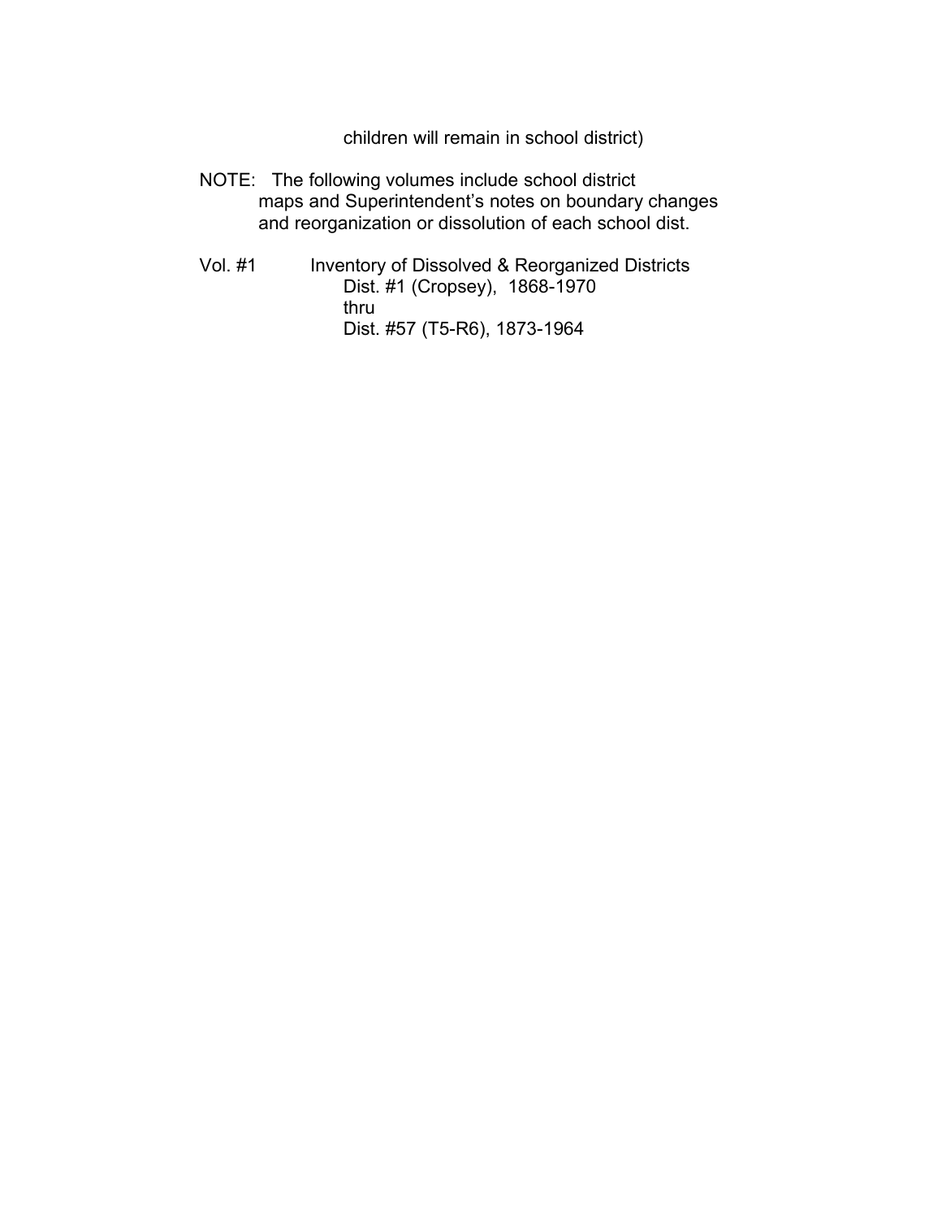children will remain in school district)

NOTE: The following volumes include school district maps and Superintendent's notes on boundary changes and reorganization or dissolution of each school dist.

Vol. #1 Inventory of Dissolved & Reorganized Districts
Dist. #1 (Cropsey), 1868-1970
thru
Dist. #57 (T5-R6), 1873-1964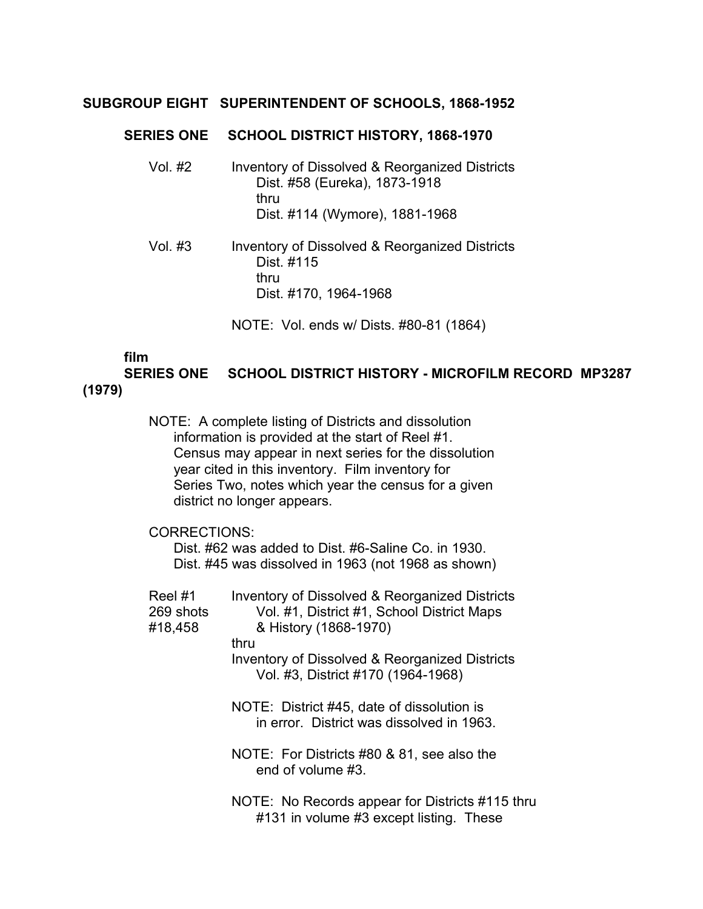**SUBGROUP EIGHT SUPERINTENDENT OF SCHOOLS, 1868-1952**

**SERIES ONE SCHOOL DISTRICT HISTORY, 1868-1970**

Vol. #2 Inventory of Dissolved & Reorganized Districts
Dist. #58 (Eureka), 1873-1918
thru
Dist. #114 (Wymore), 1881-1968

Vol. #3 Inventory of Dissolved & Reorganized Districts
Dist. #115
thru
Dist. #170, 1964-1968

NOTE: Vol. ends w/ Dists. #80-81 (1864)

**film**
**SERIES ONE SCHOOL DISTRICT HISTORY - MICROFILM RECORD MP3287 (1979)**

NOTE: A complete listing of Districts and dissolution information is provided at the start of Reel #1. Census may appear in next series for the dissolution year cited in this inventory. Film inventory for Series Two, notes which year the census for a given district no longer appears.

CORRECTIONS:
Dist. #62 was added to Dist. #6-Saline Co. in 1930.
Dist. #45 was dissolved in 1963 (not 1968 as shown)

Reel #1
269 shots
#18,458

Inventory of Dissolved & Reorganized Districts
Vol. #1, District #1, School District Maps & History (1868-1970)
thru
Inventory of Dissolved & Reorganized Districts
Vol. #3, District #170 (1964-1968)

NOTE: District #45, date of dissolution is in error. District was dissolved in 1963.

NOTE: For Districts #80 & 81, see also the end of volume #3.

NOTE: No Records appear for Districts #115 thru #131 in volume #3 except listing. These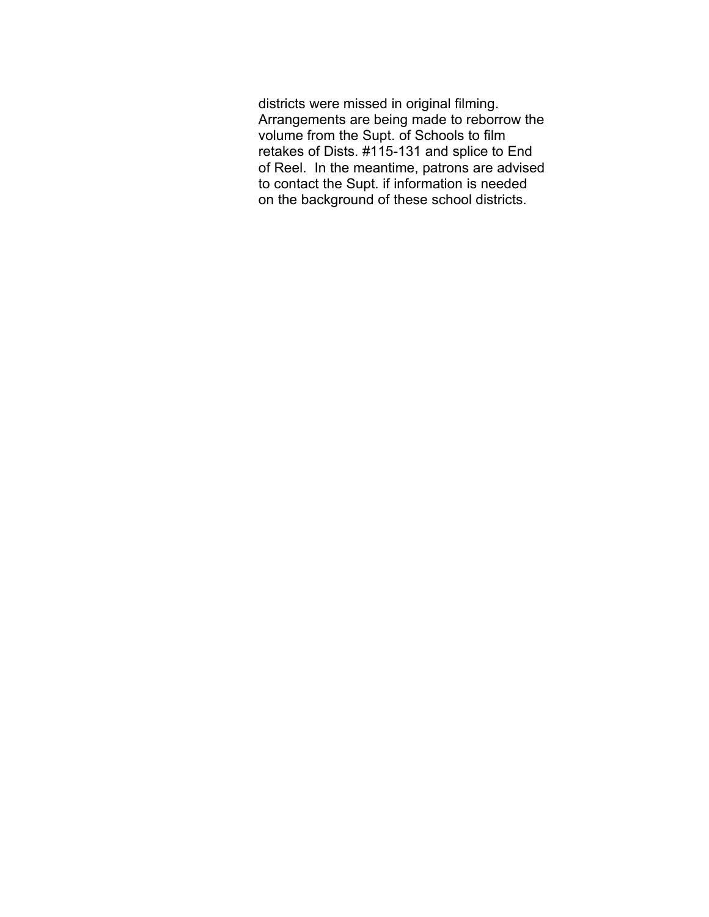districts were missed in original filming. Arrangements are being made to reborrow the volume from the Supt. of Schools to film retakes of Dists. #115-131 and splice to End of Reel. In the meantime, patrons are advised to contact the Supt. if information is needed on the background of these school districts.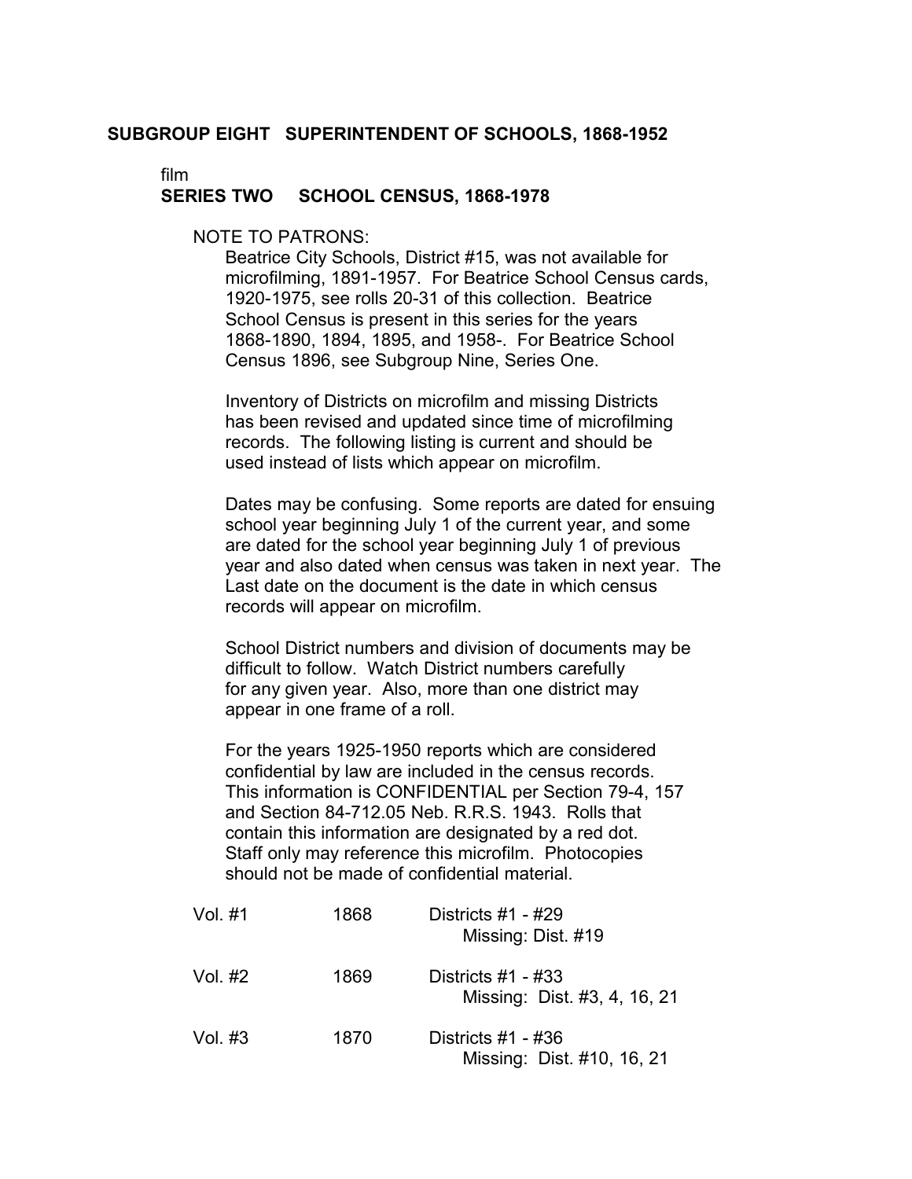## SUBGROUP EIGHT SUPERINTENDENT OF SCHOOLS, 1868-1952

film

### SERIES TWO SCHOOL CENSUS, 1868-1978

NOTE TO PATRONS:

Beatrice City Schools, District #15, was not available for microfilming, 1891-1957. For Beatrice School Census cards, 1920-1975, see rolls 20-31 of this collection. Beatrice School Census is present in this series for the years 1868-1890, 1894, 1895, and 1958-. For Beatrice School Census 1896, see Subgroup Nine, Series One.

Inventory of Districts on microfilm and missing Districts has been revised and updated since time of microfilming records. The following listing is current and should be used instead of lists which appear on microfilm.

Dates may be confusing. Some reports are dated for ensuing school year beginning July 1 of the current year, and some are dated for the school year beginning July 1 of previous year and also dated when census was taken in next year. The Last date on the document is the date in which census records will appear on microfilm.

School District numbers and division of documents may be difficult to follow. Watch District numbers carefully for any given year. Also, more than one district may appear in one frame of a roll.

For the years 1925-1950 reports which are considered confidential by law are included in the census records. This information is CONFIDENTIAL per Section 79-4, 157 and Section 84-712.05 Neb. R.R.S. 1943. Rolls that contain this information are designated by a red dot. Staff only may reference this microfilm. Photocopies should not be made of confidential material.

| | | |
|---|---|---|
| Vol. #1 | 1868 | Districts #1 - #29<br>Missing: Dist. #19 |
| Vol. #2 | 1869 | Districts #1 - #33<br>Missing: Dist. #3, 4, 16, 21 |
| Vol. #3 | 1870 | Districts #1 - #36<br>Missing: Dist. #10, 16, 21 |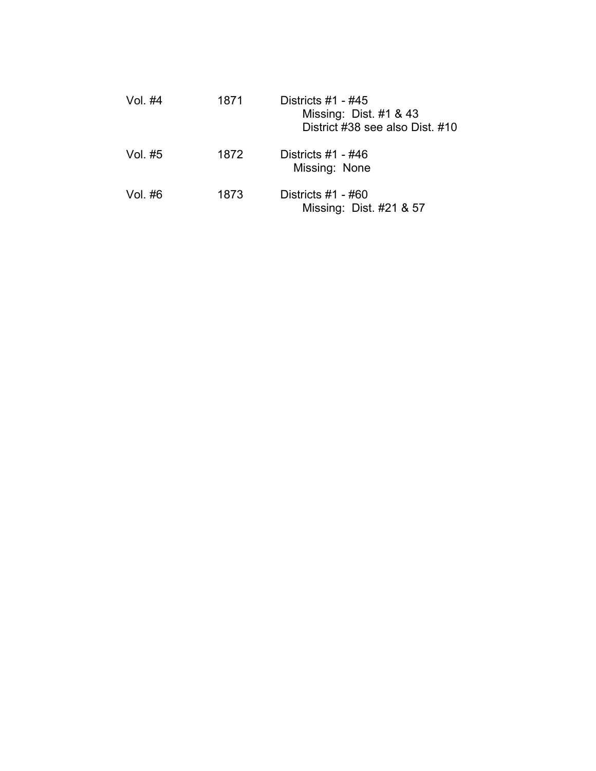| | | |
|---|---|---|
| Vol. #4 | 1871 | Districts #1 - #45<br>Missing: Dist. #1 & 43<br>District #38 see also Dist. #10 |
| Vol. #5 | 1872 | Districts #1 - #46<br>Missing: None |
| Vol. #6 | 1873 | Districts #1 - #60<br>Missing: Dist. #21 & 57 |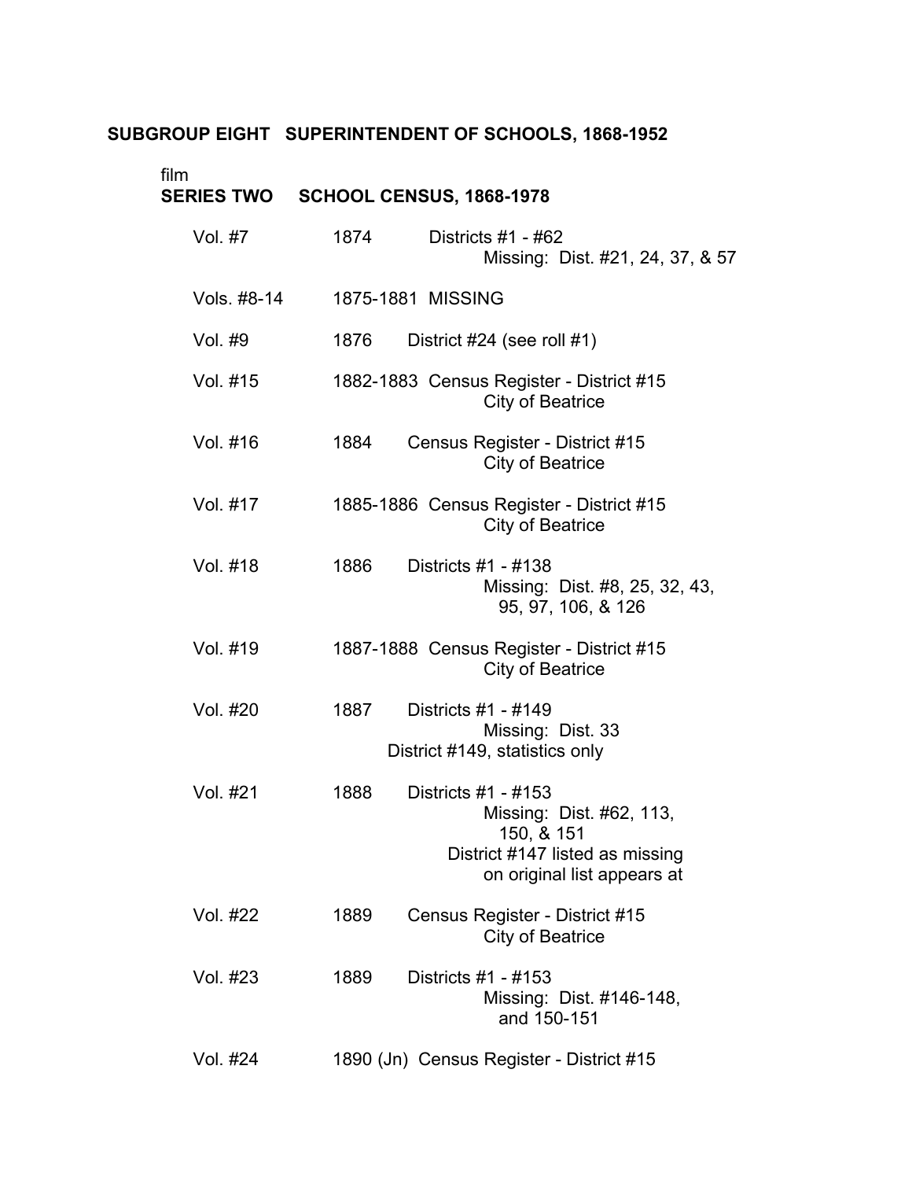**SUBGROUP EIGHT SUPERINTENDENT OF SCHOOLS, 1868-1952**

film
**SERIES TWO SCHOOL CENSUS, 1868-1978**

| | | |
|---|---|---|
| Vol. #7 | 1874 | Districts #1 - #62<br>Missing: Dist. #21, 24, 37, & 57 |
| Vols. #8-14 | 1875-1881 | MISSING |
| Vol. #9 | 1876 | District #24 (see roll #1) |
| Vol. #15 | 1882-1883 | Census Register - District #15<br>City of Beatrice |
| Vol. #16 | 1884 | Census Register - District #15<br>City of Beatrice |
| Vol. #17 | 1885-1886 | Census Register - District #15<br>City of Beatrice |
| Vol. #18 | 1886 | Districts #1 - #138<br>Missing: Dist. #8, 25, 32, 43, 95, 97, 106, & 126 |
| Vol. #19 | 1887-1888 | Census Register - District #15<br>City of Beatrice |
| Vol. #20 | 1887 | Districts #1 - #149<br>Missing: Dist. 33<br>District #149, statistics only |
| Vol. #21 | 1888 | Districts #1 - #153<br>Missing: Dist. #62, 113, 150, & 151<br>District #147 listed as missing on original list appears at |
| Vol. #22 | 1889 | Census Register - District #15<br>City of Beatrice |
| Vol. #23 | 1889 | Districts #1 - #153<br>Missing: Dist. #146-148, and 150-151 |
| Vol. #24 | 1890 (Jn) | Census Register - District #15 |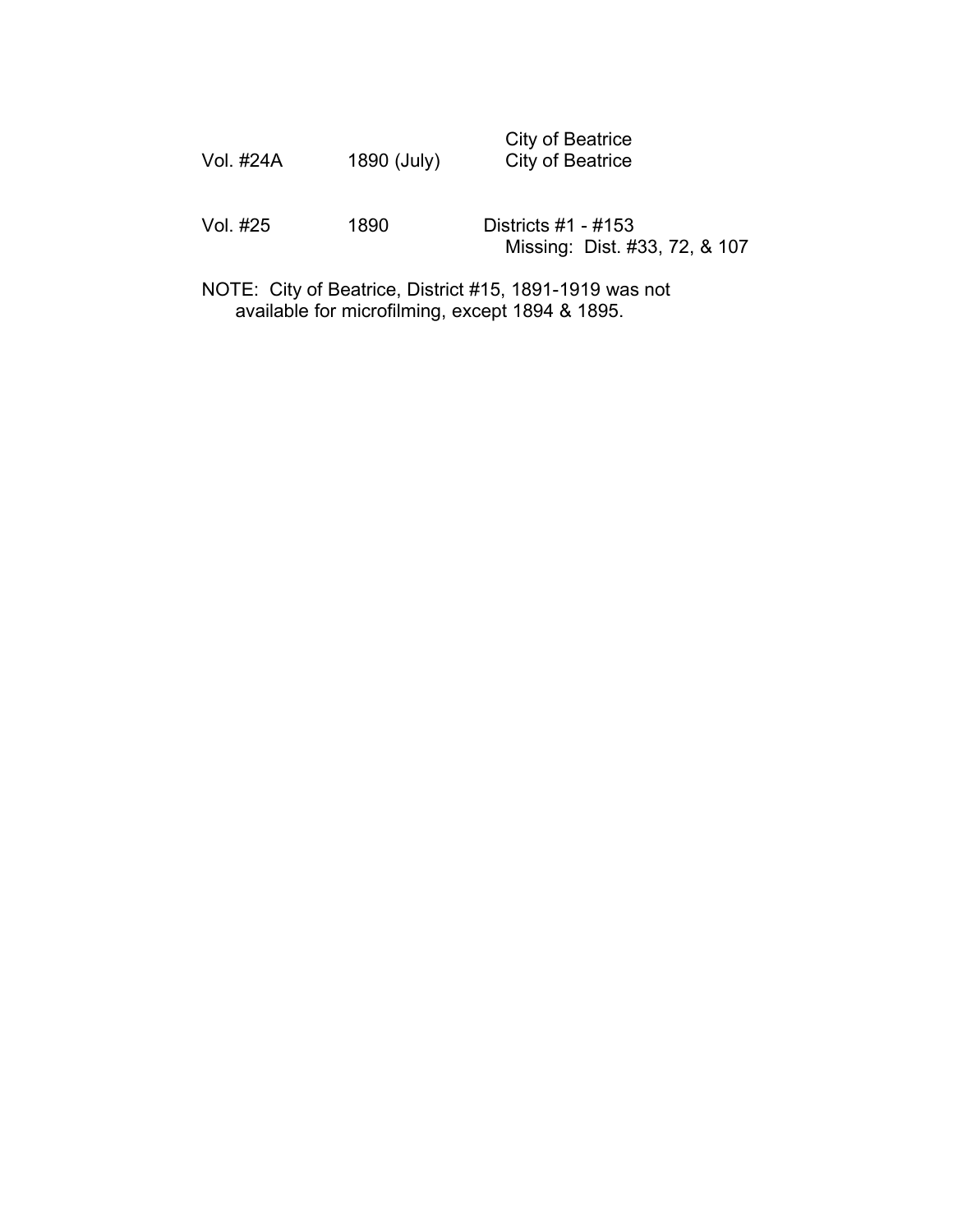| | | |
|---|---|---|
| | | City of Beatrice |
| Vol. #24A | 1890 (July) | City of Beatrice |
| Vol. #25 | 1890 | Districts #1 - #153<br>Missing: Dist. #33, 72, & 107 |

NOTE: City of Beatrice, District #15, 1891-1919 was not available for microfilming, except 1894 & 1895.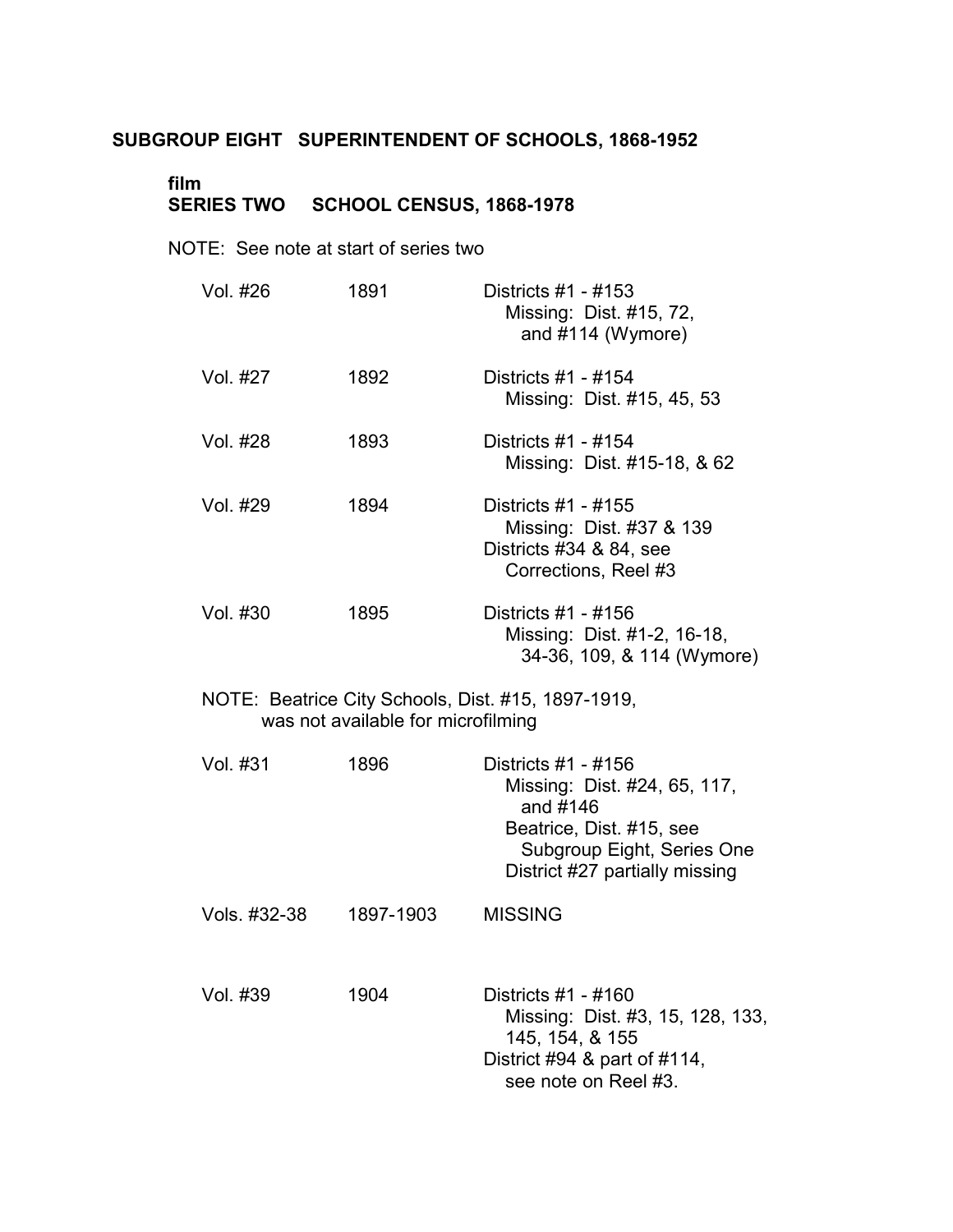**SUBGROUP EIGHT SUPERINTENDENT OF SCHOOLS, 1868-1952**

**film**
**SERIES TWO SCHOOL CENSUS, 1868-1978**

NOTE: See note at start of series two

| | | |
|---|---|---|
| Vol. #26 | 1891 | Districts #1 - #153<br>Missing: Dist. #15, 72, and #114 (Wymore) |
| Vol. #27 | 1892 | Districts #1 - #154<br>Missing: Dist. #15, 45, 53 |
| Vol. #28 | 1893 | Districts #1 - #154<br>Missing: Dist. #15-18, & 62 |
| Vol. #29 | 1894 | Districts #1 - #155<br>Missing: Dist. #37 & 139<br>Districts #34 & 84, see Corrections, Reel #3 |
| Vol. #30 | 1895 | Districts #1 - #156<br>Missing: Dist. #1-2, 16-18, 34-36, 109, & 114 (Wymore) |

NOTE: Beatrice City Schools, Dist. #15, 1897-1919, was not available for microfilming

| | | |
|---|---|---|
| Vol. #31 | 1896 | Districts #1 - #156<br>Missing: Dist. #24, 65, 117, and #146<br>Beatrice, Dist. #15, see Subgroup Eight, Series One<br>District #27 partially missing |
| Vols. #32-38 | 1897-1903 | MISSING |
| Vol. #39 | 1904 | Districts #1 - #160<br>Missing: Dist. #3, 15, 128, 133, 145, 154, & 155<br>District #94 & part of #114, see note on Reel #3. |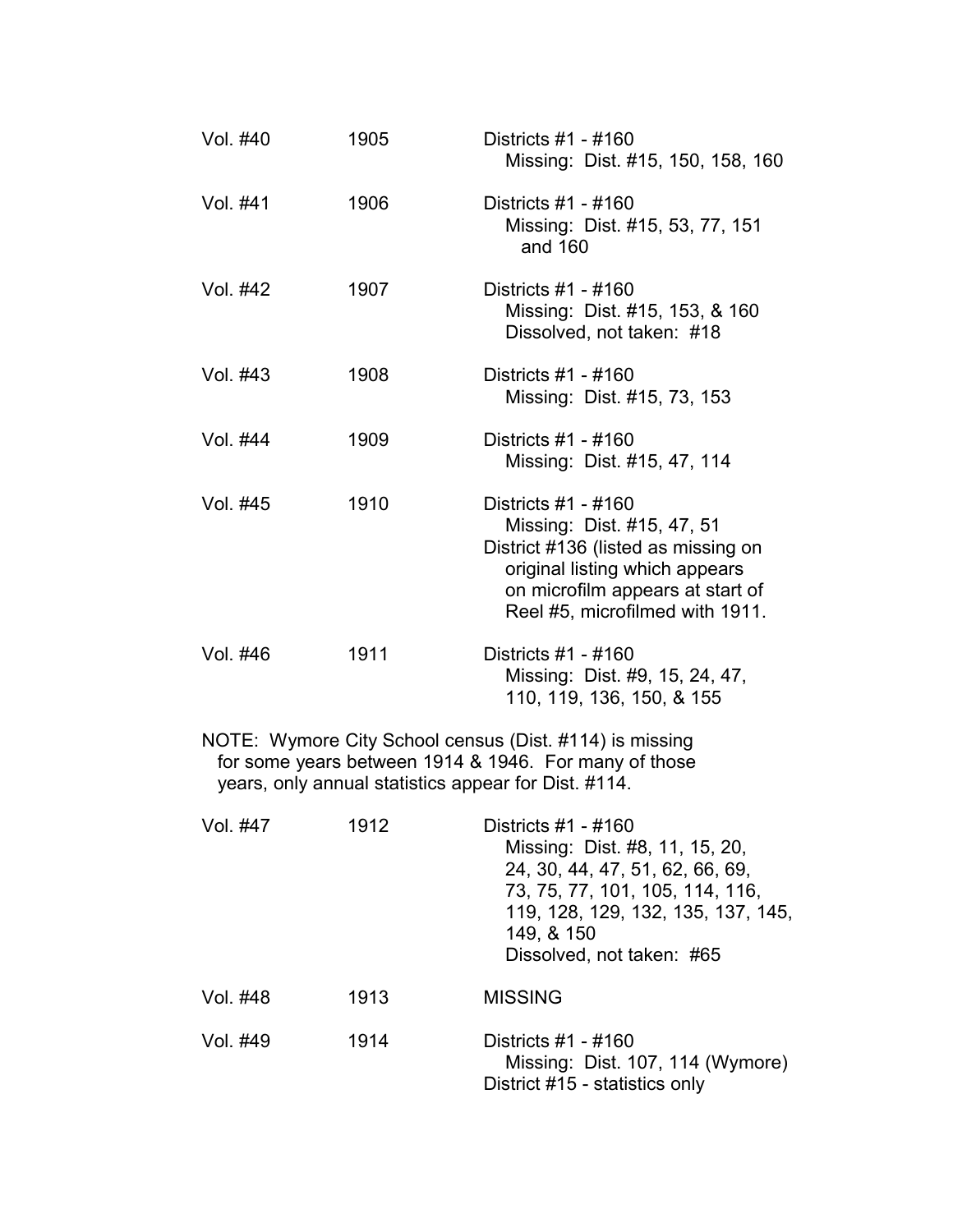| | | |
|---|---|---|
| Vol. #40 | 1905 | Districts #1 - #160<br>Missing: Dist. #15, 150, 158, 160 |
| Vol. #41 | 1906 | Districts #1 - #160<br>Missing: Dist. #15, 53, 77, 151 and 160 |
| Vol. #42 | 1907 | Districts #1 - #160<br>Missing: Dist. #15, 153, & 160<br>Dissolved, not taken: #18 |
| Vol. #43 | 1908 | Districts #1 - #160<br>Missing: Dist. #15, 73, 153 |
| Vol. #44 | 1909 | Districts #1 - #160<br>Missing: Dist. #15, 47, 114 |
| Vol. #45 | 1910 | Districts #1 - #160<br>Missing: Dist. #15, 47, 51<br>District #136 (listed as missing on original listing which appears on microfilm appears at start of Reel #5, microfilmed with 1911. |
| Vol. #46 | 1911 | Districts #1 - #160<br>Missing: Dist. #9, 15, 24, 47, 110, 119, 136, 150, & 155 |

NOTE: Wymore City School census (Dist. #114) is missing for some years between 1914 & 1946. For many of those years, only annual statistics appear for Dist. #114.

| | | |
|---|---|---|
| Vol. #47 | 1912 | Districts #1 - #160<br>Missing: Dist. #8, 11, 15, 20, 24, 30, 44, 47, 51, 62, 66, 69, 73, 75, 77, 101, 105, 114, 116, 119, 128, 129, 132, 135, 137, 145, 149, & 150<br>Dissolved, not taken: #65 |
| Vol. #48 | 1913 | MISSING |
| Vol. #49 | 1914 | Districts #1 - #160<br>Missing: Dist. 107, 114 (Wymore)<br>District #15 - statistics only |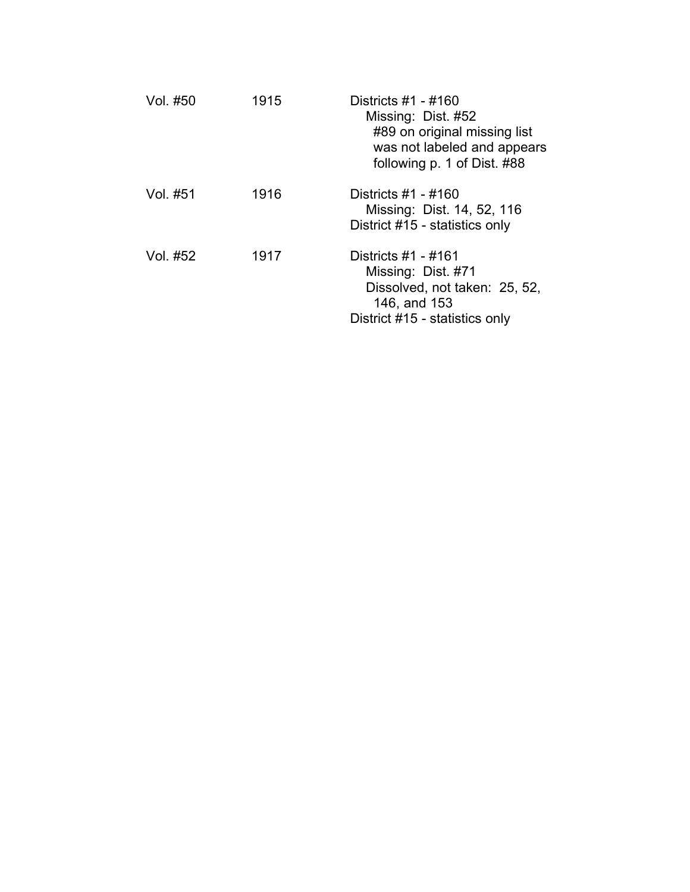| | | |
|---|---|---|
| Vol. #50 | 1915 | Districts #1 - #160<br>Missing: Dist. #52<br>#89 on original missing list was not labeled and appears following p. 1 of Dist. #88 |
| Vol. #51 | 1916 | Districts #1 - #160<br>Missing: Dist. 14, 52, 116<br>District #15 - statistics only |
| Vol. #52 | 1917 | Districts #1 - #161<br>Missing: Dist. #71<br>Dissolved, not taken: 25, 52, 146, and 153<br>District #15 - statistics only |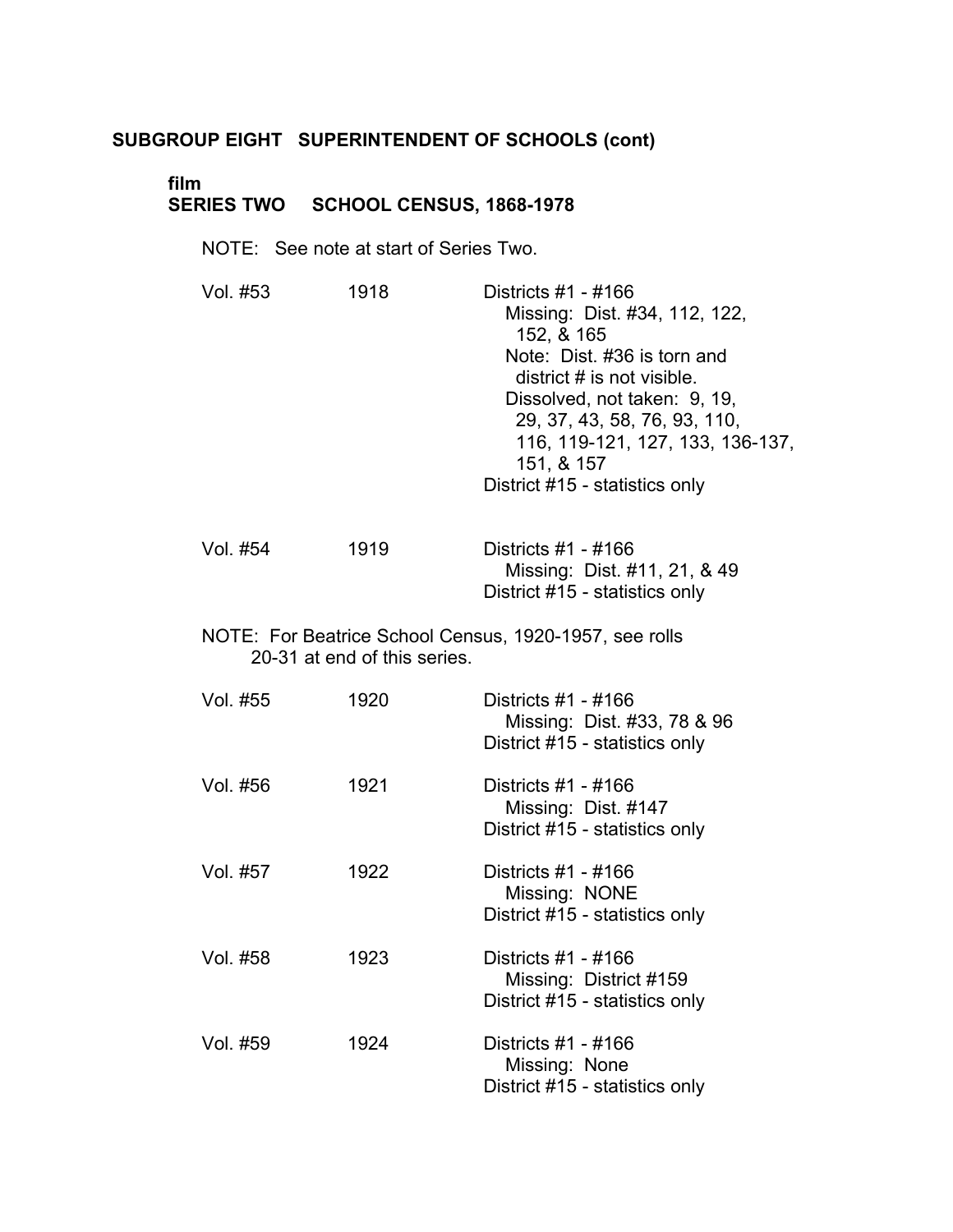**SUBGROUP EIGHT SUPERINTENDENT OF SCHOOLS (cont)**

**film**
**SERIES TWO SCHOOL CENSUS, 1868-1978**

NOTE: See note at start of Series Two.

| | | |
|---|---|---|
| Vol. #53 | 1918 | Districts #1 - #166<br>Missing: Dist. #34, 112, 122, 152, & 165<br>Note: Dist. #36 is torn and district # is not visible.<br>Dissolved, not taken: 9, 19, 29, 37, 43, 58, 76, 93, 110, 116, 119-121, 127, 133, 136-137, 151, & 157<br>District #15 - statistics only |
| Vol. #54 | 1919 | Districts #1 - #166<br>Missing: Dist. #11, 21, & 49<br>District #15 - statistics only |

NOTE: For Beatrice School Census, 1920-1957, see rolls 20-31 at end of this series.

| | | |
|---|---|---|
| Vol. #55 | 1920 | Districts #1 - #166<br>Missing: Dist. #33, 78 & 96<br>District #15 - statistics only |
| Vol. #56 | 1921 | Districts #1 - #166<br>Missing: Dist. #147<br>District #15 - statistics only |
| Vol. #57 | 1922 | Districts #1 - #166<br>Missing: NONE<br>District #15 - statistics only |
| Vol. #58 | 1923 | Districts #1 - #166<br>Missing: District #159<br>District #15 - statistics only |
| Vol. #59 | 1924 | Districts #1 - #166<br>Missing: None<br>District #15 - statistics only |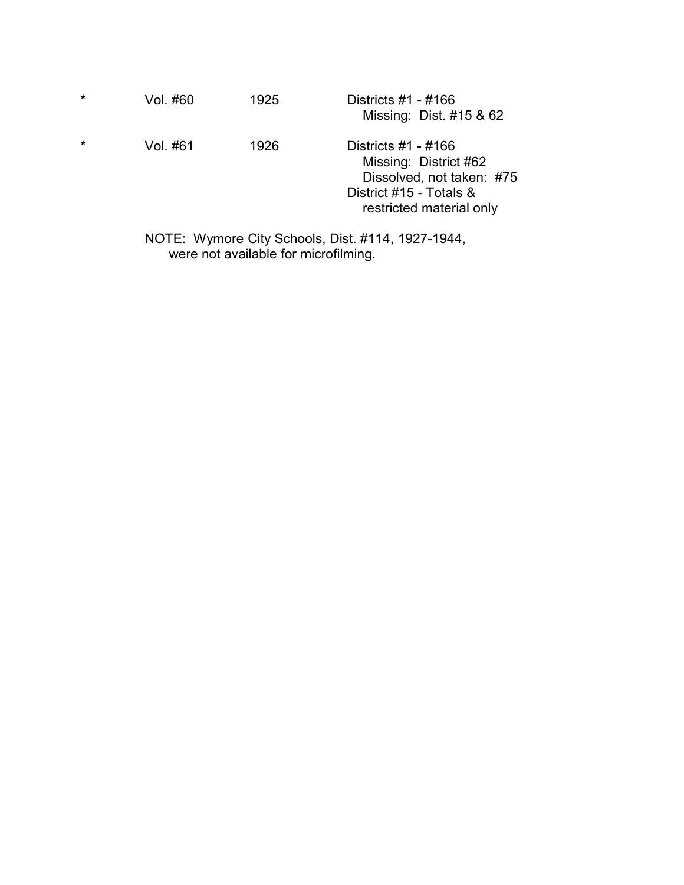| | | | |
|---|---|---|---|
| * | Vol. #60 | 1925 | Districts #1 - #166<br>Missing: Dist. #15 & 62 |
| * | Vol. #61 | 1926 | Districts #1 - #166<br>Missing: District #62<br>Dissolved, not taken: #75<br>District #15 - Totals & restricted material only |

NOTE: Wymore City Schools, Dist. #114, 1927-1944, were not available for microfilming.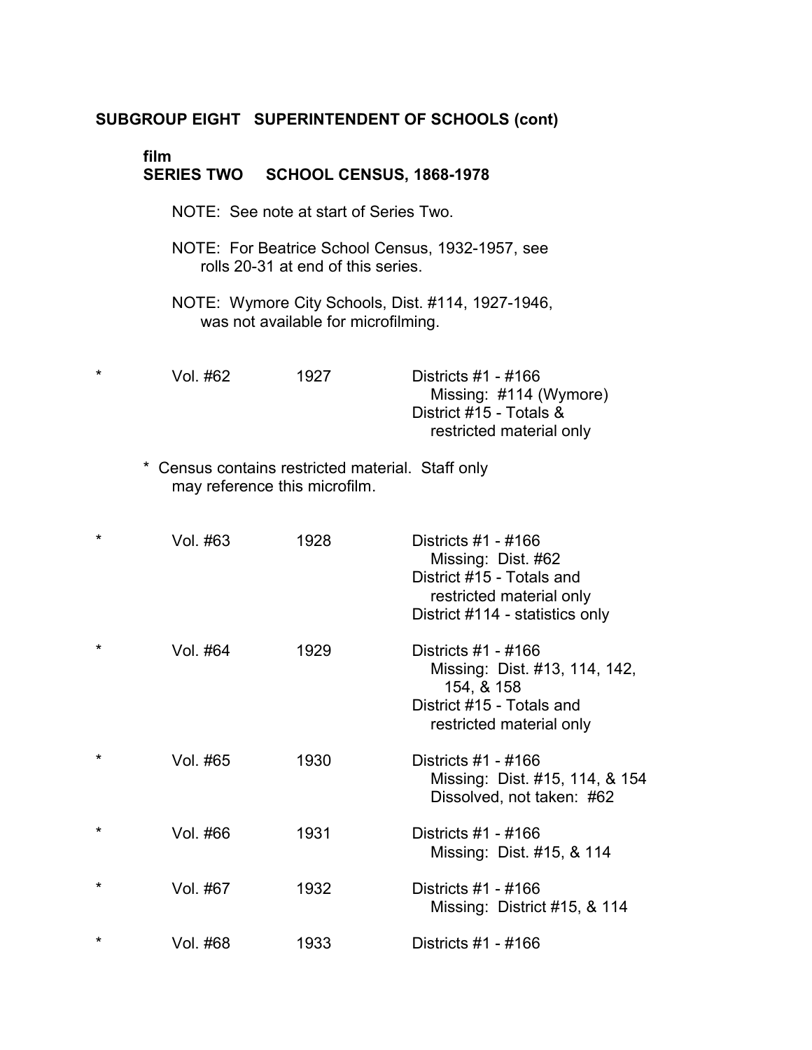## SUBGROUP EIGHT SUPERINTENDENT OF SCHOOLS (cont)

### film
### SERIES TWO SCHOOL CENSUS, 1868-1978

NOTE: See note at start of Series Two.

NOTE: For Beatrice School Census, 1932-1957, see rolls 20-31 at end of this series.

NOTE: Wymore City Schools, Dist. #114, 1927-1946, was not available for microfilming.

| | | | |
|---|---|---|---|
| * | Vol. #62 | 1927 | Districts #1 - #166<br>Missing: #114 (Wymore)<br>District #15 - Totals & restricted material only |

\* Census contains restricted material. Staff only may reference this microfilm.

| | | | |
|---|---|---|---|
| * | Vol. #63 | 1928 | Districts #1 - #166<br>Missing: Dist. #62<br>District #15 - Totals and restricted material only<br>District #114 - statistics only |
| * | Vol. #64 | 1929 | Districts #1 - #166<br>Missing: Dist. #13, 114, 142, 154, & 158<br>District #15 - Totals and restricted material only |
| * | Vol. #65 | 1930 | Districts #1 - #166<br>Missing: Dist. #15, 114, & 154<br>Dissolved, not taken: #62 |
| * | Vol. #66 | 1931 | Districts #1 - #166<br>Missing: Dist. #15, & 114 |
| * | Vol. #67 | 1932 | Districts #1 - #166<br>Missing: District #15, & 114 |
| * | Vol. #68 | 1933 | Districts #1 - #166 |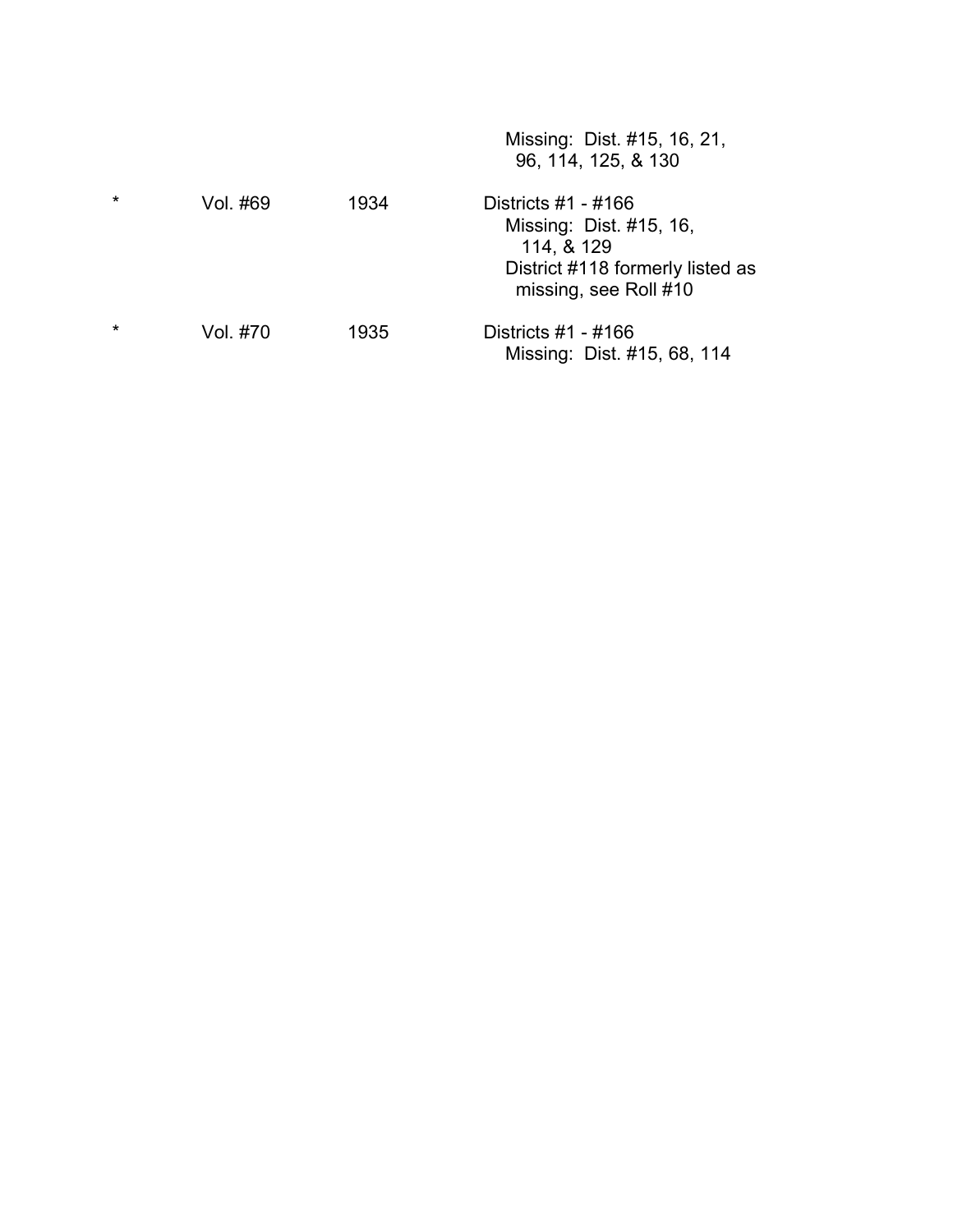| | | | |
|---|---|---|---|
| | | | Missing: Dist. #15, 16, 21, 96, 114, 125, & 130 |
| * | Vol. #69 | 1934 | Districts #1 - #166<br>Missing: Dist. #15, 16, 114, & 129<br>District #118 formerly listed as missing, see Roll #10 |
| * | Vol. #70 | 1935 | Districts #1 - #166<br>Missing: Dist. #15, 68, 114 |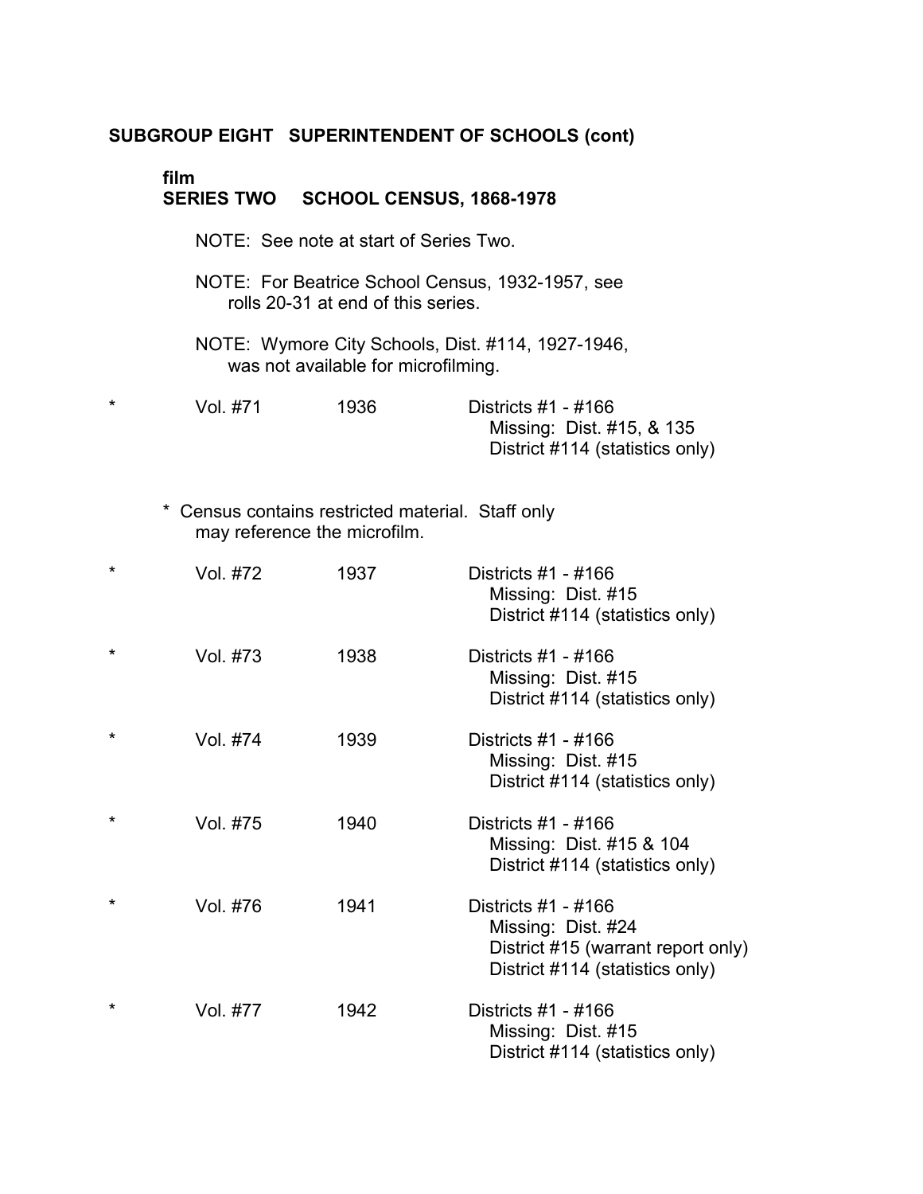**SUBGROUP EIGHT SUPERINTENDENT OF SCHOOLS (cont)**

**film**
**SERIES TWO SCHOOL CENSUS, 1868-1978**

NOTE: See note at start of Series Two.

NOTE: For Beatrice School Census, 1932-1957, see rolls 20-31 at end of this series.

NOTE: Wymore City Schools, Dist. #114, 1927-1946, was not available for microfilming.

| | | | |
|---|---|---|---|
| * | Vol. #71 | 1936 | Districts #1 - #166<br>Missing: Dist. #15, & 135<br>District #114 (statistics only) |

\* Census contains restricted material. Staff only may reference the microfilm.

| | | | |
|---|---|---|---|
| * | Vol. #72 | 1937 | Districts #1 - #166<br>Missing: Dist. #15<br>District #114 (statistics only) |
| * | Vol. #73 | 1938 | Districts #1 - #166<br>Missing: Dist. #15<br>District #114 (statistics only) |
| * | Vol. #74 | 1939 | Districts #1 - #166<br>Missing: Dist. #15<br>District #114 (statistics only) |
| * | Vol. #75 | 1940 | Districts #1 - #166<br>Missing: Dist. #15 & 104<br>District #114 (statistics only) |
| * | Vol. #76 | 1941 | Districts #1 - #166<br>Missing: Dist. #24<br>District #15 (warrant report only)<br>District #114 (statistics only) |
| * | Vol. #77 | 1942 | Districts #1 - #166<br>Missing: Dist. #15<br>District #114 (statistics only) |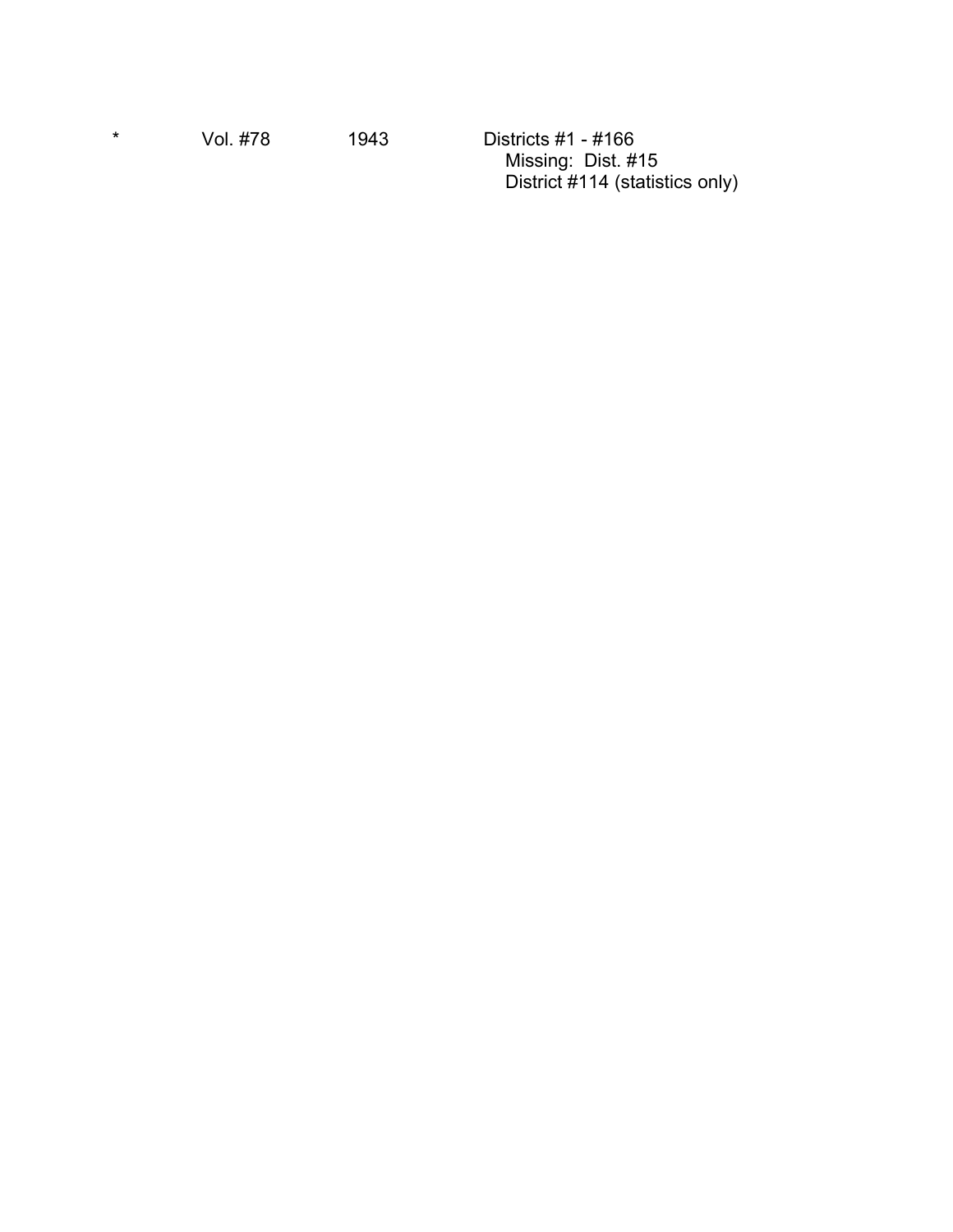| * | Vol. #78 | 1943 | Districts #1 - #166<br>Missing: Dist. #15<br>District #114 (statistics only) |
|---|---|---|---|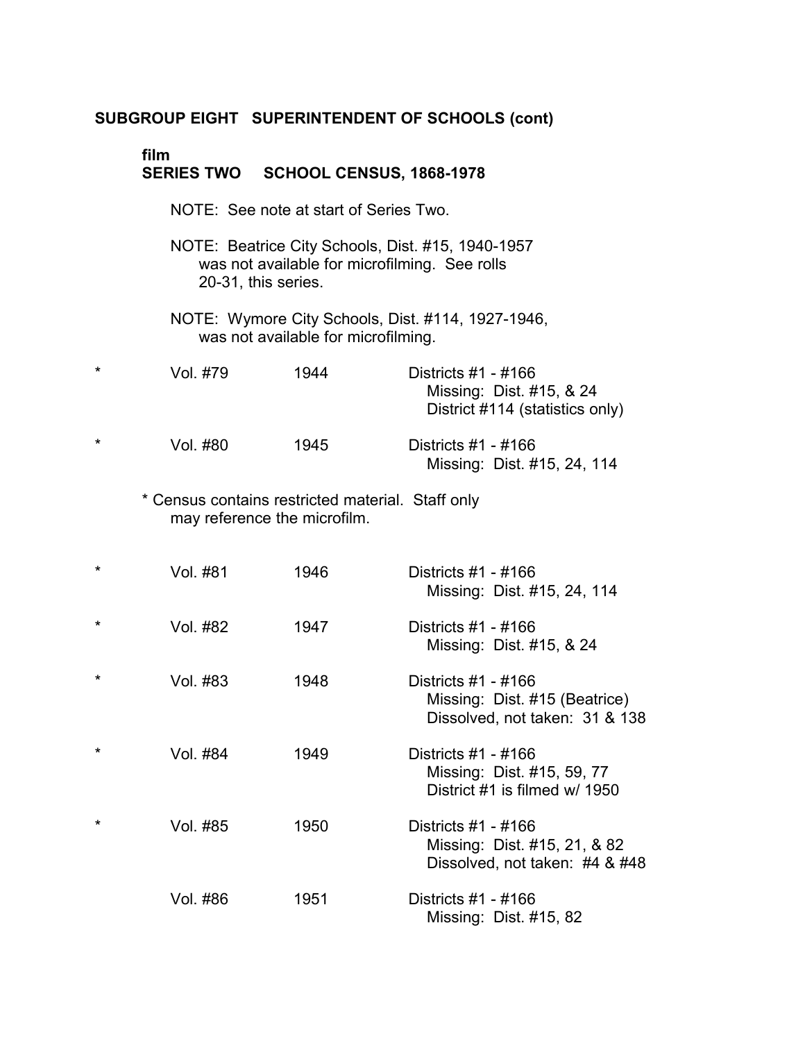**SUBGROUP EIGHT SUPERINTENDENT OF SCHOOLS (cont)**

**film**
**SERIES TWO SCHOOL CENSUS, 1868-1978**

NOTE: See note at start of Series Two.

NOTE: Beatrice City Schools, Dist. #15, 1940-1957 was not available for microfilming. See rolls 20-31, this series.

NOTE: Wymore City Schools, Dist. #114, 1927-1946, was not available for microfilming.

| | | | |
|---|---|---|---|
| * | Vol. #79 | 1944 | Districts #1 - #166<br>Missing: Dist. #15, & 24<br>District #114 (statistics only) |
| * | Vol. #80 | 1945 | Districts #1 - #166<br>Missing: Dist. #15, 24, 114 |

\* Census contains restricted material. Staff only may reference the microfilm.

| | | | |
|---|---|---|---|
| * | Vol. #81 | 1946 | Districts #1 - #166<br>Missing: Dist. #15, 24, 114 |
| * | Vol. #82 | 1947 | Districts #1 - #166<br>Missing: Dist. #15, & 24 |
| * | Vol. #83 | 1948 | Districts #1 - #166<br>Missing: Dist. #15 (Beatrice)<br>Dissolved, not taken: 31 & 138 |
| * | Vol. #84 | 1949 | Districts #1 - #166<br>Missing: Dist. #15, 59, 77<br>District #1 is filmed w/ 1950 |
| * | Vol. #85 | 1950 | Districts #1 - #166<br>Missing: Dist. #15, 21, & 82<br>Dissolved, not taken: #4 & #48 |
| | Vol. #86 | 1951 | Districts #1 - #166<br>Missing: Dist. #15, 82 |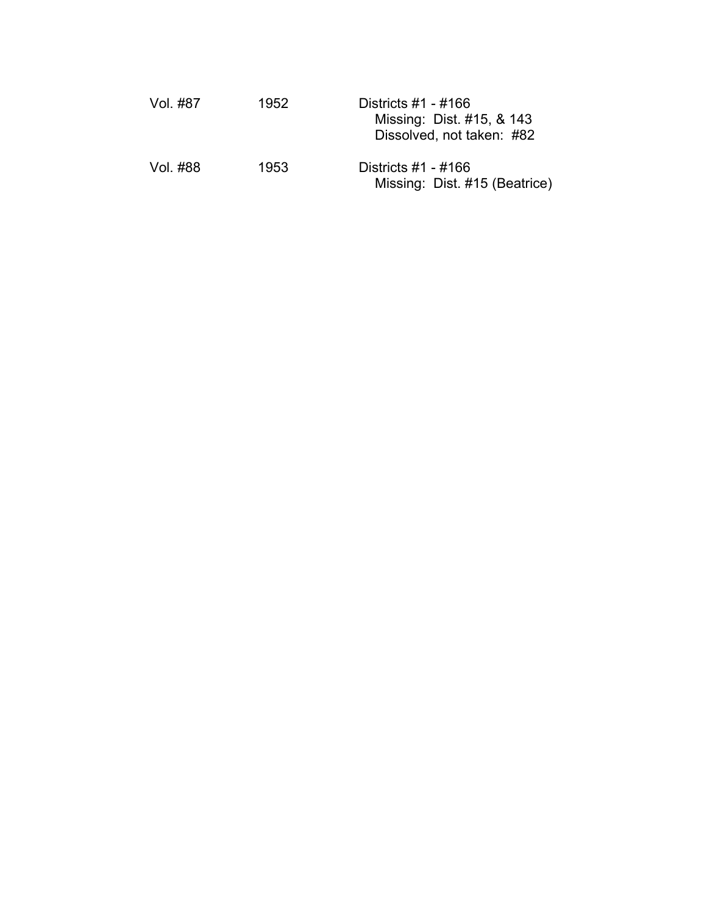| | | |
|---|---|---|
| Vol. #87 | 1952 | Districts #1 - #166<br>Missing: Dist. #15, & 143<br>Dissolved, not taken: #82 |
| Vol. #88 | 1953 | Districts #1 - #166<br>Missing: Dist. #15 (Beatrice) |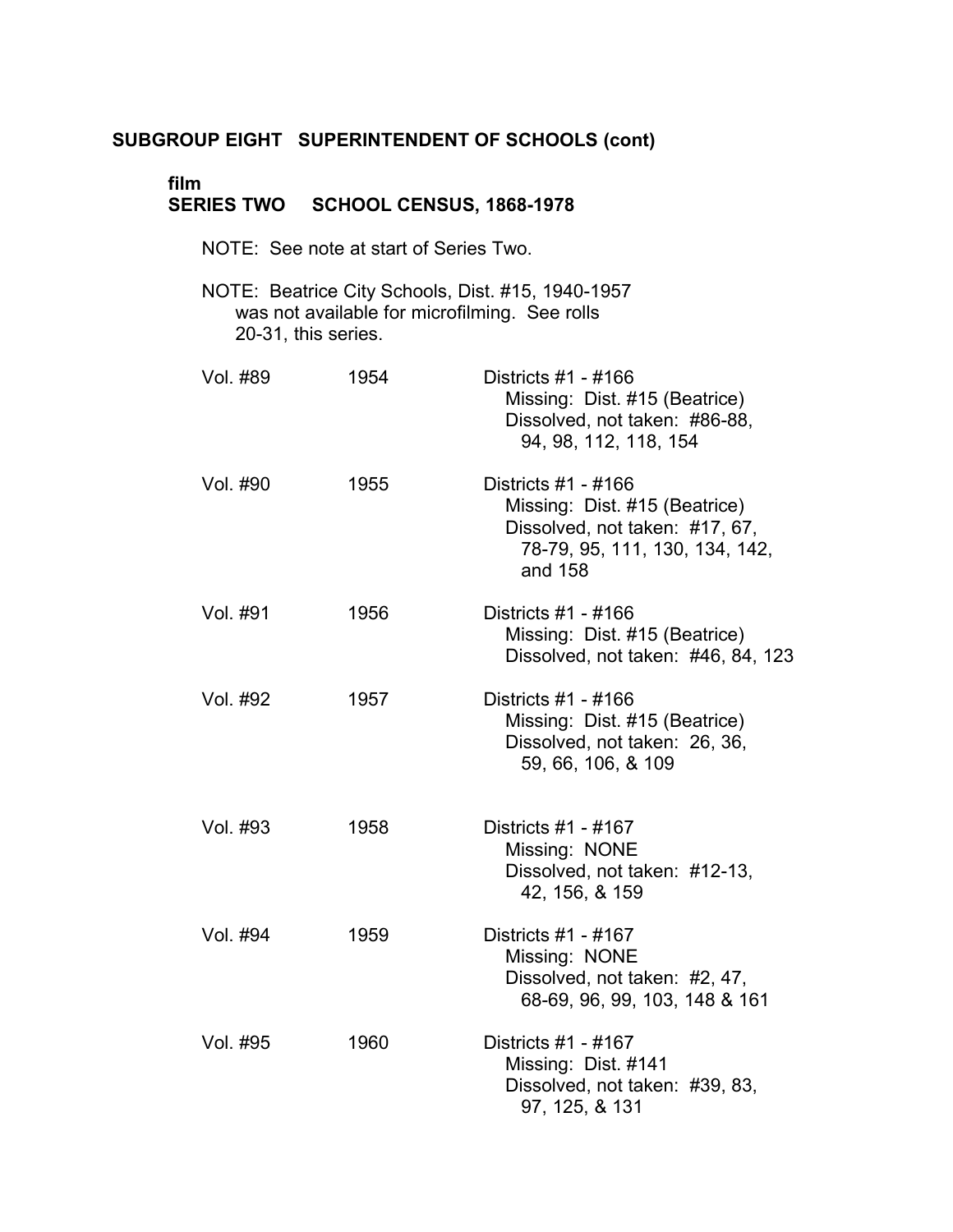**SUBGROUP EIGHT SUPERINTENDENT OF SCHOOLS (cont)**

**film**
**SERIES TWO SCHOOL CENSUS, 1868-1978**

NOTE: See note at start of Series Two.

NOTE: Beatrice City Schools, Dist. #15, 1940-1957 was not available for microfilming. See rolls 20-31, this series.

| | | |
|---|---|---|
| Vol. #89 | 1954 | Districts #1 - #166<br>Missing: Dist. #15 (Beatrice)<br>Dissolved, not taken: #86-88, 94, 98, 112, 118, 154 |
| Vol. #90 | 1955 | Districts #1 - #166<br>Missing: Dist. #15 (Beatrice)<br>Dissolved, not taken: #17, 67, 78-79, 95, 111, 130, 134, 142, and 158 |
| Vol. #91 | 1956 | Districts #1 - #166<br>Missing: Dist. #15 (Beatrice)<br>Dissolved, not taken: #46, 84, 123 |
| Vol. #92 | 1957 | Districts #1 - #166<br>Missing: Dist. #15 (Beatrice)<br>Dissolved, not taken: 26, 36, 59, 66, 106, & 109 |
| Vol. #93 | 1958 | Districts #1 - #167<br>Missing: NONE<br>Dissolved, not taken: #12-13, 42, 156, & 159 |
| Vol. #94 | 1959 | Districts #1 - #167<br>Missing: NONE<br>Dissolved, not taken: #2, 47, 68-69, 96, 99, 103, 148 & 161 |
| Vol. #95 | 1960 | Districts #1 - #167<br>Missing: Dist. #141<br>Dissolved, not taken: #39, 83, 97, 125, & 131 |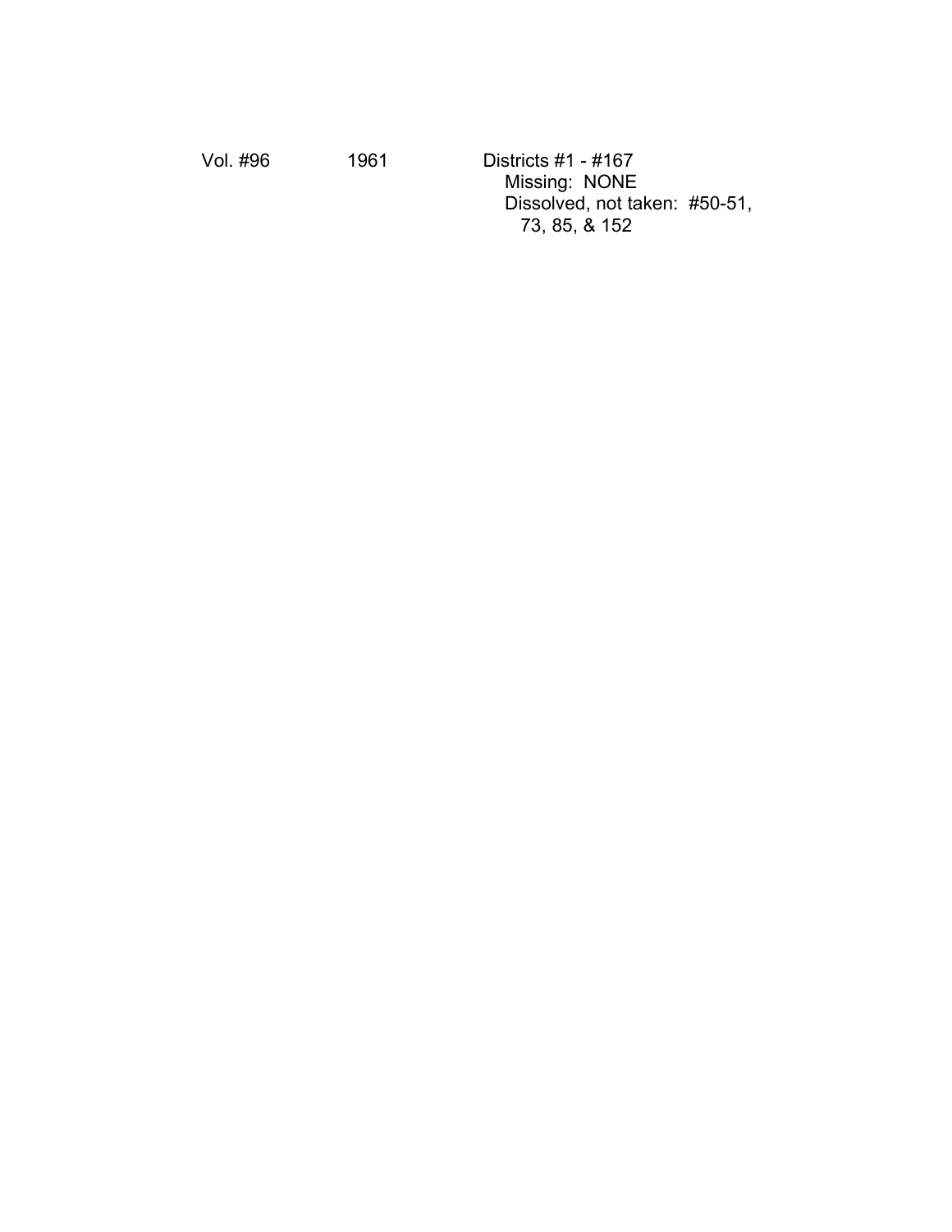| Vol. #96 | 1961 | Districts #1 - #167<br>Missing: NONE<br>Dissolved, not taken: #50-51, 73, 85, & 152 |
| --- | --- | --- |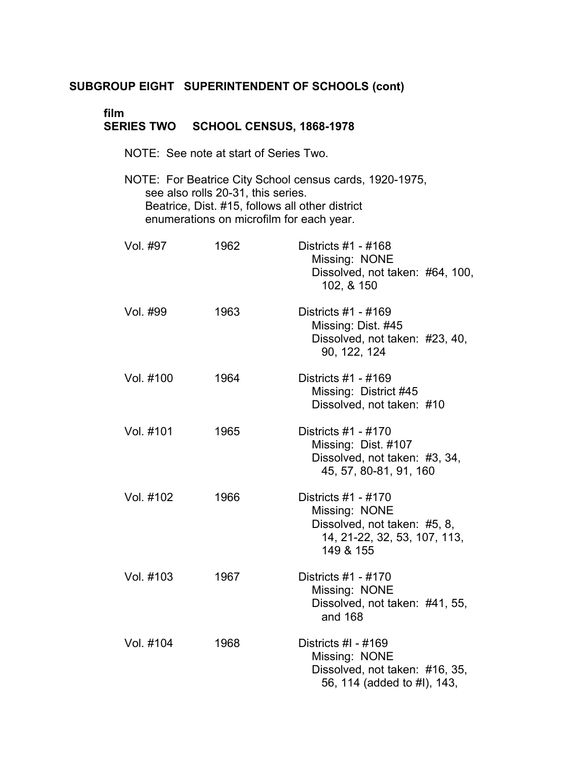**SUBGROUP EIGHT SUPERINTENDENT OF SCHOOLS (cont)**

**film**
**SERIES TWO SCHOOL CENSUS, 1868-1978**

NOTE: See note at start of Series Two.

NOTE: For Beatrice City School census cards, 1920-1975, see also rolls 20-31, this series. Beatrice, Dist. #15, follows all other district enumerations on microfilm for each year.

| | | |
|---|---|---|
| Vol. #97 | 1962 | Districts #1 - #168<br>Missing: NONE<br>Dissolved, not taken: #64, 100, 102, & 150 |
| Vol. #99 | 1963 | Districts #1 - #169<br>Missing: Dist. #45<br>Dissolved, not taken: #23, 40, 90, 122, 124 |
| Vol. #100 | 1964 | Districts #1 - #169<br>Missing: District #45<br>Dissolved, not taken: #10 |
| Vol. #101 | 1965 | Districts #1 - #170<br>Missing: Dist. #107<br>Dissolved, not taken: #3, 34, 45, 57, 80-81, 91, 160 |
| Vol. #102 | 1966 | Districts #1 - #170<br>Missing: NONE<br>Dissolved, not taken: #5, 8, 14, 21-22, 32, 53, 107, 113, 149 & 155 |
| Vol. #103 | 1967 | Districts #1 - #170<br>Missing: NONE<br>Dissolved, not taken: #41, 55, and 168 |
| Vol. #104 | 1968 | Districts #l - #169<br>Missing: NONE<br>Dissolved, not taken: #16, 35, 56, 114 (added to #l), 143, |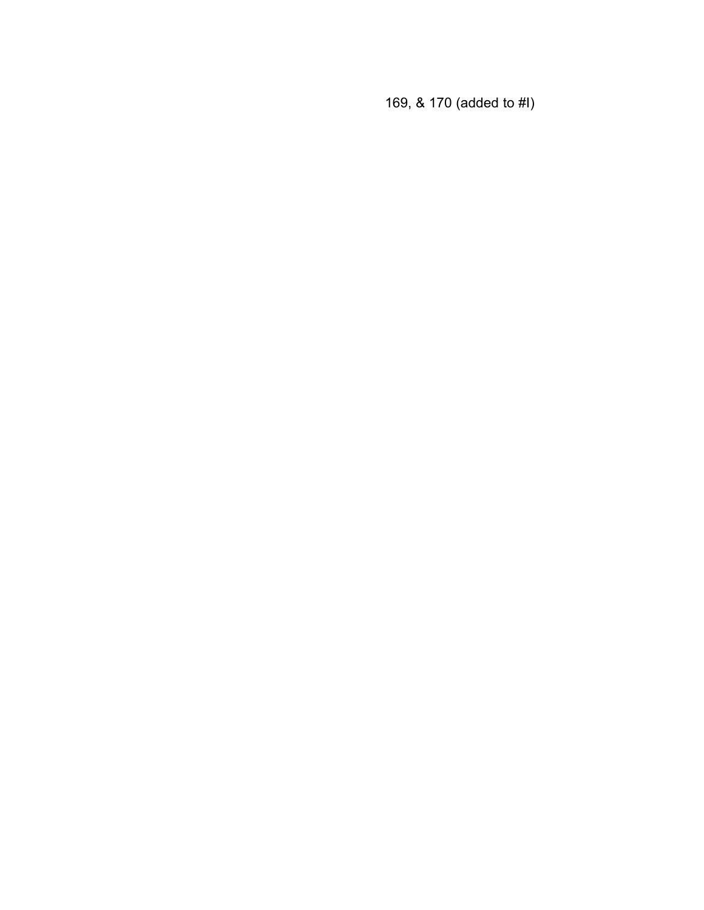169, & 170 (added to #I)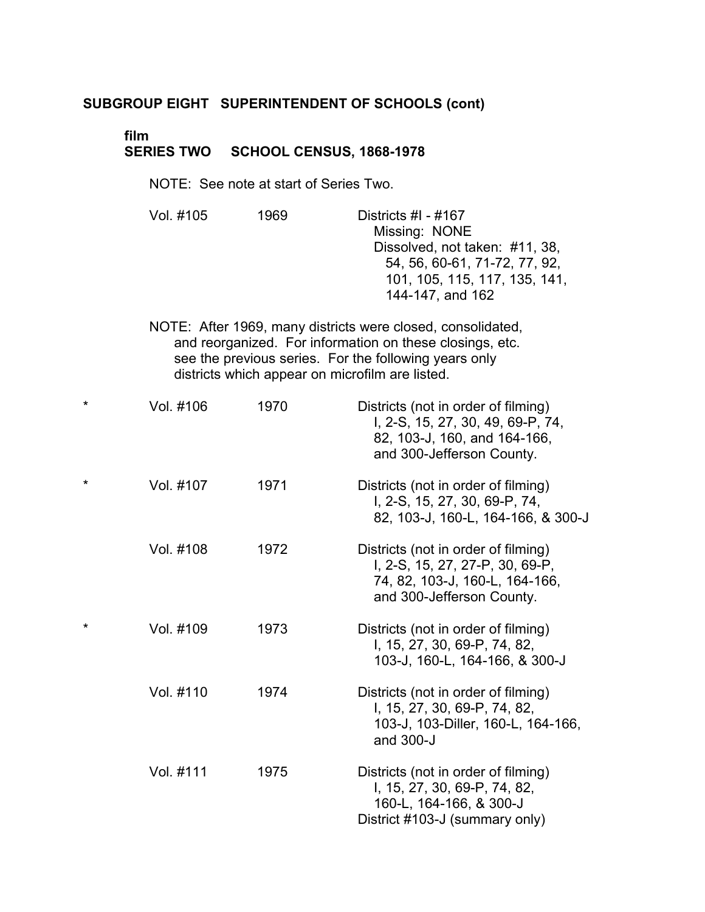**SUBGROUP EIGHT SUPERINTENDENT OF SCHOOLS (cont)**

**film**
**SERIES TWO SCHOOL CENSUS, 1868-1978**

NOTE: See note at start of Series Two.

Vol. #105 1969 Districts #I - #167
Missing: NONE
Dissolved, not taken: #11, 38, 54, 56, 60-61, 71-72, 77, 92, 101, 105, 115, 117, 135, 141, 144-147, and 162

NOTE: After 1969, many districts were closed, consolidated, and reorganized. For information on these closings, etc. see the previous series. For the following years only districts which appear on microfilm are listed.

\* Vol. #106 1970 Districts (not in order of filming)
I, 2-S, 15, 27, 30, 49, 69-P, 74, 82, 103-J, 160, and 164-166, and 300-Jefferson County.

\* Vol. #107 1971 Districts (not in order of filming)
I, 2-S, 15, 27, 30, 69-P, 74, 82, 103-J, 160-L, 164-166, & 300-J

Vol. #108 1972 Districts (not in order of filming)
I, 2-S, 15, 27, 27-P, 30, 69-P, 74, 82, 103-J, 160-L, 164-166, and 300-Jefferson County.

\* Vol. #109 1973 Districts (not in order of filming)
I, 15, 27, 30, 69-P, 74, 82, 103-J, 160-L, 164-166, & 300-J

Vol. #110 1974 Districts (not in order of filming)
I, 15, 27, 30, 69-P, 74, 82, 103-J, 103-Diller, 160-L, 164-166, and 300-J

Vol. #111 1975 Districts (not in order of filming)
I, 15, 27, 30, 69-P, 74, 82, 160-L, 164-166, & 300-J
District #103-J (summary only)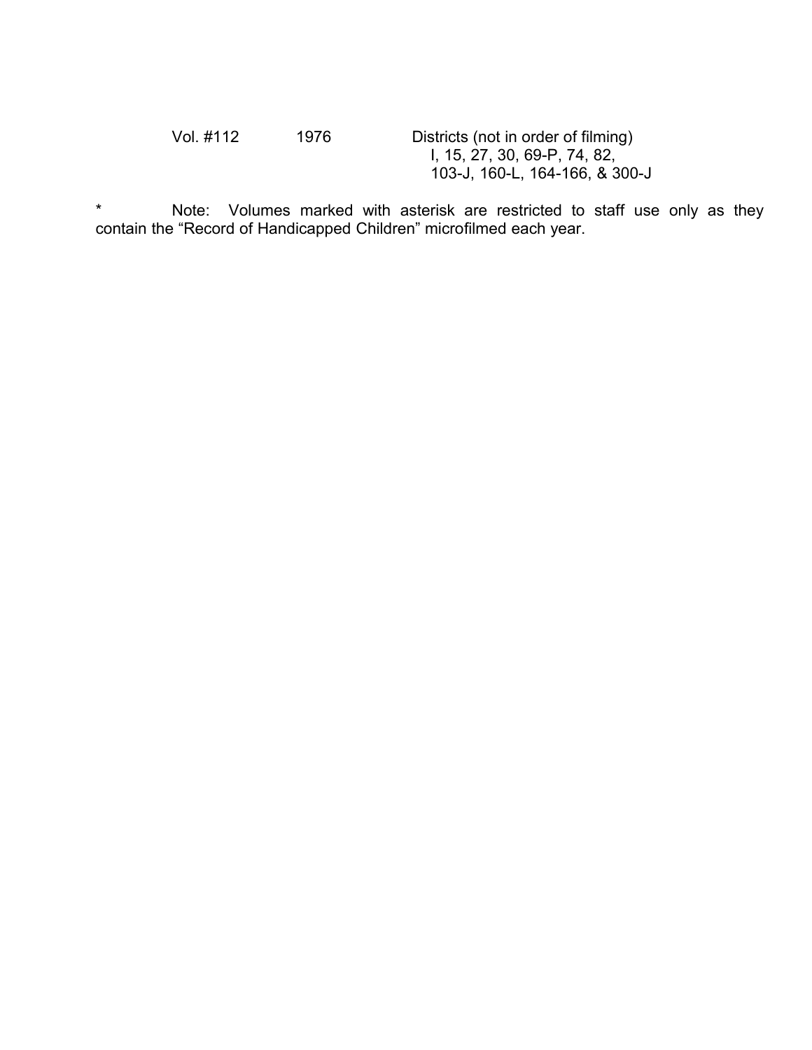| | | |
|---|---|---|
| Vol. #112 | 1976 | Districts (not in order of filming) I, 15, 27, 30, 69-P, 74, 82, 103-J, 160-L, 164-166, & 300-J |

* Note: Volumes marked with asterisk are restricted to staff use only as they contain the "Record of Handicapped Children" microfilmed each year.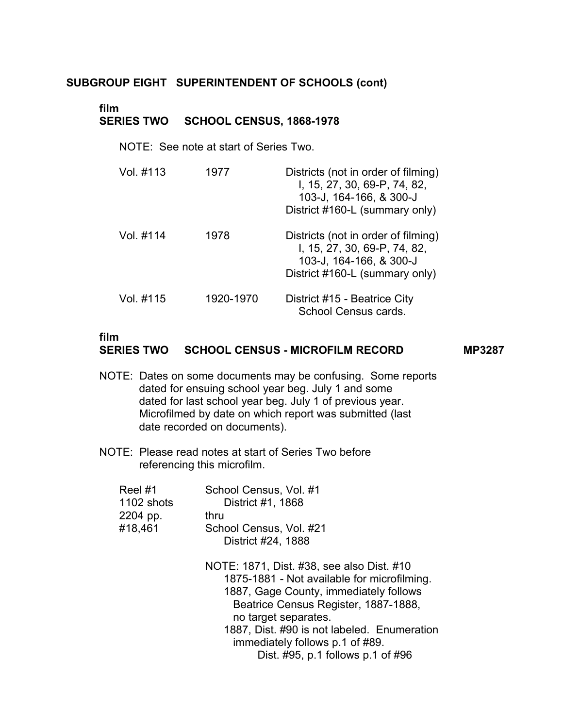## SUBGROUP EIGHT SUPERINTENDENT OF SCHOOLS (cont)

### film
### SERIES TWO SCHOOL CENSUS, 1868-1978

NOTE: See note at start of Series Two.

| | | |
|---|---|---|
| Vol. #113 | 1977 | Districts (not in order of filming) I, 15, 27, 30, 69-P, 74, 82, 103-J, 164-166, & 300-J<br>District #160-L (summary only) |
| Vol. #114 | 1978 | Districts (not in order of filming) I, 15, 27, 30, 69-P, 74, 82, 103-J, 164-166, & 300-J<br>District #160-L (summary only) |
| Vol. #115 | 1920-1970 | District #15 - Beatrice City School Census cards. |

### film
### SERIES TWO SCHOOL CENSUS - MICROFILM RECORD MP3287

NOTE: Dates on some documents may be confusing. Some reports dated for ensuing school year beg. July 1 and some dated for last school year beg. July 1 of previous year. Microfilmed by date on which report was submitted (last date recorded on documents).

NOTE: Please read notes at start of Series Two before referencing this microfilm.

| | |
|---|---|
| Reel #1<br>1102 shots<br>2204 pp.<br>#18,461 | School Census, Vol. #1<br>District #1, 1868<br>thru<br>School Census, Vol. #21<br>District #24, 1888 |

NOTE: 1871, Dist. #38, see also Dist. #10
1875-1881 - Not available for microfilming.
1887, Gage County, immediately follows Beatrice Census Register, 1887-1888, no target separates.
1887, Dist. #90 is not labeled. Enumeration immediately follows p.1 of #89.
Dist. #95, p.1 follows p.1 of #96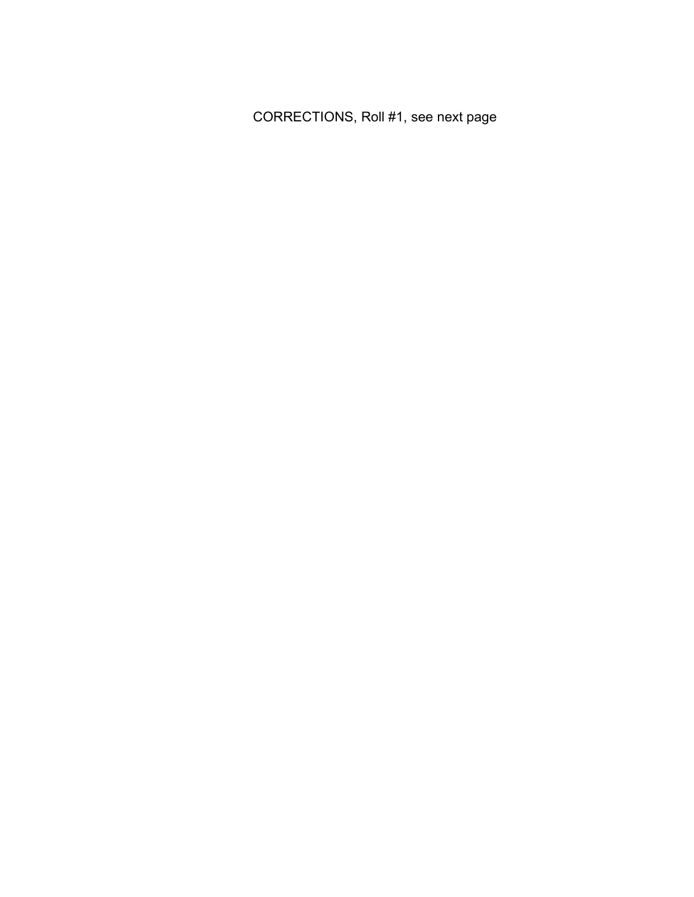CORRECTIONS, Roll #1, see next page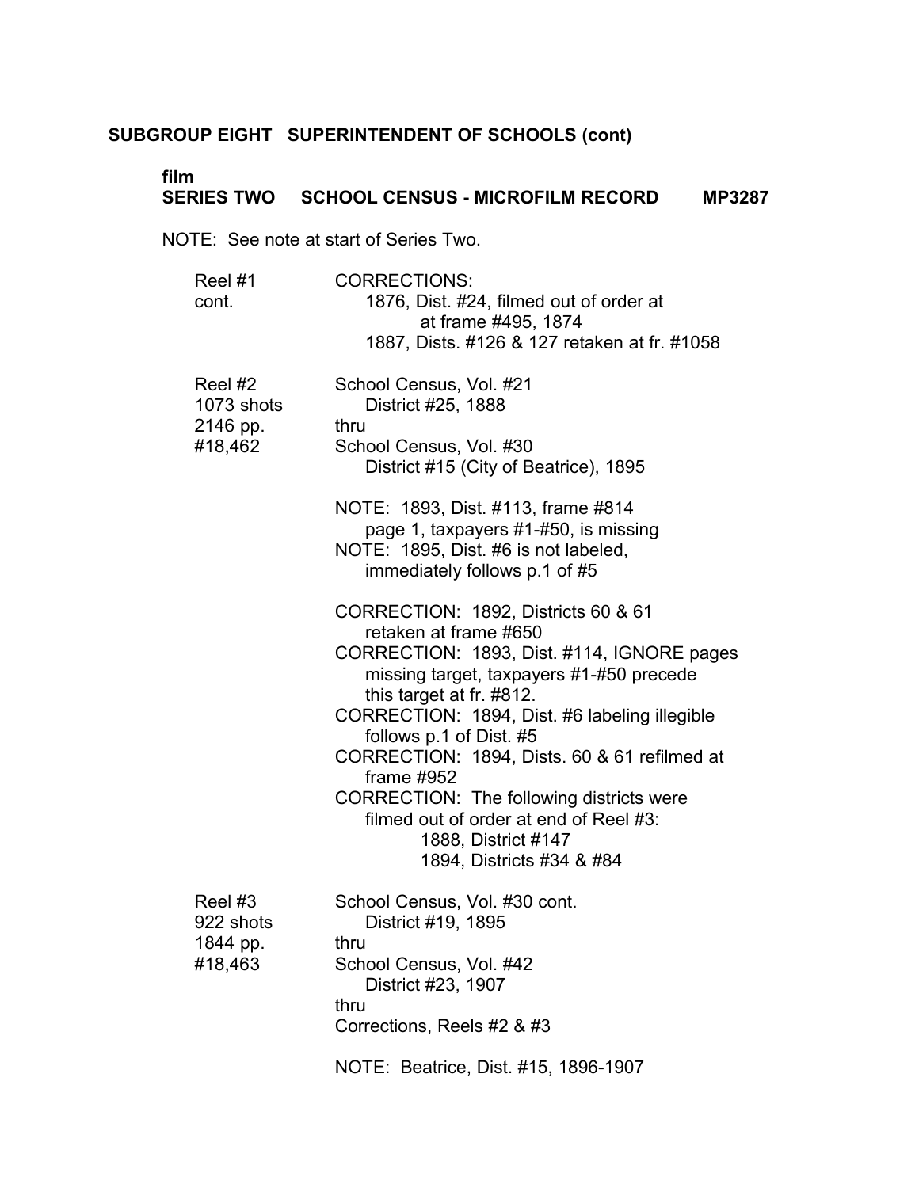**SUBGROUP EIGHT SUPERINTENDENT OF SCHOOLS (cont)**

**film**
**SERIES TWO SCHOOL CENSUS - MICROFILM RECORD MP3287**

NOTE: See note at start of Series Two.

| | |
|---|---|
| Reel #1<br>cont. | CORRECTIONS:<br>1876, Dist. #24, filmed out of order at<br>at frame #495, 1874<br>1887, Dists. #126 & 127 retaken at fr. #1058 |
| Reel #2<br>1073 shots<br>2146 pp.<br>#18,462 | School Census, Vol. #21<br>District #25, 1888<br>thru<br>School Census, Vol. #30<br>District #15 (City of Beatrice), 1895<br><br>NOTE: 1893, Dist. #113, frame #814<br>page 1, taxpayers #1-#50, is missing<br>NOTE: 1895, Dist. #6 is not labeled,<br>immediately follows p.1 of #5<br><br>CORRECTION: 1892, Districts 60 & 61<br>retaken at frame #650<br>CORRECTION: 1893, Dist. #114, IGNORE pages<br>missing target, taxpayers #1-#50 precede<br>this target at fr. #812.<br>CORRECTION: 1894, Dist. #6 labeling illegible<br>follows p.1 of Dist. #5<br>CORRECTION: 1894, Dists. 60 & 61 refilmed at<br>frame #952<br>CORRECTION: The following districts were<br>filmed out of order at end of Reel #3:<br>1888, District #147<br>1894, Districts #34 & #84 |
| Reel #3<br>922 shots<br>1844 pp.<br>#18,463 | School Census, Vol. #30 cont.<br>District #19, 1895<br>thru<br>School Census, Vol. #42<br>District #23, 1907<br>thru<br>Corrections, Reels #2 & #3<br><br>NOTE: Beatrice, Dist. #15, 1896-1907 |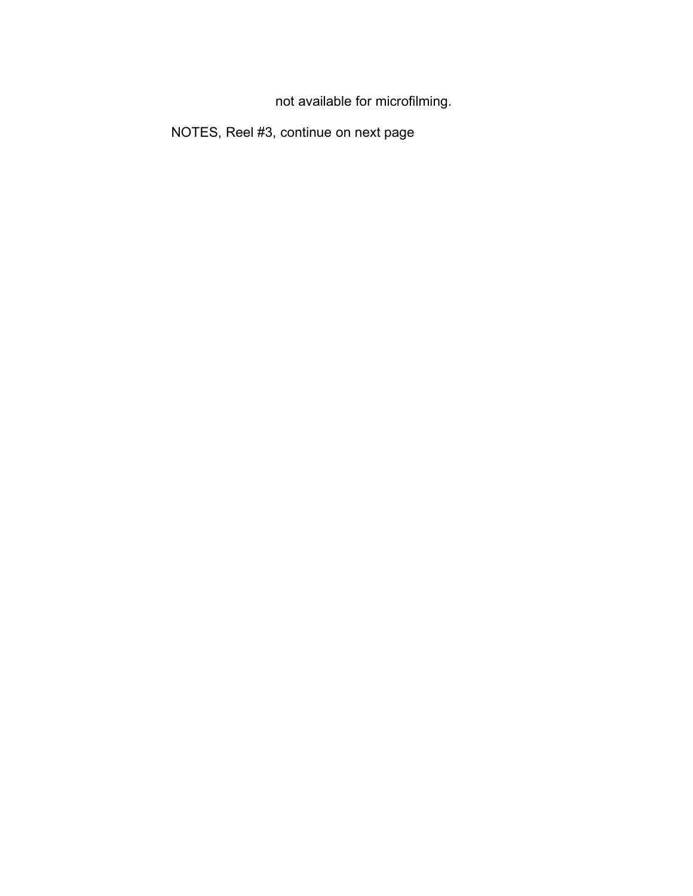not available for microfilming.

NOTES, Reel #3, continue on next page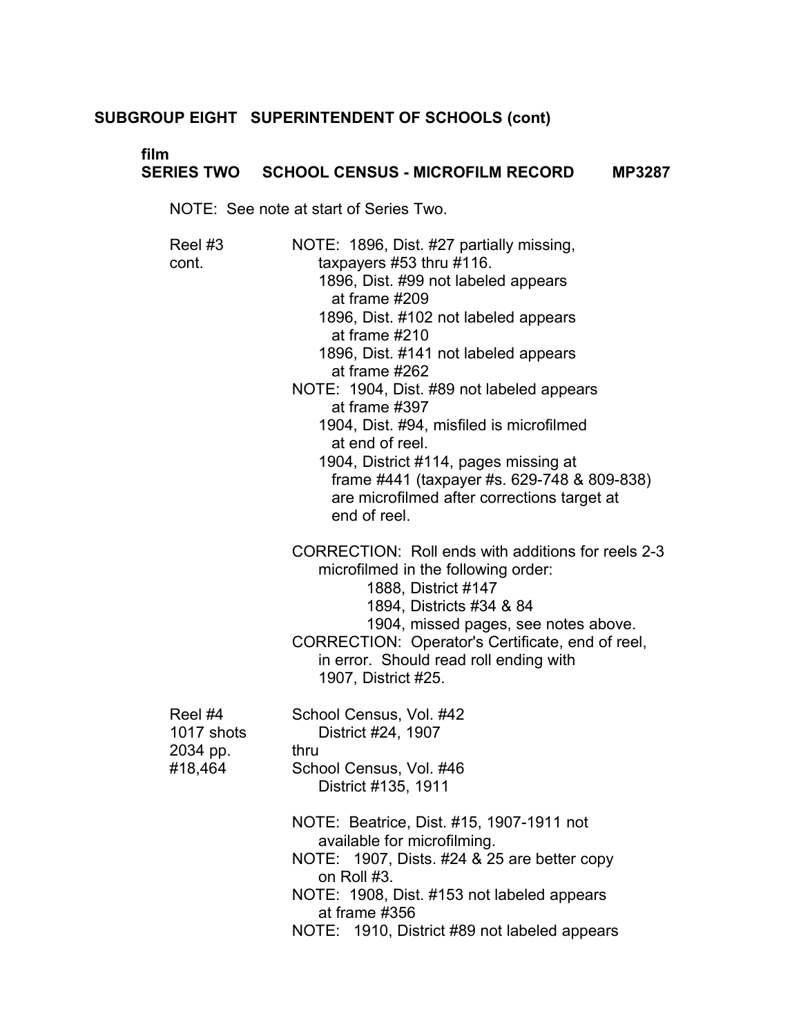## SUBGROUP EIGHT SUPERINTENDENT OF SCHOOLS (cont)

### film
### SERIES TWO SCHOOL CENSUS - MICROFILM RECORD MP3287

NOTE: See note at start of Series Two.

Reel #3
cont.

NOTE: 1896, Dist. #27 partially missing, taxpayers #53 thru #116.
1896, Dist. #99 not labeled appears at frame #209
1896, Dist. #102 not labeled appears at frame #210
1896, Dist. #141 not labeled appears at frame #262

NOTE: 1904, Dist. #89 not labeled appears at frame #397
1904, Dist. #94, misfiled is microfilmed at end of reel.
1904, District #114, pages missing at frame #441 (taxpayer #s. 629-748 & 809-838) are microfilmed after corrections target at end of reel.

CORRECTION: Roll ends with additions for reels 2-3 microfilmed in the following order:
- 1888, District #147
- 1894, Districts #34 & 84
- 1904, missed pages, see notes above.

CORRECTION: Operator's Certificate, end of reel, in error. Should read roll ending with 1907, District #25.

Reel #4
1017 shots
2034 pp.
#18,464

School Census, Vol. #42
District #24, 1907
thru
School Census, Vol. #46
District #135, 1911

NOTE: Beatrice, Dist. #15, 1907-1911 not available for microfilming.

NOTE: 1907, Dists. #24 & 25 are better copy on Roll #3.

NOTE: 1908, Dist. #153 not labeled appears at frame #356

NOTE: 1910, District #89 not labeled appears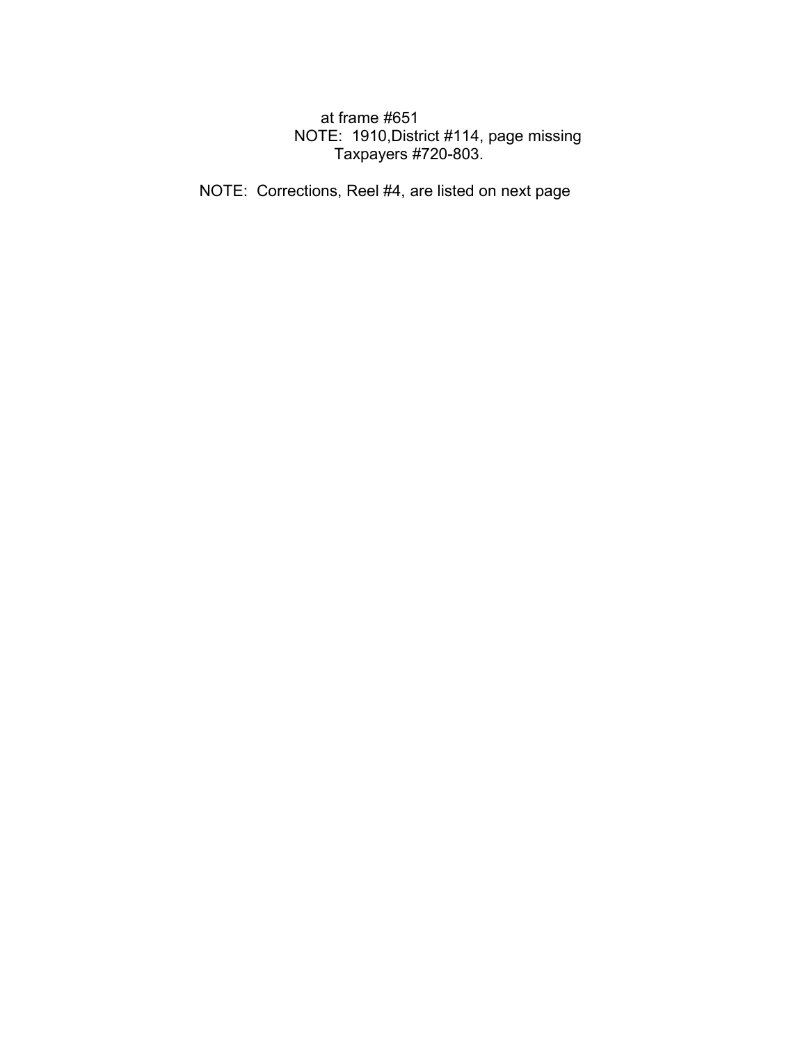at frame #651

NOTE: 1910,District #114, page missing
Taxpayers #720-803.

NOTE: Corrections, Reel #4, are listed on next page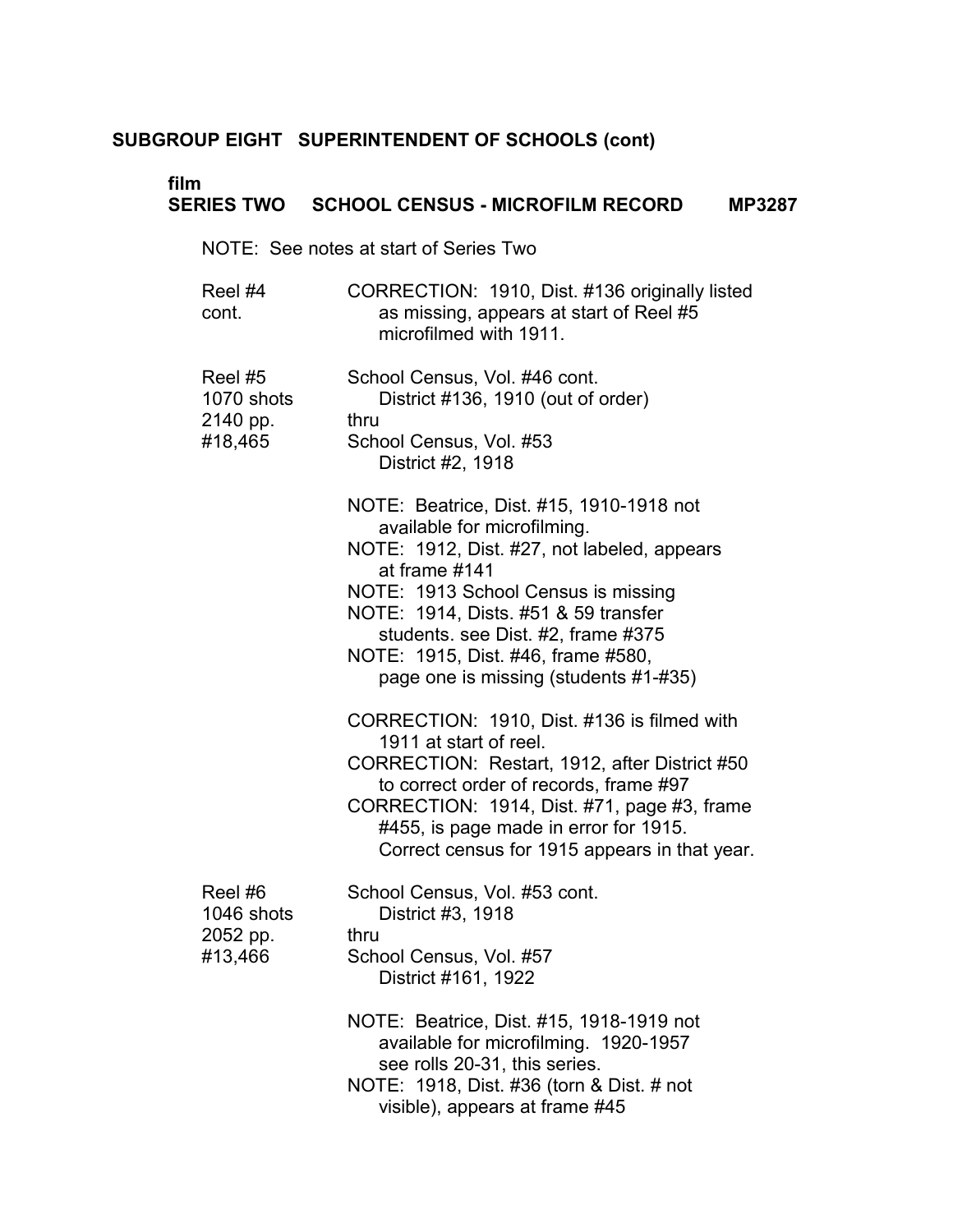## SUBGROUP EIGHT SUPERINTENDENT OF SCHOOLS (cont)

### film
### SERIES TWO SCHOOL CENSUS - MICROFILM RECORD MP3287

NOTE: See notes at start of Series Two

| | |
|---|---|
| Reel #4 cont. | CORRECTION: 1910, Dist. #136 originally listed as missing, appears at start of Reel #5 microfilmed with 1911. |
| Reel #5<br>1070 shots<br>2140 pp.<br>#18,465 | School Census, Vol. #46 cont.<br>District #136, 1910 (out of order)<br>thru<br>School Census, Vol. #53<br>District #2, 1918 |
| | NOTE: Beatrice, Dist. #15, 1910-1918 not available for microfilming.<br>NOTE: 1912, Dist. #27, not labeled, appears at frame #141<br>NOTE: 1913 School Census is missing<br>NOTE: 1914, Dists. #51 & 59 transfer students. see Dist. #2, frame #375<br>NOTE: 1915, Dist. #46, frame #580, page one is missing (students #1-#35) |
| | CORRECTION: 1910, Dist. #136 is filmed with 1911 at start of reel.<br>CORRECTION: Restart, 1912, after District #50 to correct order of records, frame #97<br>CORRECTION: 1914, Dist. #71, page #3, frame #455, is page made in error for 1915. Correct census for 1915 appears in that year. |
| Reel #6<br>1046 shots<br>2052 pp.<br>#13,466 | School Census, Vol. #53 cont.<br>District #3, 1918<br>thru<br>School Census, Vol. #57<br>District #161, 1922 |
| | NOTE: Beatrice, Dist. #15, 1918-1919 not available for microfilming. 1920-1957 see rolls 20-31, this series.<br>NOTE: 1918, Dist. #36 (torn & Dist. # not visible), appears at frame #45 |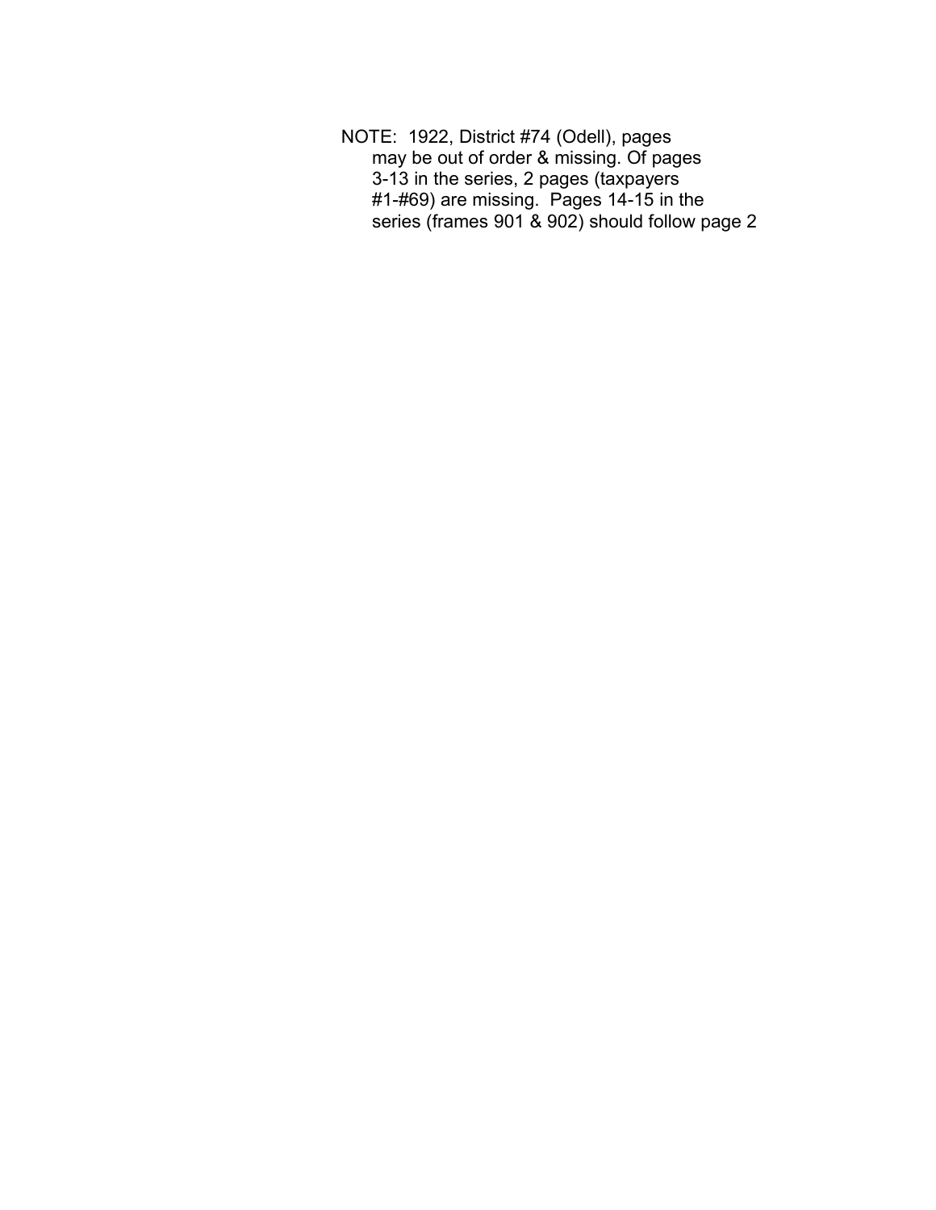NOTE: 1922, District #74 (Odell), pages may be out of order & missing. Of pages 3-13 in the series, 2 pages (taxpayers #1-#69) are missing. Pages 14-15 in the series (frames 901 & 902) should follow page 2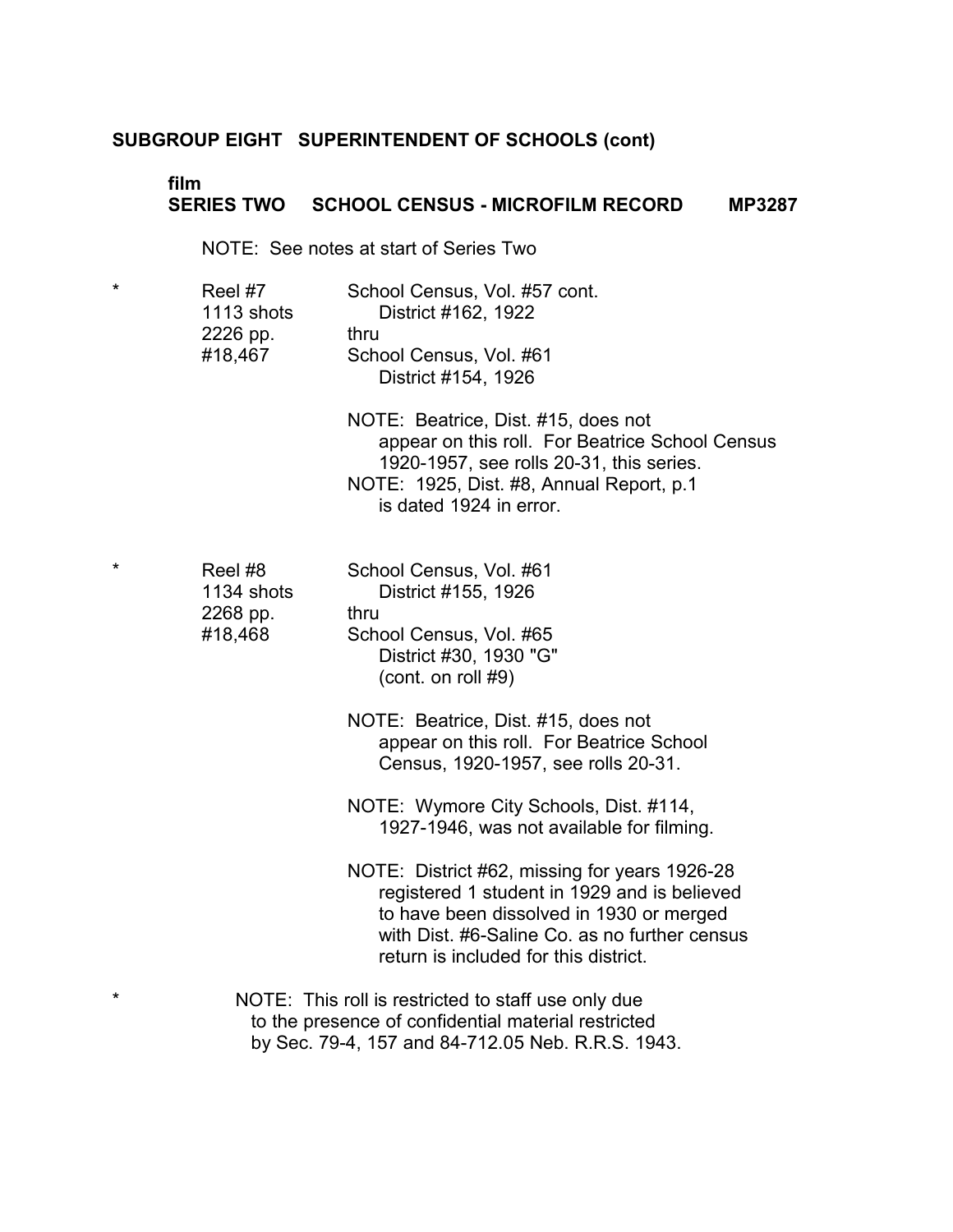**SUBGROUP EIGHT SUPERINTENDENT OF SCHOOLS (cont)**

**film**
**SERIES TWO SCHOOL CENSUS - MICROFILM RECORD MP3287**

NOTE: See notes at start of Series Two

| | | |
|---|---|---|
| * | Reel #7<br>1113 shots<br>2226 pp.<br>#18,467 | School Census, Vol. #57 cont.<br>District #162, 1922<br>thru<br>School Census, Vol. #61<br>District #154, 1926<br><br>NOTE: Beatrice, Dist. #15, does not appear on this roll. For Beatrice School Census 1920-1957, see rolls 20-31, this series.<br>NOTE: 1925, Dist. #8, Annual Report, p.1 is dated 1924 in error. |
| * | Reel #8<br>1134 shots<br>2268 pp.<br>#18,468 | School Census, Vol. #61<br>District #155, 1926<br>thru<br>School Census, Vol. #65<br>District #30, 1930 "G"<br>(cont. on roll #9)<br><br>NOTE: Beatrice, Dist. #15, does not appear on this roll. For Beatrice School Census, 1920-1957, see rolls 20-31.<br><br>NOTE: Wymore City Schools, Dist. #114, 1927-1946, was not available for filming.<br><br>NOTE: District #62, missing for years 1926-28 registered 1 student in 1929 and is believed to have been dissolved in 1930 or merged with Dist. #6-Saline Co. as no further census return is included for this district. |

\* NOTE: This roll is restricted to staff use only due to the presence of confidential material restricted by Sec. 79-4, 157 and 84-712.05 Neb. R.R.S. 1943.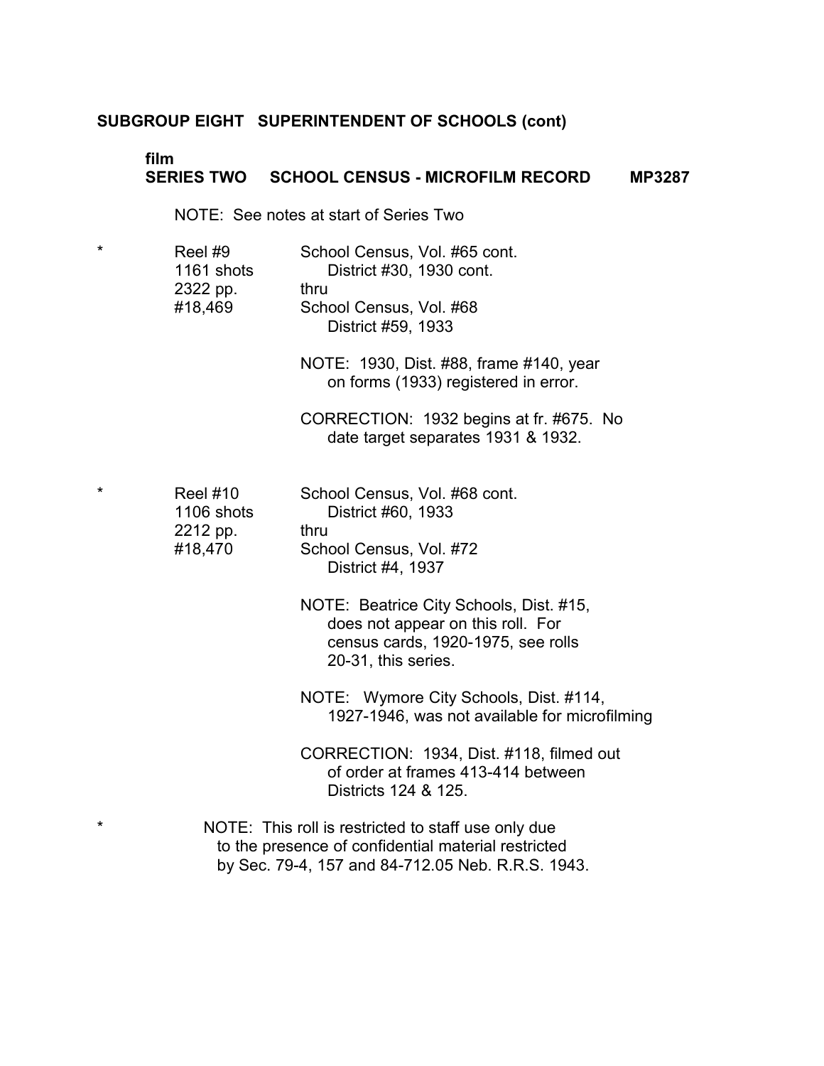**SUBGROUP EIGHT SUPERINTENDENT OF SCHOOLS (cont)**

**film**
**SERIES TWO SCHOOL CENSUS - MICROFILM RECORD MP3287**

NOTE: See notes at start of Series Two

\* Reel #9
1161 shots
2322 pp.
#18,469

School Census, Vol. #65 cont.
District #30, 1930 cont.
thru
School Census, Vol. #68
District #59, 1933

NOTE: 1930, Dist. #88, frame #140, year on forms (1933) registered in error.

CORRECTION: 1932 begins at fr. #675. No date target separates 1931 & 1932.

\* Reel #10
1106 shots
2212 pp.
#18,470

School Census, Vol. #68 cont.
District #60, 1933
thru
School Census, Vol. #72
District #4, 1937

NOTE: Beatrice City Schools, Dist. #15, does not appear on this roll. For census cards, 1920-1975, see rolls 20-31, this series.

NOTE: Wymore City Schools, Dist. #114, 1927-1946, was not available for microfilming

CORRECTION: 1934, Dist. #118, filmed out of order at frames 413-414 between Districts 124 & 125.

\* NOTE: This roll is restricted to staff use only due to the presence of confidential material restricted by Sec. 79-4, 157 and 84-712.05 Neb. R.R.S. 1943.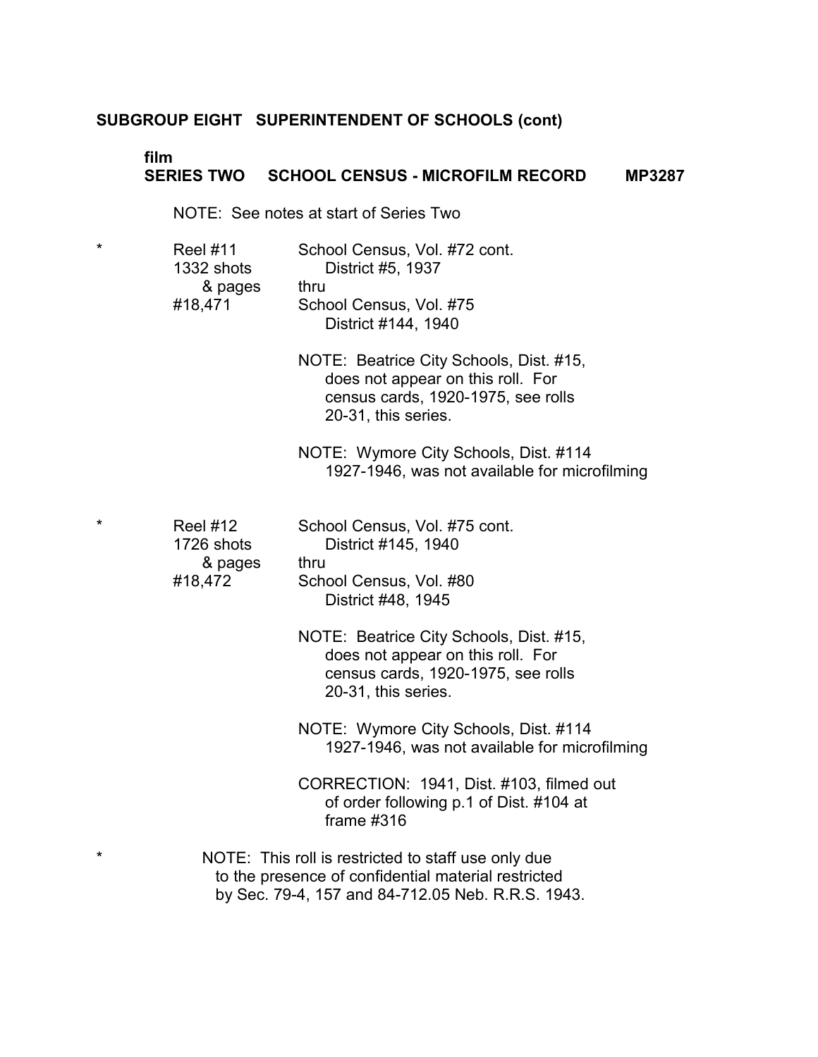## SUBGROUP EIGHT SUPERINTENDENT OF SCHOOLS (cont)

### film
### SERIES TWO SCHOOL CENSUS - MICROFILM RECORD MP3287

NOTE: See notes at start of Series Two

| | | |
|---|---|---|
| * | Reel #11<br>1332 shots<br>& pages<br>#18,471 | School Census, Vol. #72 cont.<br>District #5, 1937<br>thru<br>School Census, Vol. #75<br>District #144, 1940<br><br>NOTE: Beatrice City Schools, Dist. #15, does not appear on this roll. For census cards, 1920-1975, see rolls 20-31, this series.<br><br>NOTE: Wymore City Schools, Dist. #114 1927-1946, was not available for microfilming |
| * | Reel #12<br>1726 shots<br>& pages<br>#18,472 | School Census, Vol. #75 cont.<br>District #145, 1940<br>thru<br>School Census, Vol. #80<br>District #48, 1945<br><br>NOTE: Beatrice City Schools, Dist. #15, does not appear on this roll. For census cards, 1920-1975, see rolls 20-31, this series.<br><br>NOTE: Wymore City Schools, Dist. #114 1927-1946, was not available for microfilming<br><br>CORRECTION: 1941, Dist. #103, filmed out of order following p.1 of Dist. #104 at frame #316 |

\* NOTE: This roll is restricted to staff use only due to the presence of confidential material restricted by Sec. 79-4, 157 and 84-712.05 Neb. R.R.S. 1943.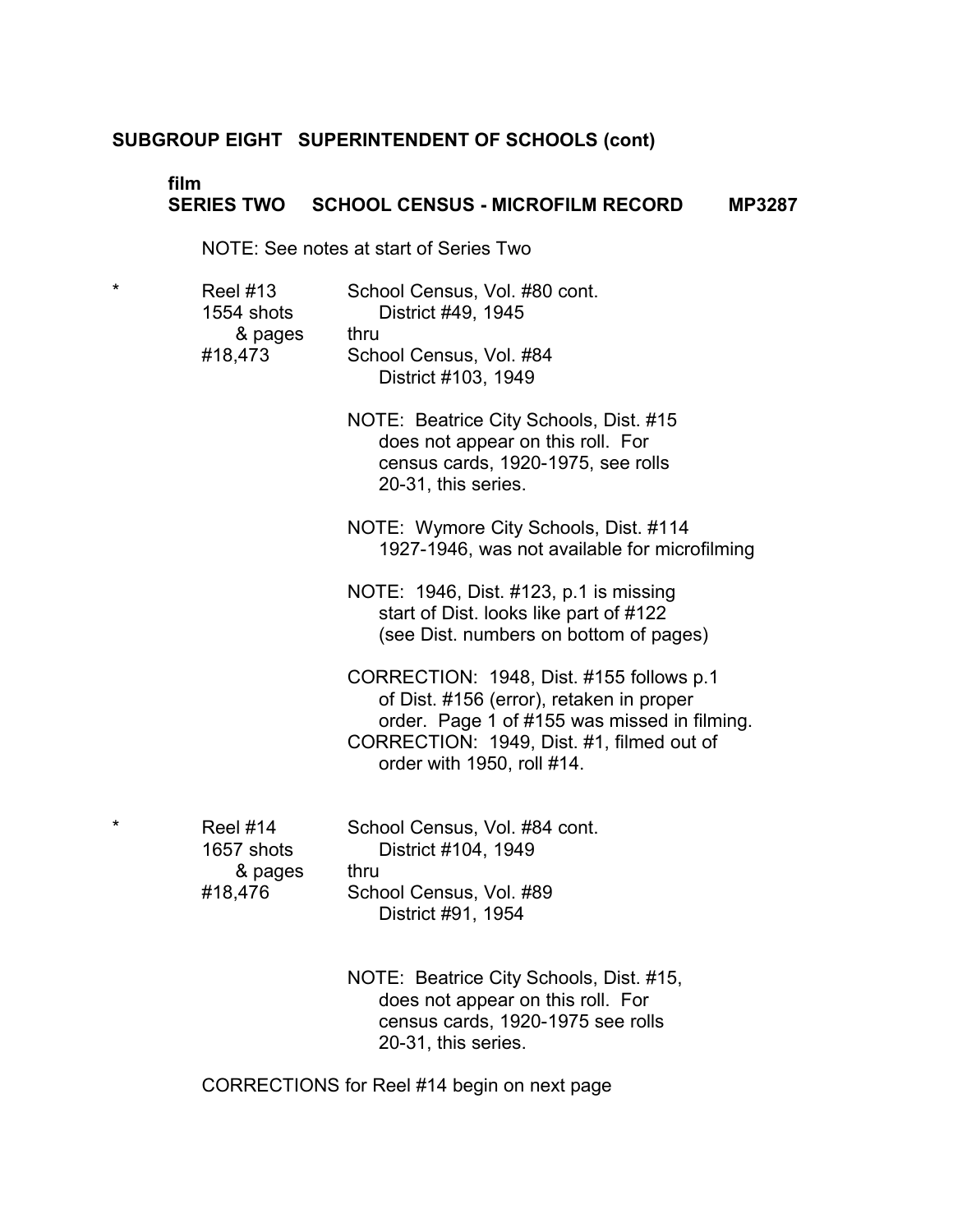**SUBGROUP EIGHT SUPERINTENDENT OF SCHOOLS (cont)**

**film**
**SERIES TWO SCHOOL CENSUS - MICROFILM RECORD MP3287**

NOTE: See notes at start of Series Two

\* Reel #13
1554 shots
& pages
#18,473

School Census, Vol. #80 cont.
District #49, 1945
thru
School Census, Vol. #84
District #103, 1949

NOTE: Beatrice City Schools, Dist. #15 does not appear on this roll. For census cards, 1920-1975, see rolls 20-31, this series.

NOTE: Wymore City Schools, Dist. #114 1927-1946, was not available for microfilming

NOTE: 1946, Dist. #123, p.1 is missing start of Dist. looks like part of #122 (see Dist. numbers on bottom of pages)

CORRECTION: 1948, Dist. #155 follows p.1 of Dist. #156 (error), retaken in proper order. Page 1 of #155 was missed in filming.
CORRECTION: 1949, Dist. #1, filmed out of order with 1950, roll #14.

\* Reel #14
1657 shots
& pages
#18,476

School Census, Vol. #84 cont.
District #104, 1949
thru
School Census, Vol. #89
District #91, 1954

NOTE: Beatrice City Schools, Dist. #15, does not appear on this roll. For census cards, 1920-1975 see rolls 20-31, this series.

CORRECTIONS for Reel #14 begin on next page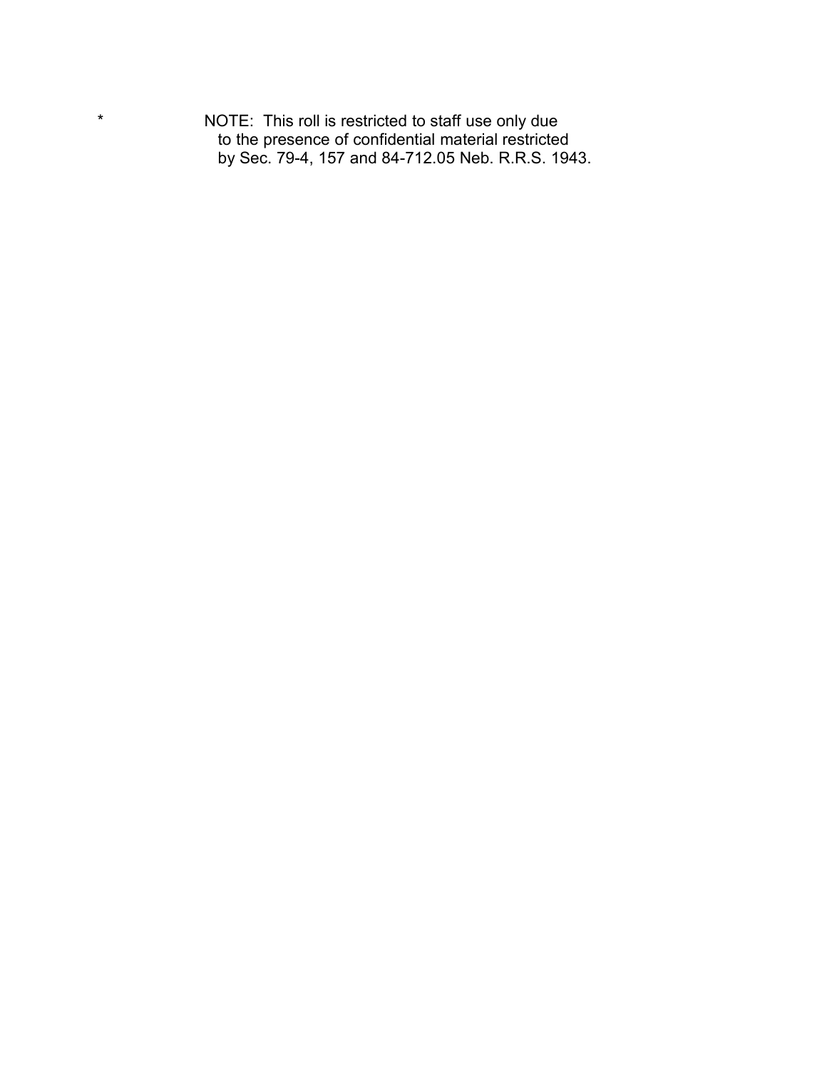*                    NOTE:  This roll is restricted to staff use only due
                         to the presence of confidential material restricted
                         by Sec. 79-4, 157 and 84-712.05 Neb. R.R.S. 1943.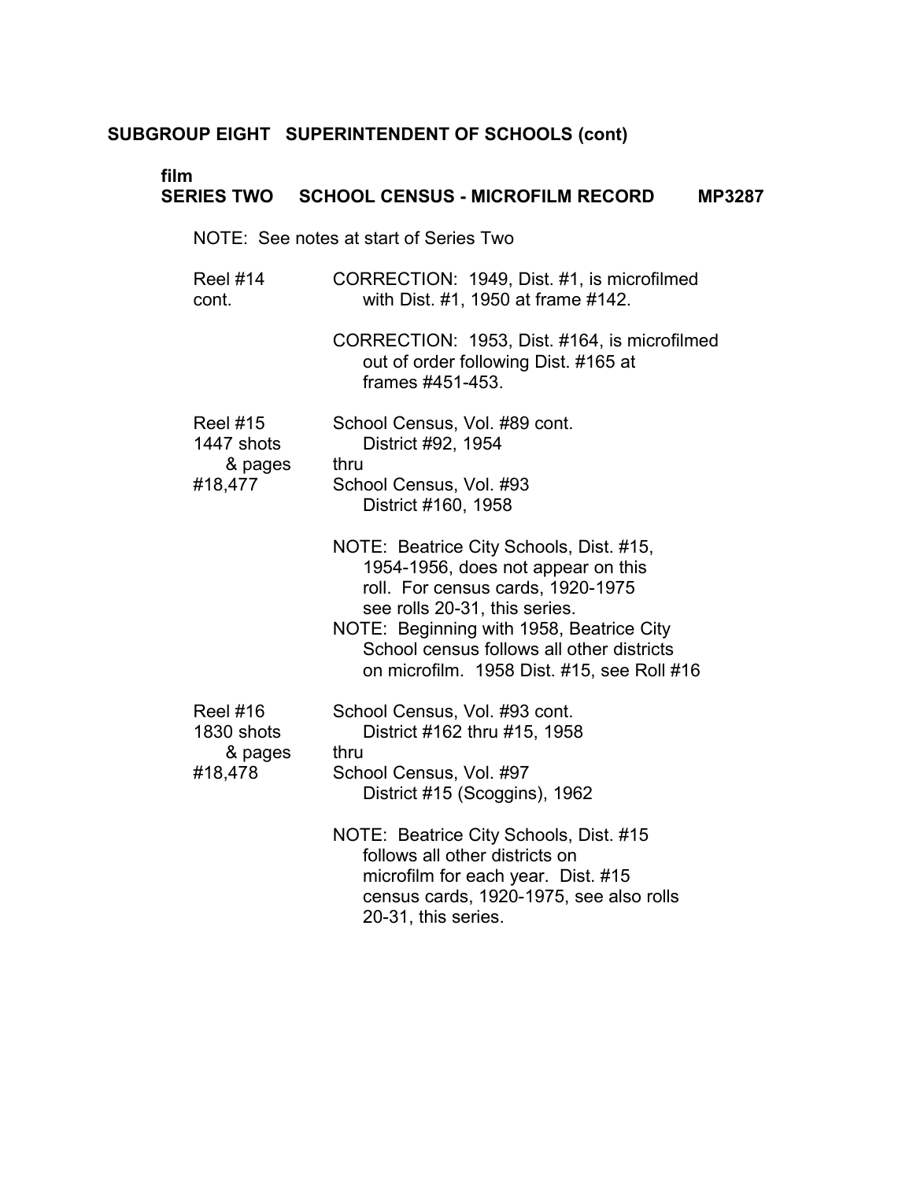## SUBGROUP EIGHT SUPERINTENDENT OF SCHOOLS (cont)

### film
### SERIES TWO SCHOOL CENSUS - MICROFILM RECORD MP3287

NOTE: See notes at start of Series Two

| | |
|---|---|
| Reel #14 cont. | CORRECTION: 1949, Dist. #1, is microfilmed with Dist. #1, 1950 at frame #142.<br><br>CORRECTION: 1953, Dist. #164, is microfilmed out of order following Dist. #165 at frames #451-453. |
| Reel #15<br>1447 shots & pages<br>#18,477 | School Census, Vol. #89 cont.<br>District #92, 1954<br>thru<br>School Census, Vol. #93<br>District #160, 1958<br><br>NOTE: Beatrice City Schools, Dist. #15, 1954-1956, does not appear on this roll. For census cards, 1920-1975 see rolls 20-31, this series.<br>NOTE: Beginning with 1958, Beatrice City School census follows all other districts on microfilm. 1958 Dist. #15, see Roll #16 |
| Reel #16<br>1830 shots & pages<br>#18,478 | School Census, Vol. #93 cont.<br>District #162 thru #15, 1958<br>thru<br>School Census, Vol. #97<br>District #15 (Scoggins), 1962<br><br>NOTE: Beatrice City Schools, Dist. #15 follows all other districts on microfilm for each year. Dist. #15 census cards, 1920-1975, see also rolls 20-31, this series. |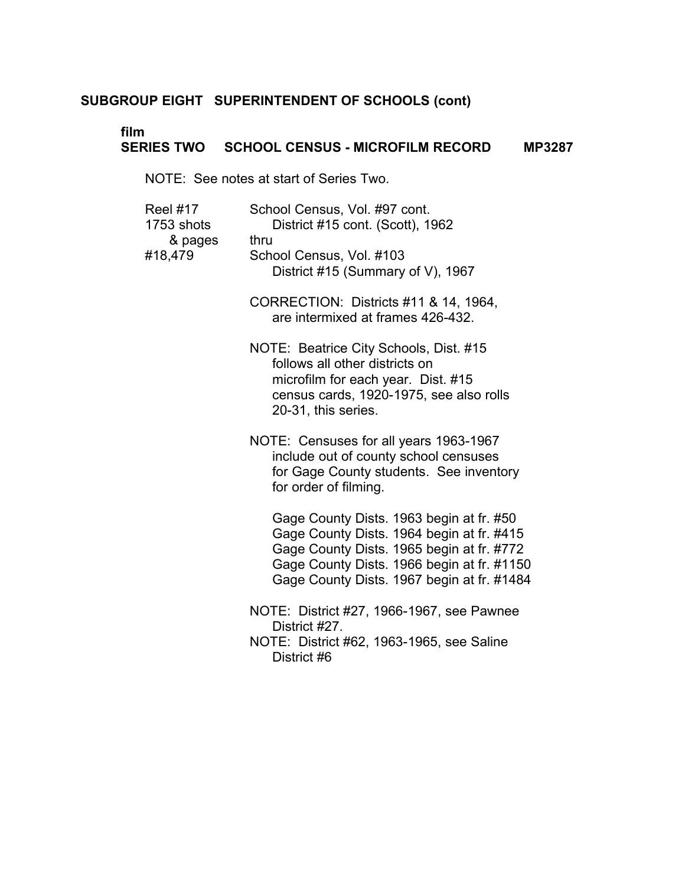**SUBGROUP EIGHT SUPERINTENDENT OF SCHOOLS (cont)**

**film**
**SERIES TWO SCHOOL CENSUS - MICROFILM RECORD MP3287**

NOTE: See notes at start of Series Two.

Reel #17
1753 shots & pages
#18,479

School Census, Vol. #97 cont.
District #15 cont. (Scott), 1962
thru
School Census, Vol. #103
District #15 (Summary of V), 1967

CORRECTION: Districts #11 & 14, 1964, are intermixed at frames 426-432.

NOTE: Beatrice City Schools, Dist. #15 follows all other districts on microfilm for each year. Dist. #15 census cards, 1920-1975, see also rolls 20-31, this series.

NOTE: Censuses for all years 1963-1967 include out of county school censuses for Gage County students. See inventory for order of filming.

Gage County Dists. 1963 begin at fr. #50
Gage County Dists. 1964 begin at fr. #415
Gage County Dists. 1965 begin at fr. #772
Gage County Dists. 1966 begin at fr. #1150
Gage County Dists. 1967 begin at fr. #1484

NOTE: District #27, 1966-1967, see Pawnee District #27.
NOTE: District #62, 1963-1965, see Saline District #6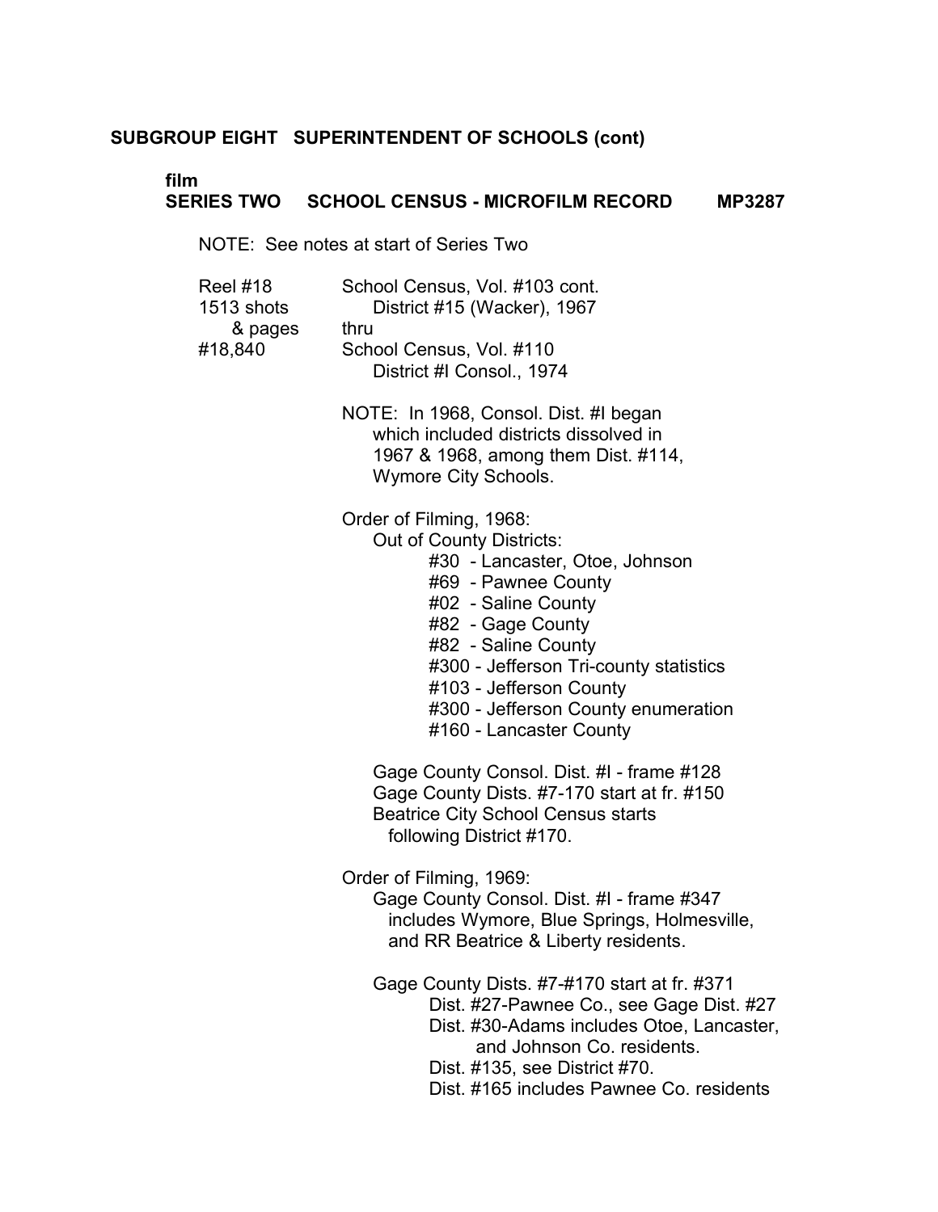**SUBGROUP EIGHT SUPERINTENDENT OF SCHOOLS (cont)**

**film**
**SERIES TWO SCHOOL CENSUS - MICROFILM RECORD MP3287**

NOTE: See notes at start of Series Two

Reel #18
1513 shots
& pages
#18,840

School Census, Vol. #103 cont.
District #15 (Wacker), 1967
thru
School Census, Vol. #110
District #I Consol., 1974

NOTE: In 1968, Consol. Dist. #I began which included districts dissolved in 1967 & 1968, among them Dist. #114, Wymore City Schools.

Order of Filming, 1968:
Out of County Districts:
- #30 - Lancaster, Otoe, Johnson
- #69 - Pawnee County
- #02 - Saline County
- #82 - Gage County
- #82 - Saline County
- #300 - Jefferson Tri-county statistics
- #103 - Jefferson County
- #300 - Jefferson County enumeration
- #160 - Lancaster County

Gage County Consol. Dist. #I - frame #128
Gage County Dists. #7-170 start at fr. #150
Beatrice City School Census starts following District #170.

Order of Filming, 1969:
Gage County Consol. Dist. #I - frame #347 includes Wymore, Blue Springs, Holmesville, and RR Beatrice & Liberty residents.

Gage County Dists. #7-#170 start at fr. #371
- Dist. #27-Pawnee Co., see Gage Dist. #27
- Dist. #30-Adams includes Otoe, Lancaster, and Johnson Co. residents.
- Dist. #135, see District #70.
- Dist. #165 includes Pawnee Co. residents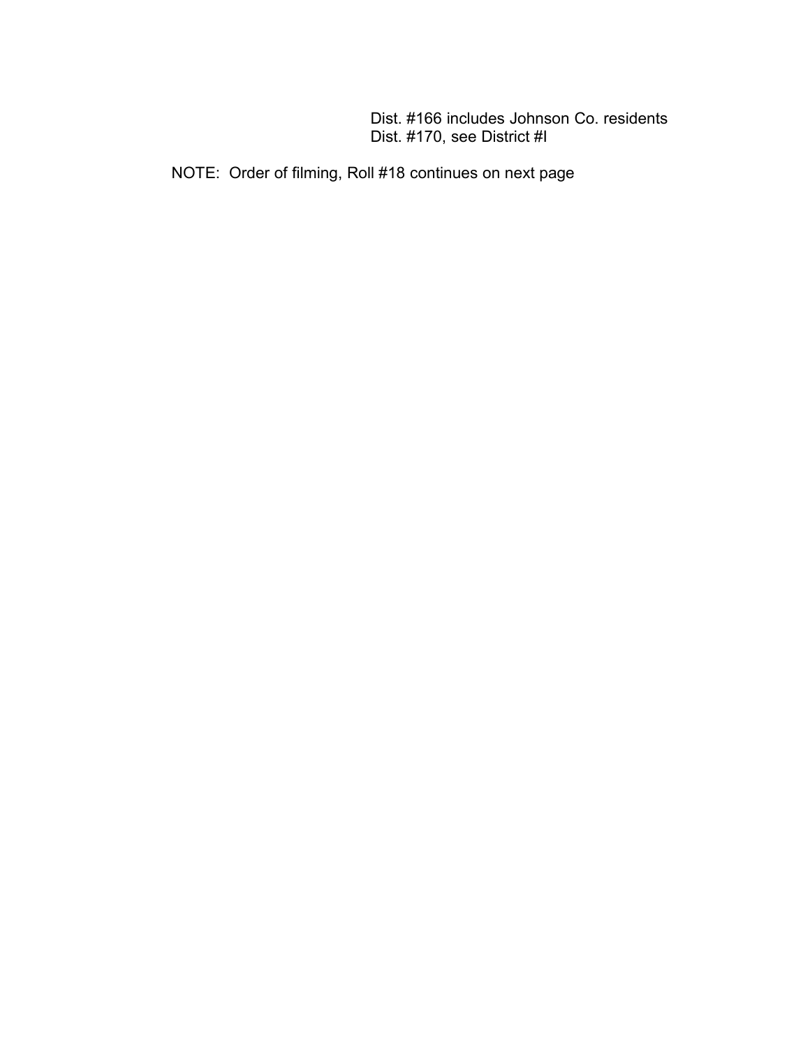Dist. #166 includes Johnson Co. residents
Dist. #170, see District #l

NOTE: Order of filming, Roll #18 continues on next page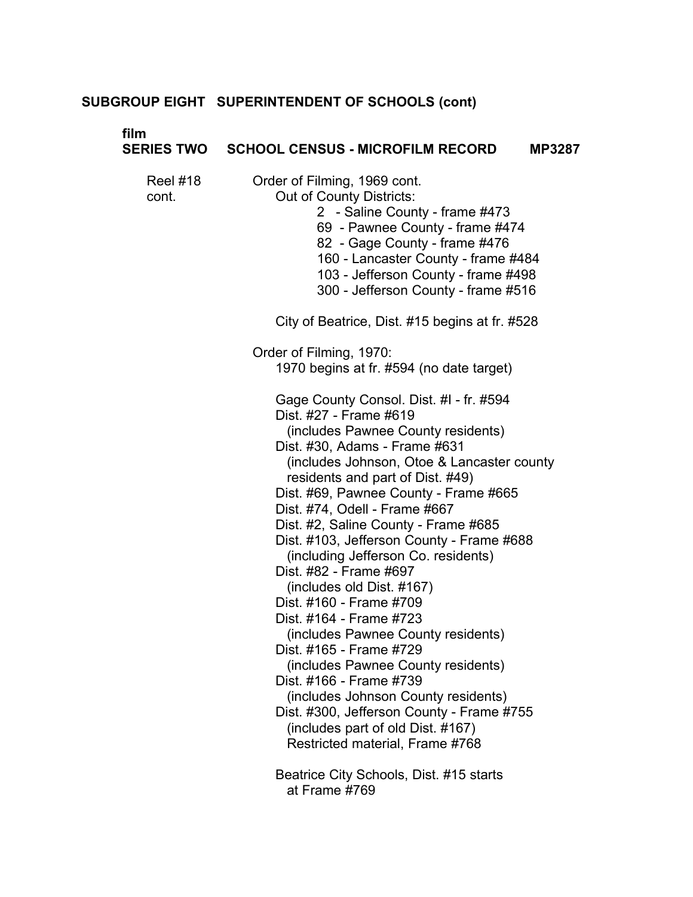**SUBGROUP EIGHT SUPERINTENDENT OF SCHOOLS (cont)**

**film**
**SERIES TWO SCHOOL CENSUS - MICROFILM RECORD MP3287**

Reel #18 cont.

Order of Filming, 1969 cont.

Out of County Districts:

- 2 - Saline County - frame #473
- 69 - Pawnee County - frame #474
- 82 - Gage County - frame #476
- 160 - Lancaster County - frame #484
- 103 - Jefferson County - frame #498
- 300 - Jefferson County - frame #516

City of Beatrice, Dist. #15 begins at fr. #528

Order of Filming, 1970:

1970 begins at fr. #594 (no date target)

Gage County Consol. Dist. #I - fr. #594
Dist. #27 - Frame #619
(includes Pawnee County residents)
Dist. #30, Adams - Frame #631
(includes Johnson, Otoe & Lancaster county residents and part of Dist. #49)
Dist. #69, Pawnee County - Frame #665
Dist. #74, Odell - Frame #667
Dist. #2, Saline County - Frame #685
Dist. #103, Jefferson County - Frame #688
(including Jefferson Co. residents)
Dist. #82 - Frame #697
(includes old Dist. #167)
Dist. #160 - Frame #709
Dist. #164 - Frame #723
(includes Pawnee County residents)
Dist. #165 - Frame #729
(includes Pawnee County residents)
Dist. #166 - Frame #739
(includes Johnson County residents)
Dist. #300, Jefferson County - Frame #755
(includes part of old Dist. #167)
Restricted material, Frame #768

Beatrice City Schools, Dist. #15 starts at Frame #769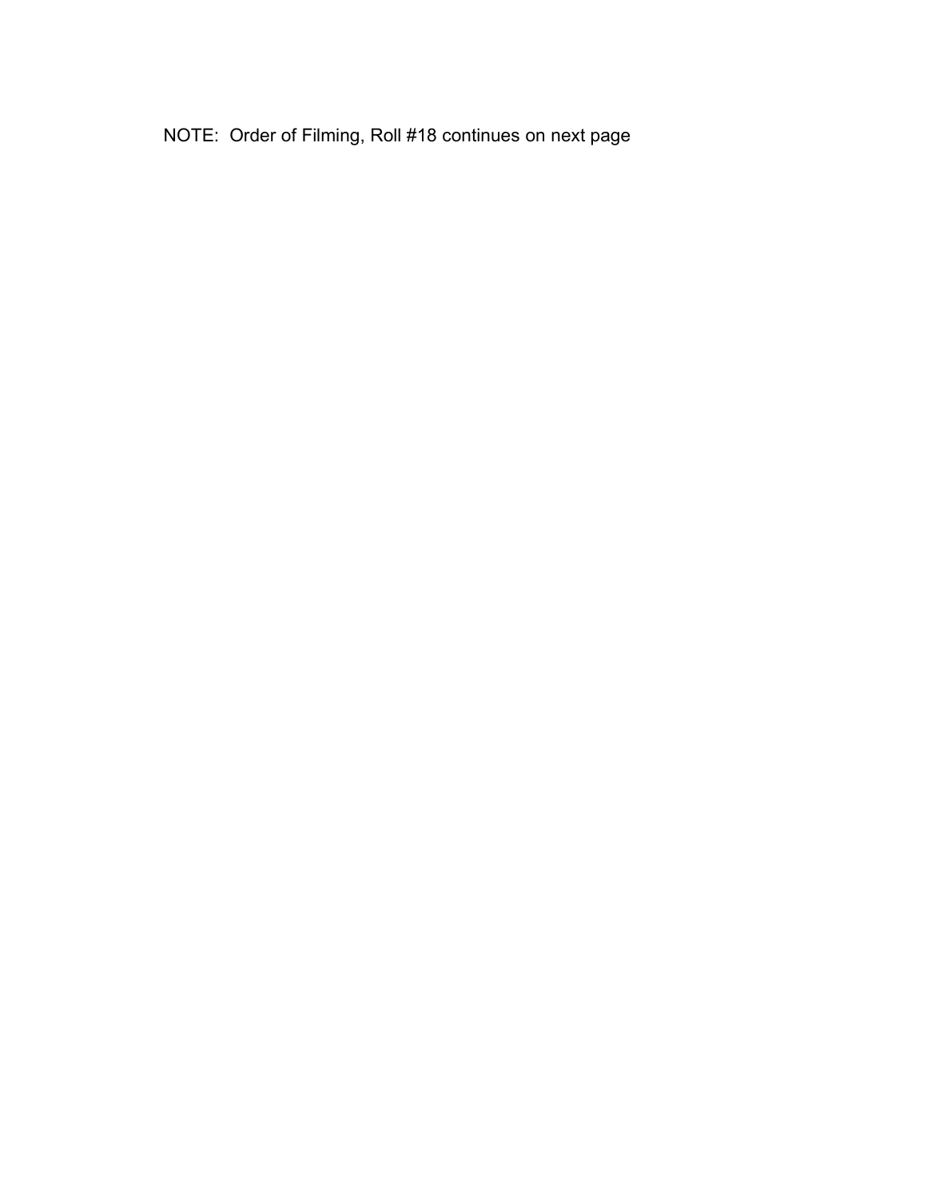NOTE: Order of Filming, Roll #18 continues on next page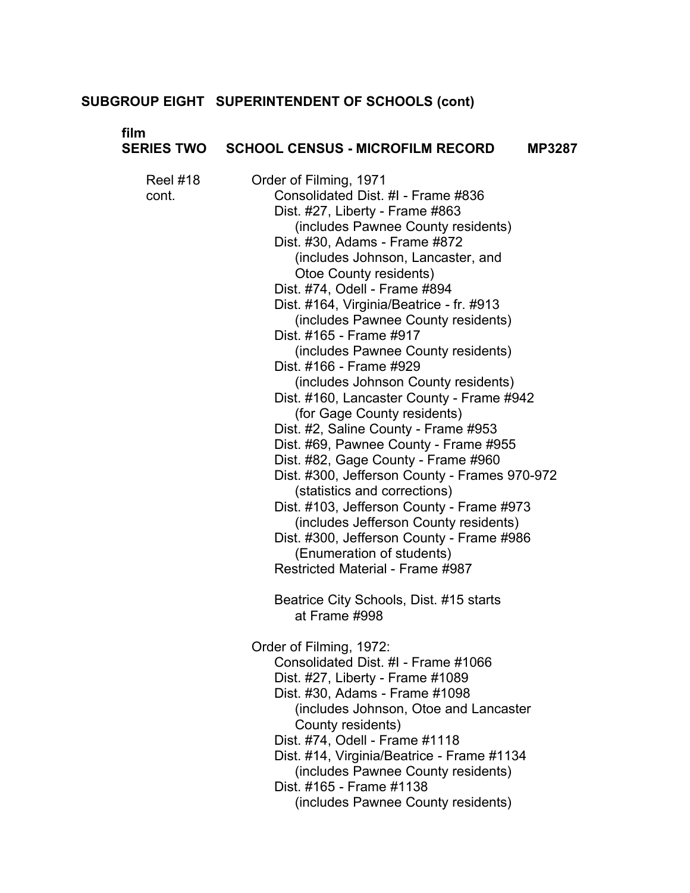**SUBGROUP EIGHT SUPERINTENDENT OF SCHOOLS (cont)**

**film**

**SERIES TWO SCHOOL CENSUS - MICROFILM RECORD MP3287**

Reel #18 cont.

Order of Filming, 1971

- Consolidated Dist. #I - Frame #836
- Dist. #27, Liberty - Frame #863
  - (includes Pawnee County residents)
- Dist. #30, Adams - Frame #872
  - (includes Johnson, Lancaster, and Otoe County residents)
- Dist. #74, Odell - Frame #894
- Dist. #164, Virginia/Beatrice - fr. #913
  - (includes Pawnee County residents)
- Dist. #165 - Frame #917
  - (includes Pawnee County residents)
- Dist. #166 - Frame #929
  - (includes Johnson County residents)
- Dist. #160, Lancaster County - Frame #942
  - (for Gage County residents)
- Dist. #2, Saline County - Frame #953
- Dist. #69, Pawnee County - Frame #955
- Dist. #82, Gage County - Frame #960
- Dist. #300, Jefferson County - Frames 970-972
  - (statistics and corrections)
- Dist. #103, Jefferson County - Frame #973
  - (includes Jefferson County residents)
- Dist. #300, Jefferson County - Frame #986
  - (Enumeration of students)
- Restricted Material - Frame #987

Beatrice City Schools, Dist. #15 starts at Frame #998

Order of Filming, 1972:

- Consolidated Dist. #I - Frame #1066
- Dist. #27, Liberty - Frame #1089
- Dist. #30, Adams - Frame #1098
  - (includes Johnson, Otoe and Lancaster County residents)
- Dist. #74, Odell - Frame #1118
- Dist. #14, Virginia/Beatrice - Frame #1134
  - (includes Pawnee County residents)
- Dist. #165 - Frame #1138
  - (includes Pawnee County residents)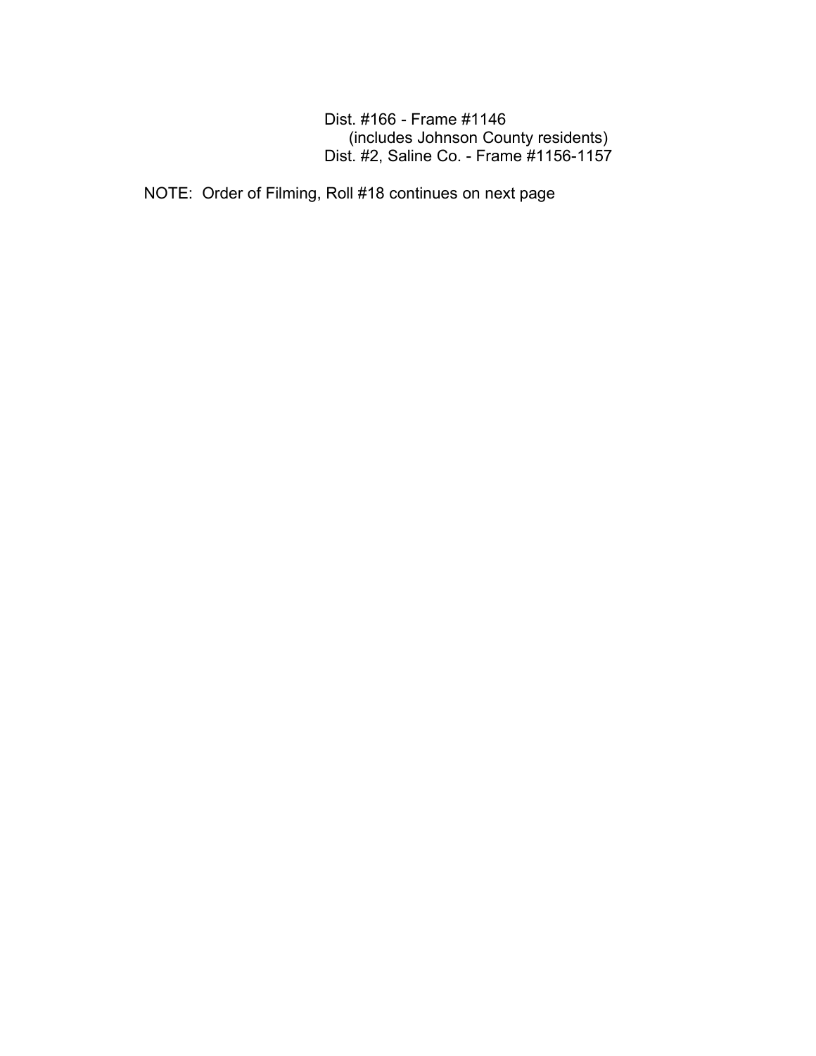Dist. #166 - Frame #1146
(includes Johnson County residents)
Dist. #2, Saline Co. - Frame #1156-1157

NOTE: Order of Filming, Roll #18 continues on next page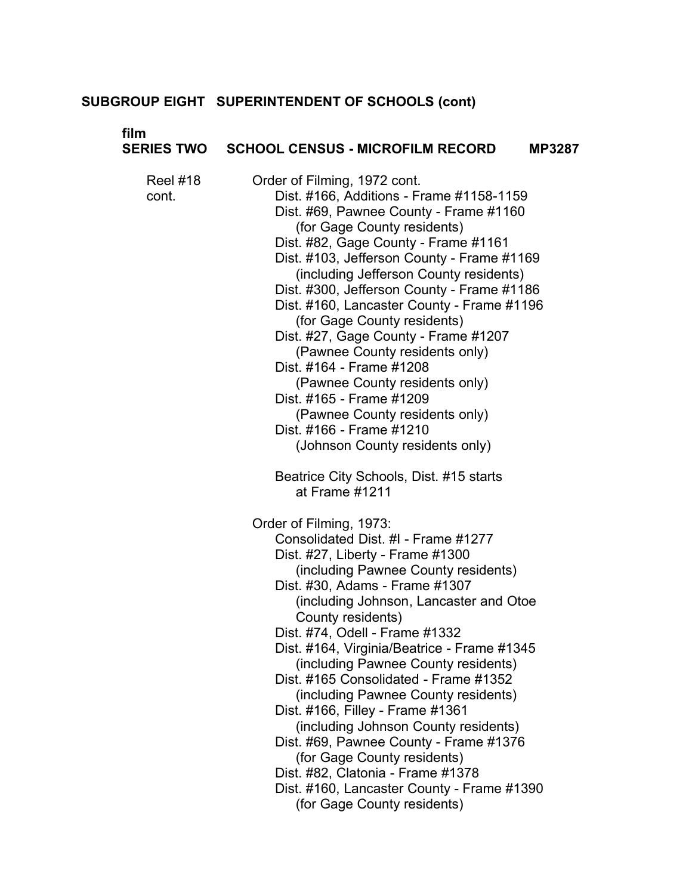**SUBGROUP EIGHT SUPERINTENDENT OF SCHOOLS (cont)**

**film**
**SERIES TWO SCHOOL CENSUS - MICROFILM RECORD MP3287**

Reel #18 cont.

Order of Filming, 1972 cont.
- Dist. #166, Additions - Frame #1158-1159
- Dist. #69, Pawnee County - Frame #1160 (for Gage County residents)
- Dist. #82, Gage County - Frame #1161
- Dist. #103, Jefferson County - Frame #1169 (including Jefferson County residents)
- Dist. #300, Jefferson County - Frame #1186
- Dist. #160, Lancaster County - Frame #1196 (for Gage County residents)
- Dist. #27, Gage County - Frame #1207 (Pawnee County residents only)
- Dist. #164 - Frame #1208 (Pawnee County residents only)
- Dist. #165 - Frame #1209 (Pawnee County residents only)
- Dist. #166 - Frame #1210 (Johnson County residents only)

Beatrice City Schools, Dist. #15 starts at Frame #1211

Order of Filming, 1973:
- Consolidated Dist. #I - Frame #1277
- Dist. #27, Liberty - Frame #1300 (including Pawnee County residents)
- Dist. #30, Adams - Frame #1307 (including Johnson, Lancaster and Otoe County residents)
- Dist. #74, Odell - Frame #1332
- Dist. #164, Virginia/Beatrice - Frame #1345 (including Pawnee County residents)
- Dist. #165 Consolidated - Frame #1352 (including Pawnee County residents)
- Dist. #166, Filley - Frame #1361 (including Johnson County residents)
- Dist. #69, Pawnee County - Frame #1376 (for Gage County residents)
- Dist. #82, Clatonia - Frame #1378
- Dist. #160, Lancaster County - Frame #1390 (for Gage County residents)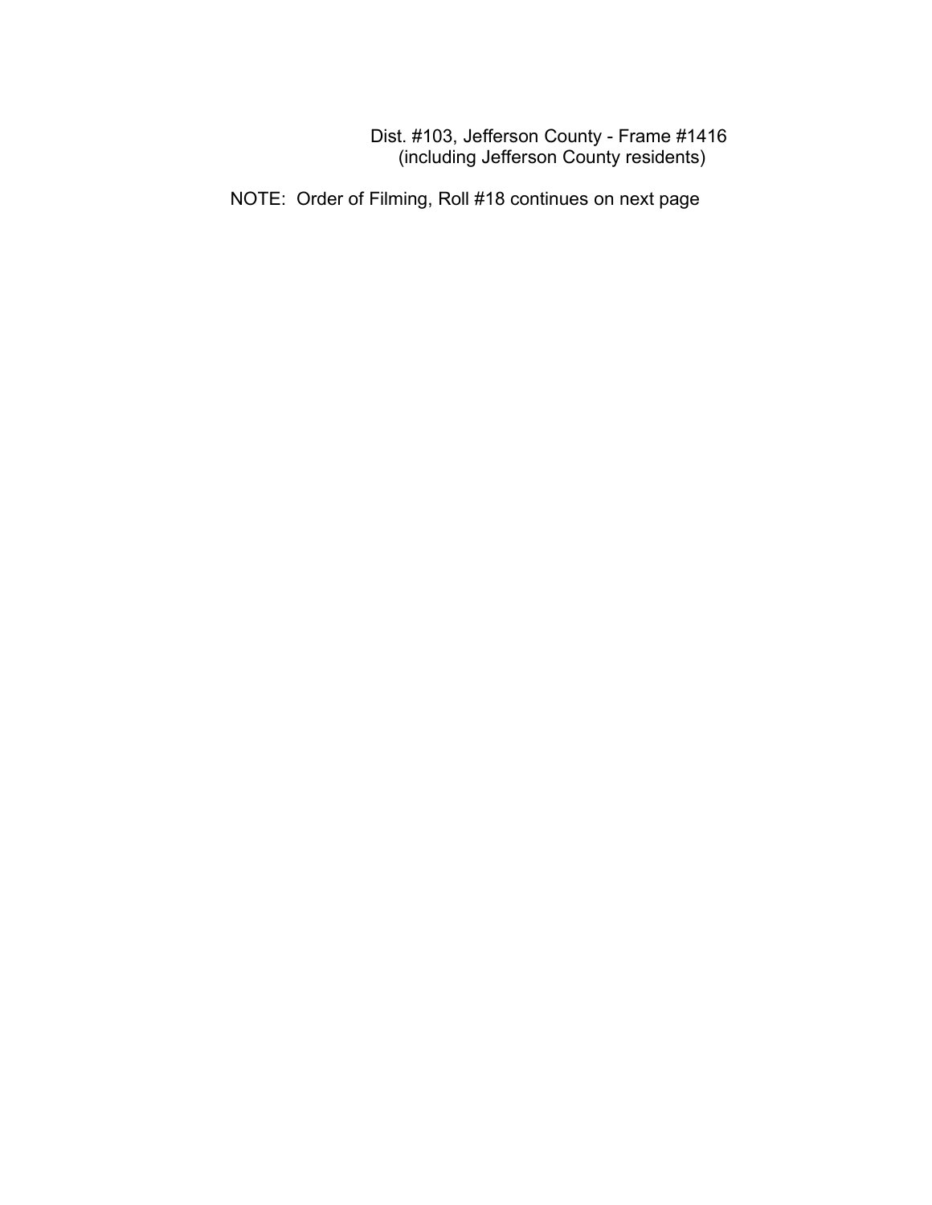Dist. #103, Jefferson County - Frame #1416
(including Jefferson County residents)

NOTE: Order of Filming, Roll #18 continues on next page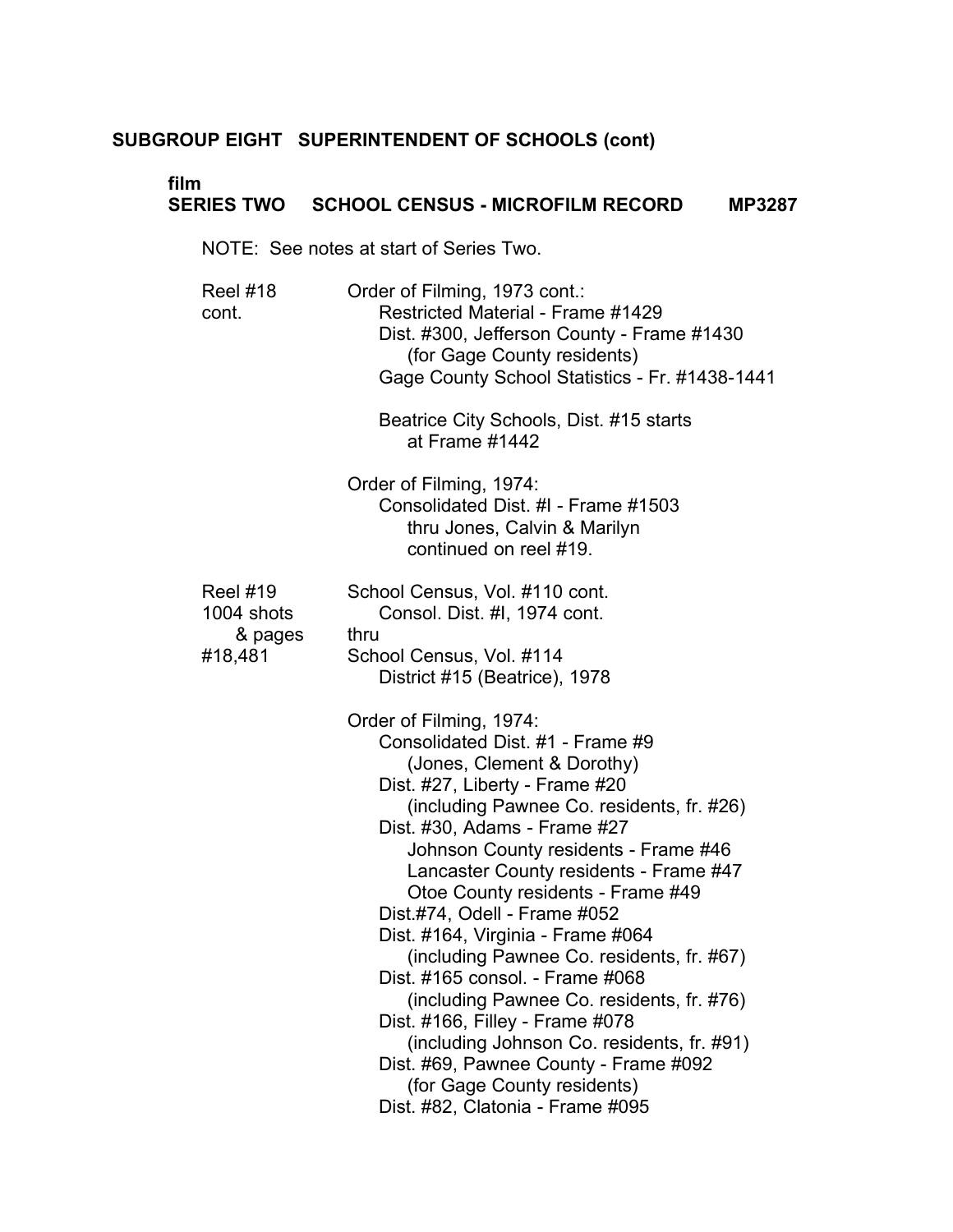## SUBGROUP EIGHT SUPERINTENDENT OF SCHOOLS (cont)

### film
### SERIES TWO SCHOOL CENSUS - MICROFILM RECORD MP3287

NOTE: See notes at start of Series Two.

| | |
|---|---|
| Reel #18 cont. | Order of Filming, 1973 cont.:<br>Restricted Material - Frame #1429<br>Dist. #300, Jefferson County - Frame #1430<br>(for Gage County residents)<br>Gage County School Statistics - Fr. #1438-1441<br><br>Beatrice City Schools, Dist. #15 starts<br>at Frame #1442<br><br>Order of Filming, 1974:<br>Consolidated Dist. #I - Frame #1503<br>thru Jones, Calvin & Marilyn<br>continued on reel #19. |
| Reel #19<br>1004 shots<br>& pages<br>#18,481 | School Census, Vol. #110 cont.<br>Consol. Dist. #I, 1974 cont.<br>thru<br>School Census, Vol. #114<br>District #15 (Beatrice), 1978<br><br>Order of Filming, 1974:<br>Consolidated Dist. #1 - Frame #9<br>(Jones, Clement & Dorothy)<br>Dist. #27, Liberty - Frame #20<br>(including Pawnee Co. residents, fr. #26)<br>Dist. #30, Adams - Frame #27<br>Johnson County residents - Frame #46<br>Lancaster County residents - Frame #47<br>Otoe County residents - Frame #49<br>Dist.#74, Odell - Frame #052<br>Dist. #164, Virginia - Frame #064<br>(including Pawnee Co. residents, fr. #67)<br>Dist. #165 consol. - Frame #068<br>(including Pawnee Co. residents, fr. #76)<br>Dist. #166, Filley - Frame #078<br>(including Johnson Co. residents, fr. #91)<br>Dist. #69, Pawnee County - Frame #092<br>(for Gage County residents)<br>Dist. #82, Clatonia - Frame #095 |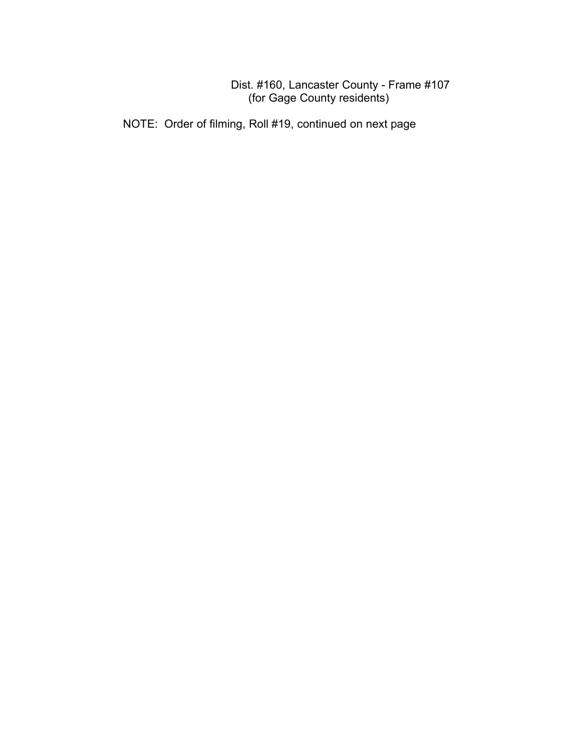Dist. #160, Lancaster County - Frame #107
(for Gage County residents)

NOTE: Order of filming, Roll #19, continued on next page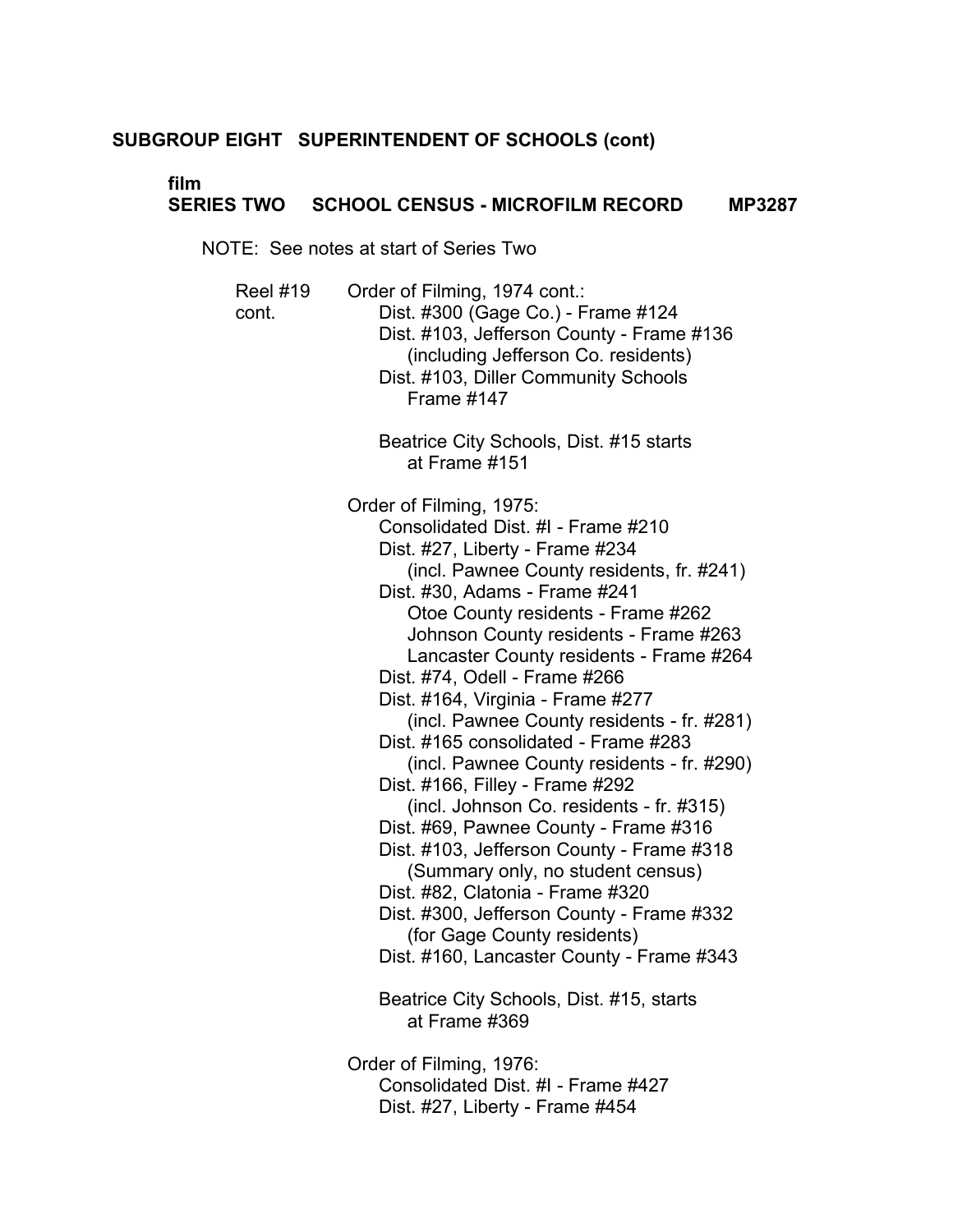**SUBGROUP EIGHT SUPERINTENDENT OF SCHOOLS (cont)**

**film**
**SERIES TWO SCHOOL CENSUS - MICROFILM RECORD MP3287**

NOTE: See notes at start of Series Two

Reel #19 cont.

Order of Filming, 1974 cont.:
- Dist. #300 (Gage Co.) - Frame #124
- Dist. #103, Jefferson County - Frame #136
  - (including Jefferson Co. residents)
- Dist. #103, Diller Community Schools Frame #147

Beatrice City Schools, Dist. #15 starts at Frame #151

Order of Filming, 1975:
- Consolidated Dist. #I - Frame #210
- Dist. #27, Liberty - Frame #234
  - (incl. Pawnee County residents, fr. #241)
- Dist. #30, Adams - Frame #241
  - Otoe County residents - Frame #262
  - Johnson County residents - Frame #263
  - Lancaster County residents - Frame #264
- Dist. #74, Odell - Frame #266
- Dist. #164, Virginia - Frame #277
  - (incl. Pawnee County residents - fr. #281)
- Dist. #165 consolidated - Frame #283
  - (incl. Pawnee County residents - fr. #290)
- Dist. #166, Filley - Frame #292
  - (incl. Johnson Co. residents - fr. #315)
- Dist. #69, Pawnee County - Frame #316
- Dist. #103, Jefferson County - Frame #318
  - (Summary only, no student census)
- Dist. #82, Clatonia - Frame #320
- Dist. #300, Jefferson County - Frame #332
  - (for Gage County residents)
- Dist. #160, Lancaster County - Frame #343

Beatrice City Schools, Dist. #15, starts at Frame #369

Order of Filming, 1976:
- Consolidated Dist. #I - Frame #427
- Dist. #27, Liberty - Frame #454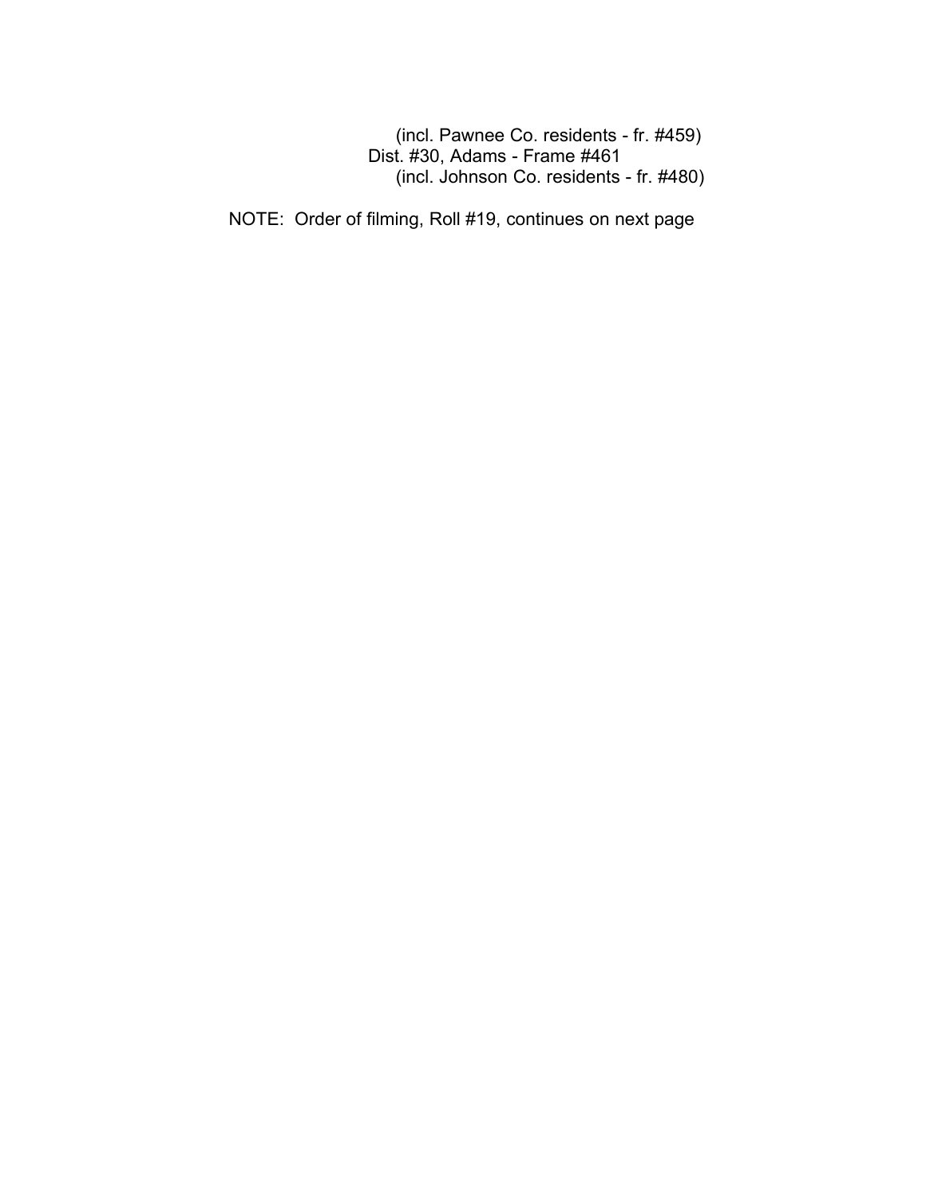(incl. Pawnee Co. residents - fr. #459)

Dist. #30, Adams - Frame #461

(incl. Johnson Co. residents - fr. #480)

NOTE: Order of filming, Roll #19, continues on next page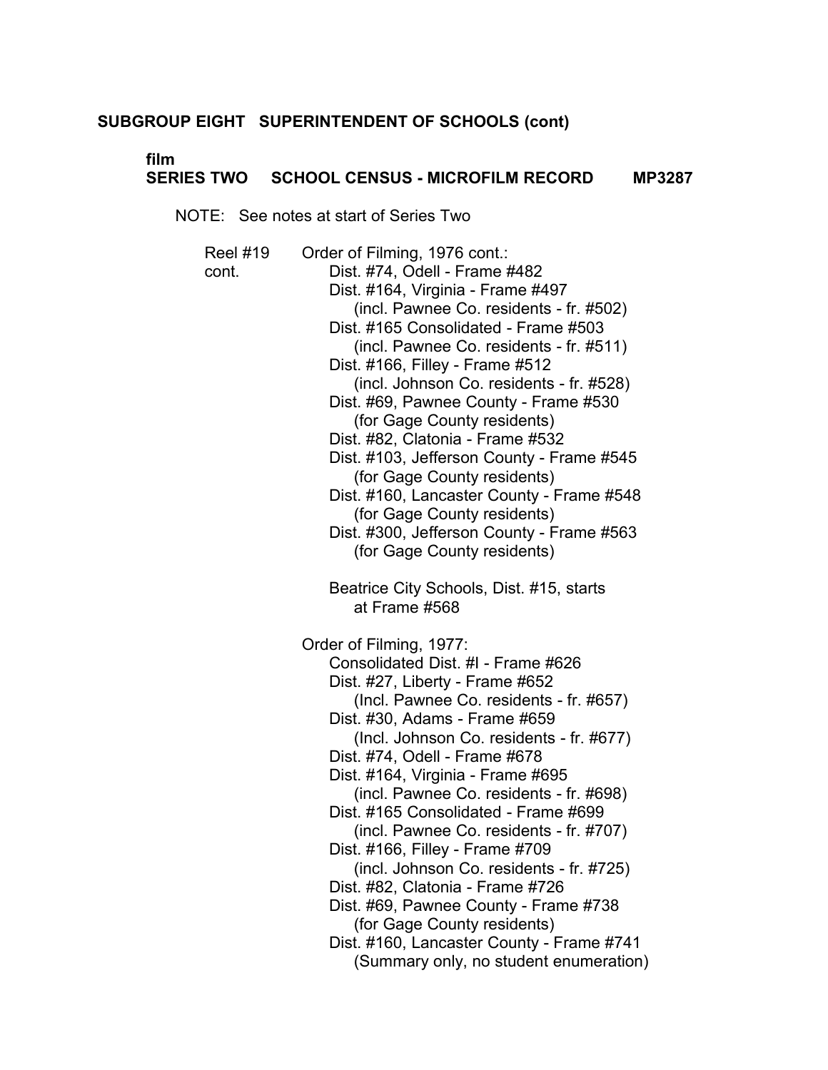**SUBGROUP EIGHT SUPERINTENDENT OF SCHOOLS (cont)**

**film**
**SERIES TWO SCHOOL CENSUS - MICROFILM RECORD MP3287**

NOTE: See notes at start of Series Two

Reel #19 cont.

Order of Filming, 1976 cont.:

- Dist. #74, Odell - Frame #482
- Dist. #164, Virginia - Frame #497
  - (incl. Pawnee Co. residents - fr. #502)
- Dist. #165 Consolidated - Frame #503
  - (incl. Pawnee Co. residents - fr. #511)
- Dist. #166, Filley - Frame #512
  - (incl. Johnson Co. residents - fr. #528)
- Dist. #69, Pawnee County - Frame #530
  - (for Gage County residents)
- Dist. #82, Clatonia - Frame #532
- Dist. #103, Jefferson County - Frame #545
  - (for Gage County residents)
- Dist. #160, Lancaster County - Frame #548
  - (for Gage County residents)
- Dist. #300, Jefferson County - Frame #563
  - (for Gage County residents)

Beatrice City Schools, Dist. #15, starts at Frame #568

Order of Filming, 1977:

- Consolidated Dist. #I - Frame #626
- Dist. #27, Liberty - Frame #652
  - (Incl. Pawnee Co. residents - fr. #657)
- Dist. #30, Adams - Frame #659
  - (Incl. Johnson Co. residents - fr. #677)
- Dist. #74, Odell - Frame #678
- Dist. #164, Virginia - Frame #695
  - (incl. Pawnee Co. residents - fr. #698)
- Dist. #165 Consolidated - Frame #699
  - (incl. Pawnee Co. residents - fr. #707)
- Dist. #166, Filley - Frame #709
  - (incl. Johnson Co. residents - fr. #725)
- Dist. #82, Clatonia - Frame #726
- Dist. #69, Pawnee County - Frame #738
  - (for Gage County residents)
- Dist. #160, Lancaster County - Frame #741
  - (Summary only, no student enumeration)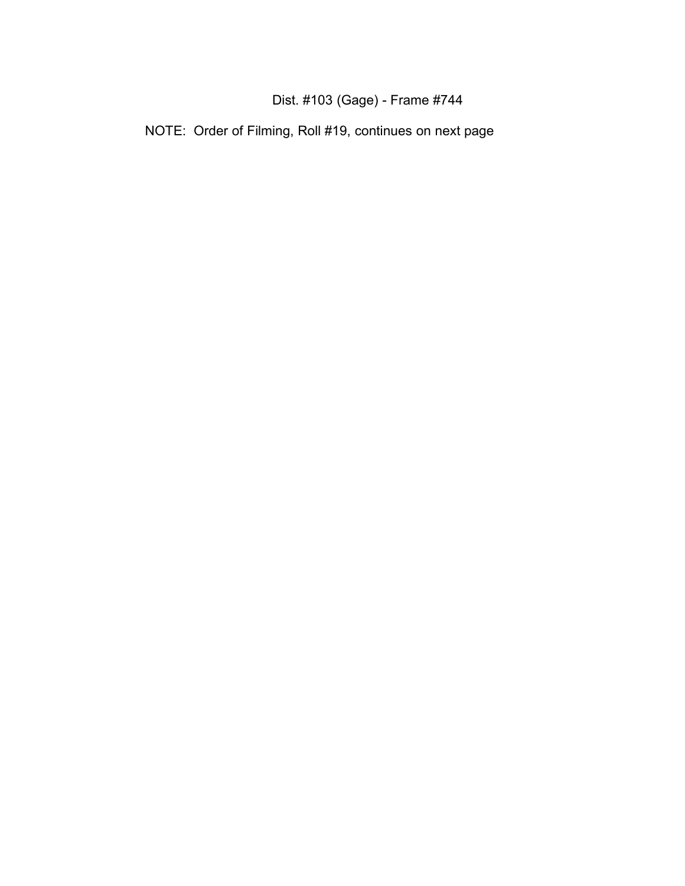Dist. #103 (Gage) - Frame #744

NOTE: Order of Filming, Roll #19, continues on next page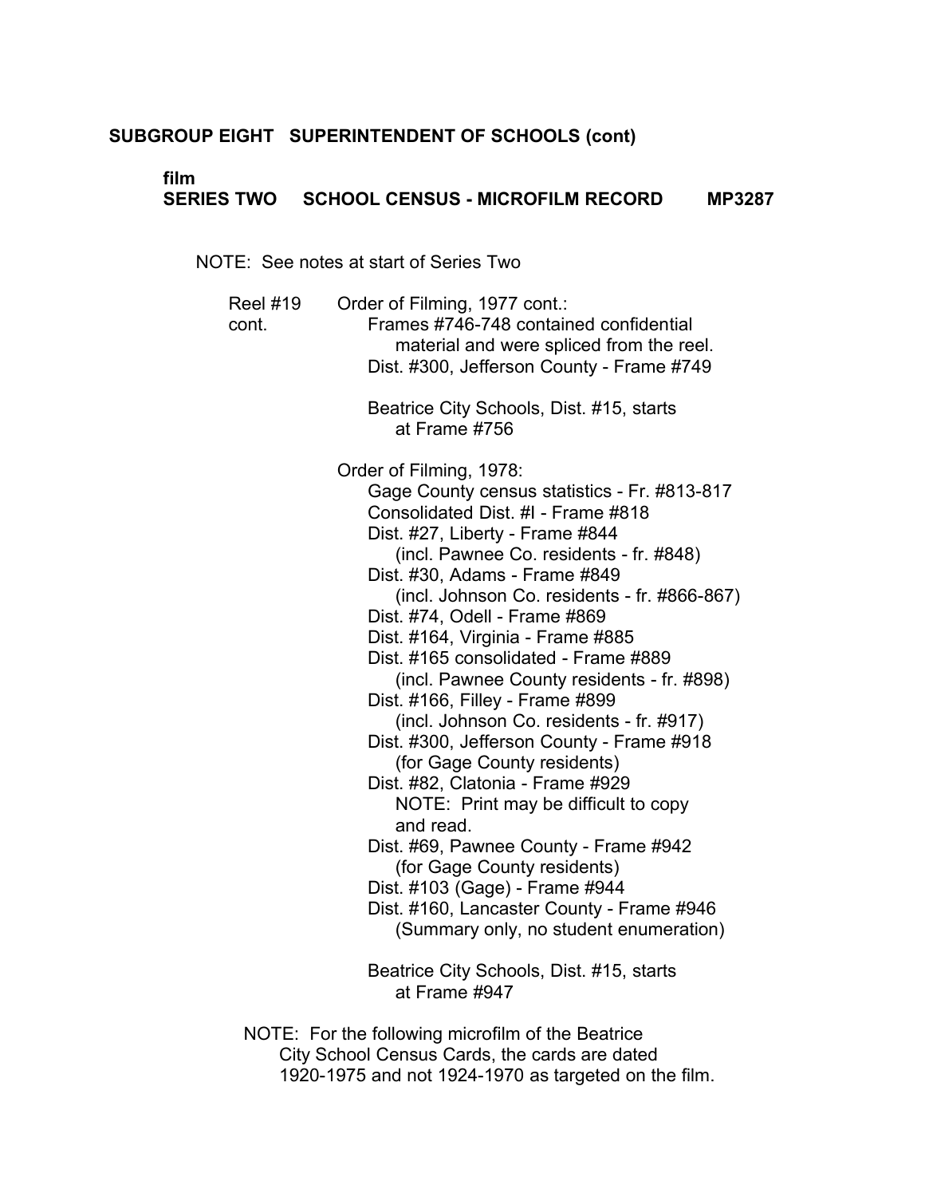**SUBGROUP EIGHT   SUPERINTENDENT OF SCHOOLS (cont)**

**film**
**SERIES TWO   SCHOOL CENSUS - MICROFILM RECORD   MP3287**

NOTE: See notes at start of Series Two

Reel #19 cont.

Order of Filming, 1977 cont.:
- Frames #746-748 contained confidential material and were spliced from the reel.
- Dist. #300, Jefferson County - Frame #749

Beatrice City Schools, Dist. #15, starts at Frame #756

Order of Filming, 1978:
- Gage County census statistics - Fr. #813-817
- Consolidated Dist. #I - Frame #818
- Dist. #27, Liberty - Frame #844
  (incl. Pawnee Co. residents - fr. #848)
- Dist. #30, Adams - Frame #849
  (incl. Johnson Co. residents - fr. #866-867)
- Dist. #74, Odell - Frame #869
- Dist. #164, Virginia - Frame #885
- Dist. #165 consolidated - Frame #889
  (incl. Pawnee County residents - fr. #898)
- Dist. #166, Filley - Frame #899
  (incl. Johnson Co. residents - fr. #917)
- Dist. #300, Jefferson County - Frame #918
  (for Gage County residents)
- Dist. #82, Clatonia - Frame #929
  NOTE: Print may be difficult to copy and read.
- Dist. #69, Pawnee County - Frame #942
  (for Gage County residents)
- Dist. #103 (Gage) - Frame #944
- Dist. #160, Lancaster County - Frame #946
  (Summary only, no student enumeration)

Beatrice City Schools, Dist. #15, starts at Frame #947

NOTE: For the following microfilm of the Beatrice City School Census Cards, the cards are dated 1920-1975 and not 1924-1970 as targeted on the film.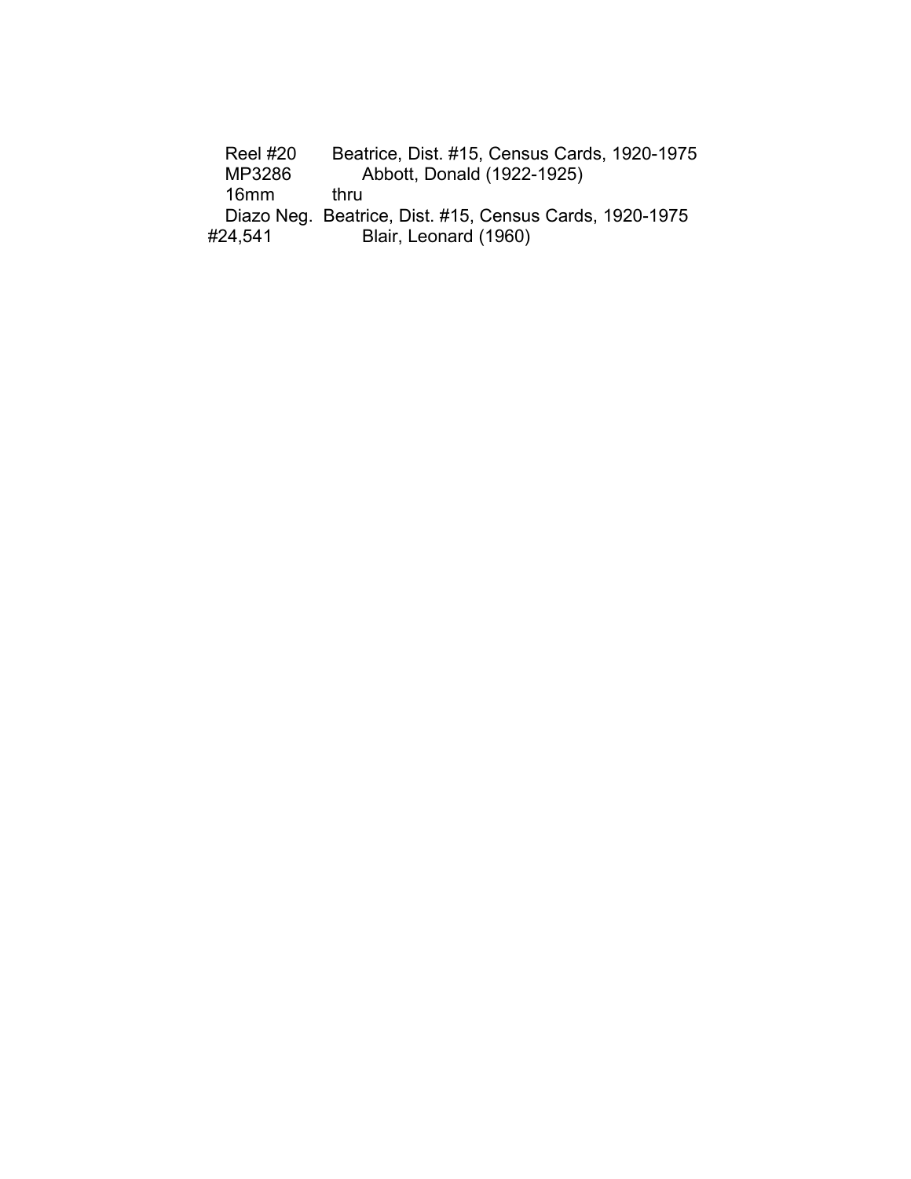| | |
|---|---|
| Reel #20 | Beatrice, Dist. #15, Census Cards, 1920-1975 |
| MP3286 | Abbott, Donald (1922-1925) |
| 16mm | thru |
| Diazo Neg. | Beatrice, Dist. #15, Census Cards, 1920-1975 |
| #24,541 | Blair, Leonard (1960) |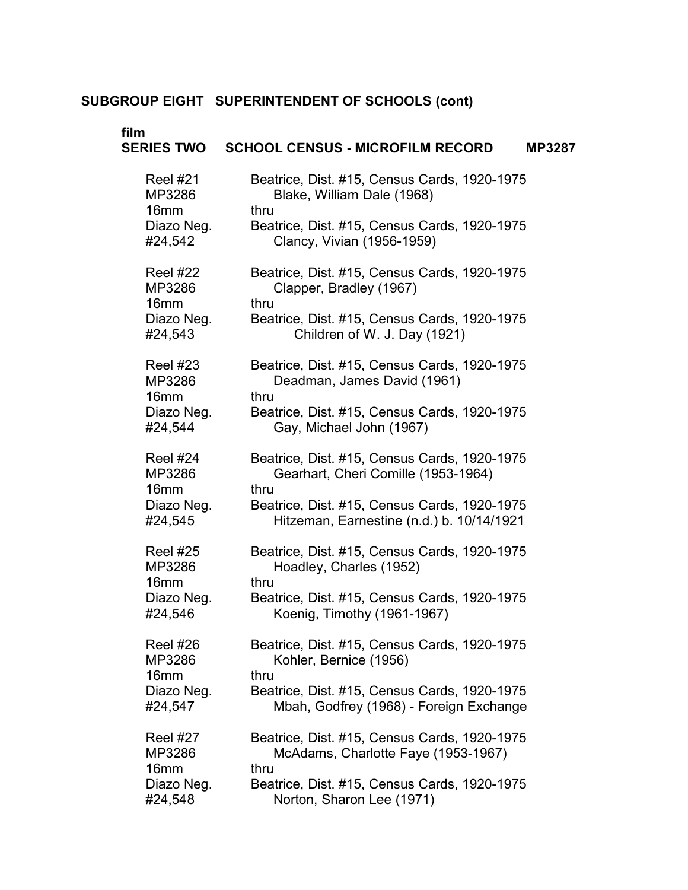**SUBGROUP EIGHT SUPERINTENDENT OF SCHOOLS (cont)**

**film**
**SERIES TWO SCHOOL CENSUS - MICROFILM RECORD MP3287**

| | |
|---|---|
| Reel #21<br>MP3286<br>16mm<br>Diazo Neg.<br>#24,542 | Beatrice, Dist. #15, Census Cards, 1920-1975<br>Blake, William Dale (1968)<br>thru<br>Beatrice, Dist. #15, Census Cards, 1920-1975<br>Clancy, Vivian (1956-1959) |
| Reel #22<br>MP3286<br>16mm<br>Diazo Neg.<br>#24,543 | Beatrice, Dist. #15, Census Cards, 1920-1975<br>Clapper, Bradley (1967)<br>thru<br>Beatrice, Dist. #15, Census Cards, 1920-1975<br>Children of W. J. Day (1921) |
| Reel #23<br>MP3286<br>16mm<br>Diazo Neg.<br>#24,544 | Beatrice, Dist. #15, Census Cards, 1920-1975<br>Deadman, James David (1961)<br>thru<br>Beatrice, Dist. #15, Census Cards, 1920-1975<br>Gay, Michael John (1967) |
| Reel #24<br>MP3286<br>16mm<br>Diazo Neg.<br>#24,545 | Beatrice, Dist. #15, Census Cards, 1920-1975<br>Gearhart, Cheri Comille (1953-1964)<br>thru<br>Beatrice, Dist. #15, Census Cards, 1920-1975<br>Hitzeman, Earnestine (n.d.) b. 10/14/1921 |
| Reel #25<br>MP3286<br>16mm<br>Diazo Neg.<br>#24,546 | Beatrice, Dist. #15, Census Cards, 1920-1975<br>Hoadley, Charles (1952)<br>thru<br>Beatrice, Dist. #15, Census Cards, 1920-1975<br>Koenig, Timothy (1961-1967) |
| Reel #26<br>MP3286<br>16mm<br>Diazo Neg.<br>#24,547 | Beatrice, Dist. #15, Census Cards, 1920-1975<br>Kohler, Bernice (1956)<br>thru<br>Beatrice, Dist. #15, Census Cards, 1920-1975<br>Mbah, Godfrey (1968) - Foreign Exchange |
| Reel #27<br>MP3286<br>16mm<br>Diazo Neg.<br>#24,548 | Beatrice, Dist. #15, Census Cards, 1920-1975<br>McAdams, Charlotte Faye (1953-1967)<br>thru<br>Beatrice, Dist. #15, Census Cards, 1920-1975<br>Norton, Sharon Lee (1971) |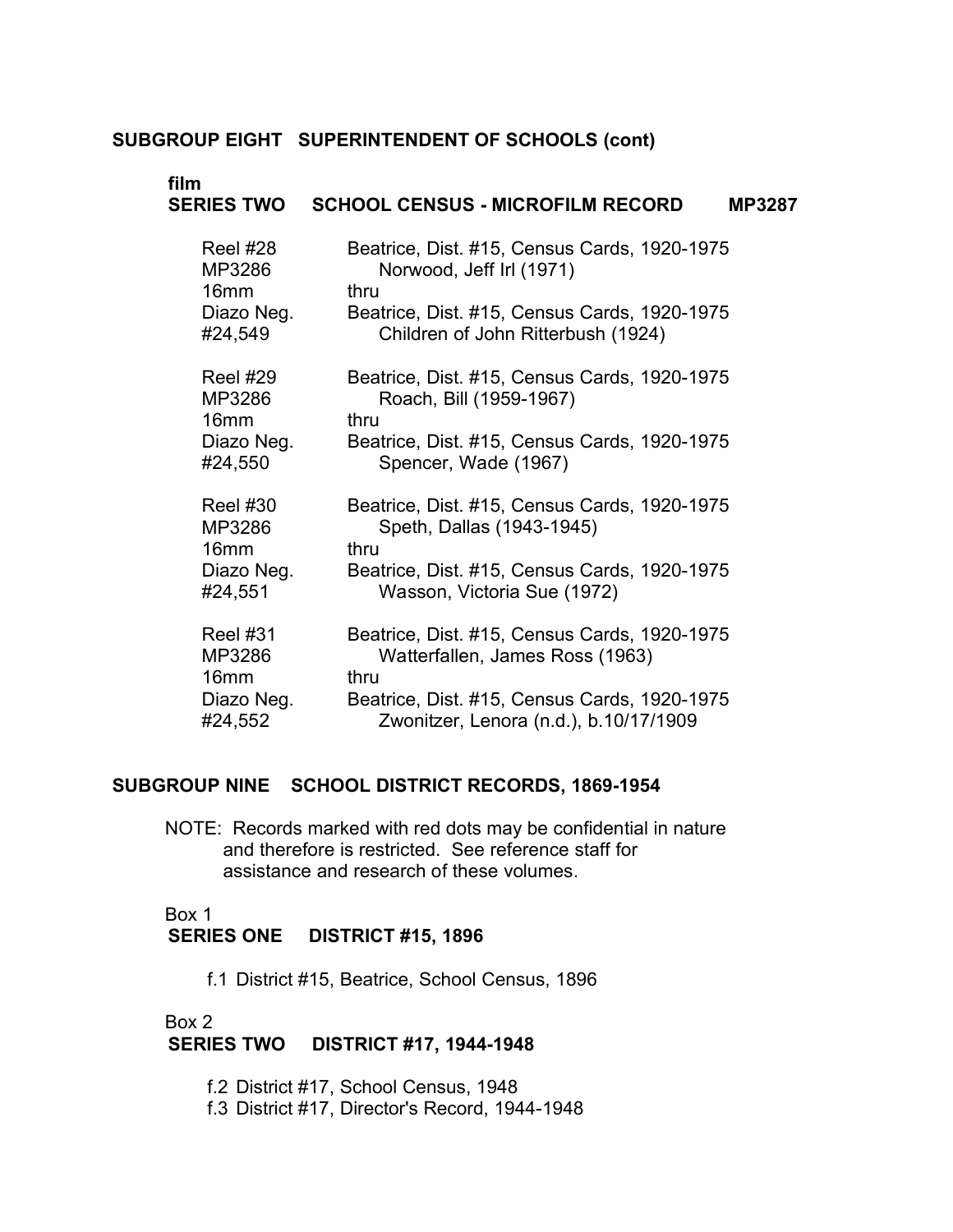## SUBGROUP EIGHT SUPERINTENDENT OF SCHOOLS (cont)

film

### SERIES TWO SCHOOL CENSUS - MICROFILM RECORD MP3287

| | |
|---|---|
| Reel #28<br>MP3286<br>16mm<br>Diazo Neg.<br>#24,549 | Beatrice, Dist. #15, Census Cards, 1920-1975<br>Norwood, Jeff Irl (1971)<br>thru<br>Beatrice, Dist. #15, Census Cards, 1920-1975<br>Children of John Ritterbush (1924) |
| Reel #29<br>MP3286<br>16mm<br>Diazo Neg.<br>#24,550 | Beatrice, Dist. #15, Census Cards, 1920-1975<br>Roach, Bill (1959-1967)<br>thru<br>Beatrice, Dist. #15, Census Cards, 1920-1975<br>Spencer, Wade (1967) |
| Reel #30<br>MP3286<br>16mm<br>Diazo Neg.<br>#24,551 | Beatrice, Dist. #15, Census Cards, 1920-1975<br>Speth, Dallas (1943-1945)<br>thru<br>Beatrice, Dist. #15, Census Cards, 1920-1975<br>Wasson, Victoria Sue (1972) |
| Reel #31<br>MP3286<br>16mm<br>Diazo Neg.<br>#24,552 | Beatrice, Dist. #15, Census Cards, 1920-1975<br>Watterfallen, James Ross (1963)<br>thru<br>Beatrice, Dist. #15, Census Cards, 1920-1975<br>Zwonitzer, Lenora (n.d.), b.10/17/1909 |

## SUBGROUP NINE SCHOOL DISTRICT RECORDS, 1869-1954

NOTE: Records marked with red dots may be confidential in nature and therefore is restricted. See reference staff for assistance and research of these volumes.

Box 1

### SERIES ONE DISTRICT #15, 1896

f.1 District #15, Beatrice, School Census, 1896

Box 2

### SERIES TWO DISTRICT #17, 1944-1948

f.2 District #17, School Census, 1948

f.3 District #17, Director's Record, 1944-1948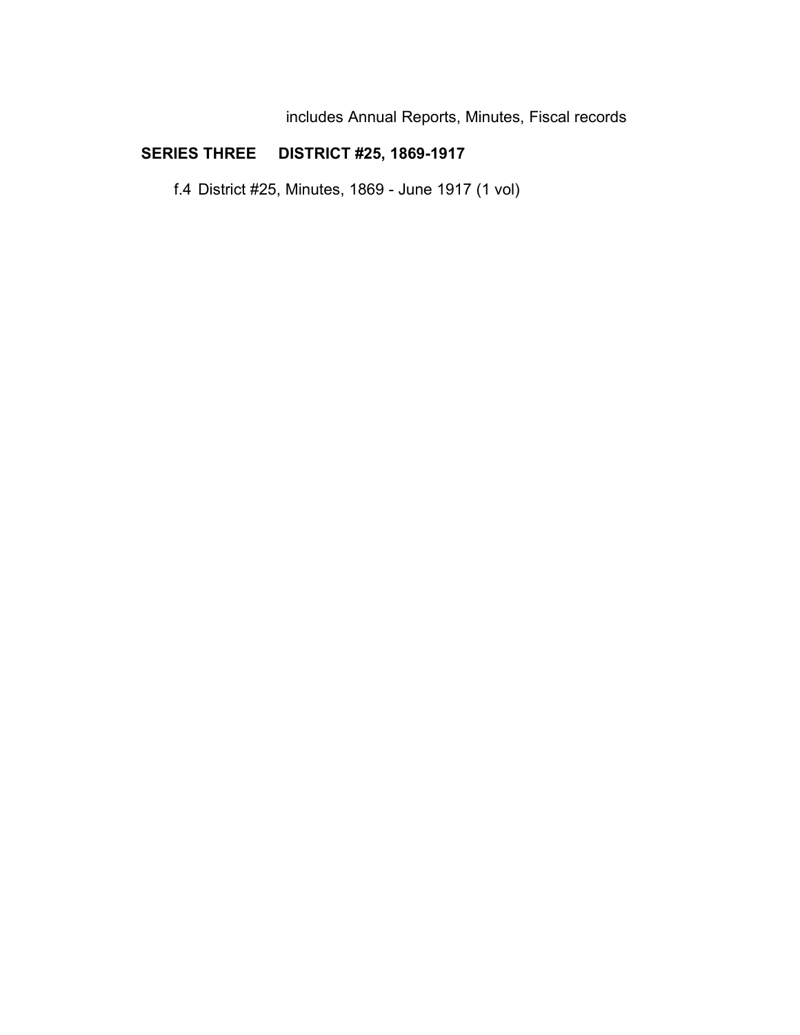includes Annual Reports, Minutes, Fiscal records

**SERIES THREE DISTRICT #25, 1869-1917**

f.4 District #25, Minutes, 1869 - June 1917 (1 vol)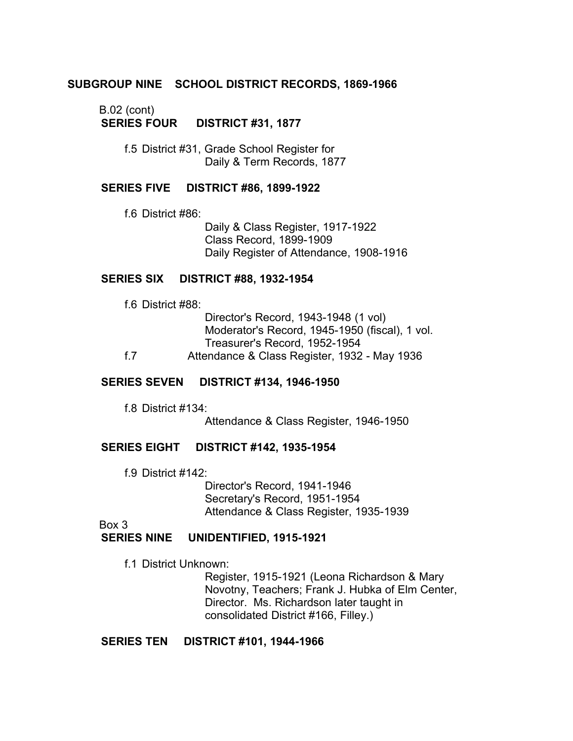## SUBGROUP NINE SCHOOL DISTRICT RECORDS, 1869-1966

B.02 (cont)

### SERIES FOUR DISTRICT #31, 1877

f.5 District #31, Grade School Register for
Daily & Term Records, 1877

### SERIES FIVE DISTRICT #86, 1899-1922

f.6 District #86:
Daily & Class Register, 1917-1922
Class Record, 1899-1909
Daily Register of Attendance, 1908-1916

### SERIES SIX DISTRICT #88, 1932-1954

f.6 District #88:
Director's Record, 1943-1948 (1 vol)
Moderator's Record, 1945-1950 (fiscal), 1 vol.
Treasurer's Record, 1952-1954

f.7 Attendance & Class Register, 1932 - May 1936

### SERIES SEVEN DISTRICT #134, 1946-1950

f.8 District #134:
Attendance & Class Register, 1946-1950

### SERIES EIGHT DISTRICT #142, 1935-1954

f.9 District #142:
Director's Record, 1941-1946
Secretary's Record, 1951-1954
Attendance & Class Register, 1935-1939

Box 3

### SERIES NINE UNIDENTIFIED, 1915-1921

f.1 District Unknown:
Register, 1915-1921 (Leona Richardson & Mary Novotny, Teachers; Frank J. Hubka of Elm Center, Director. Ms. Richardson later taught in consolidated District #166, Filley.)

### SERIES TEN DISTRICT #101, 1944-1966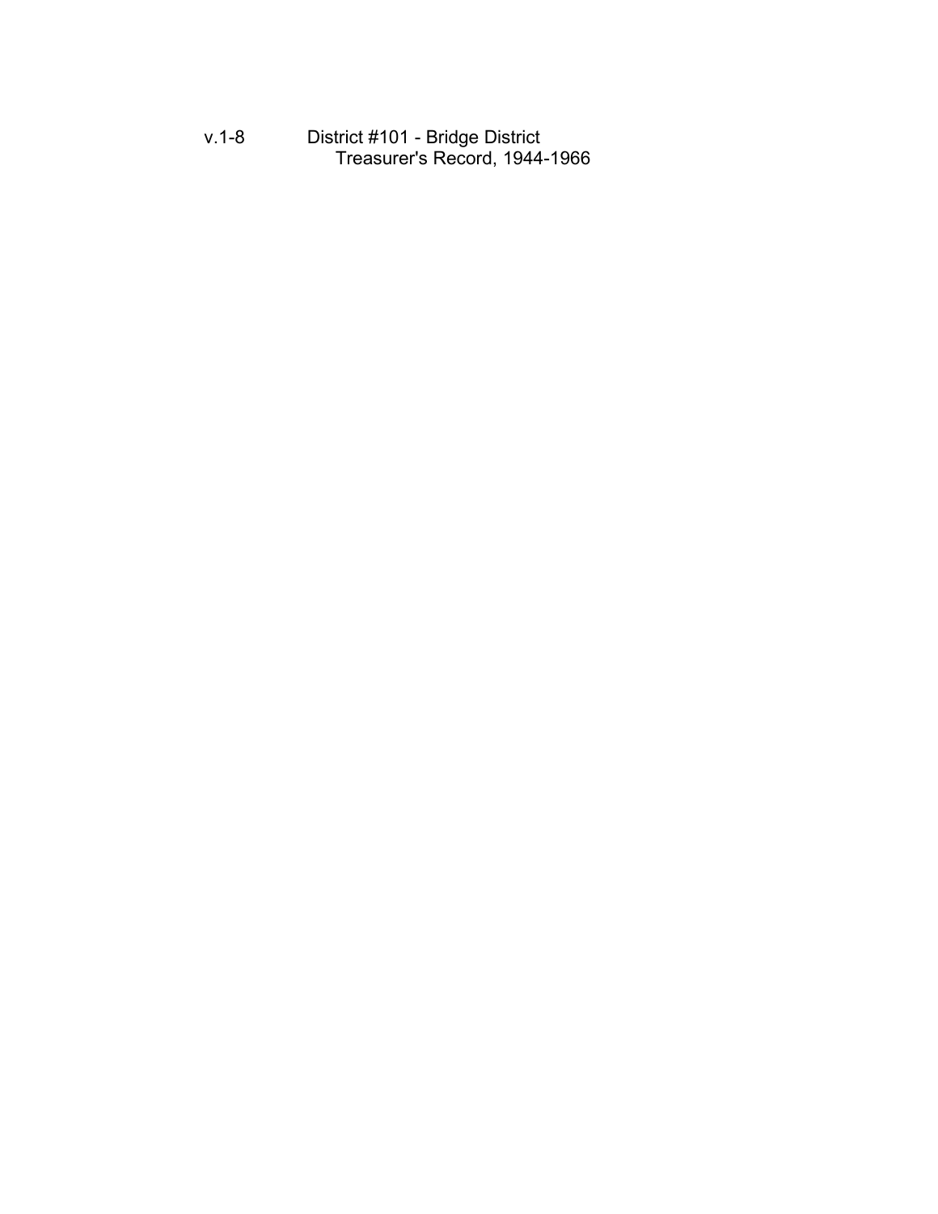v.1-8	District #101 - Bridge District
	Treasurer's Record, 1944-1966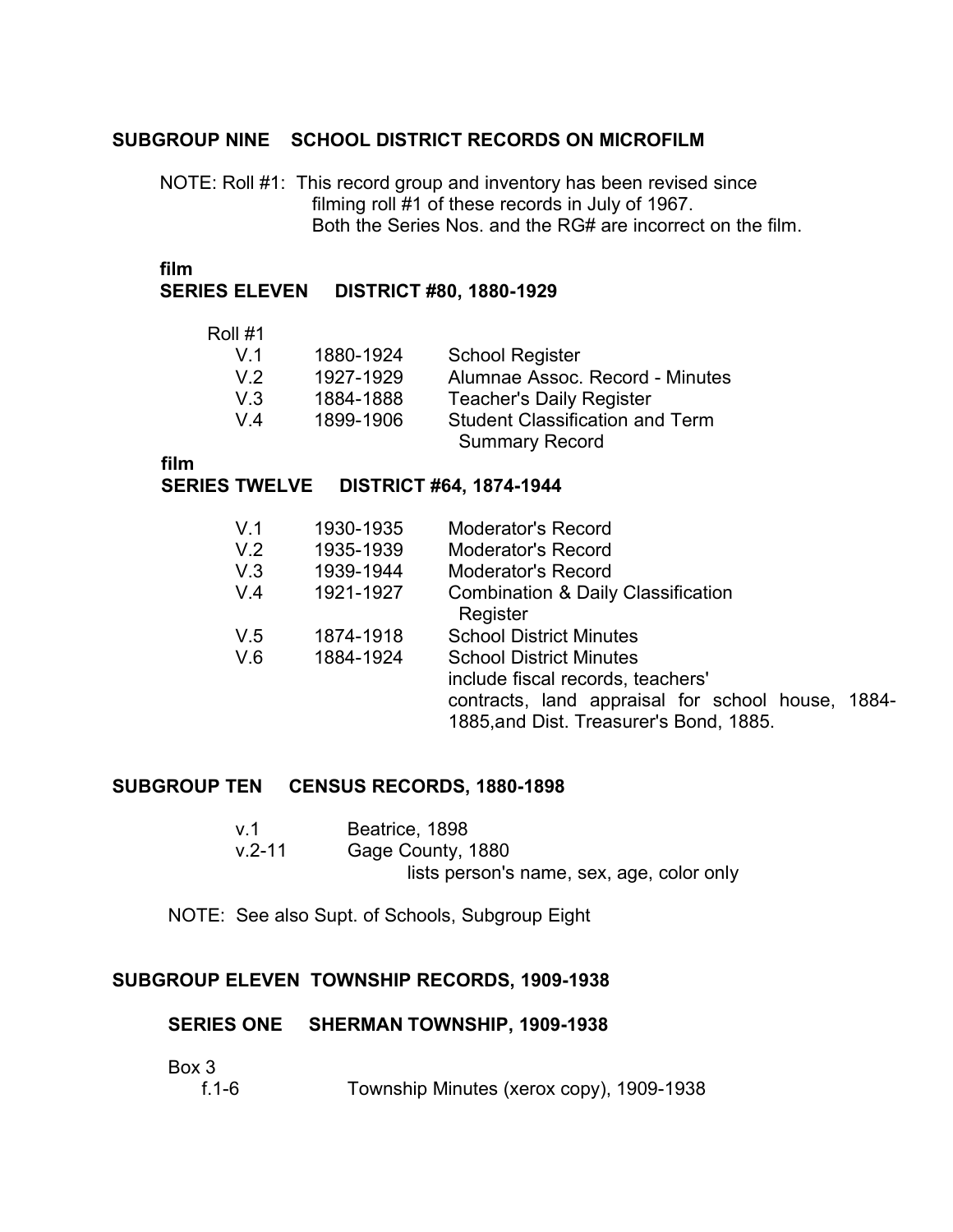## SUBGROUP NINE SCHOOL DISTRICT RECORDS ON MICROFILM

NOTE: Roll #1: This record group and inventory has been revised since filming roll #1 of these records in July of 1967. Both the Series Nos. and the RG# are incorrect on the film.

**film**

### SERIES ELEVEN DISTRICT #80, 1880-1929

Roll #1

| | | |
|---|---|---|
| V.1 | 1880-1924 | School Register |
| V.2 | 1927-1929 | Alumnae Assoc. Record - Minutes |
| V.3 | 1884-1888 | Teacher's Daily Register |
| V.4 | 1899-1906 | Student Classification and Term Summary Record |

**film**

### SERIES TWELVE DISTRICT #64, 1874-1944

| | | |
|---|---|---|
| V.1 | 1930-1935 | Moderator's Record |
| V.2 | 1935-1939 | Moderator's Record |
| V.3 | 1939-1944 | Moderator's Record |
| V.4 | 1921-1927 | Combination & Daily Classification Register |
| V.5 | 1874-1918 | School District Minutes |
| V.6 | 1884-1924 | School District Minutes include fiscal records, teachers' contracts, land appraisal for school house, 1884-1885,and Dist. Treasurer's Bond, 1885. |

## SUBGROUP TEN CENSUS RECORDS, 1880-1898

| | |
|---|---|
| v.1 | Beatrice, 1898 |
| v.2-11 | Gage County, 1880 lists person's name, sex, age, color only |

NOTE: See also Supt. of Schools, Subgroup Eight

## SUBGROUP ELEVEN TOWNSHIP RECORDS, 1909-1938

### SERIES ONE SHERMAN TOWNSHIP, 1909-1938

Box 3

| | |
|---|---|
| f.1-6 | Township Minutes (xerox copy), 1909-1938 |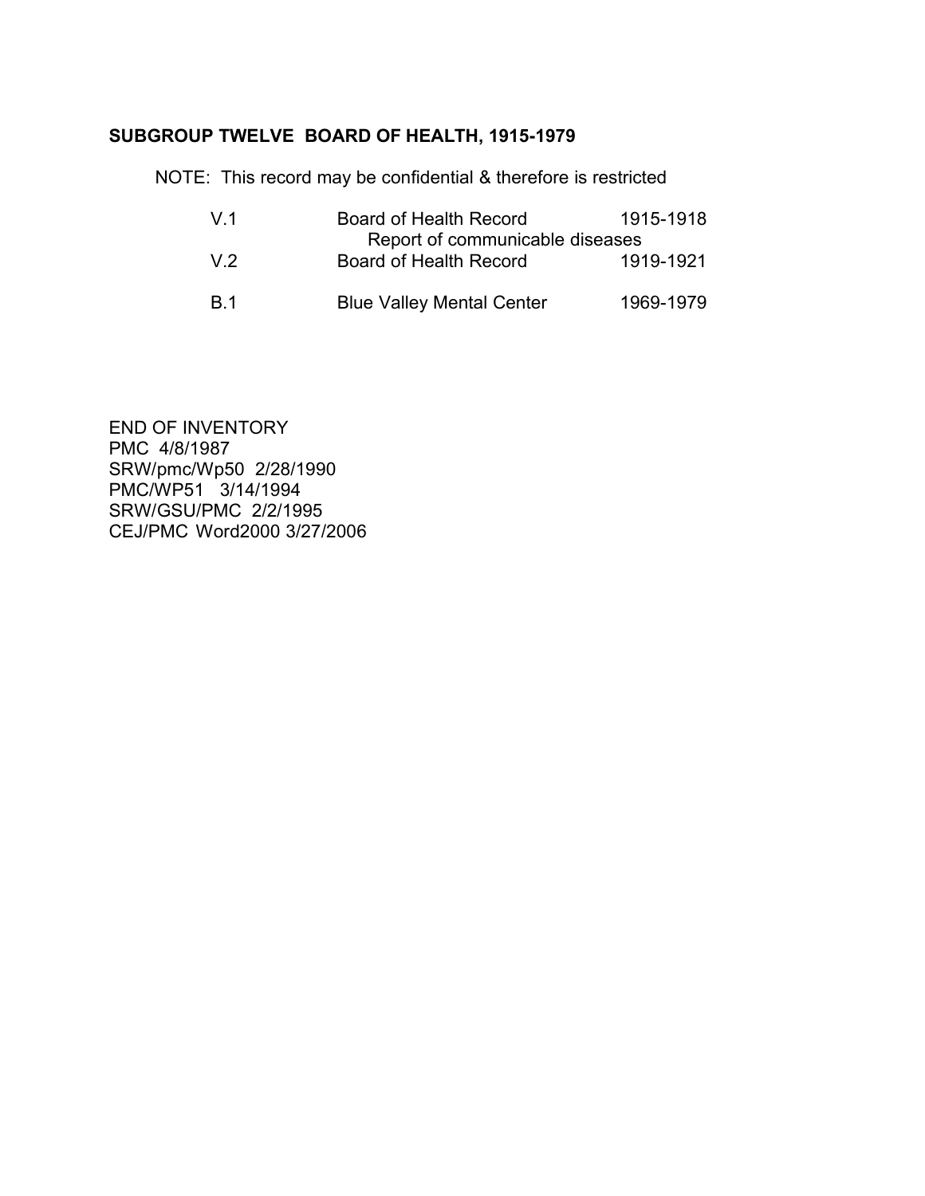**SUBGROUP TWELVE BOARD OF HEALTH, 1915-1979**

NOTE: This record may be confidential & therefore is restricted

| | | |
|---|---|---|
| V.1 | Board of Health Record<br>Report of communicable diseases | 1915-1918 |
| V.2 | Board of Health Record | 1919-1921 |
| B.1 | Blue Valley Mental Center | 1969-1979 |

END OF INVENTORY
PMC 4/8/1987
SRW/pmc/Wp50 2/28/1990
PMC/WP51 3/14/1994
SRW/GSU/PMC 2/2/1995
CEJ/PMC Word2000 3/27/2006